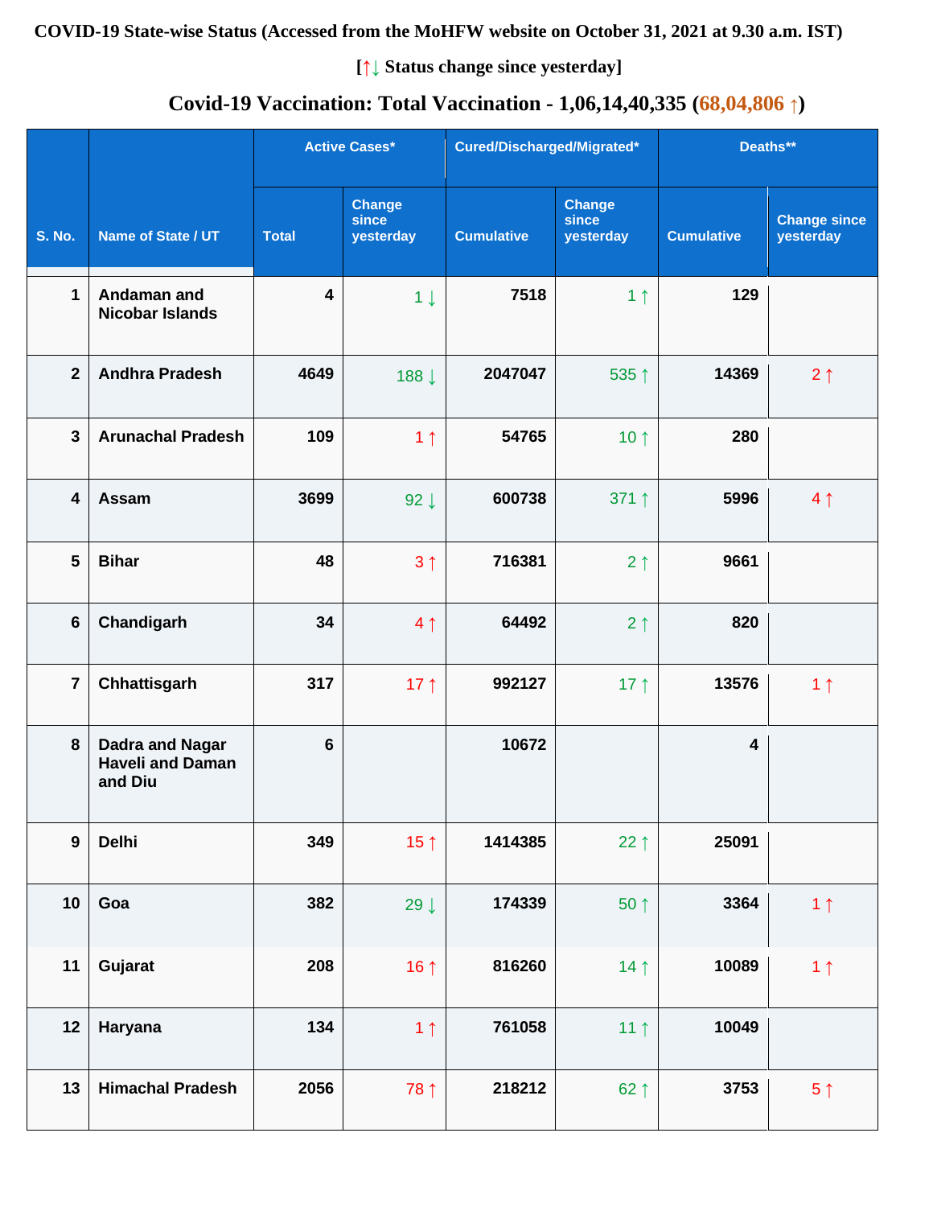**COVID-19 State-wise Status (Accessed from the MoHFW website on October 31, 2021 at 9.30 a.m. IST)**

**[↑↓ Status change since yesterday]**

## Covid-19 Vaccination: Total Vaccination - 1,06,14,40,335 (68,04,806 ↑)

| S. No. | Name of State / UT | Active Cases* | | Cured/Discharged/Migrated* | | Deaths** | |
|---|---|---|---|---|---|---|---|
| | | Total | Change since yesterday | Cumulative | Change since yesterday | Cumulative | Change since yesterday |
| 1 | Andaman and Nicobar Islands | 4 | 1 ↓ | 7518 | 1 ↑ | 129 | |
| 2 | Andhra Pradesh | 4649 | 188 ↓ | 2047047 | 535 ↑ | 14369 | 2 ↑ |
| 3 | Arunachal Pradesh | 109 | 1 ↑ | 54765 | 10 ↑ | 280 | |
| 4 | Assam | 3699 | 92 ↓ | 600738 | 371 ↑ | 5996 | 4 ↑ |
| 5 | Bihar | 48 | 3 ↑ | 716381 | 2 ↑ | 9661 | |
| 6 | Chandigarh | 34 | 4 ↑ | 64492 | 2 ↑ | 820 | |
| 7 | Chhattisgarh | 317 | 17 ↑ | 992127 | 17 ↑ | 13576 | 1 ↑ |
| 8 | Dadra and Nagar Haveli and Daman and Diu | 6 | | 10672 | | 4 | |
| 9 | Delhi | 349 | 15 ↑ | 1414385 | 22 ↑ | 25091 | |
| 10 | Goa | 382 | 29 ↓ | 174339 | 50 ↑ | 3364 | 1 ↑ |
| 11 | Gujarat | 208 | 16 ↑ | 816260 | 14 ↑ | 10089 | 1 ↑ |
| 12 | Haryana | 134 | 1 ↑ | 761058 | 11 ↑ | 10049 | |
| 13 | Himachal Pradesh | 2056 | 78 ↑ | 218212 | 62 ↑ | 3753 | 5 ↑ |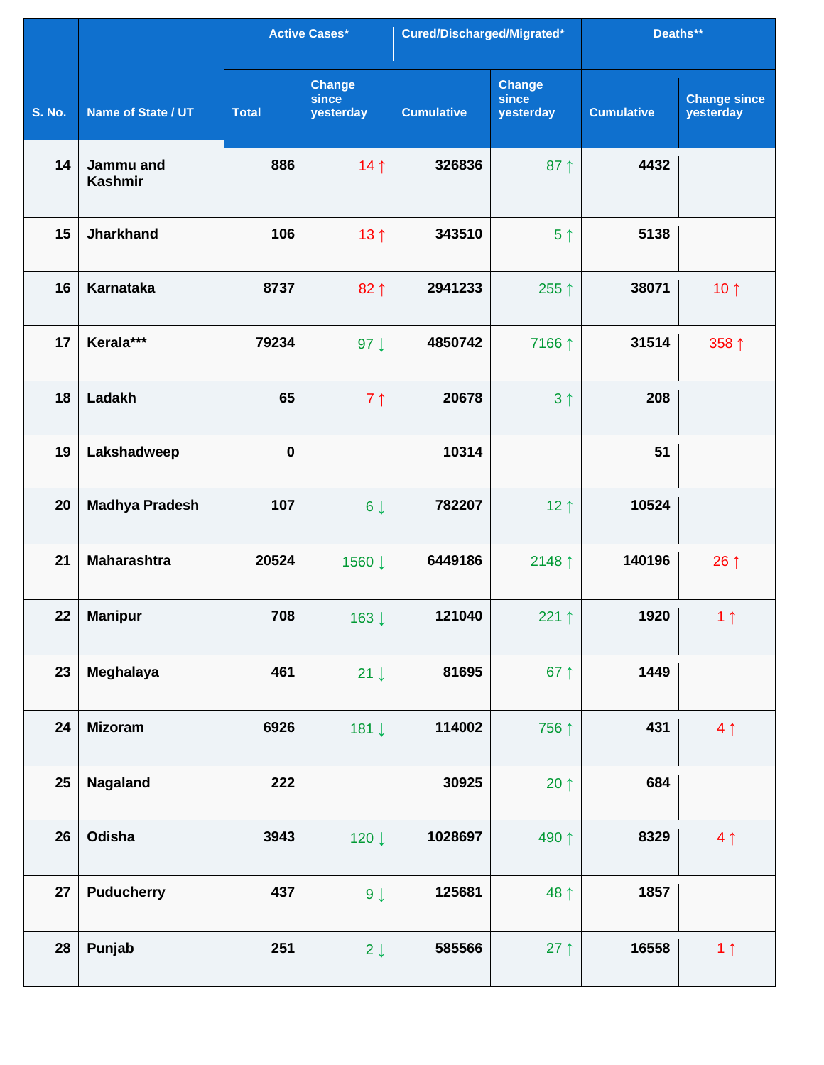| S. No. | Name of State / UT | Active Cases* | | Cured/Discharged/Migrated* | | Deaths** | |
|---|---|---|---|---|---|---|---|
| | | Total | Change since yesterday | Cumulative | Change since yesterday | Cumulative | Change since yesterday |
| 14 | Jammu and Kashmir | 886 | 14 ↑ | 326836 | 87 ↑ | 4432 | |
| 15 | Jharkhand | 106 | 13 ↑ | 343510 | 5 ↑ | 5138 | |
| 16 | Karnataka | 8737 | 82 ↑ | 2941233 | 255 ↑ | 38071 | 10 ↑ |
| 17 | Kerala*** | 79234 | 97 ↓ | 4850742 | 7166 ↑ | 31514 | 358 ↑ |
| 18 | Ladakh | 65 | 7 ↑ | 20678 | 3 ↑ | 208 | |
| 19 | Lakshadweep | 0 | | 10314 | | 51 | |
| 20 | Madhya Pradesh | 107 | 6 ↓ | 782207 | 12 ↑ | 10524 | |
| 21 | Maharashtra | 20524 | 1560 ↓ | 6449186 | 2148 ↑ | 140196 | 26 ↑ |
| 22 | Manipur | 708 | 163 ↓ | 121040 | 221 ↑ | 1920 | 1 ↑ |
| 23 | Meghalaya | 461 | 21 ↓ | 81695 | 67 ↑ | 1449 | |
| 24 | Mizoram | 6926 | 181 ↓ | 114002 | 756 ↑ | 431 | 4 ↑ |
| 25 | Nagaland | 222 | | 30925 | 20 ↑ | 684 | |
| 26 | Odisha | 3943 | 120 ↓ | 1028697 | 490 ↑ | 8329 | 4 ↑ |
| 27 | Puducherry | 437 | 9 ↓ | 125681 | 48 ↑ | 1857 | |
| 28 | Punjab | 251 | 2 ↓ | 585566 | 27 ↑ | 16558 | 1 ↑ |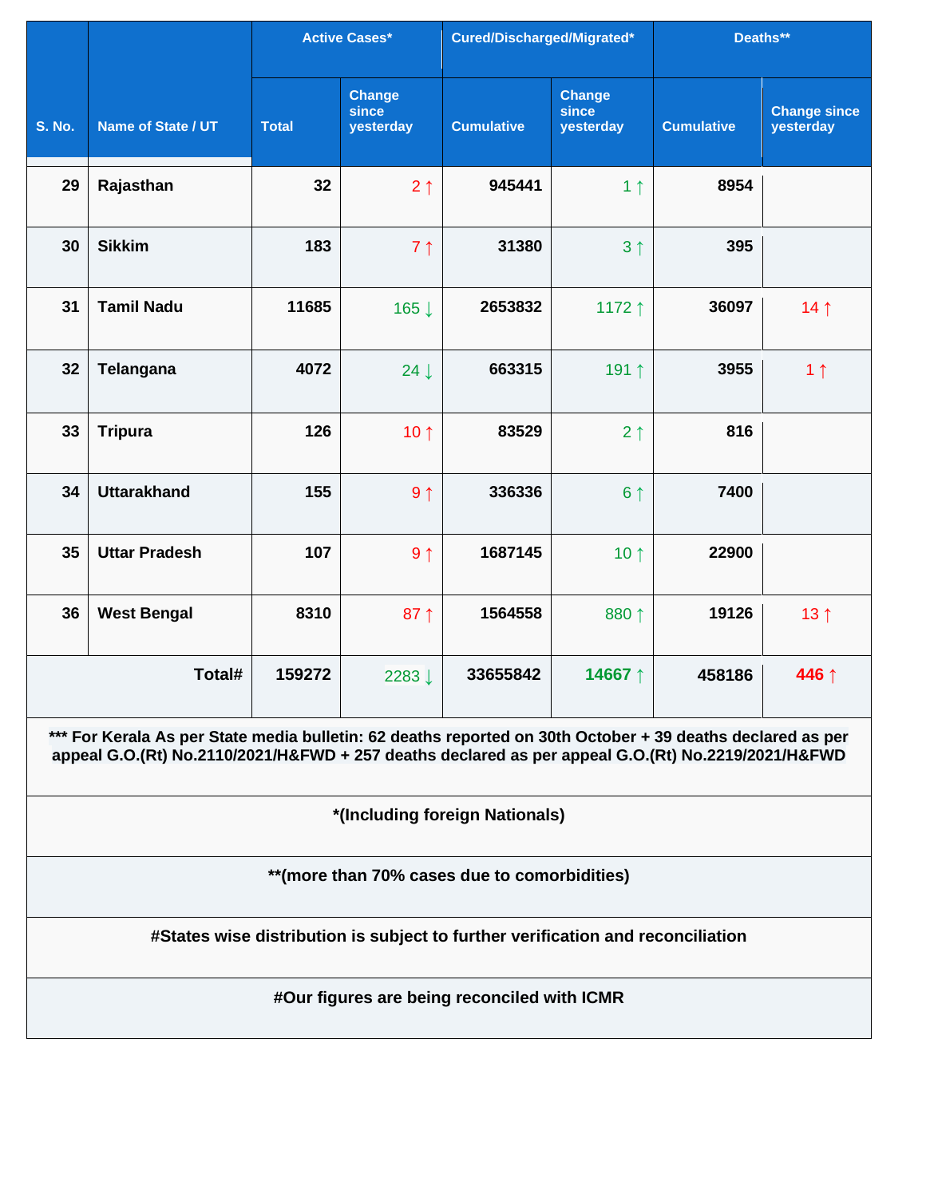| S. No. | Name of State / UT | Active Cases* | | Cured/Discharged/Migrated* | | Deaths** | |
|---|---|---|---|---|---|---|---|
| | | Total | Change since yesterday | Cumulative | Change since yesterday | Cumulative | Change since yesterday |
| 29 | Rajasthan | 32 | 2 ↑ | 945441 | 1 ↑ | 8954 | |
| 30 | Sikkim | 183 | 7 ↑ | 31380 | 3 ↑ | 395 | |
| 31 | Tamil Nadu | 11685 | 165 ↓ | 2653832 | 1172 ↑ | 36097 | 14 ↑ |
| 32 | Telangana | 4072 | 24 ↓ | 663315 | 191 ↑ | 3955 | 1 ↑ |
| 33 | Tripura | 126 | 10 ↑ | 83529 | 2 ↑ | 816 | |
| 34 | Uttarakhand | 155 | 9 ↑ | 336336 | 6 ↑ | 7400 | |
| 35 | Uttar Pradesh | 107 | 9 ↑ | 1687145 | 10 ↑ | 22900 | |
| 36 | West Bengal | 8310 | 87 ↑ | 1564558 | 880 ↑ | 19126 | 13 ↑ |
| | Total# | 159272 | 2283 ↓ | 33655842 | 14667 ↑ | 458186 | 446 ↑ |

*** For Kerala As per State media bulletin: 62 deaths reported on 30th October + 39 deaths declared as per appeal G.O.(Rt) No.2110/2021/H&FWD + 257 deaths declared as per appeal G.O.(Rt) No.2219/2021/H&FWD

*(Including foreign Nationals)

**(more than 70% cases due to comorbidities)

#States wise distribution is subject to further verification and reconciliation

#Our figures are being reconciled with ICMR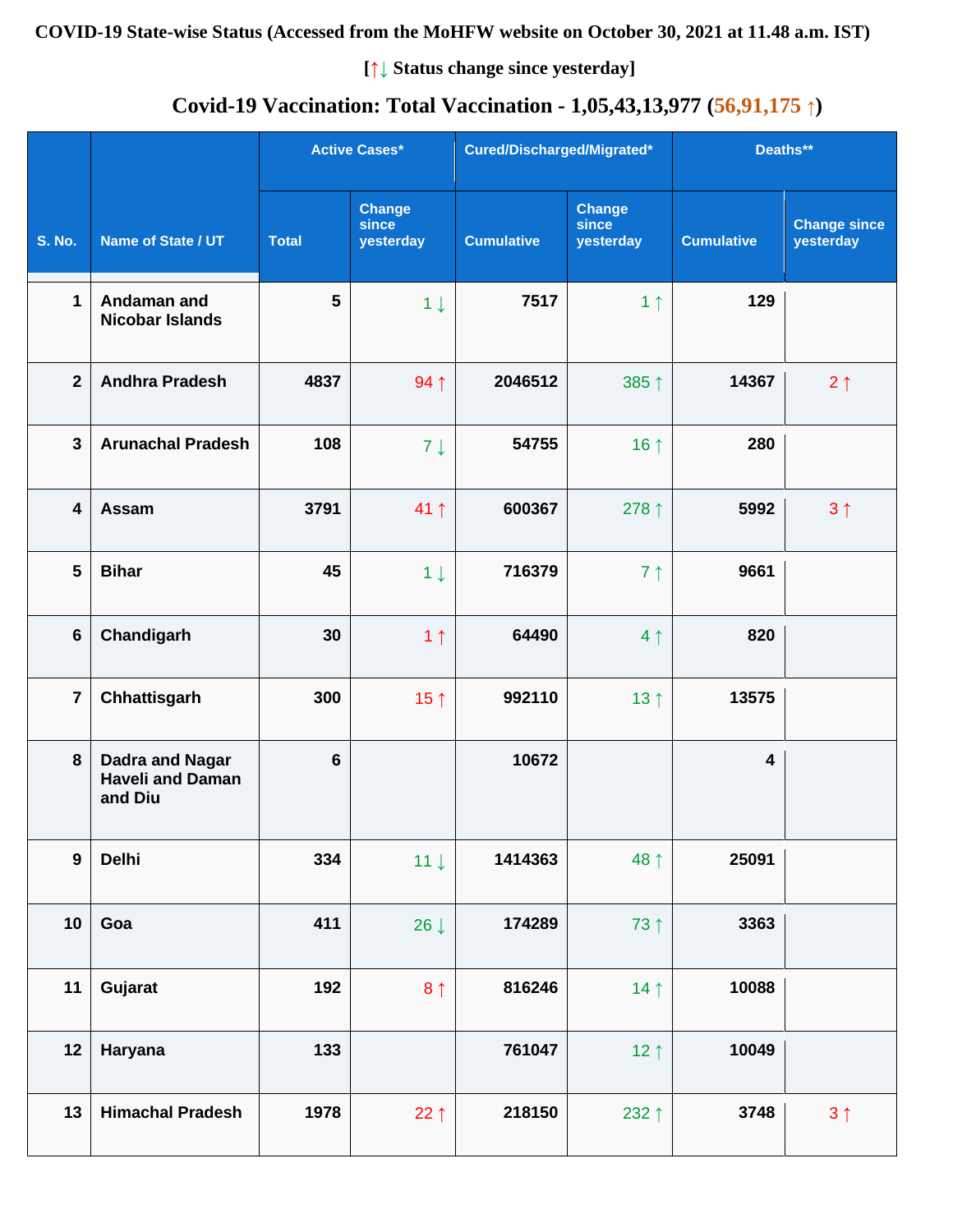**COVID-19 State-wise Status (Accessed from the MoHFW website on October 30, 2021 at 11.48 a.m. IST)**

**[↑↓ Status change since yesterday]**

**Covid-19 Vaccination: Total Vaccination - 1,05,43,13,977 (56,91,175 ↑)**

| S. No. | Name of State / UT | Active Cases* | | Cured/Discharged/Migrated* | | Deaths** | |
|---|---|---|---|---|---|---|---|
| | | Total | Change since yesterday | Cumulative | Change since yesterday | Cumulative | Change since yesterday |
| 1 | Andaman and Nicobar Islands | 5 | 1 ↓ | 7517 | 1 ↑ | 129 | |
| 2 | Andhra Pradesh | 4837 | 94 ↑ | 2046512 | 385 ↑ | 14367 | 2 ↑ |
| 3 | Arunachal Pradesh | 108 | 7 ↓ | 54755 | 16 ↑ | 280 | |
| 4 | Assam | 3791 | 41 ↑ | 600367 | 278 ↑ | 5992 | 3 ↑ |
| 5 | Bihar | 45 | 1 ↓ | 716379 | 7 ↑ | 9661 | |
| 6 | Chandigarh | 30 | 1 ↑ | 64490 | 4 ↑ | 820 | |
| 7 | Chhattisgarh | 300 | 15 ↑ | 992110 | 13 ↑ | 13575 | |
| 8 | Dadra and Nagar Haveli and Daman and Diu | 6 | | 10672 | | 4 | |
| 9 | Delhi | 334 | 11 ↓ | 1414363 | 48 ↑ | 25091 | |
| 10 | Goa | 411 | 26 ↓ | 174289 | 73 ↑ | 3363 | |
| 11 | Gujarat | 192 | 8 ↑ | 816246 | 14 ↑ | 10088 | |
| 12 | Haryana | 133 | | 761047 | 12 ↑ | 10049 | |
| 13 | Himachal Pradesh | 1978 | 22 ↑ | 218150 | 232 ↑ | 3748 | 3 ↑ |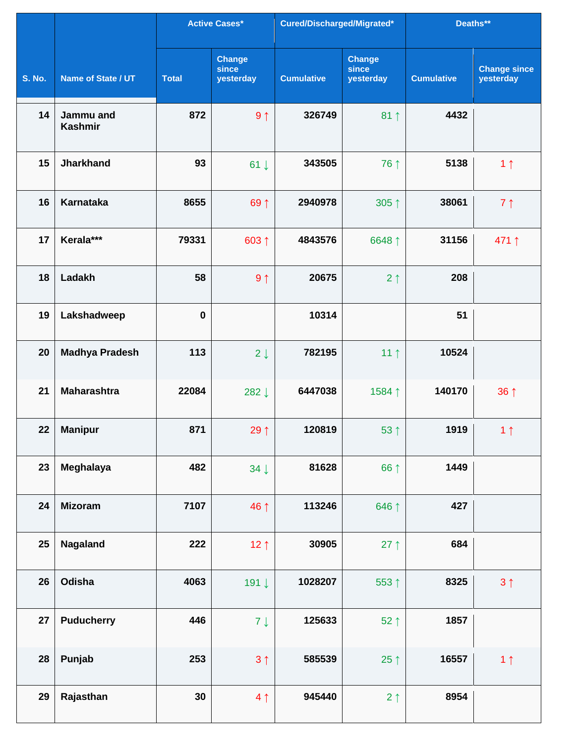| S. No. | Name of State / UT | Active Cases* | | Cured/Discharged/Migrated* | | Deaths** | |
|---|---|---|---|---|---|---|---|
| | | Total | Change since yesterday | Cumulative | Change since yesterday | Cumulative | Change since yesterday |
| 14 | Jammu and Kashmir | 872 | 9 ↑ | 326749 | 81 ↑ | 4432 | |
| 15 | Jharkhand | 93 | 61 ↓ | 343505 | 76 ↑ | 5138 | 1 ↑ |
| 16 | Karnataka | 8655 | 69 ↑ | 2940978 | 305 ↑ | 38061 | 7 ↑ |
| 17 | Kerala*** | 79331 | 603 ↑ | 4843576 | 6648 ↑ | 31156 | 471 ↑ |
| 18 | Ladakh | 58 | 9 ↑ | 20675 | 2 ↑ | 208 | |
| 19 | Lakshadweep | 0 | | 10314 | | 51 | |
| 20 | Madhya Pradesh | 113 | 2 ↓ | 782195 | 11 ↑ | 10524 | |
| 21 | Maharashtra | 22084 | 282 ↓ | 6447038 | 1584 ↑ | 140170 | 36 ↑ |
| 22 | Manipur | 871 | 29 ↑ | 120819 | 53 ↑ | 1919 | 1 ↑ |
| 23 | Meghalaya | 482 | 34 ↓ | 81628 | 66 ↑ | 1449 | |
| 24 | Mizoram | 7107 | 46 ↑ | 113246 | 646 ↑ | 427 | |
| 25 | Nagaland | 222 | 12 ↑ | 30905 | 27 ↑ | 684 | |
| 26 | Odisha | 4063 | 191 ↓ | 1028207 | 553 ↑ | 8325 | 3 ↑ |
| 27 | Puducherry | 446 | 7 ↓ | 125633 | 52 ↑ | 1857 | |
| 28 | Punjab | 253 | 3 ↑ | 585539 | 25 ↑ | 16557 | 1 ↑ |
| 29 | Rajasthan | 30 | 4 ↑ | 945440 | 2 ↑ | 8954 | |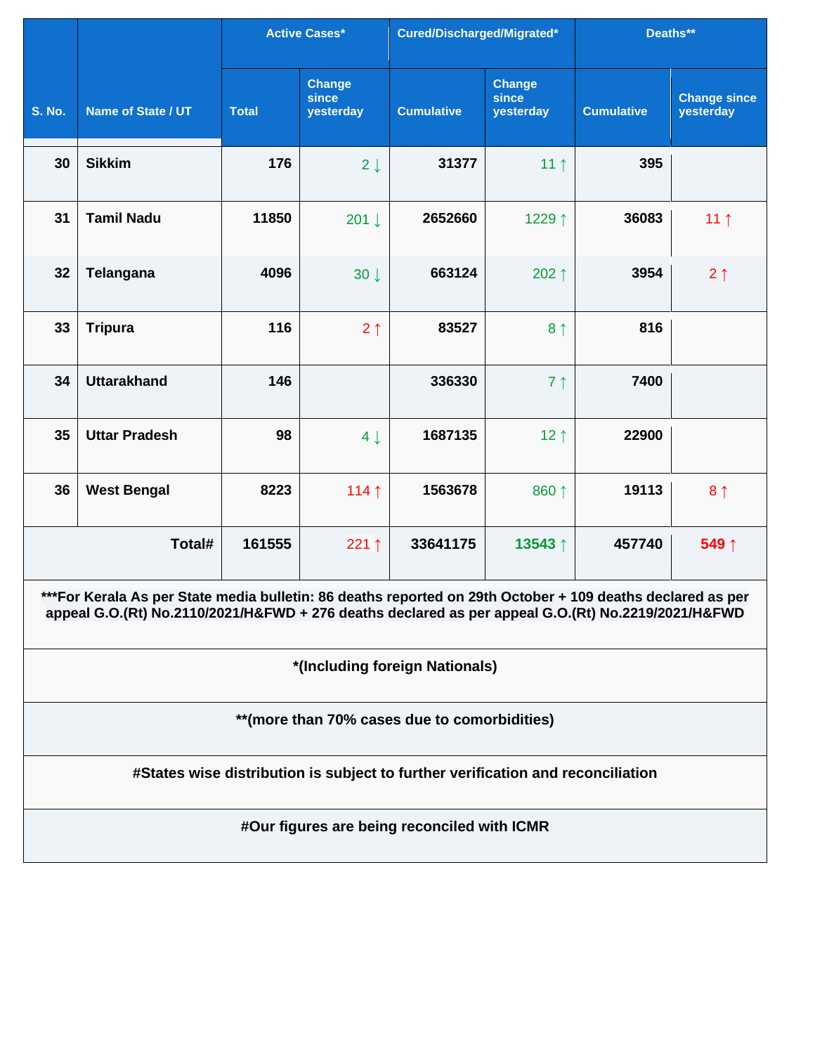| S. No. | Name of State / UT | Active Cases* | | Cured/Discharged/Migrated* | | Deaths** | |
|---|---|---|---|---|---|---|---|
| | | Total | Change since yesterday | Cumulative | Change since yesterday | Cumulative | Change since yesterday |
| 30 | Sikkim | 176 | 2 ↓ | 31377 | 11 ↑ | 395 | |
| 31 | Tamil Nadu | 11850 | 201 ↓ | 2652660 | 1229 ↑ | 36083 | 11 ↑ |
| 32 | Telangana | 4096 | 30 ↓ | 663124 | 202 ↑ | 3954 | 2 ↑ |
| 33 | Tripura | 116 | 2 ↑ | 83527 | 8 ↑ | 816 | |
| 34 | Uttarakhand | 146 | | 336330 | 7 ↑ | 7400 | |
| 35 | Uttar Pradesh | 98 | 4 ↓ | 1687135 | 12 ↑ | 22900 | |
| 36 | West Bengal | 8223 | 114 ↑ | 1563678 | 860 ↑ | 19113 | 8 ↑ |
| | **Total#** | **161555** | 221 ↑ | **33641175** | **13543 ↑** | **457740** | **549 ↑** |

**\*\*\*For Kerala As per State media bulletin: 86 deaths reported on 29th October + 109 deaths declared as per appeal G.O.(Rt) No.2110/2021/H&FWD + 276 deaths declared as per appeal G.O.(Rt) No.2219/2021/H&FWD**

**\*(Including foreign Nationals)**

**\*\*(more than 70% cases due to comorbidities)**

**#States wise distribution is subject to further verification and reconciliation**

**#Our figures are being reconciled with ICMR**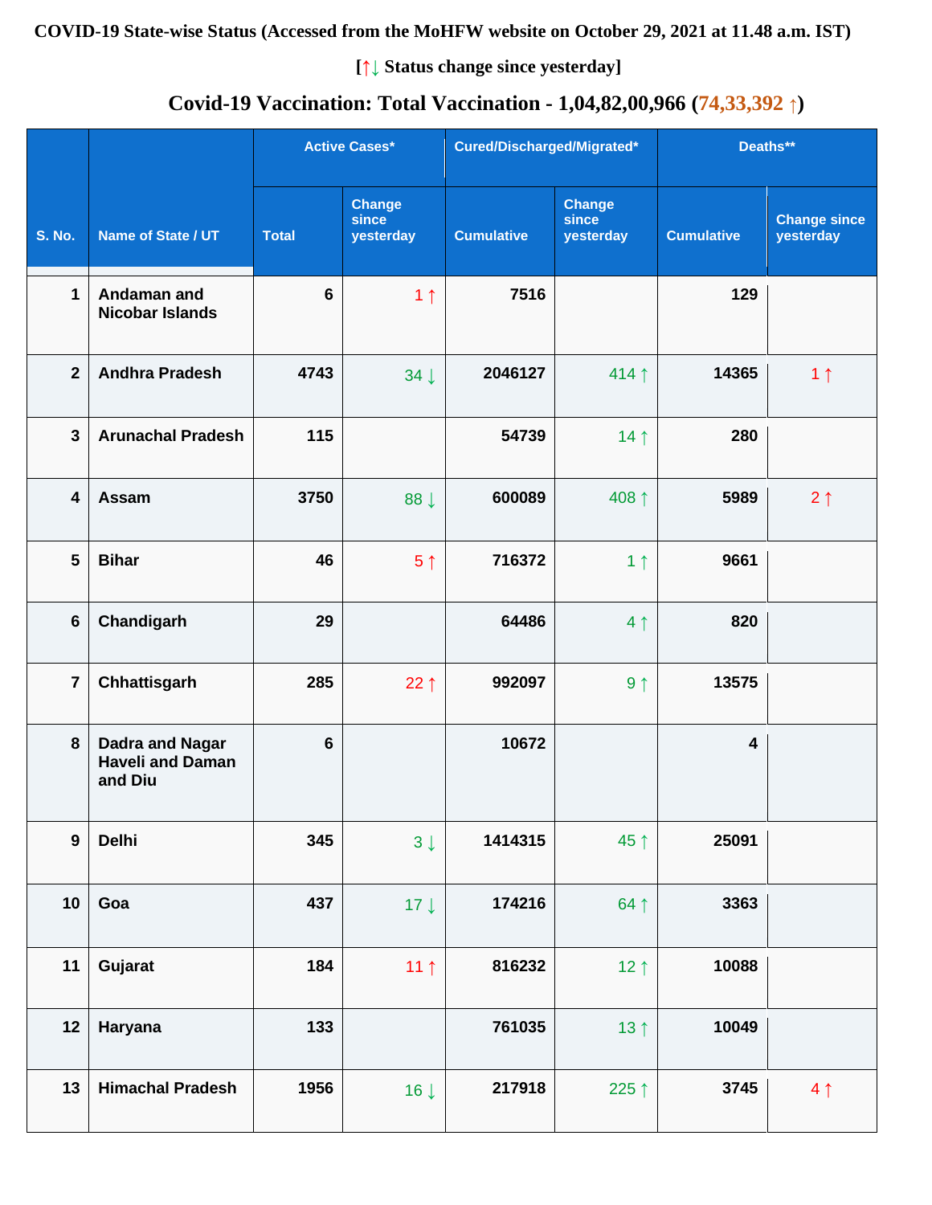**COVID-19 State-wise Status (Accessed from the MoHFW website on October 29, 2021 at 11.48 a.m. IST)**

**[↑↓ Status change since yesterday]**

## Covid-19 Vaccination: Total Vaccination - 1,04,82,00,966 (74,33,392 ↑)

| S. No. | Name of State / UT | Active Cases* | | Cured/Discharged/Migrated* | | Deaths** | |
|---|---|---|---|---|---|---|---|
| | | Total | Change since yesterday | Cumulative | Change since yesterday | Cumulative | Change since yesterday |
| 1 | Andaman and Nicobar Islands | 6 | 1 ↑ | 7516 | | 129 | |
| 2 | Andhra Pradesh | 4743 | 34 ↓ | 2046127 | 414 ↑ | 14365 | 1 ↑ |
| 3 | Arunachal Pradesh | 115 | | 54739 | 14 ↑ | 280 | |
| 4 | Assam | 3750 | 88 ↓ | 600089 | 408 ↑ | 5989 | 2 ↑ |
| 5 | Bihar | 46 | 5 ↑ | 716372 | 1 ↑ | 9661 | |
| 6 | Chandigarh | 29 | | 64486 | 4 ↑ | 820 | |
| 7 | Chhattisgarh | 285 | 22 ↑ | 992097 | 9 ↑ | 13575 | |
| 8 | Dadra and Nagar Haveli and Daman and Diu | 6 | | 10672 | | 4 | |
| 9 | Delhi | 345 | 3 ↓ | 1414315 | 45 ↑ | 25091 | |
| 10 | Goa | 437 | 17 ↓ | 174216 | 64 ↑ | 3363 | |
| 11 | Gujarat | 184 | 11 ↑ | 816232 | 12 ↑ | 10088 | |
| 12 | Haryana | 133 | | 761035 | 13 ↑ | 10049 | |
| 13 | Himachal Pradesh | 1956 | 16 ↓ | 217918 | 225 ↑ | 3745 | 4 ↑ |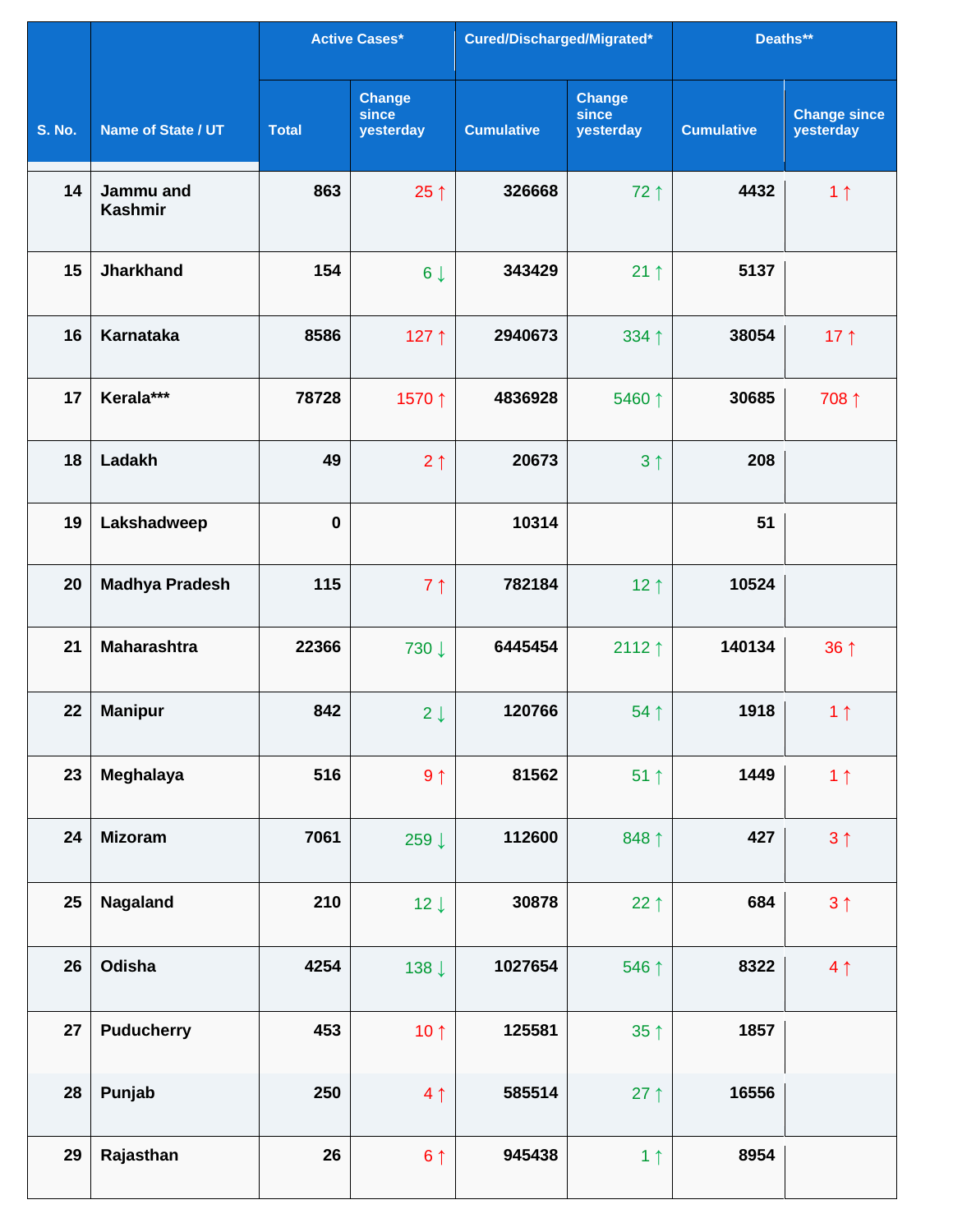| S. No. | Name of State / UT | Active Cases* | | Cured/Discharged/Migrated* | | Deaths** | |
|---|---|---|---|---|---|---|---|
| | | Total | Change since yesterday | Cumulative | Change since yesterday | Cumulative | Change since yesterday |
| 14 | Jammu and Kashmir | 863 | 25 ↑ | 326668 | 72 ↑ | 4432 | 1 ↑ |
| 15 | Jharkhand | 154 | 6 ↓ | 343429 | 21 ↑ | 5137 | |
| 16 | Karnataka | 8586 | 127 ↑ | 2940673 | 334 ↑ | 38054 | 17 ↑ |
| 17 | Kerala*** | 78728 | 1570 ↑ | 4836928 | 5460 ↑ | 30685 | 708 ↑ |
| 18 | Ladakh | 49 | 2 ↑ | 20673 | 3 ↑ | 208 | |
| 19 | Lakshadweep | 0 | | 10314 | | 51 | |
| 20 | Madhya Pradesh | 115 | 7 ↑ | 782184 | 12 ↑ | 10524 | |
| 21 | Maharashtra | 22366 | 730 ↓ | 6445454 | 2112 ↑ | 140134 | 36 ↑ |
| 22 | Manipur | 842 | 2 ↓ | 120766 | 54 ↑ | 1918 | 1 ↑ |
| 23 | Meghalaya | 516 | 9 ↑ | 81562 | 51 ↑ | 1449 | 1 ↑ |
| 24 | Mizoram | 7061 | 259 ↓ | 112600 | 848 ↑ | 427 | 3 ↑ |
| 25 | Nagaland | 210 | 12 ↓ | 30878 | 22 ↑ | 684 | 3 ↑ |
| 26 | Odisha | 4254 | 138 ↓ | 1027654 | 546 ↑ | 8322 | 4 ↑ |
| 27 | Puducherry | 453 | 10 ↑ | 125581 | 35 ↑ | 1857 | |
| 28 | Punjab | 250 | 4 ↑ | 585514 | 27 ↑ | 16556 | |
| 29 | Rajasthan | 26 | 6 ↑ | 945438 | 1 ↑ | 8954 | |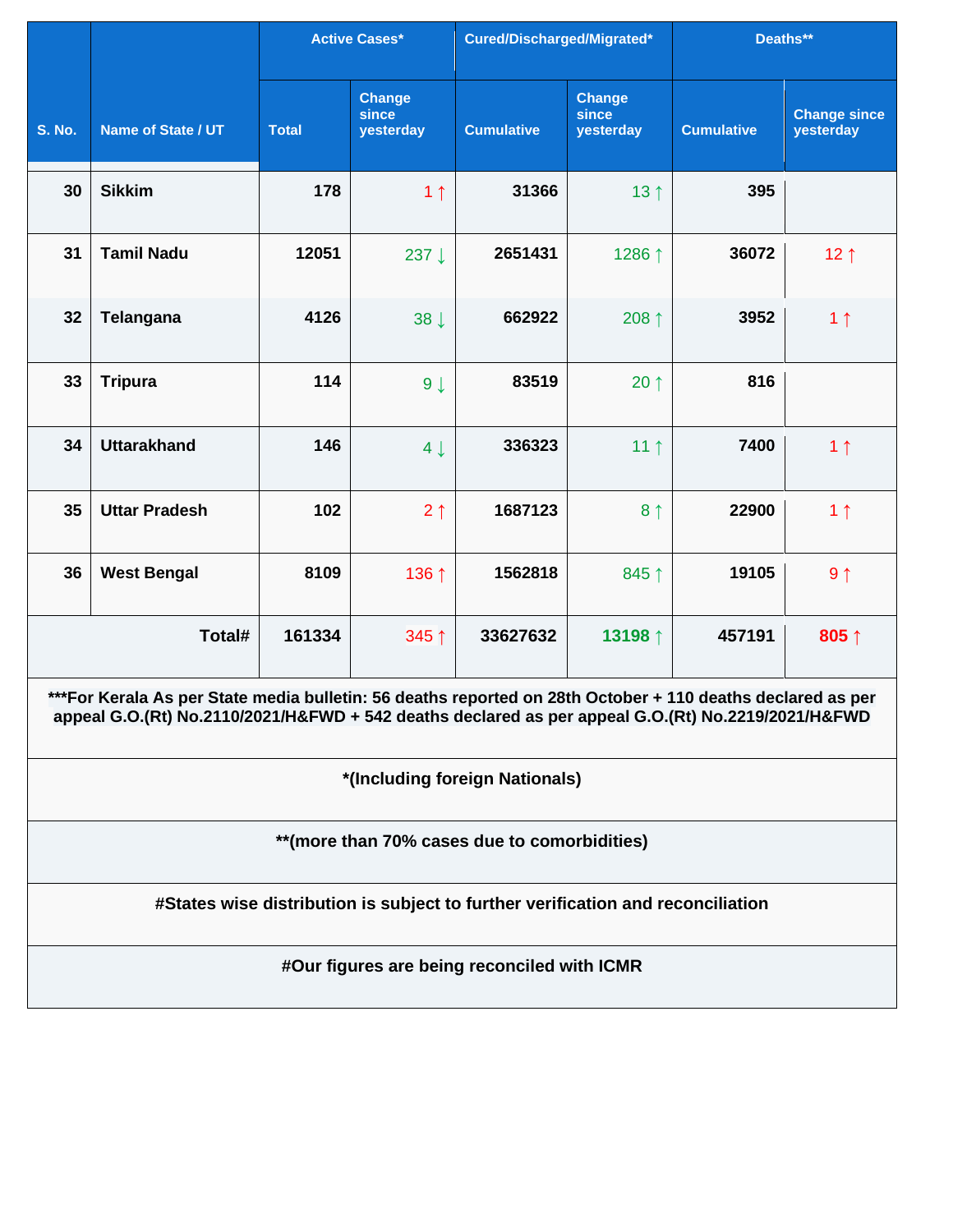| S. No. | Name of State / UT | Active Cases* | | Cured/Discharged/Migrated* | | Deaths** | |
|---|---|---|---|---|---|---|---|
| | | Total | Change since yesterday | Cumulative | Change since yesterday | Cumulative | Change since yesterday |
| 30 | Sikkim | 178 | 1 ↑ | 31366 | 13 ↑ | 395 | |
| 31 | Tamil Nadu | 12051 | 237 ↓ | 2651431 | 1286 ↑ | 36072 | 12 ↑ |
| 32 | Telangana | 4126 | 38 ↓ | 662922 | 208 ↑ | 3952 | 1 ↑ |
| 33 | Tripura | 114 | 9 ↓ | 83519 | 20 ↑ | 816 | |
| 34 | Uttarakhand | 146 | 4 ↓ | 336323 | 11 ↑ | 7400 | 1 ↑ |
| 35 | Uttar Pradesh | 102 | 2 ↑ | 1687123 | 8 ↑ | 22900 | 1 ↑ |
| 36 | West Bengal | 8109 | 136 ↑ | 1562818 | 845 ↑ | 19105 | 9 ↑ |
| | **Total#** | **161334** | **345 ↑** | **33627632** | **13198 ↑** | **457191** | **805 ↑** |

**\*\*\*For Kerala As per State media bulletin: 56 deaths reported on 28th October + 110 deaths declared as per appeal G.O.(Rt) No.2110/2021/H&FWD + 542 deaths declared as per appeal G.O.(Rt) No.2219/2021/H&FWD**

**\*(Including foreign Nationals)**

**\*\*(more than 70% cases due to comorbidities)**

**#States wise distribution is subject to further verification and reconciliation**

**#Our figures are being reconciled with ICMR**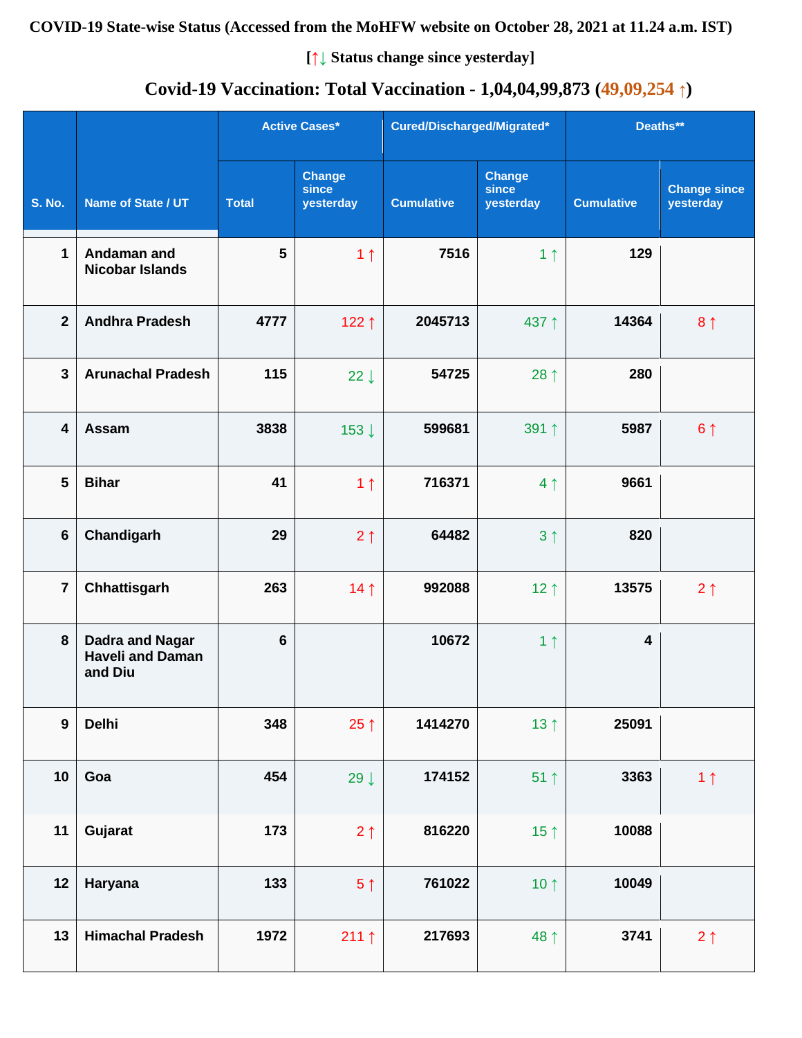**COVID-19 State-wise Status (Accessed from the MoHFW website on October 28, 2021 at 11.24 a.m. IST)**

**[↑↓ Status change since yesterday]**

**Covid-19 Vaccination: Total Vaccination - 1,04,04,99,873 (49,09,254 ↑)**

| S. No. | Name of State / UT | Active Cases* | | Cured/Discharged/Migrated* | | Deaths** | |
|---|---|---|---|---|---|---|---|
| | | Total | Change since yesterday | Cumulative | Change since yesterday | Cumulative | Change since yesterday |
| 1 | Andaman and Nicobar Islands | 5 | 1 ↑ | 7516 | 1 ↑ | 129 | |
| 2 | Andhra Pradesh | 4777 | 122 ↑ | 2045713 | 437 ↑ | 14364 | 8 ↑ |
| 3 | Arunachal Pradesh | 115 | 22 ↓ | 54725 | 28 ↑ | 280 | |
| 4 | Assam | 3838 | 153 ↓ | 599681 | 391 ↑ | 5987 | 6 ↑ |
| 5 | Bihar | 41 | 1 ↑ | 716371 | 4 ↑ | 9661 | |
| 6 | Chandigarh | 29 | 2 ↑ | 64482 | 3 ↑ | 820 | |
| 7 | Chhattisgarh | 263 | 14 ↑ | 992088 | 12 ↑ | 13575 | 2 ↑ |
| 8 | Dadra and Nagar Haveli and Daman and Diu | 6 | | 10672 | 1 ↑ | 4 | |
| 9 | Delhi | 348 | 25 ↑ | 1414270 | 13 ↑ | 25091 | |
| 10 | Goa | 454 | 29 ↓ | 174152 | 51 ↑ | 3363 | 1 ↑ |
| 11 | Gujarat | 173 | 2 ↑ | 816220 | 15 ↑ | 10088 | |
| 12 | Haryana | 133 | 5 ↑ | 761022 | 10 ↑ | 10049 | |
| 13 | Himachal Pradesh | 1972 | 211 ↑ | 217693 | 48 ↑ | 3741 | 2 ↑ |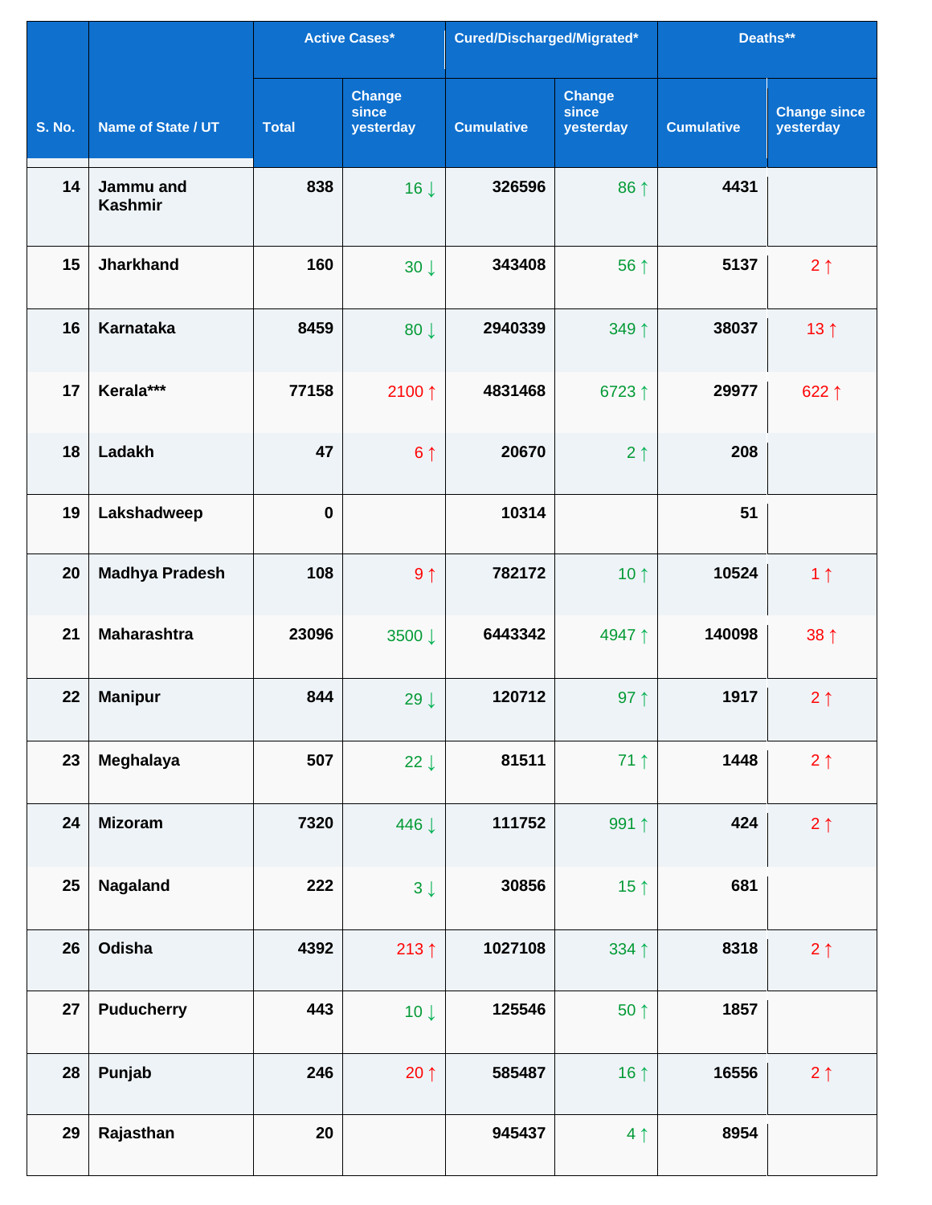| S. No. | Name of State / UT | Active Cases* | | Cured/Discharged/Migrated* | | Deaths** | |
|---|---|---|---|---|---|---|---|
| | | Total | Change since yesterday | Cumulative | Change since yesterday | Cumulative | Change since yesterday |
| 14 | Jammu and Kashmir | 838 | 16 ↓ | 326596 | 86 ↑ | 4431 | |
| 15 | Jharkhand | 160 | 30 ↓ | 343408 | 56 ↑ | 5137 | 2 ↑ |
| 16 | Karnataka | 8459 | 80 ↓ | 2940339 | 349 ↑ | 38037 | 13 ↑ |
| 17 | Kerala*** | 77158 | 2100 ↑ | 4831468 | 6723 ↑ | 29977 | 622 ↑ |
| 18 | Ladakh | 47 | 6 ↑ | 20670 | 2 ↑ | 208 | |
| 19 | Lakshadweep | 0 | | 10314 | | 51 | |
| 20 | Madhya Pradesh | 108 | 9 ↑ | 782172 | 10 ↑ | 10524 | 1 ↑ |
| 21 | Maharashtra | 23096 | 3500 ↓ | 6443342 | 4947 ↑ | 140098 | 38 ↑ |
| 22 | Manipur | 844 | 29 ↓ | 120712 | 97 ↑ | 1917 | 2 ↑ |
| 23 | Meghalaya | 507 | 22 ↓ | 81511 | 71 ↑ | 1448 | 2 ↑ |
| 24 | Mizoram | 7320 | 446 ↓ | 111752 | 991 ↑ | 424 | 2 ↑ |
| 25 | Nagaland | 222 | 3 ↓ | 30856 | 15 ↑ | 681 | |
| 26 | Odisha | 4392 | 213 ↑ | 1027108 | 334 ↑ | 8318 | 2 ↑ |
| 27 | Puducherry | 443 | 10 ↓ | 125546 | 50 ↑ | 1857 | |
| 28 | Punjab | 246 | 20 ↑ | 585487 | 16 ↑ | 16556 | 2 ↑ |
| 29 | Rajasthan | 20 | | 945437 | 4 ↑ | 8954 | |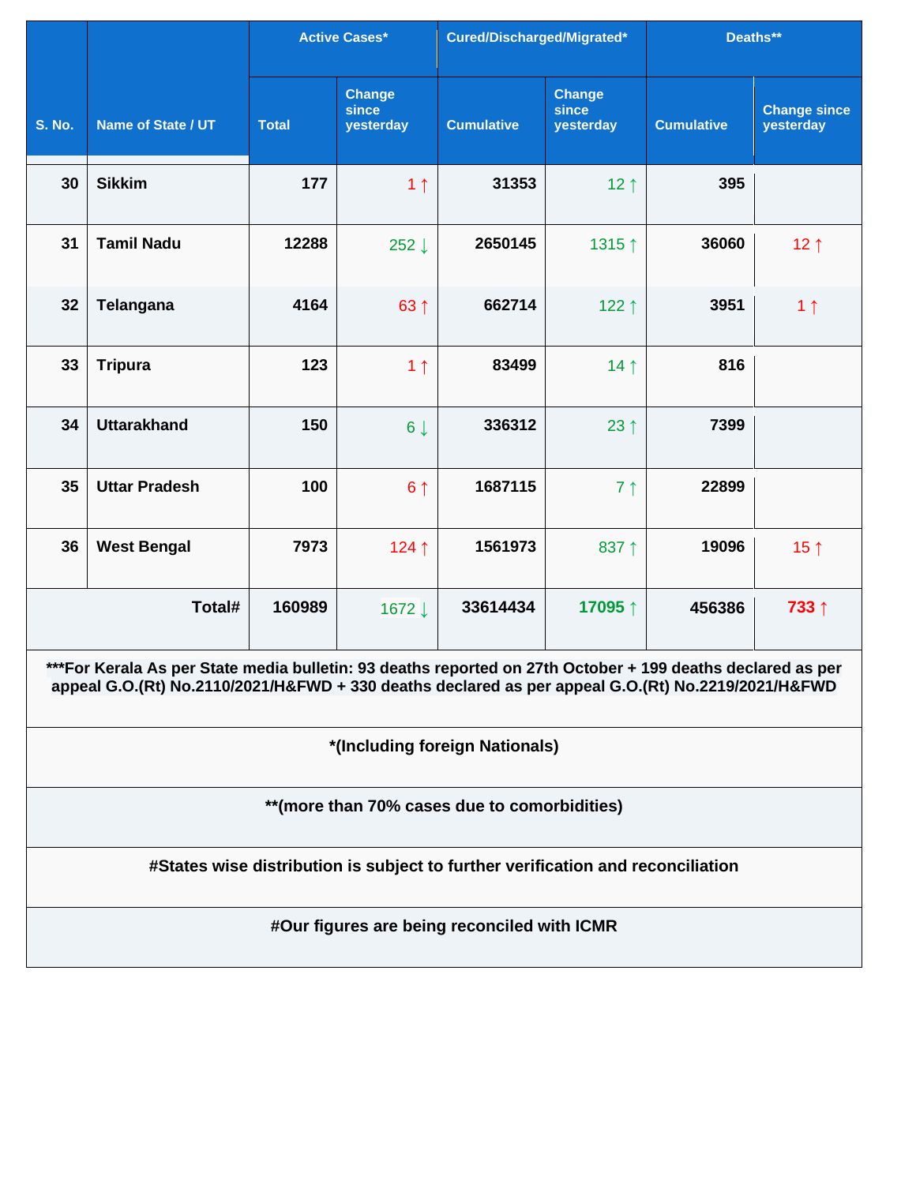| S. No. | Name of State / UT | Active Cases* | | Cured/Discharged/Migrated* | | Deaths** | |
|---|---|---|---|---|---|---|---|
| | | Total | Change since yesterday | Cumulative | Change since yesterday | Cumulative | Change since yesterday |
| 30 | Sikkim | 177 | 1 ↑ | 31353 | 12 ↑ | 395 | |
| 31 | Tamil Nadu | 12288 | 252 ↓ | 2650145 | 1315 ↑ | 36060 | 12 ↑ |
| 32 | Telangana | 4164 | 63 ↑ | 662714 | 122 ↑ | 3951 | 1 ↑ |
| 33 | Tripura | 123 | 1 ↑ | 83499 | 14 ↑ | 816 | |
| 34 | Uttarakhand | 150 | 6 ↓ | 336312 | 23 ↑ | 7399 | |
| 35 | Uttar Pradesh | 100 | 6 ↑ | 1687115 | 7 ↑ | 22899 | |
| 36 | West Bengal | 7973 | 124 ↑ | 1561973 | 837 ↑ | 19096 | 15 ↑ |
| | Total# | 160989 | 1672 ↓ | 33614434 | 17095 ↑ | 456386 | 733 ↑ |

***For Kerala As per State media bulletin: 93 deaths reported on 27th October + 199 deaths declared as per appeal G.O.(Rt) No.2110/2021/H&FWD + 330 deaths declared as per appeal G.O.(Rt) No.2219/2021/H&FWD

*(Including foreign Nationals)

**(more than 70% cases due to comorbidities)

#States wise distribution is subject to further verification and reconciliation

#Our figures are being reconciled with ICMR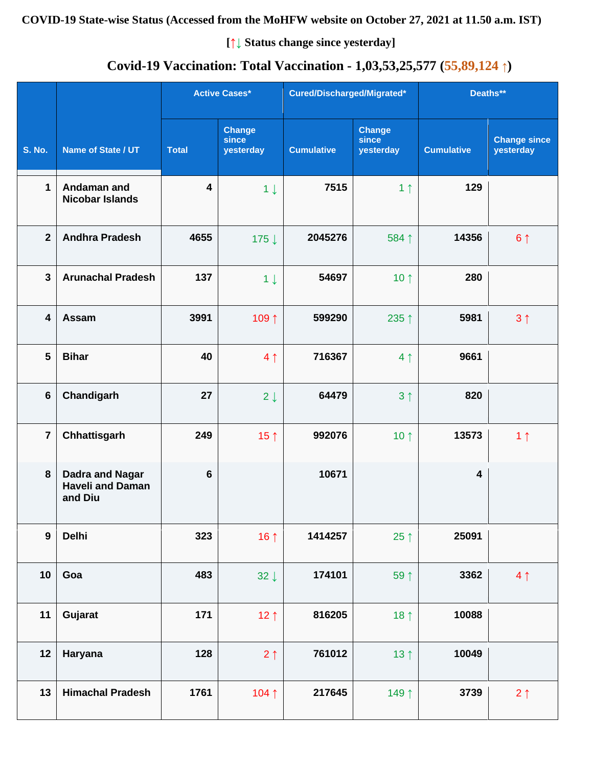**COVID-19 State-wise Status (Accessed from the MoHFW website on October 27, 2021 at 11.50 a.m. IST)**

**[↑↓ Status change since yesterday]**

## Covid-19 Vaccination: Total Vaccination - 1,03,53,25,577 (55,89,124 ↑)

| S. No. | Name of State / UT | Active Cases* | | Cured/Discharged/Migrated* | | Deaths** | |
|---|---|---|---|---|---|---|---|
| | | Total | Change since yesterday | Cumulative | Change since yesterday | Cumulative | Change since yesterday |
| 1 | Andaman and Nicobar Islands | 4 | 1 ↓ | 7515 | 1 ↑ | 129 | |
| 2 | Andhra Pradesh | 4655 | 175 ↓ | 2045276 | 584 ↑ | 14356 | 6 ↑ |
| 3 | Arunachal Pradesh | 137 | 1 ↓ | 54697 | 10 ↑ | 280 | |
| 4 | Assam | 3991 | 109 ↑ | 599290 | 235 ↑ | 5981 | 3 ↑ |
| 5 | Bihar | 40 | 4 ↑ | 716367 | 4 ↑ | 9661 | |
| 6 | Chandigarh | 27 | 2 ↓ | 64479 | 3 ↑ | 820 | |
| 7 | Chhattisgarh | 249 | 15 ↑ | 992076 | 10 ↑ | 13573 | 1 ↑ |
| 8 | Dadra and Nagar Haveli and Daman and Diu | 6 | | 10671 | | 4 | |
| 9 | Delhi | 323 | 16 ↑ | 1414257 | 25 ↑ | 25091 | |
| 10 | Goa | 483 | 32 ↓ | 174101 | 59 ↑ | 3362 | 4 ↑ |
| 11 | Gujarat | 171 | 12 ↑ | 816205 | 18 ↑ | 10088 | |
| 12 | Haryana | 128 | 2 ↑ | 761012 | 13 ↑ | 10049 | |
| 13 | Himachal Pradesh | 1761 | 104 ↑ | 217645 | 149 ↑ | 3739 | 2 ↑ |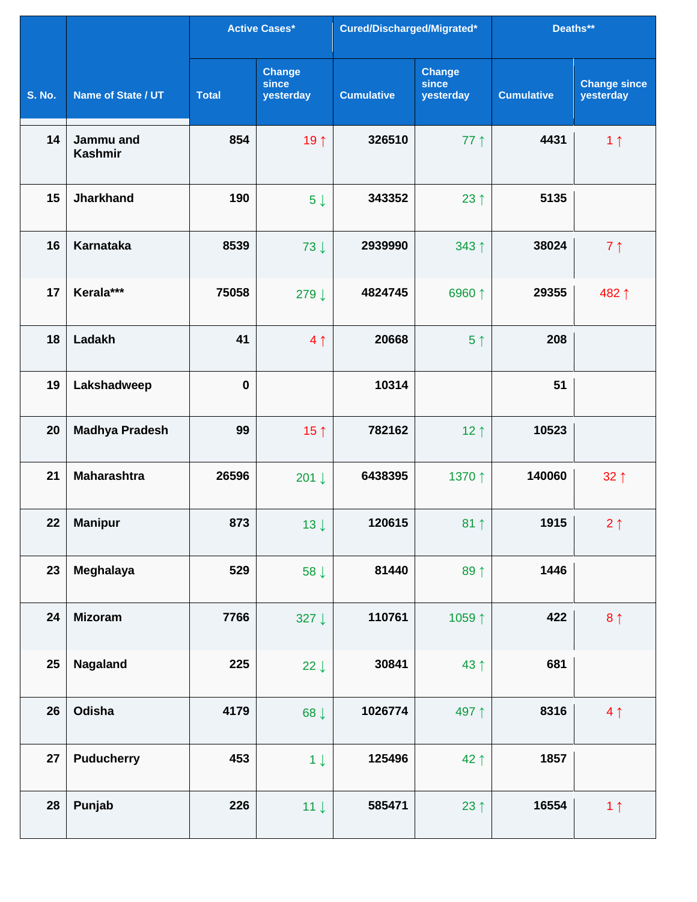| S. No. | Name of State / UT | Active Cases* | | Cured/Discharged/Migrated* | | Deaths** | |
|---|---|---|---|---|---|---|---|
| | | Total | Change since yesterday | Cumulative | Change since yesterday | Cumulative | Change since yesterday |
| 14 | Jammu and Kashmir | 854 | 19 ↑ | 326510 | 77 ↑ | 4431 | 1 ↑ |
| 15 | Jharkhand | 190 | 5 ↓ | 343352 | 23 ↑ | 5135 | |
| 16 | Karnataka | 8539 | 73 ↓ | 2939990 | 343 ↑ | 38024 | 7 ↑ |
| 17 | Kerala*** | 75058 | 279 ↓ | 4824745 | 6960 ↑ | 29355 | 482 ↑ |
| 18 | Ladakh | 41 | 4 ↑ | 20668 | 5 ↑ | 208 | |
| 19 | Lakshadweep | 0 | | 10314 | | 51 | |
| 20 | Madhya Pradesh | 99 | 15 ↑ | 782162 | 12 ↑ | 10523 | |
| 21 | Maharashtra | 26596 | 201 ↓ | 6438395 | 1370 ↑ | 140060 | 32 ↑ |
| 22 | Manipur | 873 | 13 ↓ | 120615 | 81 ↑ | 1915 | 2 ↑ |
| 23 | Meghalaya | 529 | 58 ↓ | 81440 | 89 ↑ | 1446 | |
| 24 | Mizoram | 7766 | 327 ↓ | 110761 | 1059 ↑ | 422 | 8 ↑ |
| 25 | Nagaland | 225 | 22 ↓ | 30841 | 43 ↑ | 681 | |
| 26 | Odisha | 4179 | 68 ↓ | 1026774 | 497 ↑ | 8316 | 4 ↑ |
| 27 | Puducherry | 453 | 1 ↓ | 125496 | 42 ↑ | 1857 | |
| 28 | Punjab | 226 | 11 ↓ | 585471 | 23 ↑ | 16554 | 1 ↑ |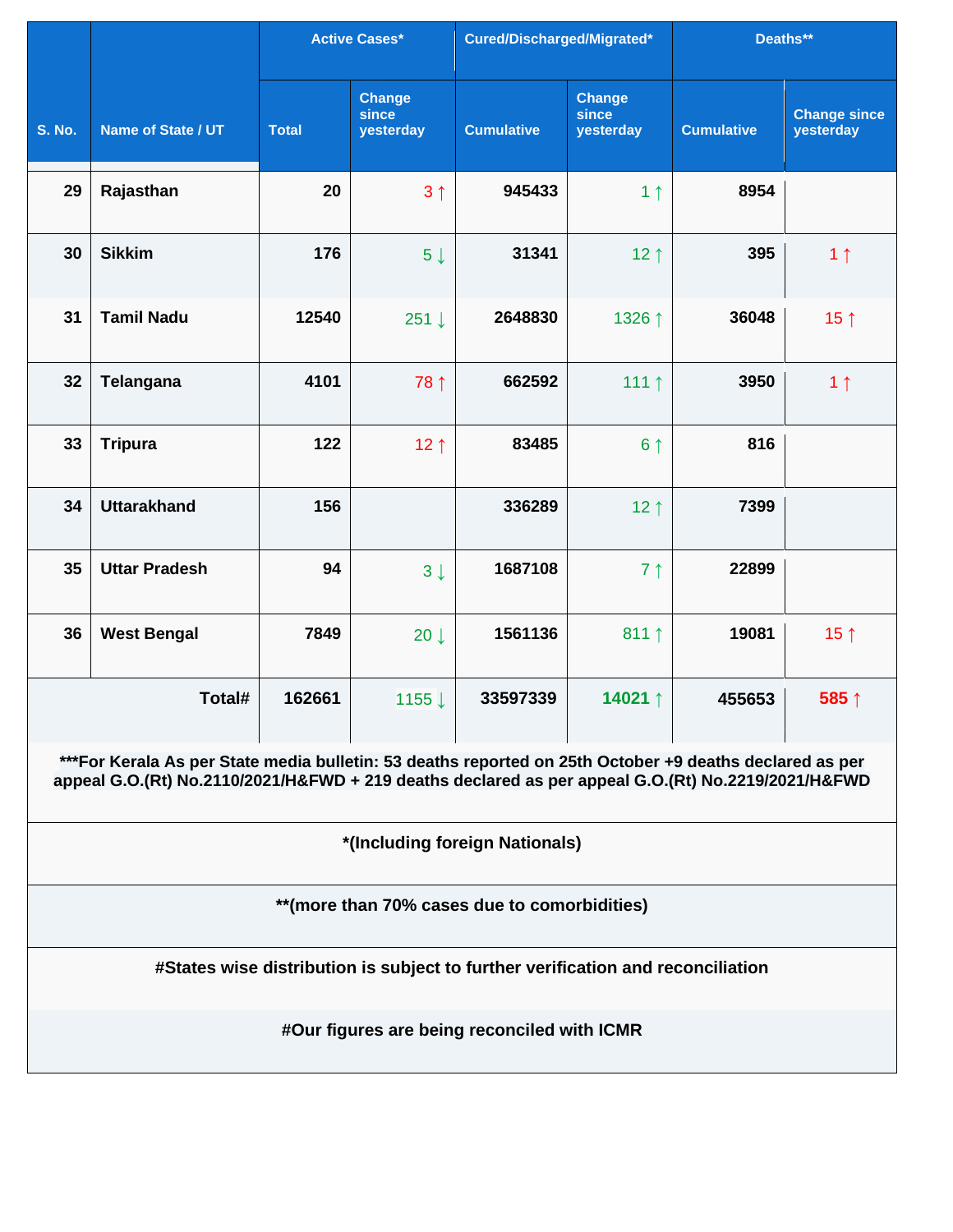| S. No. | Name of State / UT | Active Cases* | | Cured/Discharged/Migrated* | | Deaths** | |
|---|---|---|---|---|---|---|---|
| | | Total | Change since yesterday | Cumulative | Change since yesterday | Cumulative | Change since yesterday |
| 29 | Rajasthan | 20 | 3 ↑ | 945433 | 1 ↑ | 8954 | |
| 30 | Sikkim | 176 | 5 ↓ | 31341 | 12 ↑ | 395 | 1 ↑ |
| 31 | Tamil Nadu | 12540 | 251 ↓ | 2648830 | 1326 ↑ | 36048 | 15 ↑ |
| 32 | Telangana | 4101 | 78 ↑ | 662592 | 111 ↑ | 3950 | 1 ↑ |
| 33 | Tripura | 122 | 12 ↑ | 83485 | 6 ↑ | 816 | |
| 34 | Uttarakhand | 156 | | 336289 | 12 ↑ | 7399 | |
| 35 | Uttar Pradesh | 94 | 3 ↓ | 1687108 | 7 ↑ | 22899 | |
| 36 | West Bengal | 7849 | 20 ↓ | 1561136 | 811 ↑ | 19081 | 15 ↑ |
| | **Total#** | **162661** | 1155 ↓ | **33597339** | **14021 ↑** | **455653** | **585 ↑** |

**\*\*\*For Kerala As per State media bulletin: 53 deaths reported on 25th October +9 deaths declared as per appeal G.O.(Rt) No.2110/2021/H&FWD + 219 deaths declared as per appeal G.O.(Rt) No.2219/2021/H&FWD**

**\*(Including foreign Nationals)**

**\*\*(more than 70% cases due to comorbidities)**

**#States wise distribution is subject to further verification and reconciliation**

**#Our figures are being reconciled with ICMR**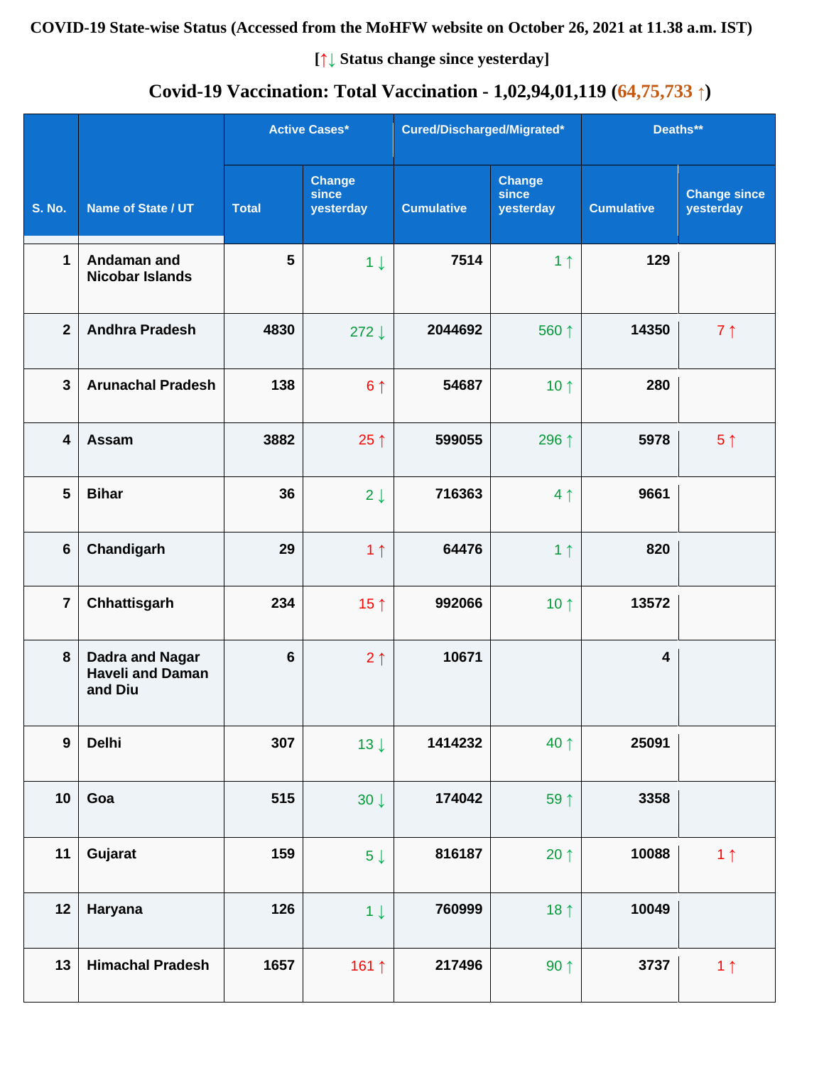**COVID-19 State-wise Status (Accessed from the MoHFW website on October 26, 2021 at 11.38 a.m. IST)**

**[↑↓ Status change since yesterday]**

## Covid-19 Vaccination: Total Vaccination - 1,02,94,01,119 (64,75,733 ↑)

| S. No. | Name of State / UT | Active Cases* | | Cured/Discharged/Migrated* | | Deaths** | |
|---|---|---|---|---|---|---|---|
| | | Total | Change since yesterday | Cumulative | Change since yesterday | Cumulative | Change since yesterday |
| 1 | Andaman and Nicobar Islands | 5 | 1 ↓ | 7514 | 1 ↑ | 129 | |
| 2 | Andhra Pradesh | 4830 | 272 ↓ | 2044692 | 560 ↑ | 14350 | 7 ↑ |
| 3 | Arunachal Pradesh | 138 | 6 ↑ | 54687 | 10 ↑ | 280 | |
| 4 | Assam | 3882 | 25 ↑ | 599055 | 296 ↑ | 5978 | 5 ↑ |
| 5 | Bihar | 36 | 2 ↓ | 716363 | 4 ↑ | 9661 | |
| 6 | Chandigarh | 29 | 1 ↑ | 64476 | 1 ↑ | 820 | |
| 7 | Chhattisgarh | 234 | 15 ↑ | 992066 | 10 ↑ | 13572 | |
| 8 | Dadra and Nagar Haveli and Daman and Diu | 6 | 2 ↑ | 10671 | | 4 | |
| 9 | Delhi | 307 | 13 ↓ | 1414232 | 40 ↑ | 25091 | |
| 10 | Goa | 515 | 30 ↓ | 174042 | 59 ↑ | 3358 | |
| 11 | Gujarat | 159 | 5 ↓ | 816187 | 20 ↑ | 10088 | 1 ↑ |
| 12 | Haryana | 126 | 1 ↓ | 760999 | 18 ↑ | 10049 | |
| 13 | Himachal Pradesh | 1657 | 161 ↑ | 217496 | 90 ↑ | 3737 | 1 ↑ |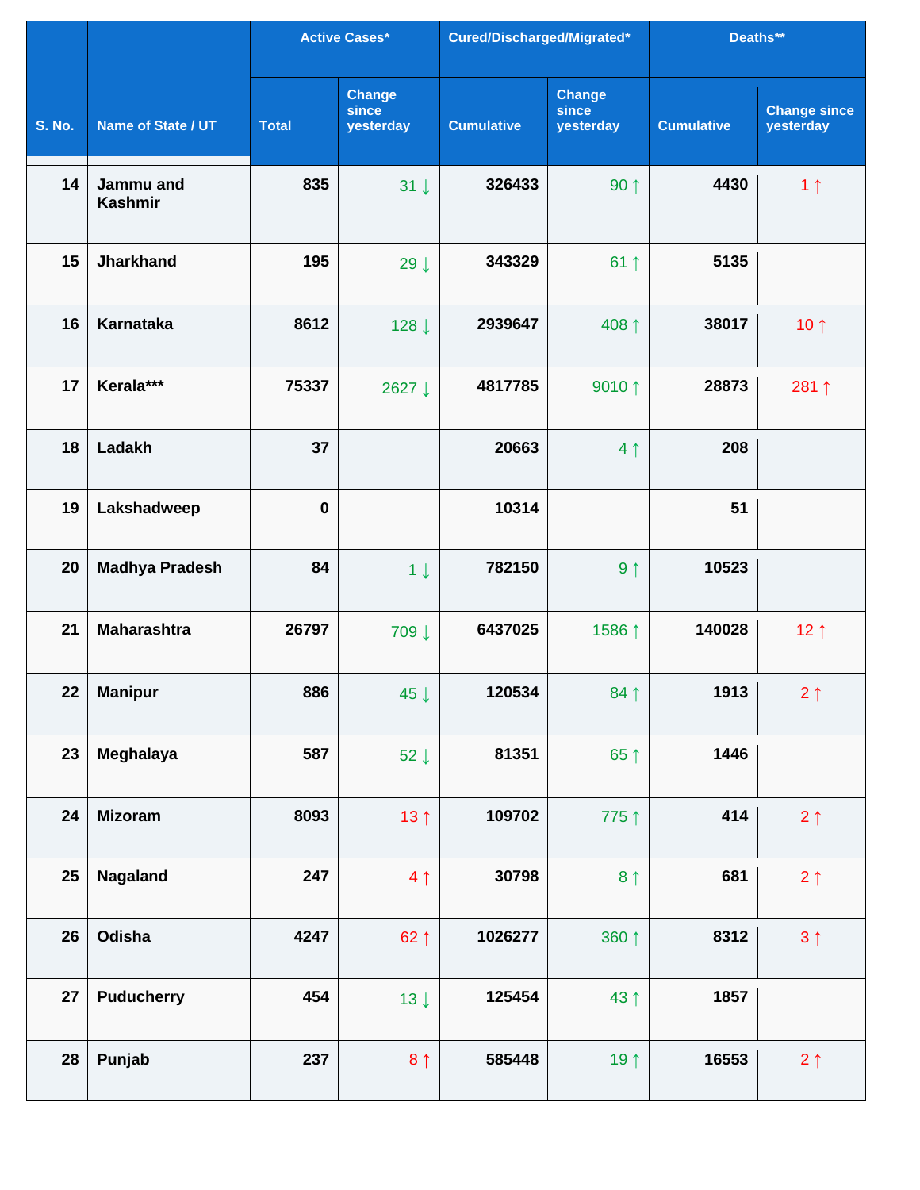| S. No. | Name of State / UT | Active Cases* | | Cured/Discharged/Migrated* | | Deaths** | |
|---|---|---|---|---|---|---|---|
| | | Total | Change since yesterday | Cumulative | Change since yesterday | Cumulative | Change since yesterday |
| 14 | Jammu and Kashmir | 835 | 31 ↓ | 326433 | 90 ↑ | 4430 | 1 ↑ |
| 15 | Jharkhand | 195 | 29 ↓ | 343329 | 61 ↑ | 5135 | |
| 16 | Karnataka | 8612 | 128 ↓ | 2939647 | 408 ↑ | 38017 | 10 ↑ |
| 17 | Kerala*** | 75337 | 2627 ↓ | 4817785 | 9010 ↑ | 28873 | 281 ↑ |
| 18 | Ladakh | 37 | | 20663 | 4 ↑ | 208 | |
| 19 | Lakshadweep | 0 | | 10314 | | 51 | |
| 20 | Madhya Pradesh | 84 | 1 ↓ | 782150 | 9 ↑ | 10523 | |
| 21 | Maharashtra | 26797 | 709 ↓ | 6437025 | 1586 ↑ | 140028 | 12 ↑ |
| 22 | Manipur | 886 | 45 ↓ | 120534 | 84 ↑ | 1913 | 2 ↑ |
| 23 | Meghalaya | 587 | 52 ↓ | 81351 | 65 ↑ | 1446 | |
| 24 | Mizoram | 8093 | 13 ↑ | 109702 | 775 ↑ | 414 | 2 ↑ |
| 25 | Nagaland | 247 | 4 ↑ | 30798 | 8 ↑ | 681 | 2 ↑ |
| 26 | Odisha | 4247 | 62 ↑ | 1026277 | 360 ↑ | 8312 | 3 ↑ |
| 27 | Puducherry | 454 | 13 ↓ | 125454 | 43 ↑ | 1857 | |
| 28 | Punjab | 237 | 8 ↑ | 585448 | 19 ↑ | 16553 | 2 ↑ |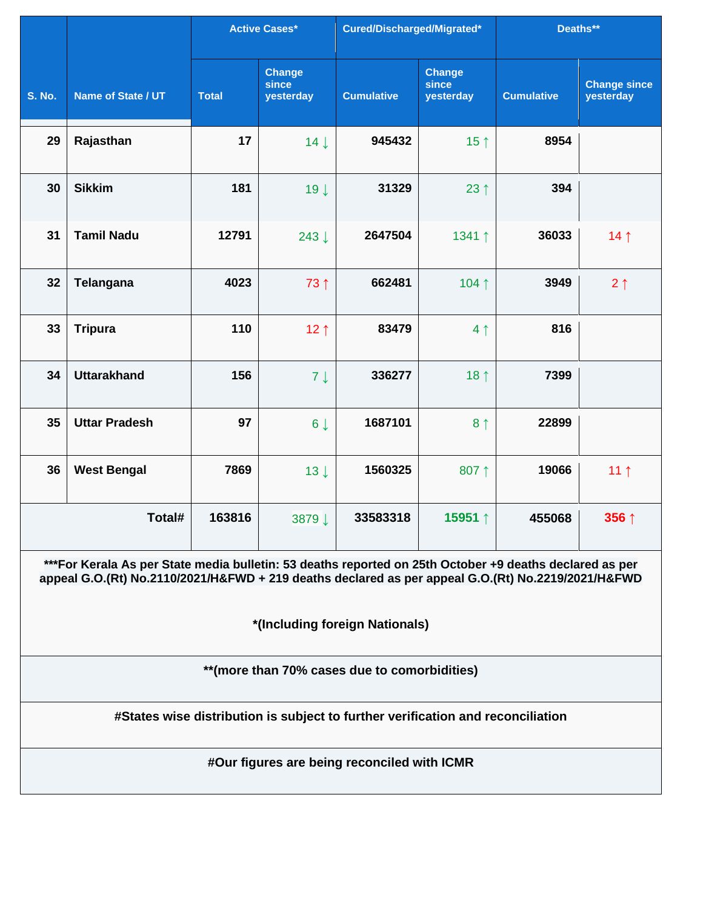| S. No. | Name of State / UT | Active Cases* | | Cured/Discharged/Migrated* | | Deaths** | |
|---|---|---|---|---|---|---|---|
| | | Total | Change since yesterday | Cumulative | Change since yesterday | Cumulative | Change since yesterday |
| 29 | Rajasthan | 17 | 14 ↓ | 945432 | 15 ↑ | 8954 | |
| 30 | Sikkim | 181 | 19 ↓ | 31329 | 23 ↑ | 394 | |
| 31 | Tamil Nadu | 12791 | 243 ↓ | 2647504 | 1341 ↑ | 36033 | 14 ↑ |
| 32 | Telangana | 4023 | 73 ↑ | 662481 | 104 ↑ | 3949 | 2 ↑ |
| 33 | Tripura | 110 | 12 ↑ | 83479 | 4 ↑ | 816 | |
| 34 | Uttarakhand | 156 | 7 ↓ | 336277 | 18 ↑ | 7399 | |
| 35 | Uttar Pradesh | 97 | 6 ↓ | 1687101 | 8 ↑ | 22899 | |
| 36 | West Bengal | 7869 | 13 ↓ | 1560325 | 807 ↑ | 19066 | 11 ↑ |
| | **Total#** | **163816** | 3879 ↓ | **33583318** | **15951 ↑** | **455068** | **356 ↑** |

**\*\*\*For Kerala As per State media bulletin: 53 deaths reported on 25th October +9 deaths declared as per appeal G.O.(Rt) No.2110/2021/H&FWD + 219 deaths declared as per appeal G.O.(Rt) No.2219/2021/H&FWD**

**\*(Including foreign Nationals)**

**\*\*(more than 70% cases due to comorbidities)**

**#States wise distribution is subject to further verification and reconciliation**

**#Our figures are being reconciled with ICMR**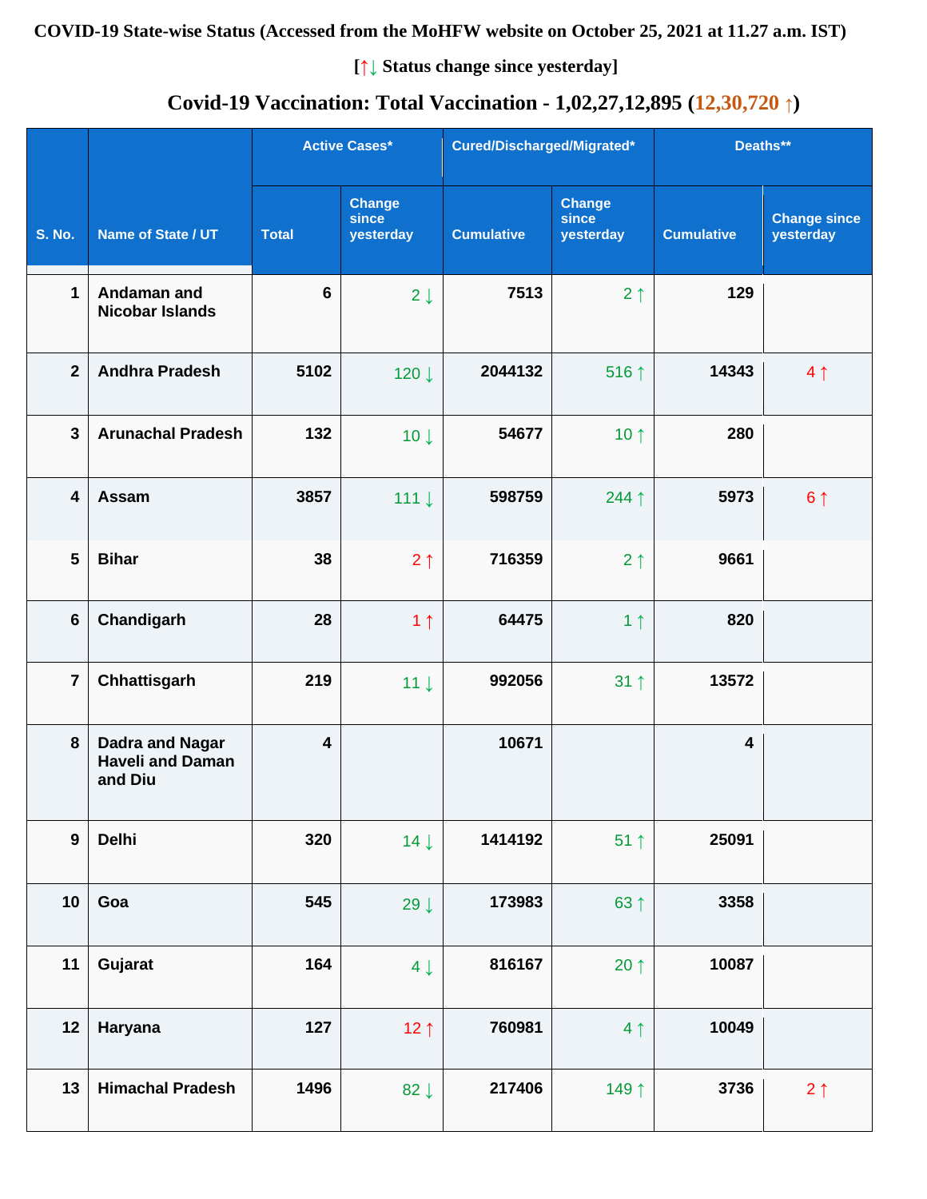**COVID-19 State-wise Status (Accessed from the MoHFW website on October 25, 2021 at 11.27 a.m. IST)**

**[↑↓ Status change since yesterday]**

**Covid-19 Vaccination: Total Vaccination - 1,02,27,12,895 (12,30,720 ↑)**

| S. No. | Name of State / UT | Active Cases* | | Cured/Discharged/Migrated* | | Deaths** | |
|---|---|---|---|---|---|---|---|
| | | Total | Change since yesterday | Cumulative | Change since yesterday | Cumulative | Change since yesterday |
| 1 | Andaman and Nicobar Islands | 6 | 2 ↓ | 7513 | 2 ↑ | 129 | |
| 2 | Andhra Pradesh | 5102 | 120 ↓ | 2044132 | 516 ↑ | 14343 | 4 ↑ |
| 3 | Arunachal Pradesh | 132 | 10 ↓ | 54677 | 10 ↑ | 280 | |
| 4 | Assam | 3857 | 111 ↓ | 598759 | 244 ↑ | 5973 | 6 ↑ |
| 5 | Bihar | 38 | 2 ↑ | 716359 | 2 ↑ | 9661 | |
| 6 | Chandigarh | 28 | 1 ↑ | 64475 | 1 ↑ | 820 | |
| 7 | Chhattisgarh | 219 | 11 ↓ | 992056 | 31 ↑ | 13572 | |
| 8 | Dadra and Nagar Haveli and Daman and Diu | 4 | | 10671 | | 4 | |
| 9 | Delhi | 320 | 14 ↓ | 1414192 | 51 ↑ | 25091 | |
| 10 | Goa | 545 | 29 ↓ | 173983 | 63 ↑ | 3358 | |
| 11 | Gujarat | 164 | 4 ↓ | 816167 | 20 ↑ | 10087 | |
| 12 | Haryana | 127 | 12 ↑ | 760981 | 4 ↑ | 10049 | |
| 13 | Himachal Pradesh | 1496 | 82 ↓ | 217406 | 149 ↑ | 3736 | 2 ↑ |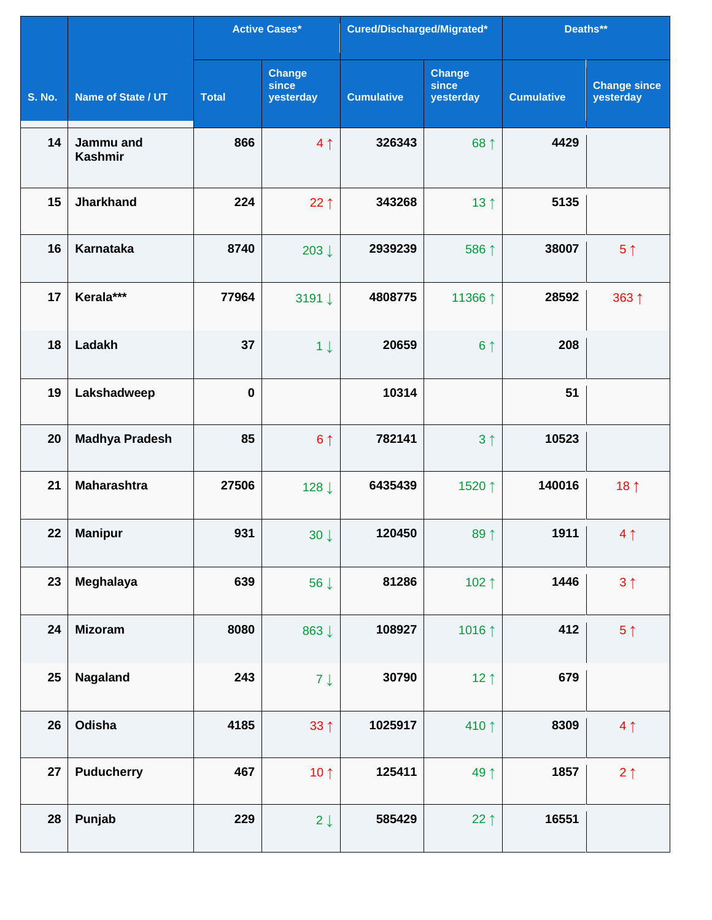| S. No. | Name of State / UT | Active Cases* | | Cured/Discharged/Migrated* | | Deaths** | |
|---|---|---|---|---|---|---|---|
| | | Total | Change since yesterday | Cumulative | Change since yesterday | Cumulative | Change since yesterday |
| 14 | Jammu and Kashmir | 866 | 4 ↑ | 326343 | 68 ↑ | 4429 | |
| 15 | Jharkhand | 224 | 22 ↑ | 343268 | 13 ↑ | 5135 | |
| 16 | Karnataka | 8740 | 203 ↓ | 2939239 | 586 ↑ | 38007 | 5 ↑ |
| 17 | Kerala*** | 77964 | 3191 ↓ | 4808775 | 11366 ↑ | 28592 | 363 ↑ |
| 18 | Ladakh | 37 | 1 ↓ | 20659 | 6 ↑ | 208 | |
| 19 | Lakshadweep | 0 | | 10314 | | 51 | |
| 20 | Madhya Pradesh | 85 | 6 ↑ | 782141 | 3 ↑ | 10523 | |
| 21 | Maharashtra | 27506 | 128 ↓ | 6435439 | 1520 ↑ | 140016 | 18 ↑ |
| 22 | Manipur | 931 | 30 ↓ | 120450 | 89 ↑ | 1911 | 4 ↑ |
| 23 | Meghalaya | 639 | 56 ↓ | 81286 | 102 ↑ | 1446 | 3 ↑ |
| 24 | Mizoram | 8080 | 863 ↓ | 108927 | 1016 ↑ | 412 | 5 ↑ |
| 25 | Nagaland | 243 | 7 ↓ | 30790 | 12 ↑ | 679 | |
| 26 | Odisha | 4185 | 33 ↑ | 1025917 | 410 ↑ | 8309 | 4 ↑ |
| 27 | Puducherry | 467 | 10 ↑ | 125411 | 49 ↑ | 1857 | 2 ↑ |
| 28 | Punjab | 229 | 2 ↓ | 585429 | 22 ↑ | 16551 | |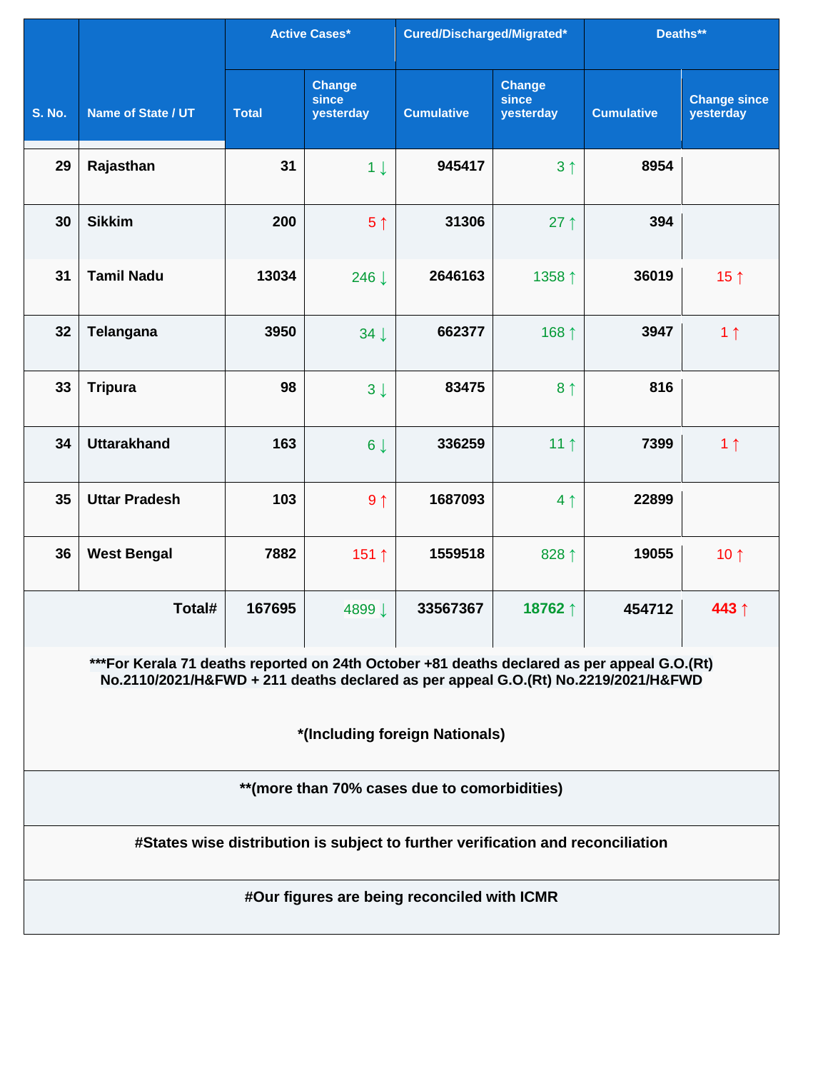| S. No. | Name of State / UT | Active Cases* | | Cured/Discharged/Migrated* | | Deaths** | |
|---|---|---|---|---|---|---|---|
| | | Total | Change since yesterday | Cumulative | Change since yesterday | Cumulative | Change since yesterday |
| 29 | Rajasthan | 31 | 1 ↓ | 945417 | 3 ↑ | 8954 | |
| 30 | Sikkim | 200 | 5 ↑ | 31306 | 27 ↑ | 394 | |
| 31 | Tamil Nadu | 13034 | 246 ↓ | 2646163 | 1358 ↑ | 36019 | 15 ↑ |
| 32 | Telangana | 3950 | 34 ↓ | 662377 | 168 ↑ | 3947 | 1 ↑ |
| 33 | Tripura | 98 | 3 ↓ | 83475 | 8 ↑ | 816 | |
| 34 | Uttarakhand | 163 | 6 ↓ | 336259 | 11 ↑ | 7399 | 1 ↑ |
| 35 | Uttar Pradesh | 103 | 9 ↑ | 1687093 | 4 ↑ | 22899 | |
| 36 | West Bengal | 7882 | 151 ↑ | 1559518 | 828 ↑ | 19055 | 10 ↑ |
| | **Total#** | **167695** | 4899 ↓ | **33567367** | **18762 ↑** | **454712** | **443 ↑** |

**\*\*\*For Kerala 71 deaths reported on 24th October +81 deaths declared as per appeal G.O.(Rt) No.2110/2021/H&FWD + 211 deaths declared as per appeal G.O.(Rt) No.2219/2021/H&FWD**

**\*(Including foreign Nationals)**

**\*\*(more than 70% cases due to comorbidities)**

**#States wise distribution is subject to further verification and reconciliation**

**#Our figures are being reconciled with ICMR**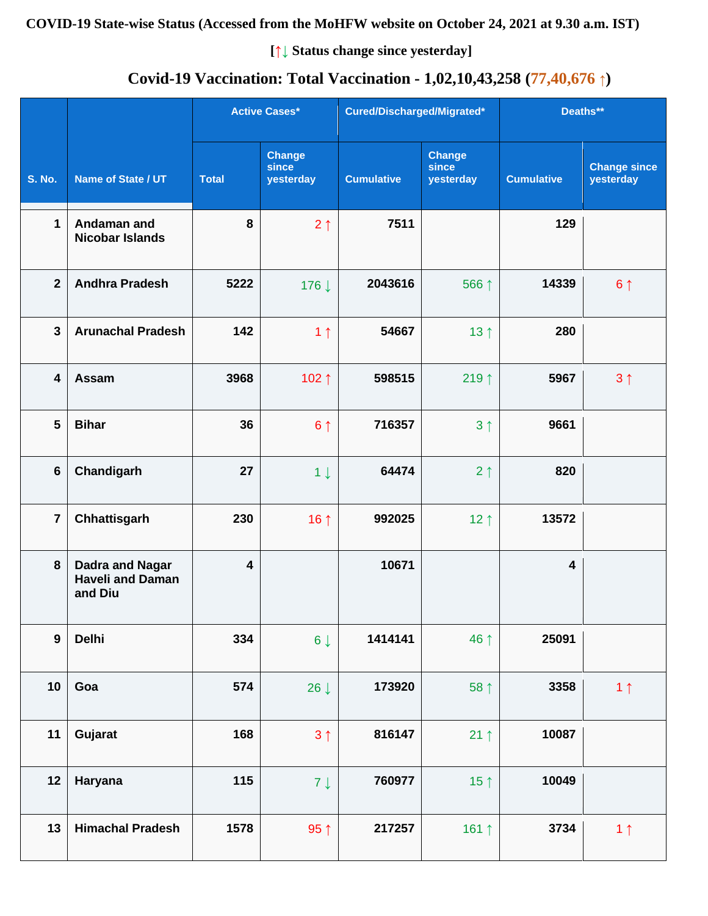**COVID-19 State-wise Status (Accessed from the MoHFW website on October 24, 2021 at 9.30 a.m. IST)**

**[↑↓ Status change since yesterday]**

## Covid-19 Vaccination: Total Vaccination - 1,02,10,43,258 (77,40,676 ↑)

| S. No. | Name of State / UT | Active Cases* | | Cured/Discharged/Migrated* | | Deaths** | |
|---|---|---|---|---|---|---|---|
| | | Total | Change since yesterday | Cumulative | Change since yesterday | Cumulative | Change since yesterday |
| 1 | Andaman and Nicobar Islands | 8 | 2 ↑ | 7511 | | 129 | |
| 2 | Andhra Pradesh | 5222 | 176 ↓ | 2043616 | 566 ↑ | 14339 | 6 ↑ |
| 3 | Arunachal Pradesh | 142 | 1 ↑ | 54667 | 13 ↑ | 280 | |
| 4 | Assam | 3968 | 102 ↑ | 598515 | 219 ↑ | 5967 | 3 ↑ |
| 5 | Bihar | 36 | 6 ↑ | 716357 | 3 ↑ | 9661 | |
| 6 | Chandigarh | 27 | 1 ↓ | 64474 | 2 ↑ | 820 | |
| 7 | Chhattisgarh | 230 | 16 ↑ | 992025 | 12 ↑ | 13572 | |
| 8 | Dadra and Nagar Haveli and Daman and Diu | 4 | | 10671 | | 4 | |
| 9 | Delhi | 334 | 6 ↓ | 1414141 | 46 ↑ | 25091 | |
| 10 | Goa | 574 | 26 ↓ | 173920 | 58 ↑ | 3358 | 1 ↑ |
| 11 | Gujarat | 168 | 3 ↑ | 816147 | 21 ↑ | 10087 | |
| 12 | Haryana | 115 | 7 ↓ | 760977 | 15 ↑ | 10049 | |
| 13 | Himachal Pradesh | 1578 | 95 ↑ | 217257 | 161 ↑ | 3734 | 1 ↑ |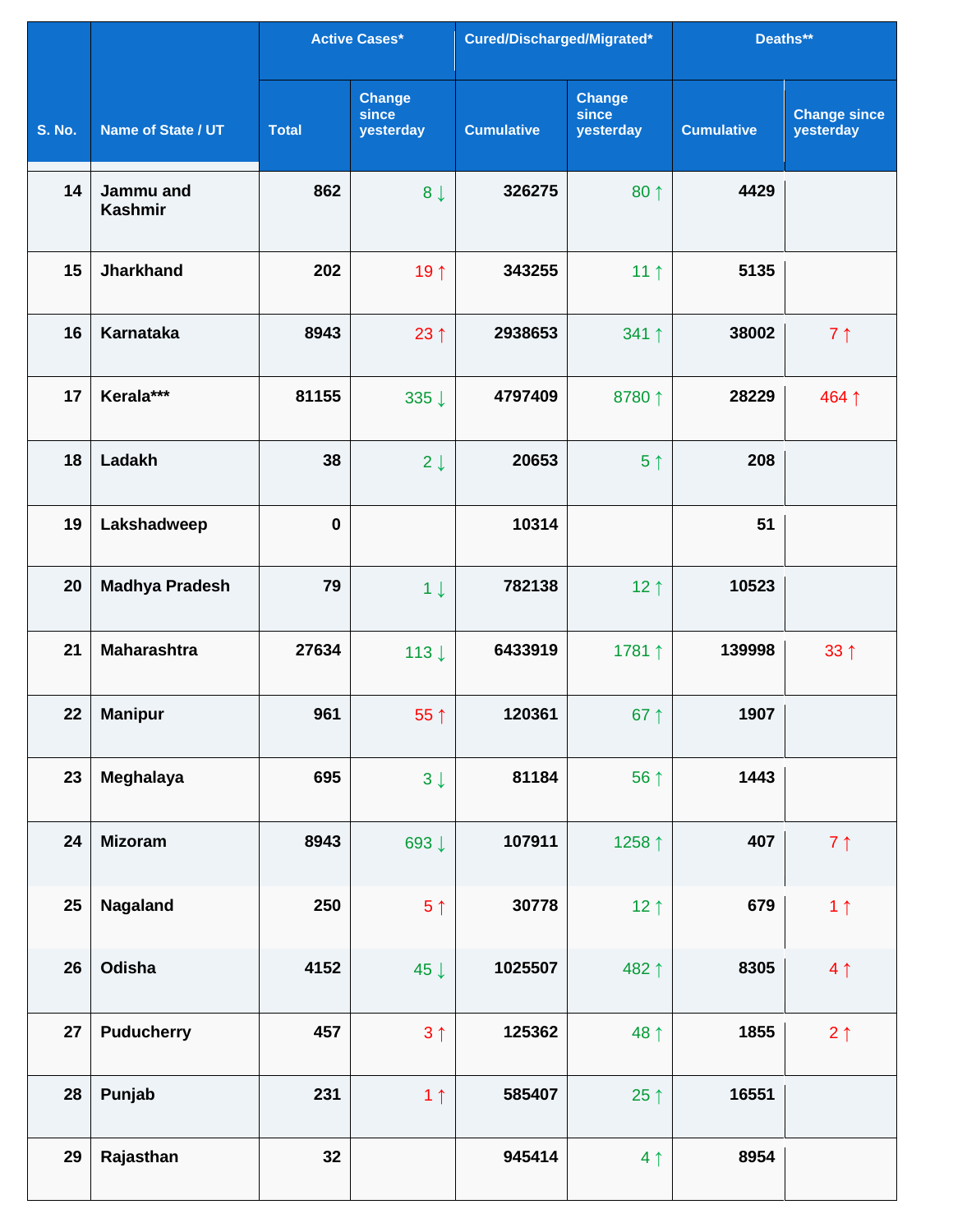| S. No. | Name of State / UT | Active Cases* | | Cured/Discharged/Migrated* | | Deaths** | |
|---|---|---|---|---|---|---|---|
| | | Total | Change since yesterday | Cumulative | Change since yesterday | Cumulative | Change since yesterday |
| 14 | Jammu and Kashmir | 862 | 8↓ | 326275 | 80↑ | 4429 | |
| 15 | Jharkhand | 202 | 19↑ | 343255 | 11↑ | 5135 | |
| 16 | Karnataka | 8943 | 23↑ | 2938653 | 341↑ | 38002 | 7↑ |
| 17 | Kerala*** | 81155 | 335↓ | 4797409 | 8780↑ | 28229 | 464↑ |
| 18 | Ladakh | 38 | 2↓ | 20653 | 5↑ | 208 | |
| 19 | Lakshadweep | 0 | | 10314 | | 51 | |
| 20 | Madhya Pradesh | 79 | 1↓ | 782138 | 12↑ | 10523 | |
| 21 | Maharashtra | 27634 | 113↓ | 6433919 | 1781↑ | 139998 | 33↑ |
| 22 | Manipur | 961 | 55↑ | 120361 | 67↑ | 1907 | |
| 23 | Meghalaya | 695 | 3↓ | 81184 | 56↑ | 1443 | |
| 24 | Mizoram | 8943 | 693↓ | 107911 | 1258↑ | 407 | 7↑ |
| 25 | Nagaland | 250 | 5↑ | 30778 | 12↑ | 679 | 1↑ |
| 26 | Odisha | 4152 | 45↓ | 1025507 | 482↑ | 8305 | 4↑ |
| 27 | Puducherry | 457 | 3↑ | 125362 | 48↑ | 1855 | 2↑ |
| 28 | Punjab | 231 | 1↑ | 585407 | 25↑ | 16551 | |
| 29 | Rajasthan | 32 | | 945414 | 4↑ | 8954 | |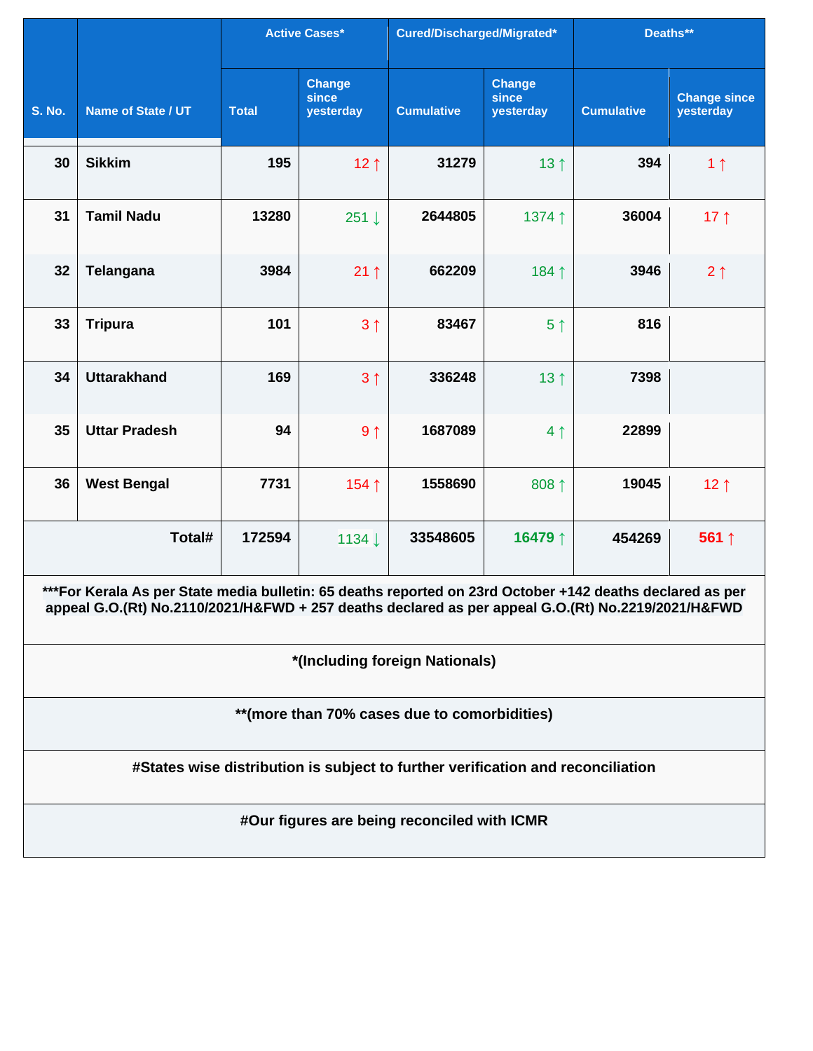| S. No. | Name of State / UT | Active Cases* | | Cured/Discharged/Migrated* | | Deaths** | |
|---|---|---|---|---|---|---|---|
| | | Total | Change since yesterday | Cumulative | Change since yesterday | Cumulative | Change since yesterday |
| 30 | Sikkim | 195 | 12 ↑ | 31279 | 13 ↑ | 394 | 1 ↑ |
| 31 | Tamil Nadu | 13280 | 251 ↓ | 2644805 | 1374 ↑ | 36004 | 17 ↑ |
| 32 | Telangana | 3984 | 21 ↑ | 662209 | 184 ↑ | 3946 | 2 ↑ |
| 33 | Tripura | 101 | 3 ↑ | 83467 | 5 ↑ | 816 | |
| 34 | Uttarakhand | 169 | 3 ↑ | 336248 | 13 ↑ | 7398 | |
| 35 | Uttar Pradesh | 94 | 9 ↑ | 1687089 | 4 ↑ | 22899 | |
| 36 | West Bengal | 7731 | 154 ↑ | 1558690 | 808 ↑ | 19045 | 12 ↑ |
| | **Total#** | **172594** | 1134 ↓ | **33548605** | **16479 ↑** | **454269** | **561 ↑** |

**\*\*\*For Kerala As per State media bulletin: 65 deaths reported on 23rd October +142 deaths declared as per appeal G.O.(Rt) No.2110/2021/H&FWD + 257 deaths declared as per appeal G.O.(Rt) No.2219/2021/H&FWD**

**\*(Including foreign Nationals)**

**\*\*(more than 70% cases due to comorbidities)**

**#States wise distribution is subject to further verification and reconciliation**

**#Our figures are being reconciled with ICMR**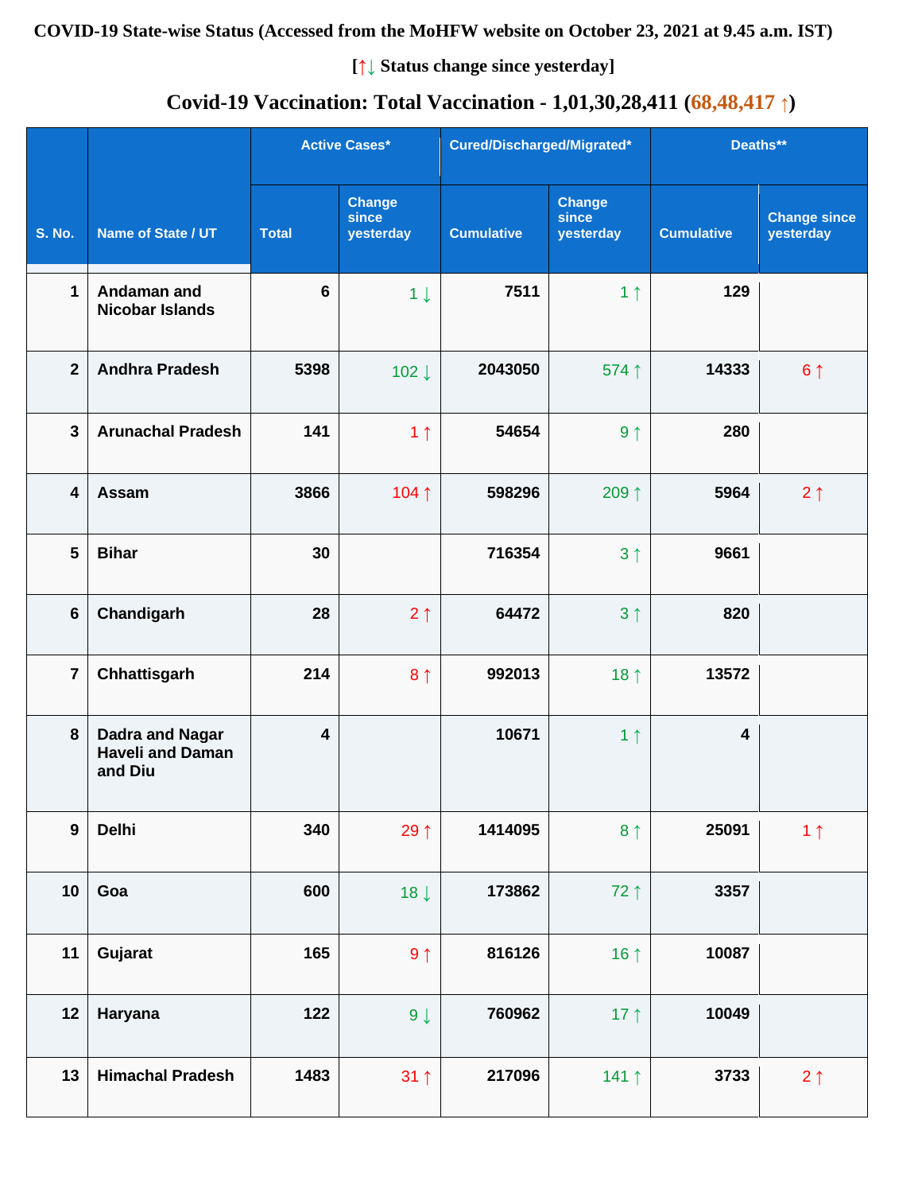**COVID-19 State-wise Status (Accessed from the MoHFW website on October 23, 2021 at 9.45 a.m. IST)**

**[↑↓ Status change since yesterday]**

## Covid-19 Vaccination: Total Vaccination - 1,01,30,28,411 (68,48,417 ↑)

| S. No. | Name of State / UT | Active Cases* | | Cured/Discharged/Migrated* | | Deaths** | |
|---|---|---|---|---|---|---|---|
| | | Total | Change since yesterday | Cumulative | Change since yesterday | Cumulative | Change since yesterday |
| 1 | Andaman and Nicobar Islands | 6 | 1 ↓ | 7511 | 1 ↑ | 129 | |
| 2 | Andhra Pradesh | 5398 | 102 ↓ | 2043050 | 574 ↑ | 14333 | 6 ↑ |
| 3 | Arunachal Pradesh | 141 | 1 ↑ | 54654 | 9 ↑ | 280 | |
| 4 | Assam | 3866 | 104 ↑ | 598296 | 209 ↑ | 5964 | 2 ↑ |
| 5 | Bihar | 30 | | 716354 | 3 ↑ | 9661 | |
| 6 | Chandigarh | 28 | 2 ↑ | 64472 | 3 ↑ | 820 | |
| 7 | Chhattisgarh | 214 | 8 ↑ | 992013 | 18 ↑ | 13572 | |
| 8 | Dadra and Nagar Haveli and Daman and Diu | 4 | | 10671 | 1 ↑ | 4 | |
| 9 | Delhi | 340 | 29 ↑ | 1414095 | 8 ↑ | 25091 | 1 ↑ |
| 10 | Goa | 600 | 18 ↓ | 173862 | 72 ↑ | 3357 | |
| 11 | Gujarat | 165 | 9 ↑ | 816126 | 16 ↑ | 10087 | |
| 12 | Haryana | 122 | 9 ↓ | 760962 | 17 ↑ | 10049 | |
| 13 | Himachal Pradesh | 1483 | 31 ↑ | 217096 | 141 ↑ | 3733 | 2 ↑ |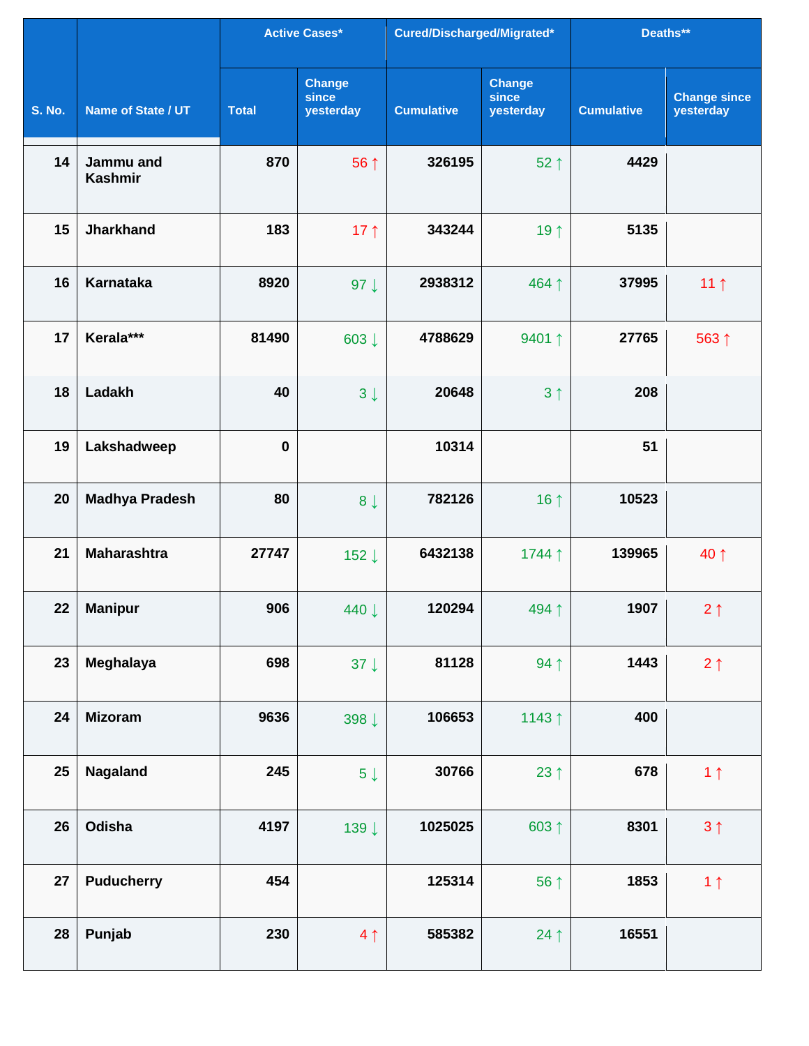| S. No. | Name of State / UT | Active Cases* | | Cured/Discharged/Migrated* | | Deaths** | |
|---|---|---|---|---|---|---|---|
| | | Total | Change since yesterday | Cumulative | Change since yesterday | Cumulative | Change since yesterday |
| 14 | Jammu and Kashmir | 870 | 56 ↑ | 326195 | 52 ↑ | 4429 | |
| 15 | Jharkhand | 183 | 17 ↑ | 343244 | 19 ↑ | 5135 | |
| 16 | Karnataka | 8920 | 97 ↓ | 2938312 | 464 ↑ | 37995 | 11 ↑ |
| 17 | Kerala*** | 81490 | 603 ↓ | 4788629 | 9401 ↑ | 27765 | 563 ↑ |
| 18 | Ladakh | 40 | 3 ↓ | 20648 | 3 ↑ | 208 | |
| 19 | Lakshadweep | 0 | | 10314 | | 51 | |
| 20 | Madhya Pradesh | 80 | 8 ↓ | 782126 | 16 ↑ | 10523 | |
| 21 | Maharashtra | 27747 | 152 ↓ | 6432138 | 1744 ↑ | 139965 | 40 ↑ |
| 22 | Manipur | 906 | 440 ↓ | 120294 | 494 ↑ | 1907 | 2 ↑ |
| 23 | Meghalaya | 698 | 37 ↓ | 81128 | 94 ↑ | 1443 | 2 ↑ |
| 24 | Mizoram | 9636 | 398 ↓ | 106653 | 1143 ↑ | 400 | |
| 25 | Nagaland | 245 | 5 ↓ | 30766 | 23 ↑ | 678 | 1 ↑ |
| 26 | Odisha | 4197 | 139 ↓ | 1025025 | 603 ↑ | 8301 | 3 ↑ |
| 27 | Puducherry | 454 | | 125314 | 56 ↑ | 1853 | 1 ↑ |
| 28 | Punjab | 230 | 4 ↑ | 585382 | 24 ↑ | 16551 | |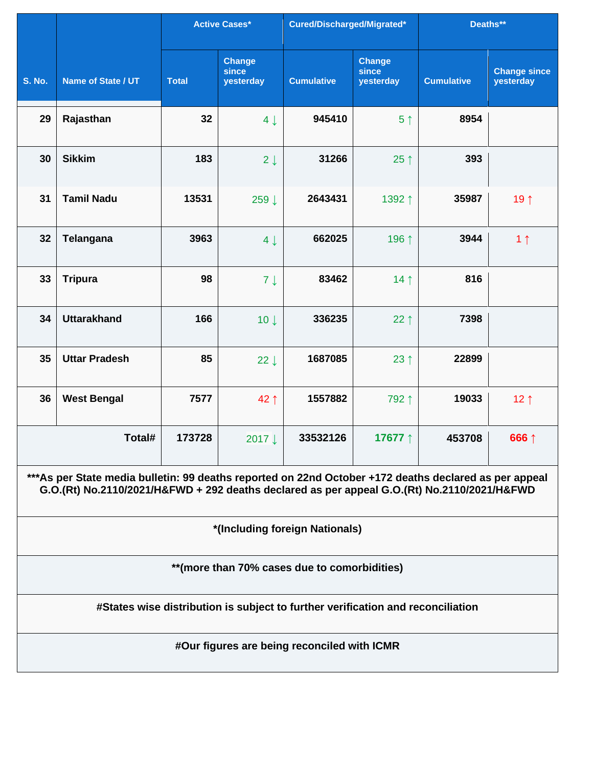| S. No. | Name of State / UT | Active Cases* | | Cured/Discharged/Migrated* | | Deaths** | |
|---|---|---|---|---|---|---|---|
| | | Total | Change since yesterday | Cumulative | Change since yesterday | Cumulative | Change since yesterday |
| 29 | Rajasthan | 32 | 4 ↓ | 945410 | 5 ↑ | 8954 | |
| 30 | Sikkim | 183 | 2 ↓ | 31266 | 25 ↑ | 393 | |
| 31 | Tamil Nadu | 13531 | 259 ↓ | 2643431 | 1392 ↑ | 35987 | 19 ↑ |
| 32 | Telangana | 3963 | 4 ↓ | 662025 | 196 ↑ | 3944 | 1 ↑ |
| 33 | Tripura | 98 | 7 ↓ | 83462 | 14 ↑ | 816 | |
| 34 | Uttarakhand | 166 | 10 ↓ | 336235 | 22 ↑ | 7398 | |
| 35 | Uttar Pradesh | 85 | 22 ↓ | 1687085 | 23 ↑ | 22899 | |
| 36 | West Bengal | 7577 | 42 ↑ | 1557882 | 792 ↑ | 19033 | 12 ↑ |
| | **Total#** | **173728** | 2017 ↓ | **33532126** | **17677 ↑** | **453708** | **666 ↑** |

**\*\*\*As per State media bulletin: 99 deaths reported on 22nd October +172 deaths declared as per appeal G.O.(Rt) No.2110/2021/H&FWD + 292 deaths declared as per appeal G.O.(Rt) No.2110/2021/H&FWD**

**\*(Including foreign Nationals)**

**\*\*(more than 70% cases due to comorbidities)**

**#States wise distribution is subject to further verification and reconciliation**

**#Our figures are being reconciled with ICMR**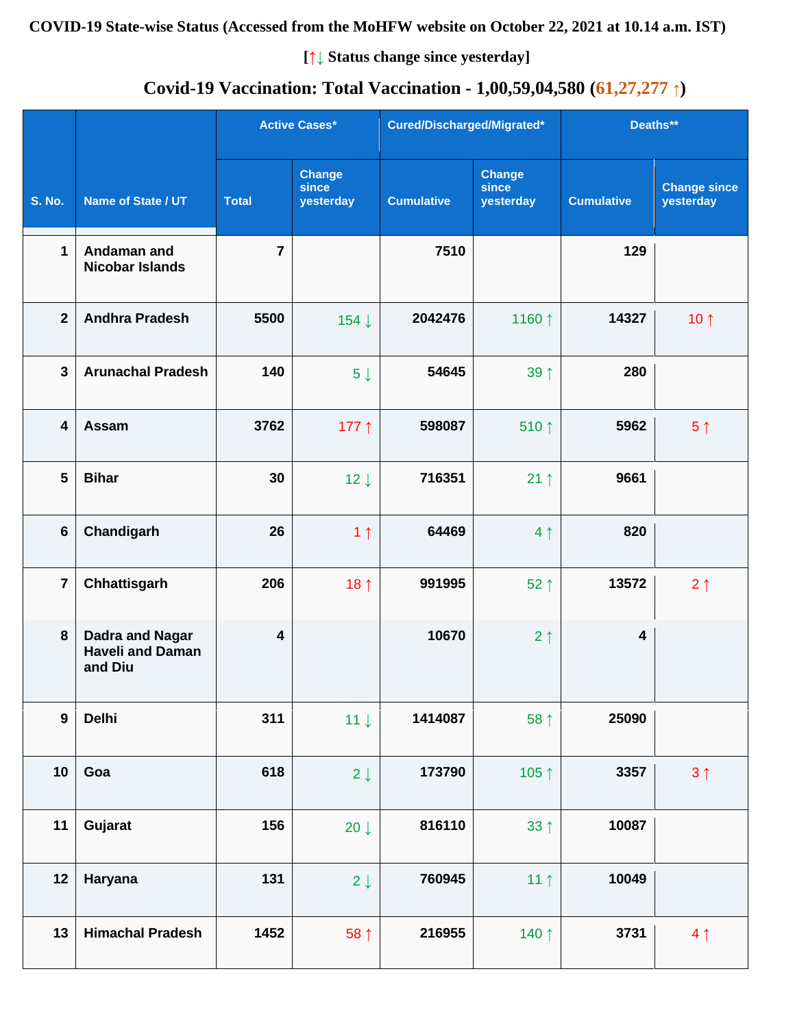**COVID-19 State-wise Status (Accessed from the MoHFW website on October 22, 2021 at 10.14 a.m. IST)**

**[↑↓ Status change since yesterday]**

## Covid-19 Vaccination: Total Vaccination - 1,00,59,04,580 (61,27,277 ↑)

| S. No. | Name of State / UT | Active Cases* | | Cured/Discharged/Migrated* | | Deaths** | |
|---|---|---|---|---|---|---|---|
| | | Total | Change since yesterday | Cumulative | Change since yesterday | Cumulative | Change since yesterday |
| 1 | Andaman and Nicobar Islands | 7 | | 7510 | | 129 | |
| 2 | Andhra Pradesh | 5500 | 154 ↓ | 2042476 | 1160 ↑ | 14327 | 10 ↑ |
| 3 | Arunachal Pradesh | 140 | 5 ↓ | 54645 | 39 ↑ | 280 | |
| 4 | Assam | 3762 | 177 ↑ | 598087 | 510 ↑ | 5962 | 5 ↑ |
| 5 | Bihar | 30 | 12 ↓ | 716351 | 21 ↑ | 9661 | |
| 6 | Chandigarh | 26 | 1 ↑ | 64469 | 4 ↑ | 820 | |
| 7 | Chhattisgarh | 206 | 18 ↑ | 991995 | 52 ↑ | 13572 | 2 ↑ |
| 8 | Dadra and Nagar Haveli and Daman and Diu | 4 | | 10670 | 2 ↑ | 4 | |
| 9 | Delhi | 311 | 11 ↓ | 1414087 | 58 ↑ | 25090 | |
| 10 | Goa | 618 | 2 ↓ | 173790 | 105 ↑ | 3357 | 3 ↑ |
| 11 | Gujarat | 156 | 20 ↓ | 816110 | 33 ↑ | 10087 | |
| 12 | Haryana | 131 | 2 ↓ | 760945 | 11 ↑ | 10049 | |
| 13 | Himachal Pradesh | 1452 | 58 ↑ | 216955 | 140 ↑ | 3731 | 4 ↑ |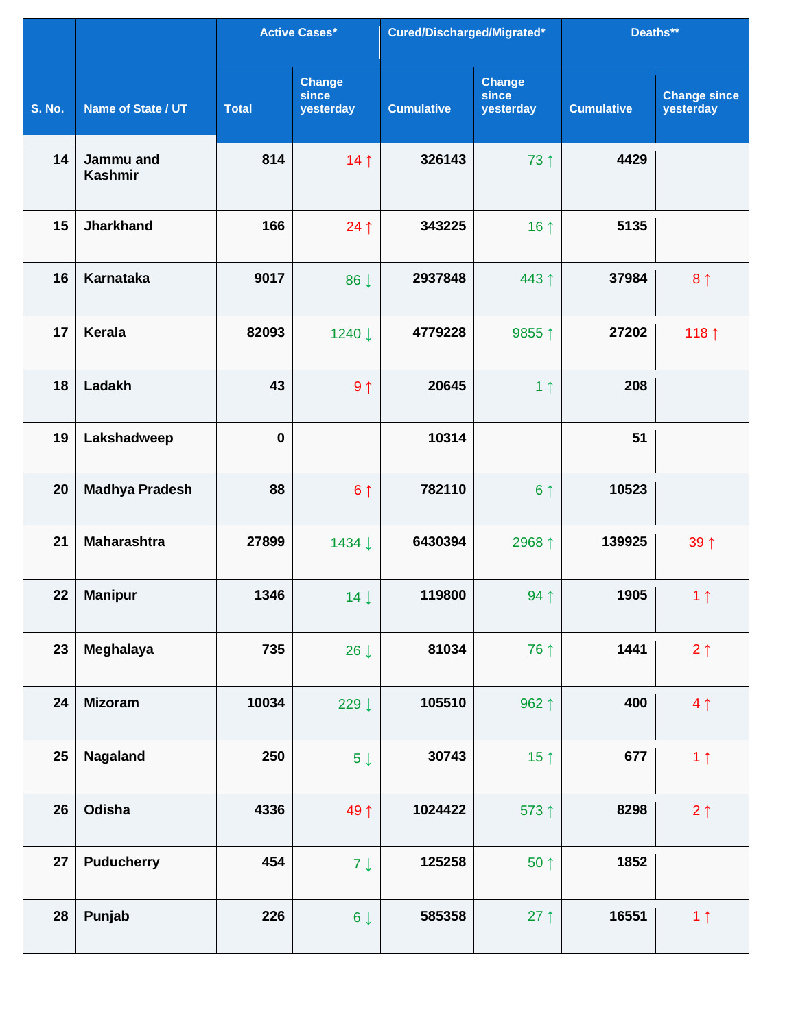| S. No. | Name of State / UT | Active Cases* | | Cured/Discharged/Migrated* | | Deaths** | |
|---|---|---|---|---|---|---|---|
| | | Total | Change since yesterday | Cumulative | Change since yesterday | Cumulative | Change since yesterday |
| 14 | Jammu and Kashmir | 814 | 14 ↑ | 326143 | 73 ↑ | 4429 | |
| 15 | Jharkhand | 166 | 24 ↑ | 343225 | 16 ↑ | 5135 | |
| 16 | Karnataka | 9017 | 86 ↓ | 2937848 | 443 ↑ | 37984 | 8 ↑ |
| 17 | Kerala | 82093 | 1240 ↓ | 4779228 | 9855 ↑ | 27202 | 118 ↑ |
| 18 | Ladakh | 43 | 9 ↑ | 20645 | 1 ↑ | 208 | |
| 19 | Lakshadweep | 0 | | 10314 | | 51 | |
| 20 | Madhya Pradesh | 88 | 6 ↑ | 782110 | 6 ↑ | 10523 | |
| 21 | Maharashtra | 27899 | 1434 ↓ | 6430394 | 2968 ↑ | 139925 | 39 ↑ |
| 22 | Manipur | 1346 | 14 ↓ | 119800 | 94 ↑ | 1905 | 1 ↑ |
| 23 | Meghalaya | 735 | 26 ↓ | 81034 | 76 ↑ | 1441 | 2 ↑ |
| 24 | Mizoram | 10034 | 229 ↓ | 105510 | 962 ↑ | 400 | 4 ↑ |
| 25 | Nagaland | 250 | 5 ↓ | 30743 | 15 ↑ | 677 | 1 ↑ |
| 26 | Odisha | 4336 | 49 ↑ | 1024422 | 573 ↑ | 8298 | 2 ↑ |
| 27 | Puducherry | 454 | 7 ↓ | 125258 | 50 ↑ | 1852 | |
| 28 | Punjab | 226 | 6 ↓ | 585358 | 27 ↑ | 16551 | 1 ↑ |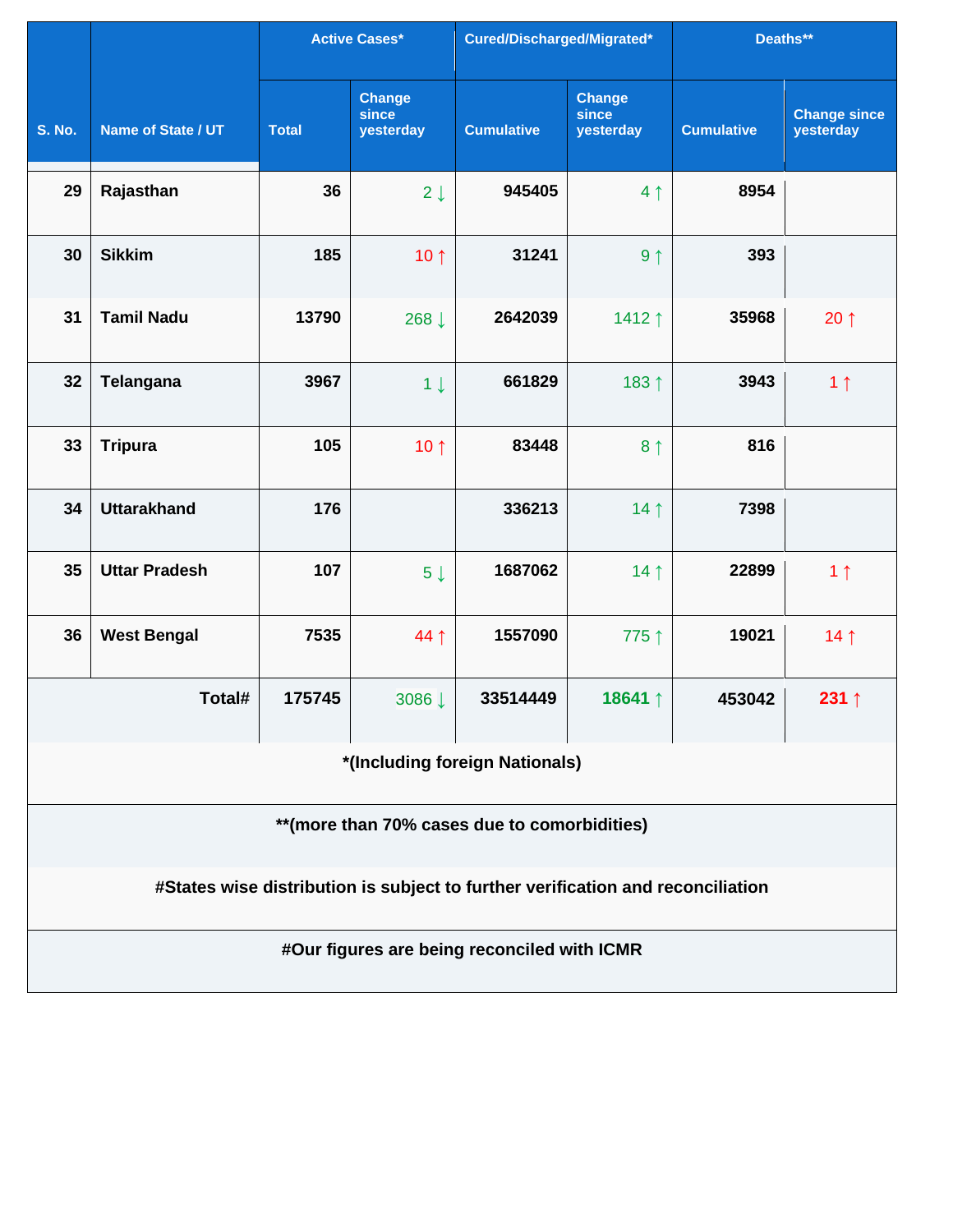| S. No. | Name of State / UT | Active Cases* | | Cured/Discharged/Migrated* | | Deaths** | |
|---|---|---|---|---|---|---|---|
| | | Total | Change since yesterday | Cumulative | Change since yesterday | Cumulative | Change since yesterday |
| 29 | Rajasthan | 36 | 2 ↓ | 945405 | 4 ↑ | 8954 | |
| 30 | Sikkim | 185 | 10 ↑ | 31241 | 9 ↑ | 393 | |
| 31 | Tamil Nadu | 13790 | 268 ↓ | 2642039 | 1412 ↑ | 35968 | 20 ↑ |
| 32 | Telangana | 3967 | 1 ↓ | 661829 | 183 ↑ | 3943 | 1 ↑ |
| 33 | Tripura | 105 | 10 ↑ | 83448 | 8 ↑ | 816 | |
| 34 | Uttarakhand | 176 | | 336213 | 14 ↑ | 7398 | |
| 35 | Uttar Pradesh | 107 | 5 ↓ | 1687062 | 14 ↑ | 22899 | 1 ↑ |
| 36 | West Bengal | 7535 | 44 ↑ | 1557090 | 775 ↑ | 19021 | 14 ↑ |
| | **Total#** | **175745** | 3086 ↓ | **33514449** | **18641 ↑** | **453042** | **231 ↑** |

**\*(Including foreign Nationals)**

**\*\*(more than 70% cases due to comorbidities)**

**#States wise distribution is subject to further verification and reconciliation**

**#Our figures are being reconciled with ICMR**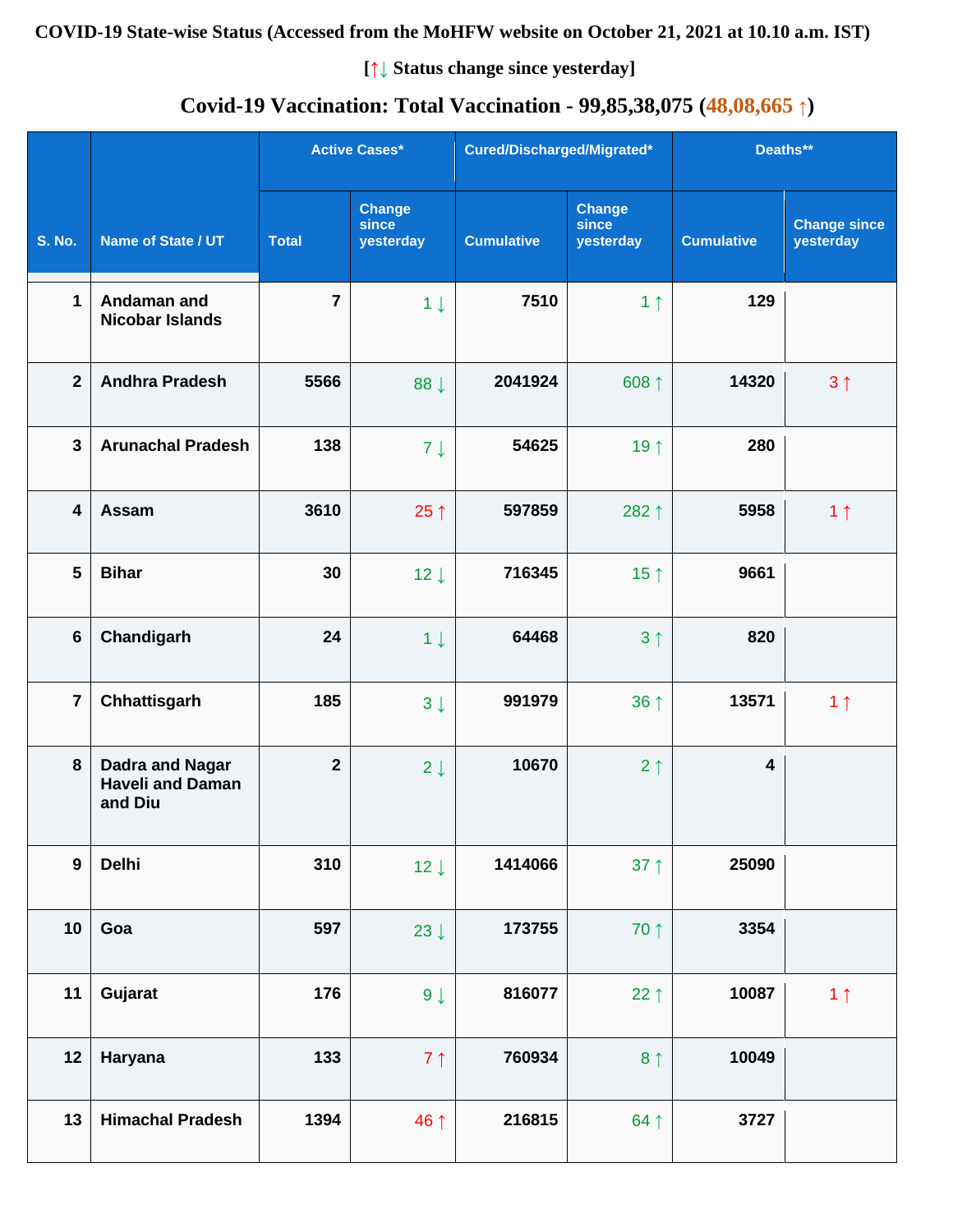**COVID-19 State-wise Status (Accessed from the MoHFW website on October 21, 2021 at 10.10 a.m. IST)**

**[↑↓ Status change since yesterday]**

**Covid-19 Vaccination: Total Vaccination - 99,85,38,075 (48,08,665 ↑)**

| S. No. | Name of State / UT | Active Cases* | | Cured/Discharged/Migrated* | | Deaths** | |
|---|---|---|---|---|---|---|---|
| | | Total | Change since yesterday | Cumulative | Change since yesterday | Cumulative | Change since yesterday |
| 1 | Andaman and Nicobar Islands | 7 | 1 ↓ | 7510 | 1 ↑ | 129 | |
| 2 | Andhra Pradesh | 5566 | 88 ↓ | 2041924 | 608 ↑ | 14320 | 3 ↑ |
| 3 | Arunachal Pradesh | 138 | 7 ↓ | 54625 | 19 ↑ | 280 | |
| 4 | Assam | 3610 | 25 ↑ | 597859 | 282 ↑ | 5958 | 1 ↑ |
| 5 | Bihar | 30 | 12 ↓ | 716345 | 15 ↑ | 9661 | |
| 6 | Chandigarh | 24 | 1 ↓ | 64468 | 3 ↑ | 820 | |
| 7 | Chhattisgarh | 185 | 3 ↓ | 991979 | 36 ↑ | 13571 | 1 ↑ |
| 8 | Dadra and Nagar Haveli and Daman and Diu | 2 | 2 ↓ | 10670 | 2 ↑ | 4 | |
| 9 | Delhi | 310 | 12 ↓ | 1414066 | 37 ↑ | 25090 | |
| 10 | Goa | 597 | 23 ↓ | 173755 | 70 ↑ | 3354 | |
| 11 | Gujarat | 176 | 9 ↓ | 816077 | 22 ↑ | 10087 | 1 ↑ |
| 12 | Haryana | 133 | 7 ↑ | 760934 | 8 ↑ | 10049 | |
| 13 | Himachal Pradesh | 1394 | 46 ↑ | 216815 | 64 ↑ | 3727 | |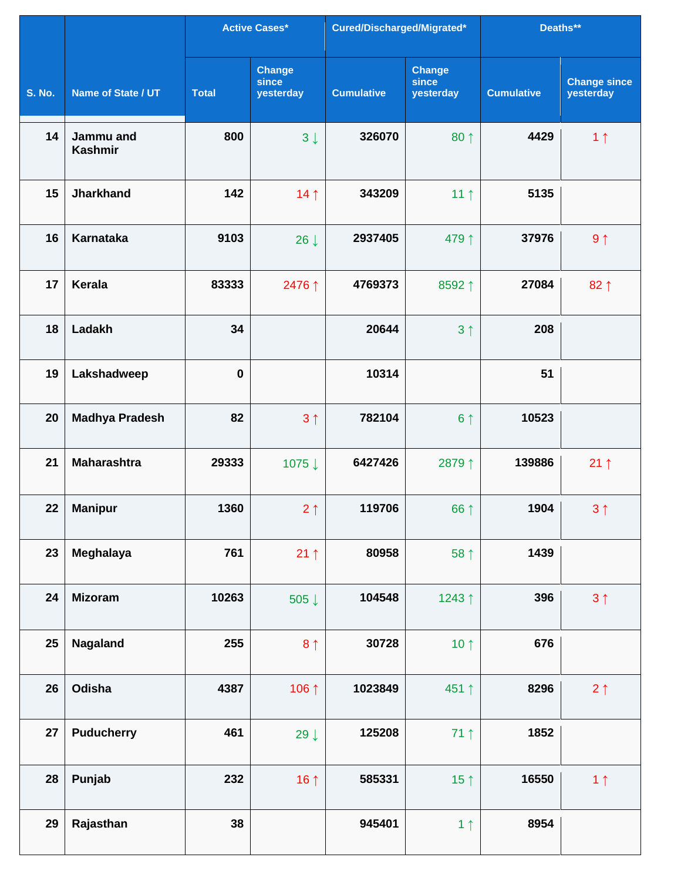| S. No. | Name of State / UT | Active Cases* | | Cured/Discharged/Migrated* | | Deaths** | |
|---|---|---|---|---|---|---|---|
| | | Total | Change since yesterday | Cumulative | Change since yesterday | Cumulative | Change since yesterday |
| 14 | Jammu and Kashmir | 800 | 3 ↓ | 326070 | 80 ↑ | 4429 | 1 ↑ |
| 15 | Jharkhand | 142 | 14 ↑ | 343209 | 11 ↑ | 5135 | |
| 16 | Karnataka | 9103 | 26 ↓ | 2937405 | 479 ↑ | 37976 | 9 ↑ |
| 17 | Kerala | 83333 | 2476 ↑ | 4769373 | 8592 ↑ | 27084 | 82 ↑ |
| 18 | Ladakh | 34 | | 20644 | 3 ↑ | 208 | |
| 19 | Lakshadweep | 0 | | 10314 | | 51 | |
| 20 | Madhya Pradesh | 82 | 3 ↑ | 782104 | 6 ↑ | 10523 | |
| 21 | Maharashtra | 29333 | 1075 ↓ | 6427426 | 2879 ↑ | 139886 | 21 ↑ |
| 22 | Manipur | 1360 | 2 ↑ | 119706 | 66 ↑ | 1904 | 3 ↑ |
| 23 | Meghalaya | 761 | 21 ↑ | 80958 | 58 ↑ | 1439 | |
| 24 | Mizoram | 10263 | 505 ↓ | 104548 | 1243 ↑ | 396 | 3 ↑ |
| 25 | Nagaland | 255 | 8 ↑ | 30728 | 10 ↑ | 676 | |
| 26 | Odisha | 4387 | 106 ↑ | 1023849 | 451 ↑ | 8296 | 2 ↑ |
| 27 | Puducherry | 461 | 29 ↓ | 125208 | 71 ↑ | 1852 | |
| 28 | Punjab | 232 | 16 ↑ | 585331 | 15 ↑ | 16550 | 1 ↑ |
| 29 | Rajasthan | 38 | | 945401 | 1 ↑ | 8954 | |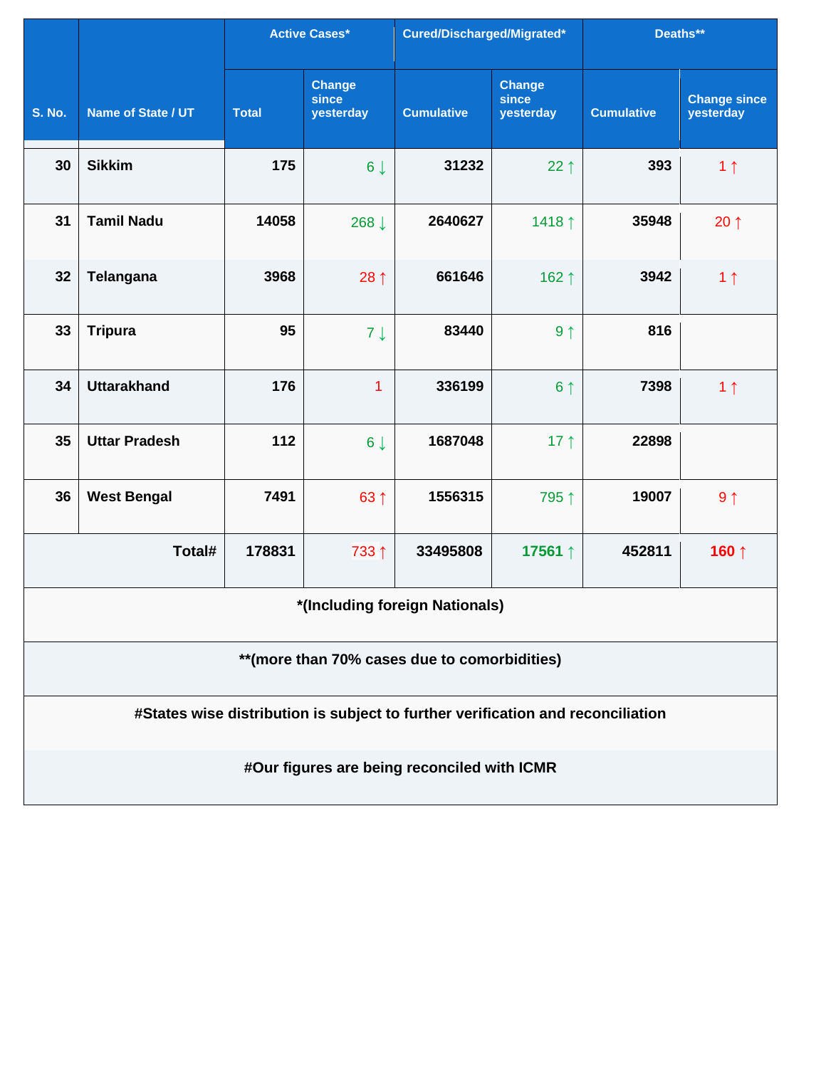| S. No. | Name of State / UT | Active Cases* | | Cured/Discharged/Migrated* | | Deaths** | |
|---|---|---|---|---|---|---|---|
| | | Total | Change since yesterday | Cumulative | Change since yesterday | Cumulative | Change since yesterday |
| 30 | Sikkim | 175 | 6 ↓ | 31232 | 22 ↑ | 393 | 1 ↑ |
| 31 | Tamil Nadu | 14058 | 268 ↓ | 2640627 | 1418 ↑ | 35948 | 20 ↑ |
| 32 | Telangana | 3968 | 28 ↑ | 661646 | 162 ↑ | 3942 | 1 ↑ |
| 33 | Tripura | 95 | 7 ↓ | 83440 | 9 ↑ | 816 | |
| 34 | Uttarakhand | 176 | 1 | 336199 | 6 ↑ | 7398 | 1 ↑ |
| 35 | Uttar Pradesh | 112 | 6 ↓ | 1687048 | 17 ↑ | 22898 | |
| 36 | West Bengal | 7491 | 63 ↑ | 1556315 | 795 ↑ | 19007 | 9 ↑ |
| | **Total#** | **178831** | 733 ↑ | **33495808** | **17561 ↑** | **452811** | **160 ↑** |

**\*(Including foreign Nationals)**

**\*\*(more than 70% cases due to comorbidities)**

**#States wise distribution is subject to further verification and reconciliation**

**#Our figures are being reconciled with ICMR**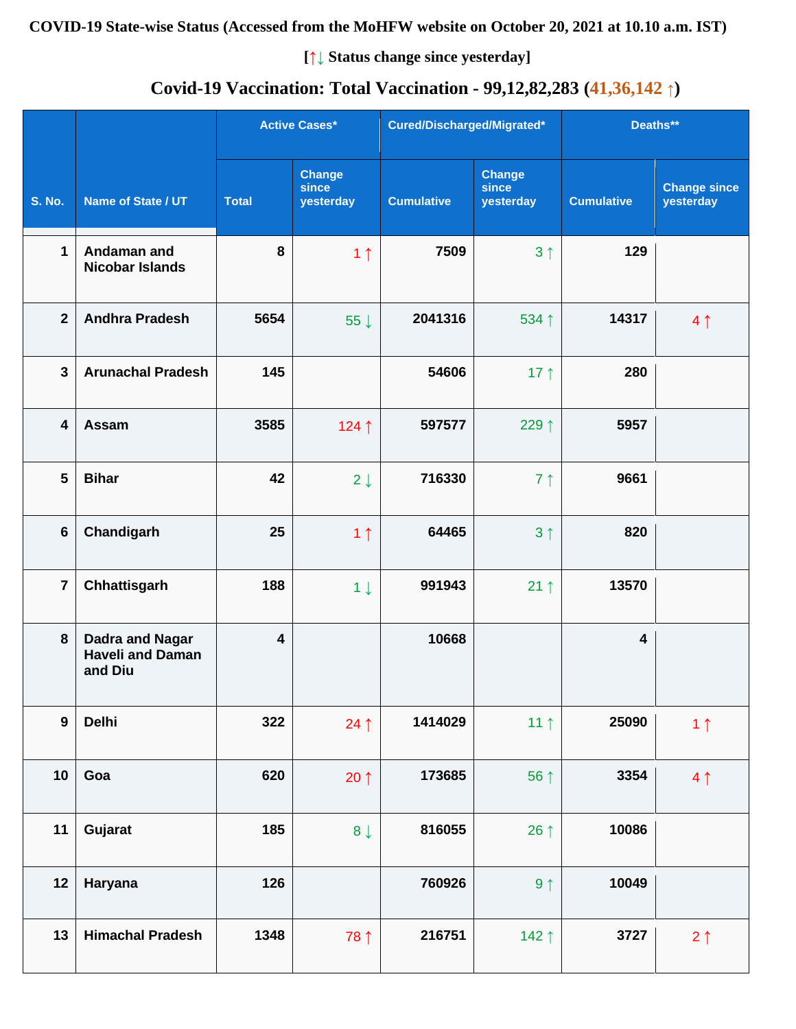**COVID-19 State-wise Status (Accessed from the MoHFW website on October 20, 2021 at 10.10 a.m. IST)**

**[↑↓ Status change since yesterday]**

## Covid-19 Vaccination: Total Vaccination - 99,12,82,283 (41,36,142 ↑)

| S. No. | Name of State / UT | Active Cases* | | Cured/Discharged/Migrated* | | Deaths** | |
|---|---|---|---|---|---|---|---|
| | | Total | Change since yesterday | Cumulative | Change since yesterday | Cumulative | Change since yesterday |
| 1 | Andaman and Nicobar Islands | 8 | 1 ↑ | 7509 | 3 ↑ | 129 | |
| 2 | Andhra Pradesh | 5654 | 55 ↓ | 2041316 | 534 ↑ | 14317 | 4 ↑ |
| 3 | Arunachal Pradesh | 145 | | 54606 | 17 ↑ | 280 | |
| 4 | Assam | 3585 | 124 ↑ | 597577 | 229 ↑ | 5957 | |
| 5 | Bihar | 42 | 2 ↓ | 716330 | 7 ↑ | 9661 | |
| 6 | Chandigarh | 25 | 1 ↑ | 64465 | 3 ↑ | 820 | |
| 7 | Chhattisgarh | 188 | 1 ↓ | 991943 | 21 ↑ | 13570 | |
| 8 | Dadra and Nagar Haveli and Daman and Diu | 4 | | 10668 | | 4 | |
| 9 | Delhi | 322 | 24 ↑ | 1414029 | 11 ↑ | 25090 | 1 ↑ |
| 10 | Goa | 620 | 20 ↑ | 173685 | 56 ↑ | 3354 | 4 ↑ |
| 11 | Gujarat | 185 | 8 ↓ | 816055 | 26 ↑ | 10086 | |
| 12 | Haryana | 126 | | 760926 | 9 ↑ | 10049 | |
| 13 | Himachal Pradesh | 1348 | 78 ↑ | 216751 | 142 ↑ | 3727 | 2 ↑ |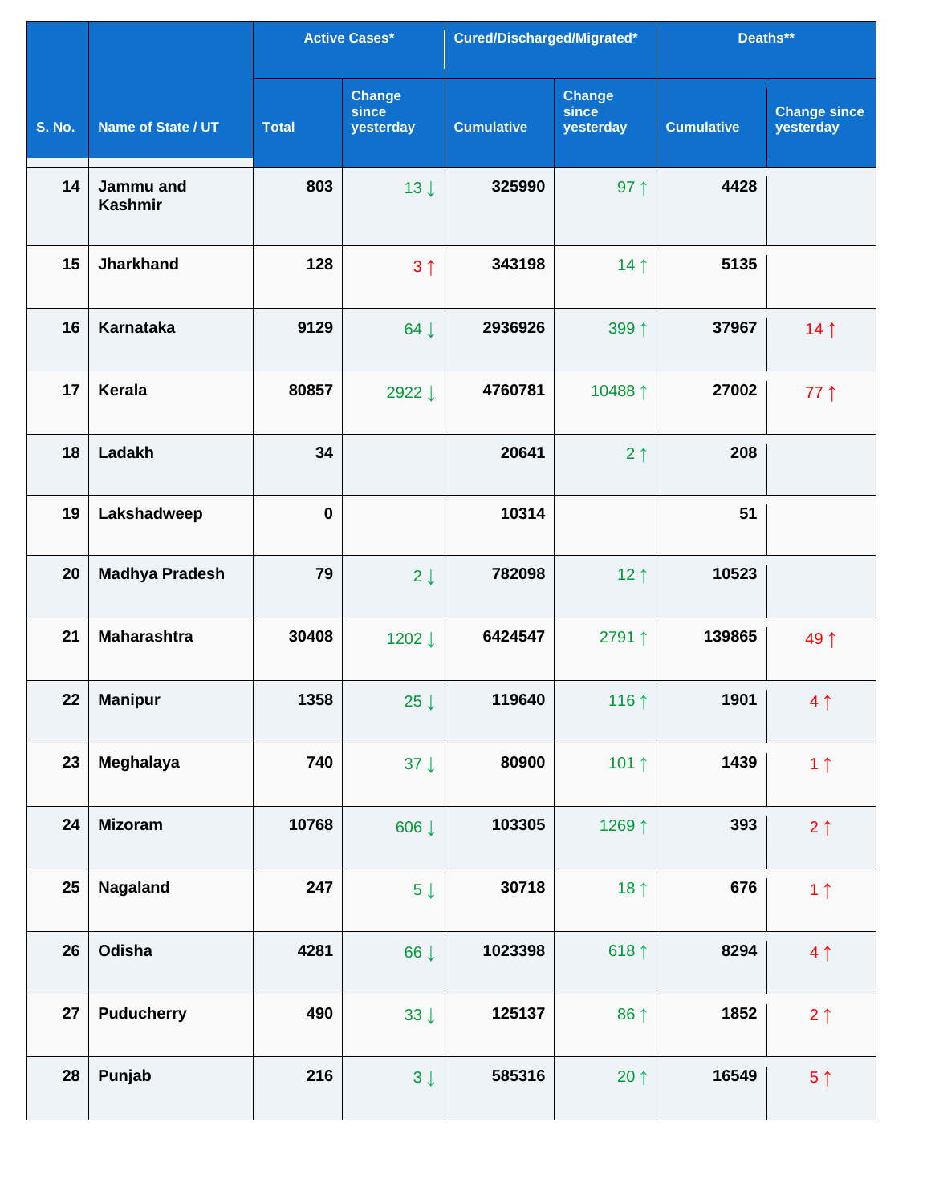| S. No. | Name of State / UT | Active Cases* | | Cured/Discharged/Migrated* | | Deaths** | |
|---|---|---|---|---|---|---|---|
| | | Total | Change since yesterday | Cumulative | Change since yesterday | Cumulative | Change since yesterday |
| 14 | Jammu and Kashmir | 803 | 13 ↓ | 325990 | 97 ↑ | 4428 | |
| 15 | Jharkhand | 128 | 3 ↑ | 343198 | 14 ↑ | 5135 | |
| 16 | Karnataka | 9129 | 64 ↓ | 2936926 | 399 ↑ | 37967 | 14 ↑ |
| 17 | Kerala | 80857 | 2922 ↓ | 4760781 | 10488 ↑ | 27002 | 77 ↑ |
| 18 | Ladakh | 34 | | 20641 | 2 ↑ | 208 | |
| 19 | Lakshadweep | 0 | | 10314 | | 51 | |
| 20 | Madhya Pradesh | 79 | 2 ↓ | 782098 | 12 ↑ | 10523 | |
| 21 | Maharashtra | 30408 | 1202 ↓ | 6424547 | 2791 ↑ | 139865 | 49 ↑ |
| 22 | Manipur | 1358 | 25 ↓ | 119640 | 116 ↑ | 1901 | 4 ↑ |
| 23 | Meghalaya | 740 | 37 ↓ | 80900 | 101 ↑ | 1439 | 1 ↑ |
| 24 | Mizoram | 10768 | 606 ↓ | 103305 | 1269 ↑ | 393 | 2 ↑ |
| 25 | Nagaland | 247 | 5 ↓ | 30718 | 18 ↑ | 676 | 1 ↑ |
| 26 | Odisha | 4281 | 66 ↓ | 1023398 | 618 ↑ | 8294 | 4 ↑ |
| 27 | Puducherry | 490 | 33 ↓ | 125137 | 86 ↑ | 1852 | 2 ↑ |
| 28 | Punjab | 216 | 3 ↓ | 585316 | 20 ↑ | 16549 | 5 ↑ |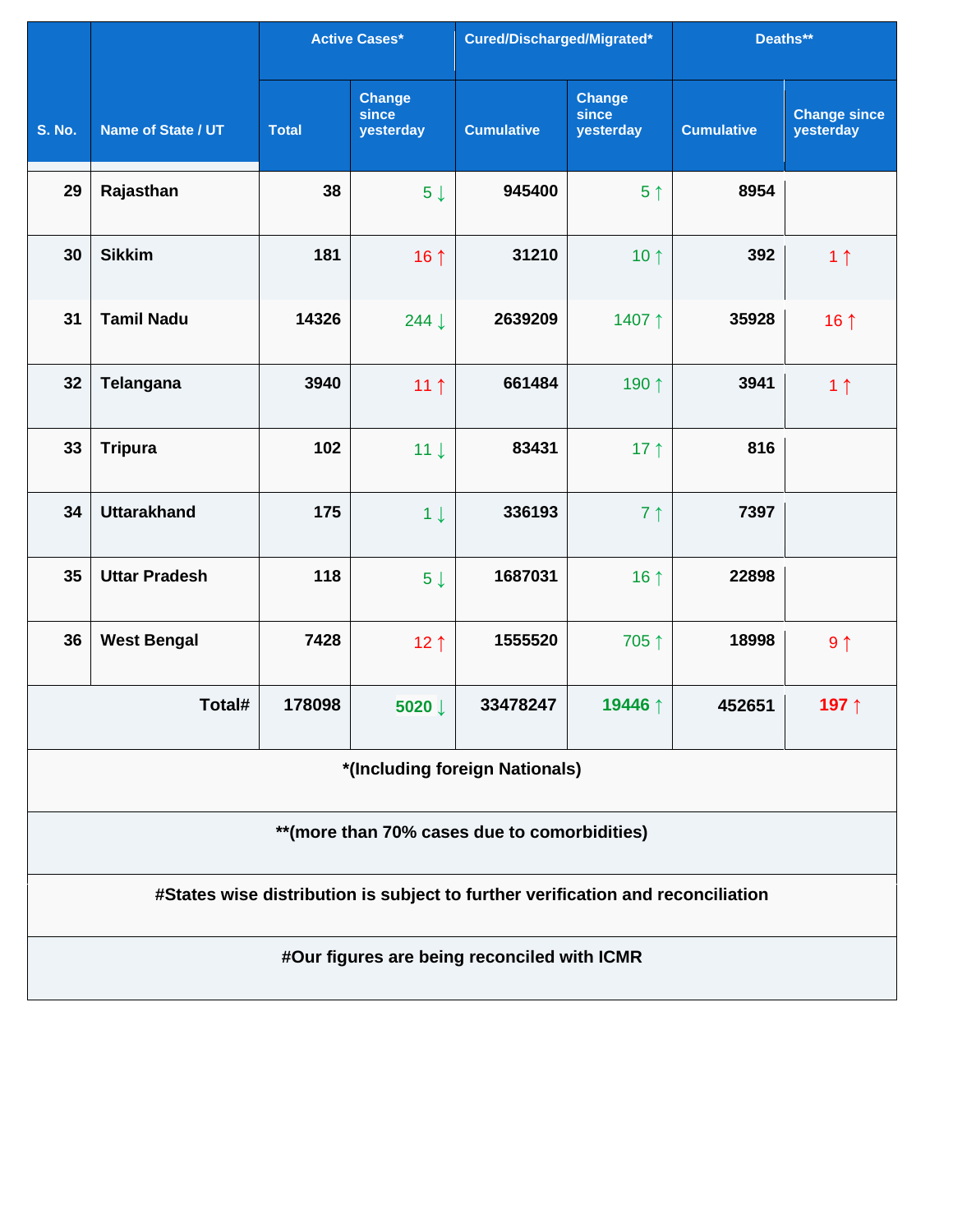| S. No. | Name of State / UT | Active Cases* | | Cured/Discharged/Migrated* | | Deaths** | |
|---|---|---|---|---|---|---|---|
| | | Total | Change since yesterday | Cumulative | Change since yesterday | Cumulative | Change since yesterday |
| 29 | Rajasthan | 38 | 5 ↓ | 945400 | 5 ↑ | 8954 | |
| 30 | Sikkim | 181 | 16 ↑ | 31210 | 10 ↑ | 392 | 1 ↑ |
| 31 | Tamil Nadu | 14326 | 244 ↓ | 2639209 | 1407 ↑ | 35928 | 16 ↑ |
| 32 | Telangana | 3940 | 11 ↑ | 661484 | 190 ↑ | 3941 | 1 ↑ |
| 33 | Tripura | 102 | 11 ↓ | 83431 | 17 ↑ | 816 | |
| 34 | Uttarakhand | 175 | 1 ↓ | 336193 | 7 ↑ | 7397 | |
| 35 | Uttar Pradesh | 118 | 5 ↓ | 1687031 | 16 ↑ | 22898 | |
| 36 | West Bengal | 7428 | 12 ↑ | 1555520 | 705 ↑ | 18998 | 9 ↑ |
| | Total# | 178098 | 5020 ↓ | 33478247 | 19446 ↑ | 452651 | 197 ↑ |

*(Including foreign Nationals)

**(more than 70% cases due to comorbidities)

#States wise distribution is subject to further verification and reconciliation

#Our figures are being reconciled with ICMR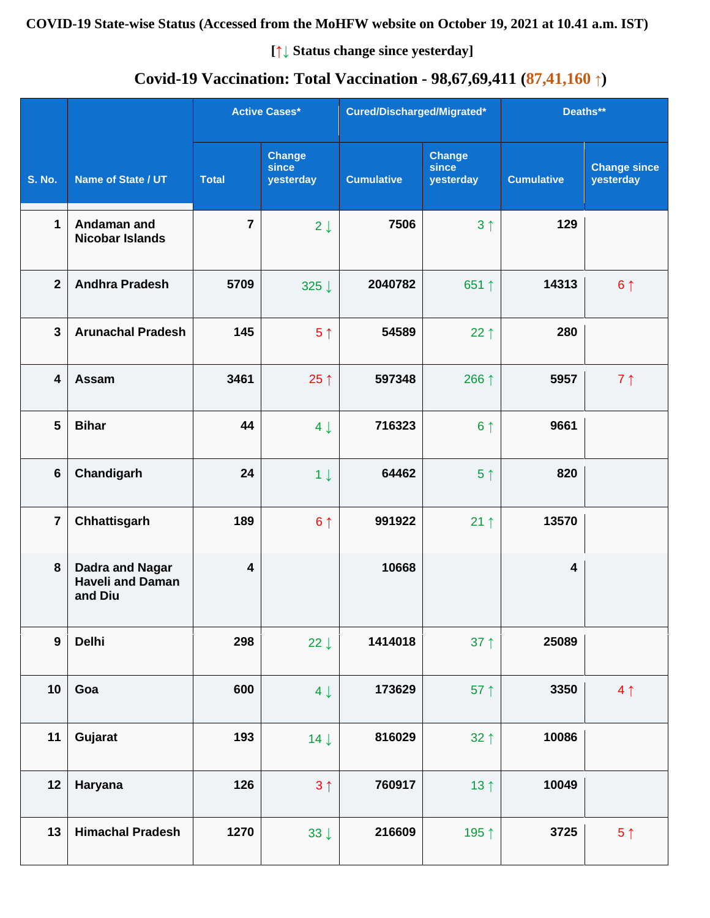**COVID-19 State-wise Status (Accessed from the MoHFW website on October 19, 2021 at 10.41 a.m. IST)**

**[↑↓ Status change since yesterday]**

**Covid-19 Vaccination: Total Vaccination - 98,67,69,411 (87,41,160 ↑)**

| S. No. | Name of State / UT | Active Cases* | | Cured/Discharged/Migrated* | | Deaths** | |
|---|---|---|---|---|---|---|---|
| | | Total | Change since yesterday | Cumulative | Change since yesterday | Cumulative | Change since yesterday |
| 1 | Andaman and Nicobar Islands | 7 | 2 ↓ | 7506 | 3 ↑ | 129 | |
| 2 | Andhra Pradesh | 5709 | 325 ↓ | 2040782 | 651 ↑ | 14313 | 6 ↑ |
| 3 | Arunachal Pradesh | 145 | 5 ↑ | 54589 | 22 ↑ | 280 | |
| 4 | Assam | 3461 | 25 ↑ | 597348 | 266 ↑ | 5957 | 7 ↑ |
| 5 | Bihar | 44 | 4 ↓ | 716323 | 6 ↑ | 9661 | |
| 6 | Chandigarh | 24 | 1 ↓ | 64462 | 5 ↑ | 820 | |
| 7 | Chhattisgarh | 189 | 6 ↑ | 991922 | 21 ↑ | 13570 | |
| 8 | Dadra and Nagar Haveli and Daman and Diu | 4 | | 10668 | | 4 | |
| 9 | Delhi | 298 | 22 ↓ | 1414018 | 37 ↑ | 25089 | |
| 10 | Goa | 600 | 4 ↓ | 173629 | 57 ↑ | 3350 | 4 ↑ |
| 11 | Gujarat | 193 | 14 ↓ | 816029 | 32 ↑ | 10086 | |
| 12 | Haryana | 126 | 3 ↑ | 760917 | 13 ↑ | 10049 | |
| 13 | Himachal Pradesh | 1270 | 33 ↓ | 216609 | 195 ↑ | 3725 | 5 ↑ |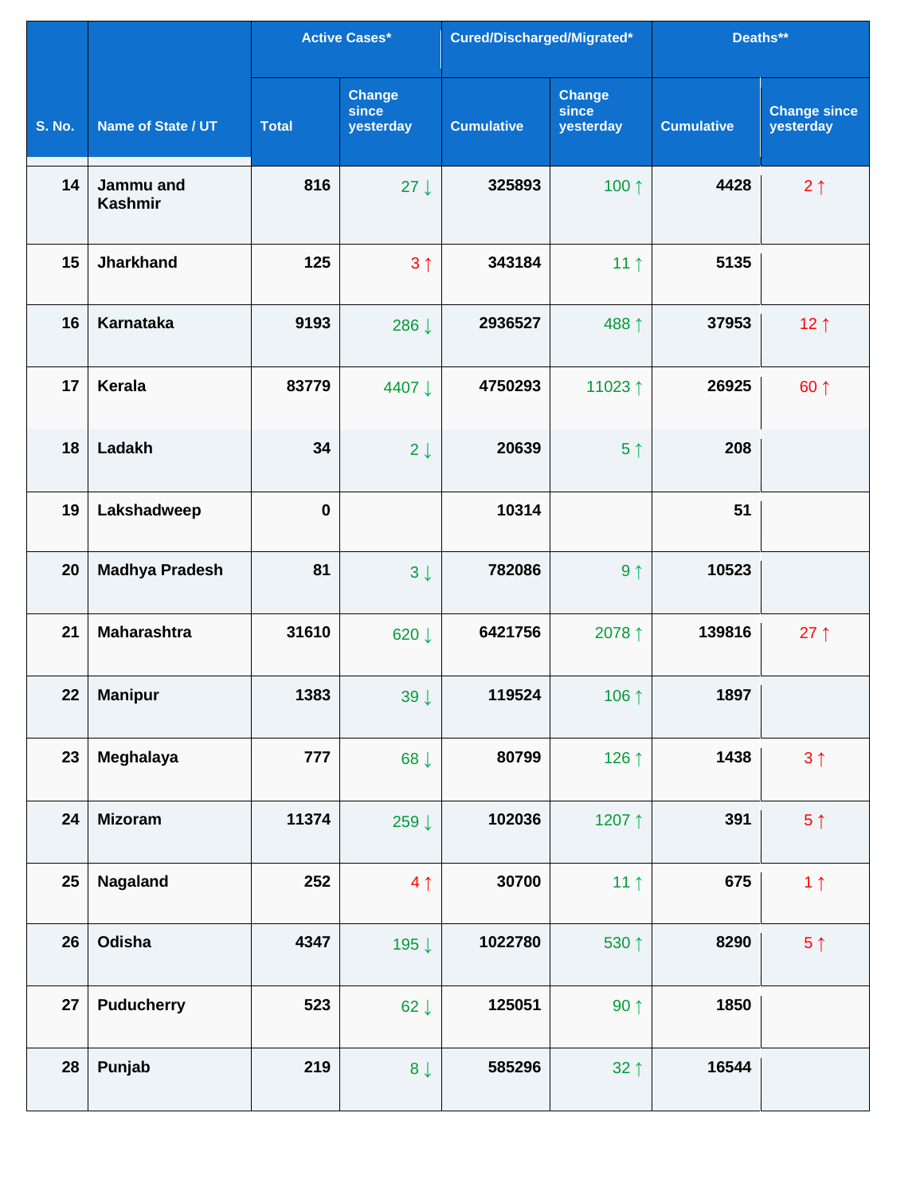| S. No. | Name of State / UT | Active Cases* | | Cured/Discharged/Migrated* | | Deaths** | |
|---|---|---|---|---|---|---|---|
| | | Total | Change since yesterday | Cumulative | Change since yesterday | Cumulative | Change since yesterday |
| 14 | Jammu and Kashmir | 816 | 27 ↓ | 325893 | 100 ↑ | 4428 | 2 ↑ |
| 15 | Jharkhand | 125 | 3 ↑ | 343184 | 11 ↑ | 5135 | |
| 16 | Karnataka | 9193 | 286 ↓ | 2936527 | 488 ↑ | 37953 | 12 ↑ |
| 17 | Kerala | 83779 | 4407 ↓ | 4750293 | 11023 ↑ | 26925 | 60 ↑ |
| 18 | Ladakh | 34 | 2 ↓ | 20639 | 5 ↑ | 208 | |
| 19 | Lakshadweep | 0 | | 10314 | | 51 | |
| 20 | Madhya Pradesh | 81 | 3 ↓ | 782086 | 9 ↑ | 10523 | |
| 21 | Maharashtra | 31610 | 620 ↓ | 6421756 | 2078 ↑ | 139816 | 27 ↑ |
| 22 | Manipur | 1383 | 39 ↓ | 119524 | 106 ↑ | 1897 | |
| 23 | Meghalaya | 777 | 68 ↓ | 80799 | 126 ↑ | 1438 | 3 ↑ |
| 24 | Mizoram | 11374 | 259 ↓ | 102036 | 1207 ↑ | 391 | 5 ↑ |
| 25 | Nagaland | 252 | 4 ↑ | 30700 | 11 ↑ | 675 | 1 ↑ |
| 26 | Odisha | 4347 | 195 ↓ | 1022780 | 530 ↑ | 8290 | 5 ↑ |
| 27 | Puducherry | 523 | 62 ↓ | 125051 | 90 ↑ | 1850 | |
| 28 | Punjab | 219 | 8 ↓ | 585296 | 32 ↑ | 16544 | |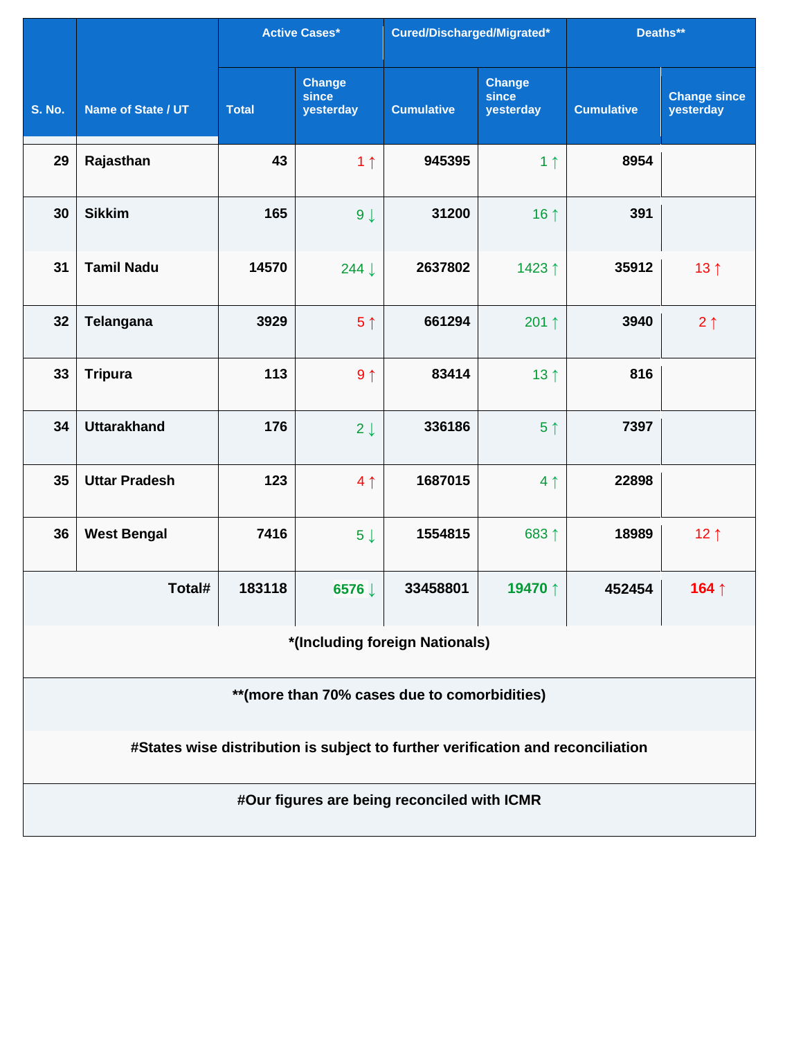| S. No. | Name of State / UT | Active Cases* | | Cured/Discharged/Migrated* | | Deaths** | |
|---|---|---|---|---|---|---|---|
| | | Total | Change since yesterday | Cumulative | Change since yesterday | Cumulative | Change since yesterday |
| 29 | Rajasthan | 43 | 1 ↑ | 945395 | 1 ↑ | 8954 | |
| 30 | Sikkim | 165 | 9 ↓ | 31200 | 16 ↑ | 391 | |
| 31 | Tamil Nadu | 14570 | 244 ↓ | 2637802 | 1423 ↑ | 35912 | 13 ↑ |
| 32 | Telangana | 3929 | 5 ↑ | 661294 | 201 ↑ | 3940 | 2 ↑ |
| 33 | Tripura | 113 | 9 ↑ | 83414 | 13 ↑ | 816 | |
| 34 | Uttarakhand | 176 | 2 ↓ | 336186 | 5 ↑ | 7397 | |
| 35 | Uttar Pradesh | 123 | 4 ↑ | 1687015 | 4 ↑ | 22898 | |
| 36 | West Bengal | 7416 | 5 ↓ | 1554815 | 683 ↑ | 18989 | 12 ↑ |
| | **Total#** | **183118** | **6576 ↓** | **33458801** | **19470 ↑** | **452454** | **164 ↑** |

**\*(Including foreign Nationals)**

**\*\*(more than 70% cases due to comorbidities)**

**#States wise distribution is subject to further verification and reconciliation**

**#Our figures are being reconciled with ICMR**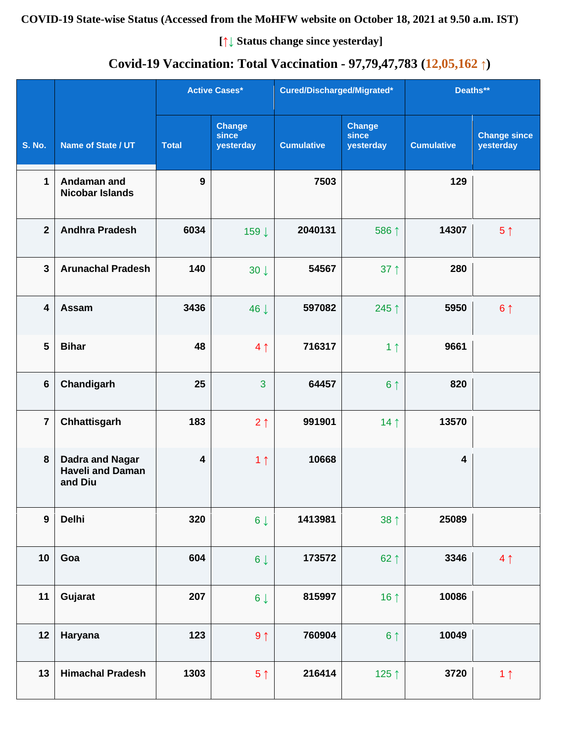**COVID-19 State-wise Status (Accessed from the MoHFW website on October 18, 2021 at 9.50 a.m. IST)**

**[↑↓ Status change since yesterday]**

**Covid-19 Vaccination: Total Vaccination - 97,79,47,783 (12,05,162 ↑)**

| S. No. | Name of State / UT | Active Cases* | | Cured/Discharged/Migrated* | | Deaths** | |
|---|---|---|---|---|---|---|---|
| | | Total | Change since yesterday | Cumulative | Change since yesterday | Cumulative | Change since yesterday |
| 1 | Andaman and Nicobar Islands | 9 | | 7503 | | 129 | |
| 2 | Andhra Pradesh | 6034 | 159 ↓ | 2040131 | 586 ↑ | 14307 | 5 ↑ |
| 3 | Arunachal Pradesh | 140 | 30 ↓ | 54567 | 37 ↑ | 280 | |
| 4 | Assam | 3436 | 46 ↓ | 597082 | 245 ↑ | 5950 | 6 ↑ |
| 5 | Bihar | 48 | 4 ↑ | 716317 | 1 ↑ | 9661 | |
| 6 | Chandigarh | 25 | 3 | 64457 | 6 ↑ | 820 | |
| 7 | Chhattisgarh | 183 | 2 ↑ | 991901 | 14 ↑ | 13570 | |
| 8 | Dadra and Nagar Haveli and Daman and Diu | 4 | 1 ↑ | 10668 | | 4 | |
| 9 | Delhi | 320 | 6 ↓ | 1413981 | 38 ↑ | 25089 | |
| 10 | Goa | 604 | 6 ↓ | 173572 | 62 ↑ | 3346 | 4 ↑ |
| 11 | Gujarat | 207 | 6 ↓ | 815997 | 16 ↑ | 10086 | |
| 12 | Haryana | 123 | 9 ↑ | 760904 | 6 ↑ | 10049 | |
| 13 | Himachal Pradesh | 1303 | 5 ↑ | 216414 | 125 ↑ | 3720 | 1 ↑ |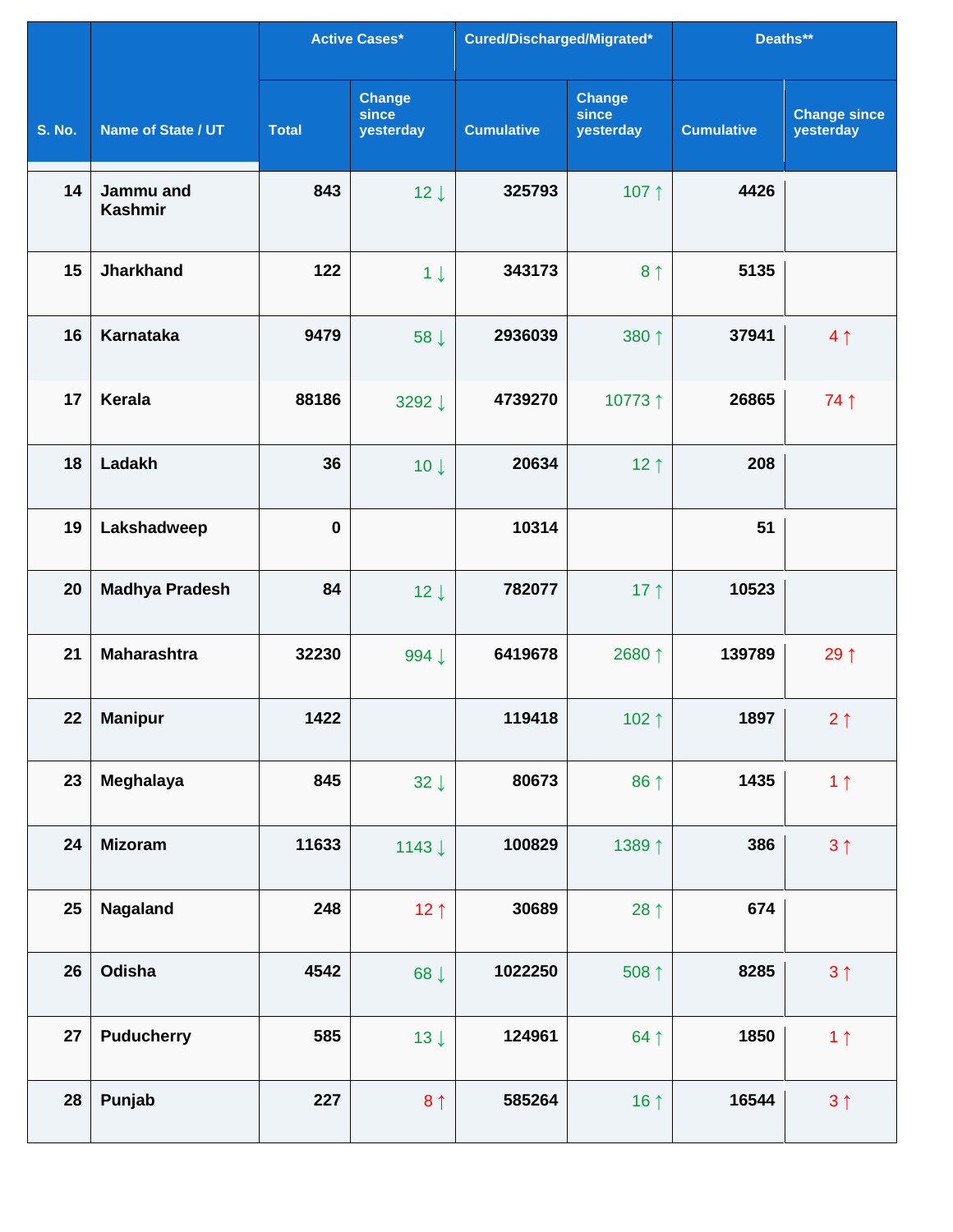| S. No. | Name of State / UT | Active Cases* | | Cured/Discharged/Migrated* | | Deaths** | |
|---|---|---|---|---|---|---|---|
| | | Total | Change since yesterday | Cumulative | Change since yesterday | Cumulative | Change since yesterday |
| 14 | Jammu and Kashmir | 843 | 12 ↓ | 325793 | 107 ↑ | 4426 | |
| 15 | Jharkhand | 122 | 1 ↓ | 343173 | 8 ↑ | 5135 | |
| 16 | Karnataka | 9479 | 58 ↓ | 2936039 | 380 ↑ | 37941 | 4 ↑ |
| 17 | Kerala | 88186 | 3292 ↓ | 4739270 | 10773 ↑ | 26865 | 74 ↑ |
| 18 | Ladakh | 36 | 10 ↓ | 20634 | 12 ↑ | 208 | |
| 19 | Lakshadweep | 0 | | 10314 | | 51 | |
| 20 | Madhya Pradesh | 84 | 12 ↓ | 782077 | 17 ↑ | 10523 | |
| 21 | Maharashtra | 32230 | 994 ↓ | 6419678 | 2680 ↑ | 139789 | 29 ↑ |
| 22 | Manipur | 1422 | | 119418 | 102 ↑ | 1897 | 2 ↑ |
| 23 | Meghalaya | 845 | 32 ↓ | 80673 | 86 ↑ | 1435 | 1 ↑ |
| 24 | Mizoram | 11633 | 1143 ↓ | 100829 | 1389 ↑ | 386 | 3 ↑ |
| 25 | Nagaland | 248 | 12 ↑ | 30689 | 28 ↑ | 674 | |
| 26 | Odisha | 4542 | 68 ↓ | 1022250 | 508 ↑ | 8285 | 3 ↑ |
| 27 | Puducherry | 585 | 13 ↓ | 124961 | 64 ↑ | 1850 | 1 ↑ |
| 28 | Punjab | 227 | 8 ↑ | 585264 | 16 ↑ | 16544 | 3 ↑ |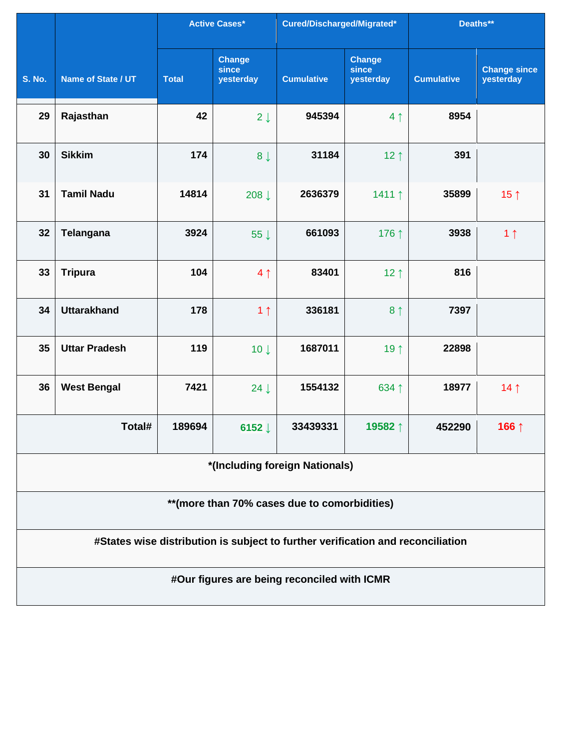| S. No. | Name of State / UT | Active Cases* | | Cured/Discharged/Migrated* | | Deaths** | |
|---|---|---|---|---|---|---|---|
| | | Total | Change since yesterday | Cumulative | Change since yesterday | Cumulative | Change since yesterday |
| 29 | Rajasthan | 42 | 2 ↓ | 945394 | 4 ↑ | 8954 | |
| 30 | Sikkim | 174 | 8 ↓ | 31184 | 12 ↑ | 391 | |
| 31 | Tamil Nadu | 14814 | 208 ↓ | 2636379 | 1411 ↑ | 35899 | 15 ↑ |
| 32 | Telangana | 3924 | 55 ↓ | 661093 | 176 ↑ | 3938 | 1 ↑ |
| 33 | Tripura | 104 | 4 ↑ | 83401 | 12 ↑ | 816 | |
| 34 | Uttarakhand | 178 | 1 ↑ | 336181 | 8 ↑ | 7397 | |
| 35 | Uttar Pradesh | 119 | 10 ↓ | 1687011 | 19 ↑ | 22898 | |
| 36 | West Bengal | 7421 | 24 ↓ | 1554132 | 634 ↑ | 18977 | 14 ↑ |
| | Total# | 189694 | 6152 ↓ | 33439331 | 19582 ↑ | 452290 | 166 ↑ |

*(Including foreign Nationals)

**(more than 70% cases due to comorbidities)

#States wise distribution is subject to further verification and reconciliation

#Our figures are being reconciled with ICMR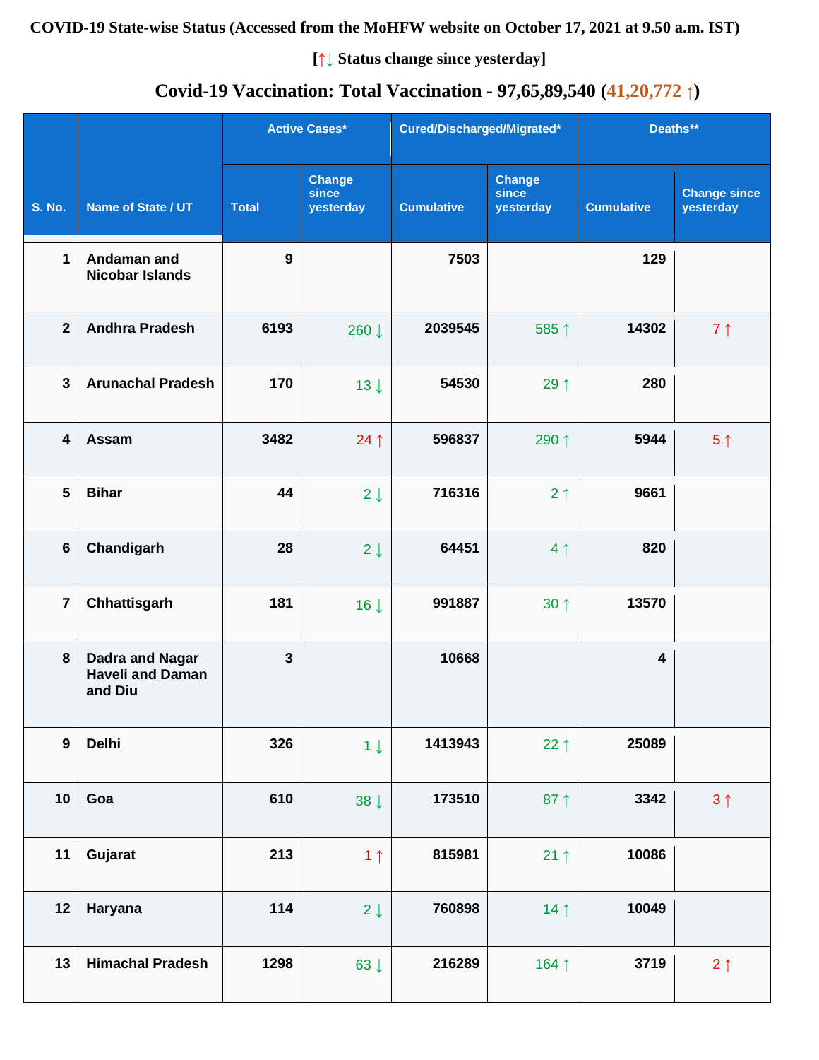**COVID-19 State-wise Status (Accessed from the MoHFW website on October 17, 2021 at 9.50 a.m. IST)**

**[↑↓ Status change since yesterday]**

## Covid-19 Vaccination: Total Vaccination - 97,65,89,540 (41,20,772 ↑)

| S. No. | Name of State / UT | Active Cases* | | Cured/Discharged/Migrated* | | Deaths** | |
|---|---|---|---|---|---|---|---|
| | | Total | Change since yesterday | Cumulative | Change since yesterday | Cumulative | Change since yesterday |
| 1 | Andaman and Nicobar Islands | 9 | | 7503 | | 129 | |
| 2 | Andhra Pradesh | 6193 | 260 ↓ | 2039545 | 585 ↑ | 14302 | 7 ↑ |
| 3 | Arunachal Pradesh | 170 | 13 ↓ | 54530 | 29 ↑ | 280 | |
| 4 | Assam | 3482 | 24 ↑ | 596837 | 290 ↑ | 5944 | 5 ↑ |
| 5 | Bihar | 44 | 2 ↓ | 716316 | 2 ↑ | 9661 | |
| 6 | Chandigarh | 28 | 2 ↓ | 64451 | 4 ↑ | 820 | |
| 7 | Chhattisgarh | 181 | 16 ↓ | 991887 | 30 ↑ | 13570 | |
| 8 | Dadra and Nagar Haveli and Daman and Diu | 3 | | 10668 | | 4 | |
| 9 | Delhi | 326 | 1 ↓ | 1413943 | 22 ↑ | 25089 | |
| 10 | Goa | 610 | 38 ↓ | 173510 | 87 ↑ | 3342 | 3 ↑ |
| 11 | Gujarat | 213 | 1 ↑ | 815981 | 21 ↑ | 10086 | |
| 12 | Haryana | 114 | 2 ↓ | 760898 | 14 ↑ | 10049 | |
| 13 | Himachal Pradesh | 1298 | 63 ↓ | 216289 | 164 ↑ | 3719 | 2 ↑ |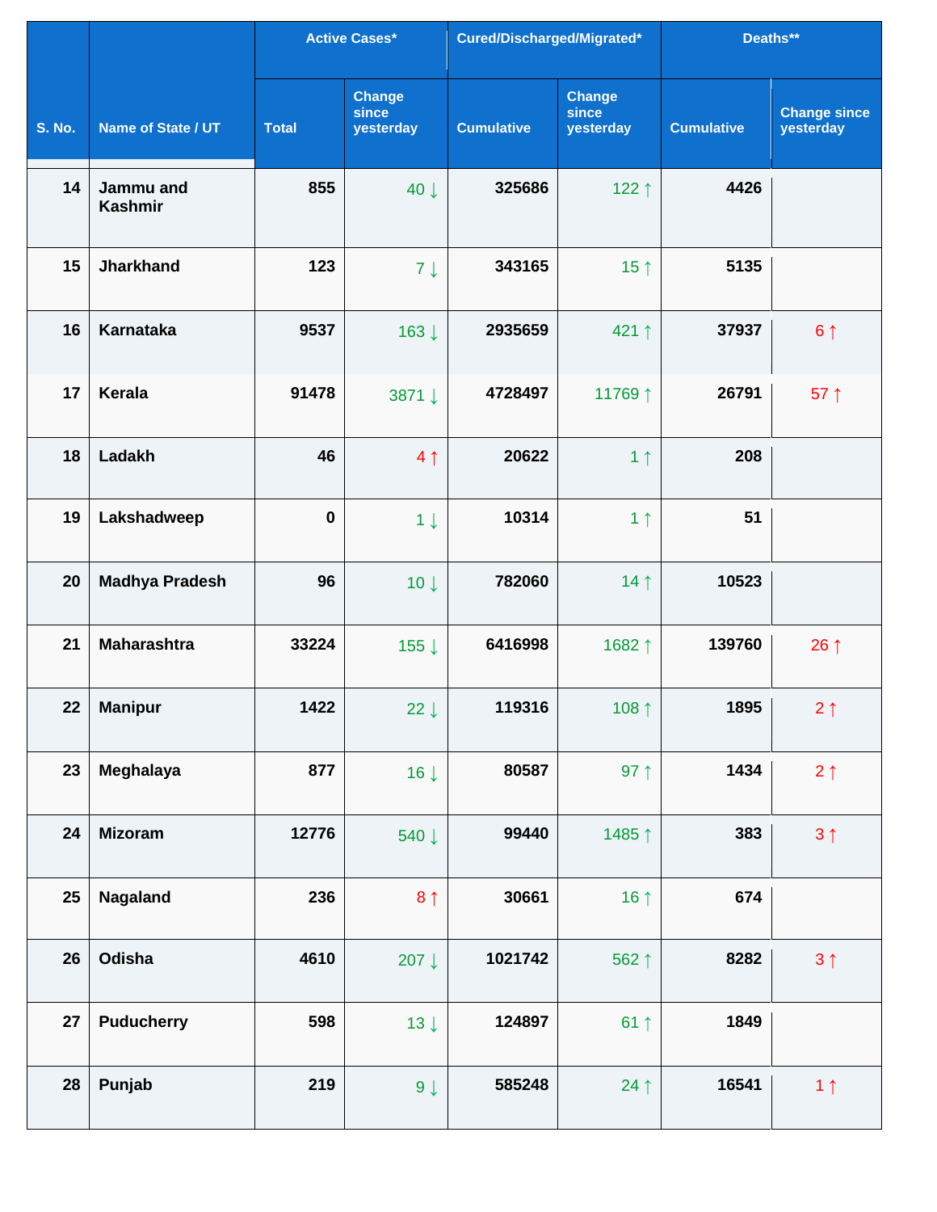| S. No. | Name of State / UT | Active Cases* | | Cured/Discharged/Migrated* | | Deaths** | |
|---|---|---|---|---|---|---|---|
| | | Total | Change since yesterday | Cumulative | Change since yesterday | Cumulative | Change since yesterday |
| 14 | Jammu and Kashmir | 855 | 40 ↓ | 325686 | 122 ↑ | 4426 | |
| 15 | Jharkhand | 123 | 7 ↓ | 343165 | 15 ↑ | 5135 | |
| 16 | Karnataka | 9537 | 163 ↓ | 2935659 | 421 ↑ | 37937 | 6 ↑ |
| 17 | Kerala | 91478 | 3871 ↓ | 4728497 | 11769 ↑ | 26791 | 57 ↑ |
| 18 | Ladakh | 46 | 4 ↑ | 20622 | 1 ↑ | 208 | |
| 19 | Lakshadweep | 0 | 1 ↓ | 10314 | 1 ↑ | 51 | |
| 20 | Madhya Pradesh | 96 | 10 ↓ | 782060 | 14 ↑ | 10523 | |
| 21 | Maharashtra | 33224 | 155 ↓ | 6416998 | 1682 ↑ | 139760 | 26 ↑ |
| 22 | Manipur | 1422 | 22 ↓ | 119316 | 108 ↑ | 1895 | 2 ↑ |
| 23 | Meghalaya | 877 | 16 ↓ | 80587 | 97 ↑ | 1434 | 2 ↑ |
| 24 | Mizoram | 12776 | 540 ↓ | 99440 | 1485 ↑ | 383 | 3 ↑ |
| 25 | Nagaland | 236 | 8 ↑ | 30661 | 16 ↑ | 674 | |
| 26 | Odisha | 4610 | 207 ↓ | 1021742 | 562 ↑ | 8282 | 3 ↑ |
| 27 | Puducherry | 598 | 13 ↓ | 124897 | 61 ↑ | 1849 | |
| 28 | Punjab | 219 | 9 ↓ | 585248 | 24 ↑ | 16541 | 1 ↑ |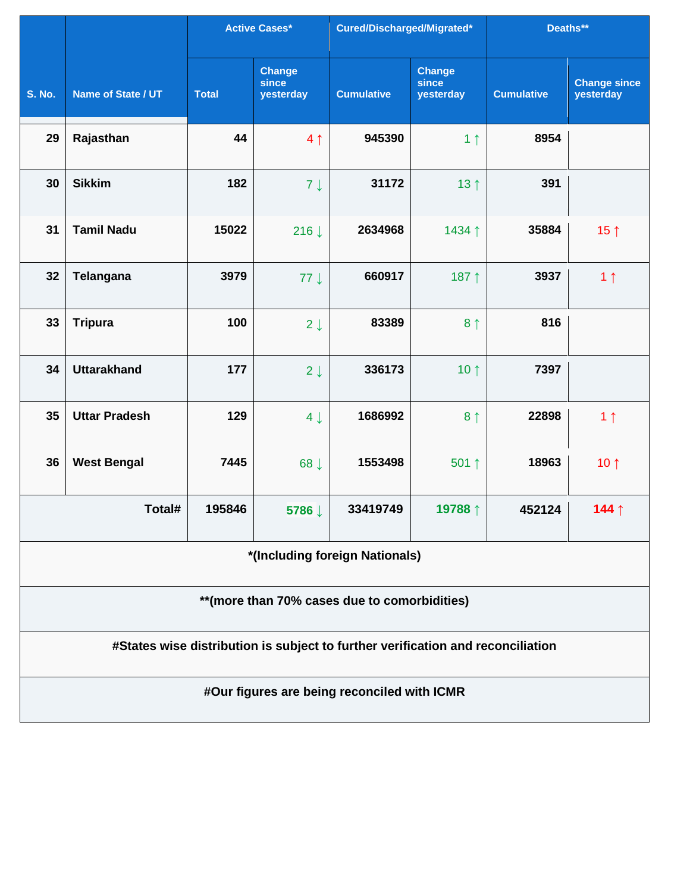| S. No. | Name of State / UT | Active Cases* | | Cured/Discharged/Migrated* | | Deaths** | |
|---|---|---|---|---|---|---|---|
| | | Total | Change since yesterday | Cumulative | Change since yesterday | Cumulative | Change since yesterday |
| 29 | Rajasthan | 44 | 4 ↑ | 945390 | 1 ↑ | 8954 | |
| 30 | Sikkim | 182 | 7 ↓ | 31172 | 13 ↑ | 391 | |
| 31 | Tamil Nadu | 15022 | 216 ↓ | 2634968 | 1434 ↑ | 35884 | 15 ↑ |
| 32 | Telangana | 3979 | 77 ↓ | 660917 | 187 ↑ | 3937 | 1 ↑ |
| 33 | Tripura | 100 | 2 ↓ | 83389 | 8 ↑ | 816 | |
| 34 | Uttarakhand | 177 | 2 ↓ | 336173 | 10 ↑ | 7397 | |
| 35 | Uttar Pradesh | 129 | 4 ↓ | 1686992 | 8 ↑ | 22898 | 1 ↑ |
| 36 | West Bengal | 7445 | 68 ↓ | 1553498 | 501 ↑ | 18963 | 10 ↑ |
| | **Total#** | **195846** | **5786 ↓** | **33419749** | **19788 ↑** | **452124** | **144 ↑** |

**\*(Including foreign Nationals)**

**\*\*(more than 70% cases due to comorbidities)**

**#States wise distribution is subject to further verification and reconciliation**

**#Our figures are being reconciled with ICMR**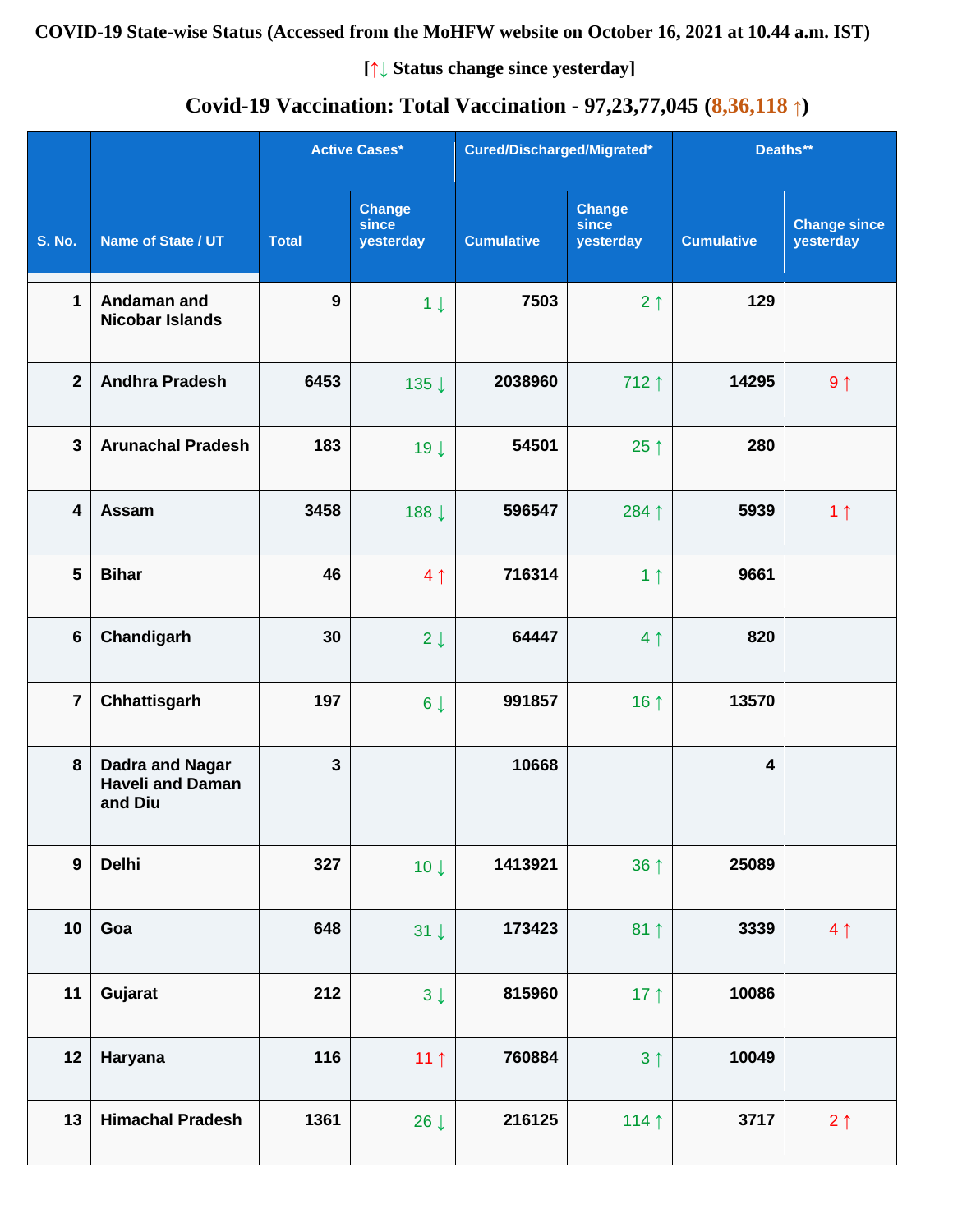**COVID-19 State-wise Status (Accessed from the MoHFW website on October 16, 2021 at 10.44 a.m. IST)**

**[↑↓ Status change since yesterday]**

## Covid-19 Vaccination: Total Vaccination - 97,23,77,045 (8,36,118 ↑)

| S. No. | Name of State / UT | Active Cases* | | Cured/Discharged/Migrated* | | Deaths** | |
|---|---|---|---|---|---|---|---|
| | | Total | Change since yesterday | Cumulative | Change since yesterday | Cumulative | Change since yesterday |
| 1 | Andaman and Nicobar Islands | 9 | 1 ↓ | 7503 | 2 ↑ | 129 | |
| 2 | Andhra Pradesh | 6453 | 135 ↓ | 2038960 | 712 ↑ | 14295 | 9 ↑ |
| 3 | Arunachal Pradesh | 183 | 19 ↓ | 54501 | 25 ↑ | 280 | |
| 4 | Assam | 3458 | 188 ↓ | 596547 | 284 ↑ | 5939 | 1 ↑ |
| 5 | Bihar | 46 | 4 ↑ | 716314 | 1 ↑ | 9661 | |
| 6 | Chandigarh | 30 | 2 ↓ | 64447 | 4 ↑ | 820 | |
| 7 | Chhattisgarh | 197 | 6 ↓ | 991857 | 16 ↑ | 13570 | |
| 8 | Dadra and Nagar Haveli and Daman and Diu | 3 | | 10668 | | 4 | |
| 9 | Delhi | 327 | 10 ↓ | 1413921 | 36 ↑ | 25089 | |
| 10 | Goa | 648 | 31 ↓ | 173423 | 81 ↑ | 3339 | 4 ↑ |
| 11 | Gujarat | 212 | 3 ↓ | 815960 | 17 ↑ | 10086 | |
| 12 | Haryana | 116 | 11 ↑ | 760884 | 3 ↑ | 10049 | |
| 13 | Himachal Pradesh | 1361 | 26 ↓ | 216125 | 114 ↑ | 3717 | 2 ↑ |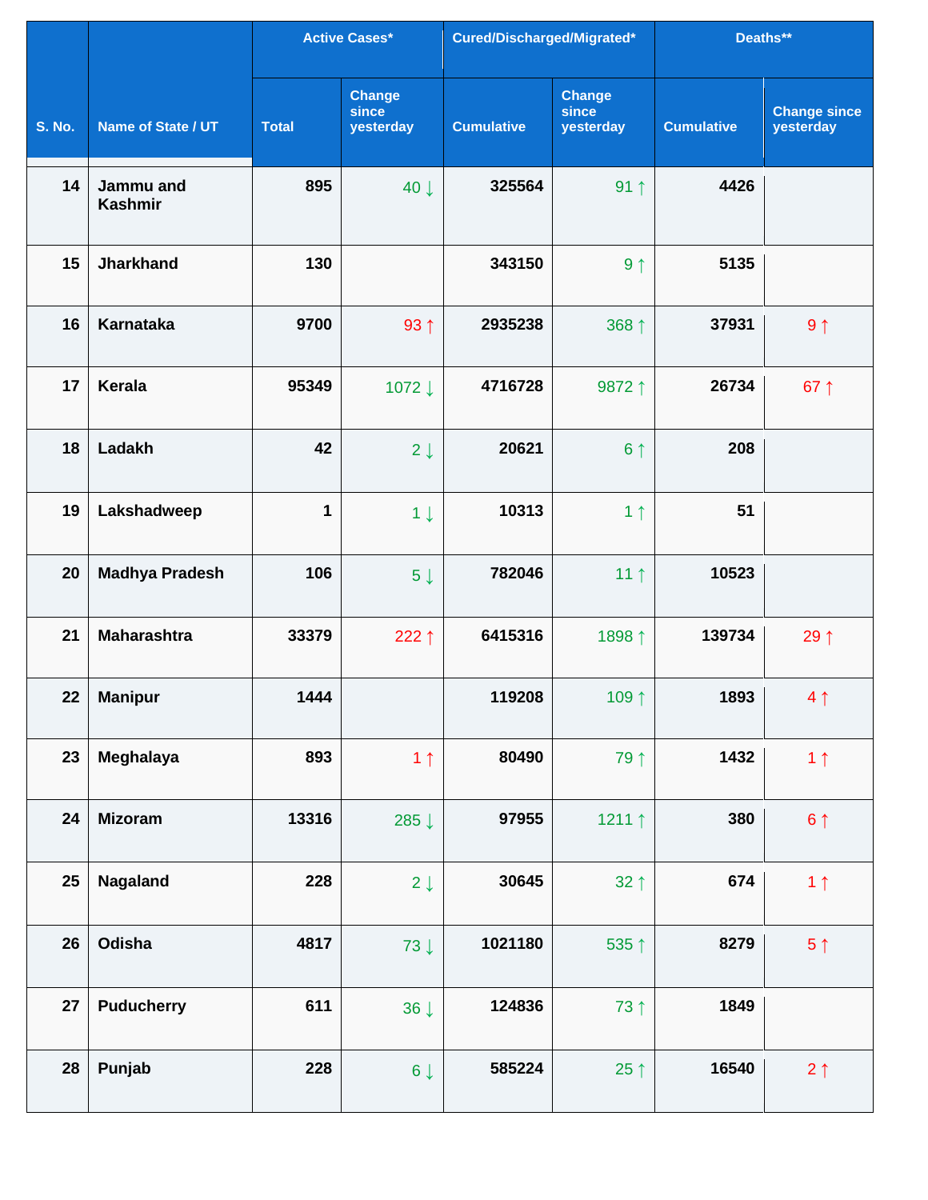| S. No. | Name of State / UT | Active Cases* | | Cured/Discharged/Migrated* | | Deaths** | |
|---|---|---|---|---|---|---|---|
| | | Total | Change since yesterday | Cumulative | Change since yesterday | Cumulative | Change since yesterday |
| 14 | Jammu and Kashmir | 895 | 40 ↓ | 325564 | 91 ↑ | 4426 | |
| 15 | Jharkhand | 130 | | 343150 | 9 ↑ | 5135 | |
| 16 | Karnataka | 9700 | 93 ↑ | 2935238 | 368 ↑ | 37931 | 9 ↑ |
| 17 | Kerala | 95349 | 1072 ↓ | 4716728 | 9872 ↑ | 26734 | 67 ↑ |
| 18 | Ladakh | 42 | 2 ↓ | 20621 | 6 ↑ | 208 | |
| 19 | Lakshadweep | 1 | 1 ↓ | 10313 | 1 ↑ | 51 | |
| 20 | Madhya Pradesh | 106 | 5 ↓ | 782046 | 11 ↑ | 10523 | |
| 21 | Maharashtra | 33379 | 222 ↑ | 6415316 | 1898 ↑ | 139734 | 29 ↑ |
| 22 | Manipur | 1444 | | 119208 | 109 ↑ | 1893 | 4 ↑ |
| 23 | Meghalaya | 893 | 1 ↑ | 80490 | 79 ↑ | 1432 | 1 ↑ |
| 24 | Mizoram | 13316 | 285 ↓ | 97955 | 1211 ↑ | 380 | 6 ↑ |
| 25 | Nagaland | 228 | 2 ↓ | 30645 | 32 ↑ | 674 | 1 ↑ |
| 26 | Odisha | 4817 | 73 ↓ | 1021180 | 535 ↑ | 8279 | 5 ↑ |
| 27 | Puducherry | 611 | 36 ↓ | 124836 | 73 ↑ | 1849 | |
| 28 | Punjab | 228 | 6 ↓ | 585224 | 25 ↑ | 16540 | 2 ↑ |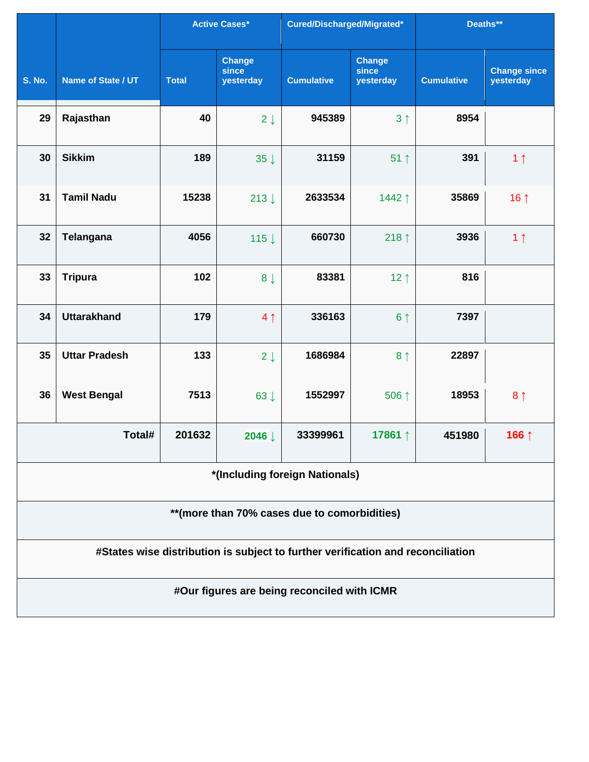| S. No. | Name of State / UT | Active Cases* | | Cured/Discharged/Migrated* | | Deaths** | |
|---|---|---|---|---|---|---|---|
| | | Total | Change since yesterday | Cumulative | Change since yesterday | Cumulative | Change since yesterday |
| 29 | Rajasthan | 40 | 2↓ | 945389 | 3↑ | 8954 | |
| 30 | Sikkim | 189 | 35↓ | 31159 | 51↑ | 391 | 1↑ |
| 31 | Tamil Nadu | 15238 | 213↓ | 2633534 | 1442↑ | 35869 | 16↑ |
| 32 | Telangana | 4056 | 115↓ | 660730 | 218↑ | 3936 | 1↑ |
| 33 | Tripura | 102 | 8↓ | 83381 | 12↑ | 816 | |
| 34 | Uttarakhand | 179 | 4↑ | 336163 | 6↑ | 7397 | |
| 35 | Uttar Pradesh | 133 | 2↓ | 1686984 | 8↑ | 22897 | |
| 36 | West Bengal | 7513 | 63↓ | 1552997 | 506↑ | 18953 | 8↑ |
| | **Total#** | **201632** | **2046↓** | **33399961** | **17861↑** | **451980** | **166↑** |

**\*(Including foreign Nationals)**

**\*\*(more than 70% cases due to comorbidities)**

**#States wise distribution is subject to further verification and reconciliation**

**#Our figures are being reconciled with ICMR**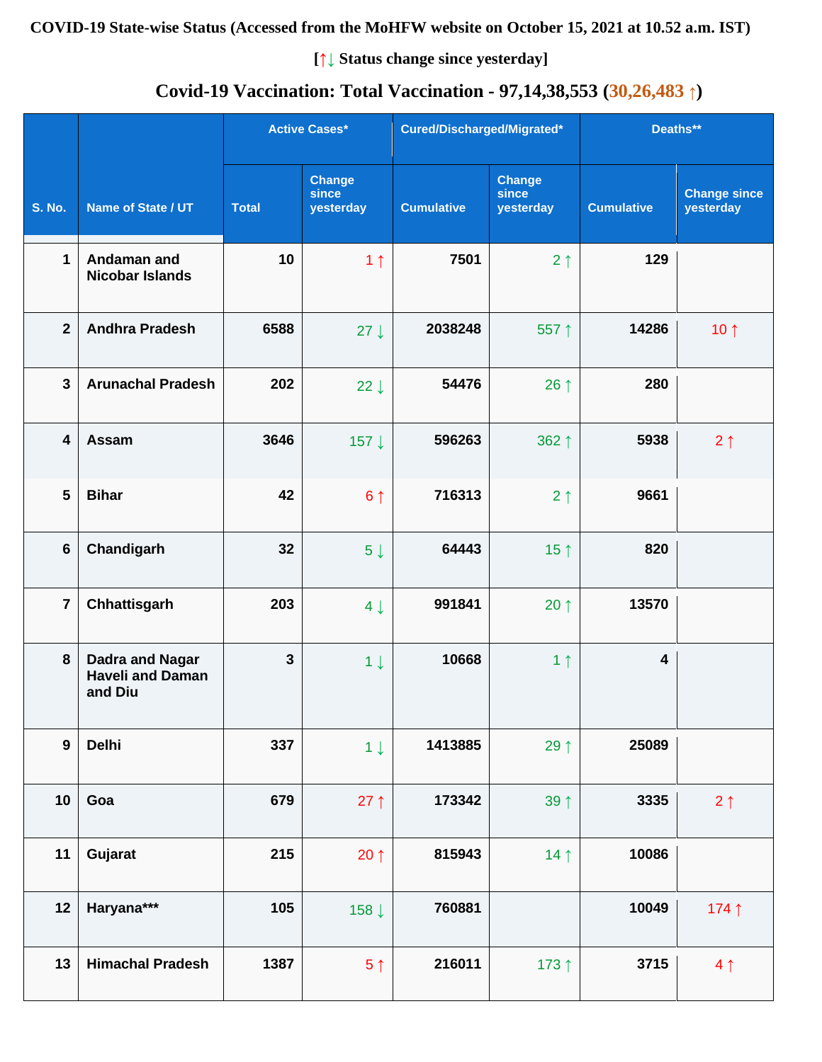**COVID-19 State-wise Status (Accessed from the MoHFW website on October 15, 2021 at 10.52 a.m. IST)**

**[↑↓ Status change since yesterday]**

**Covid-19 Vaccination: Total Vaccination - 97,14,38,553 (30,26,483 ↑)**

| S. No. | Name of State / UT | Active Cases* | | Cured/Discharged/Migrated* | | Deaths** | |
|---|---|---|---|---|---|---|---|
| | | Total | Change since yesterday | Cumulative | Change since yesterday | Cumulative | Change since yesterday |
| 1 | Andaman and Nicobar Islands | 10 | 1 ↑ | 7501 | 2 ↑ | 129 | |
| 2 | Andhra Pradesh | 6588 | 27 ↓ | 2038248 | 557 ↑ | 14286 | 10 ↑ |
| 3 | Arunachal Pradesh | 202 | 22 ↓ | 54476 | 26 ↑ | 280 | |
| 4 | Assam | 3646 | 157 ↓ | 596263 | 362 ↑ | 5938 | 2 ↑ |
| 5 | Bihar | 42 | 6 ↑ | 716313 | 2 ↑ | 9661 | |
| 6 | Chandigarh | 32 | 5 ↓ | 64443 | 15 ↑ | 820 | |
| 7 | Chhattisgarh | 203 | 4 ↓ | 991841 | 20 ↑ | 13570 | |
| 8 | Dadra and Nagar Haveli and Daman and Diu | 3 | 1 ↓ | 10668 | 1 ↑ | 4 | |
| 9 | Delhi | 337 | 1 ↓ | 1413885 | 29 ↑ | 25089 | |
| 10 | Goa | 679 | 27 ↑ | 173342 | 39 ↑ | 3335 | 2 ↑ |
| 11 | Gujarat | 215 | 20 ↑ | 815943 | 14 ↑ | 10086 | |
| 12 | Haryana*** | 105 | 158 ↓ | 760881 | | 10049 | 174 ↑ |
| 13 | Himachal Pradesh | 1387 | 5 ↑ | 216011 | 173 ↑ | 3715 | 4 ↑ |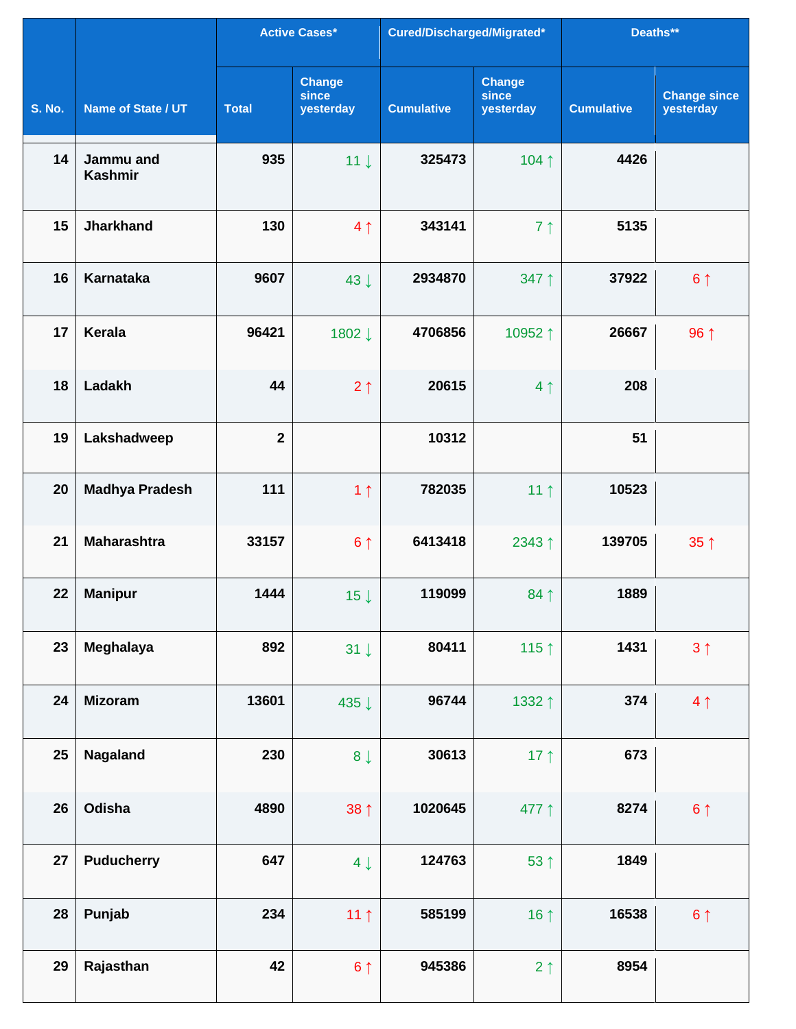| S. No. | Name of State / UT | Active Cases* | | Cured/Discharged/Migrated* | | Deaths** | |
|---|---|---|---|---|---|---|---|
| | | Total | Change since yesterday | Cumulative | Change since yesterday | Cumulative | Change since yesterday |
| 14 | Jammu and Kashmir | 935 | 11 ↓ | 325473 | 104 ↑ | 4426 | |
| 15 | Jharkhand | 130 | 4 ↑ | 343141 | 7 ↑ | 5135 | |
| 16 | Karnataka | 9607 | 43 ↓ | 2934870 | 347 ↑ | 37922 | 6 ↑ |
| 17 | Kerala | 96421 | 1802 ↓ | 4706856 | 10952 ↑ | 26667 | 96 ↑ |
| 18 | Ladakh | 44 | 2 ↑ | 20615 | 4 ↑ | 208 | |
| 19 | Lakshadweep | 2 | | 10312 | | 51 | |
| 20 | Madhya Pradesh | 111 | 1 ↑ | 782035 | 11 ↑ | 10523 | |
| 21 | Maharashtra | 33157 | 6 ↑ | 6413418 | 2343 ↑ | 139705 | 35 ↑ |
| 22 | Manipur | 1444 | 15 ↓ | 119099 | 84 ↑ | 1889 | |
| 23 | Meghalaya | 892 | 31 ↓ | 80411 | 115 ↑ | 1431 | 3 ↑ |
| 24 | Mizoram | 13601 | 435 ↓ | 96744 | 1332 ↑ | 374 | 4 ↑ |
| 25 | Nagaland | 230 | 8 ↓ | 30613 | 17 ↑ | 673 | |
| 26 | Odisha | 4890 | 38 ↑ | 1020645 | 477 ↑ | 8274 | 6 ↑ |
| 27 | Puducherry | 647 | 4 ↓ | 124763 | 53 ↑ | 1849 | |
| 28 | Punjab | 234 | 11 ↑ | 585199 | 16 ↑ | 16538 | 6 ↑ |
| 29 | Rajasthan | 42 | 6 ↑ | 945386 | 2 ↑ | 8954 | |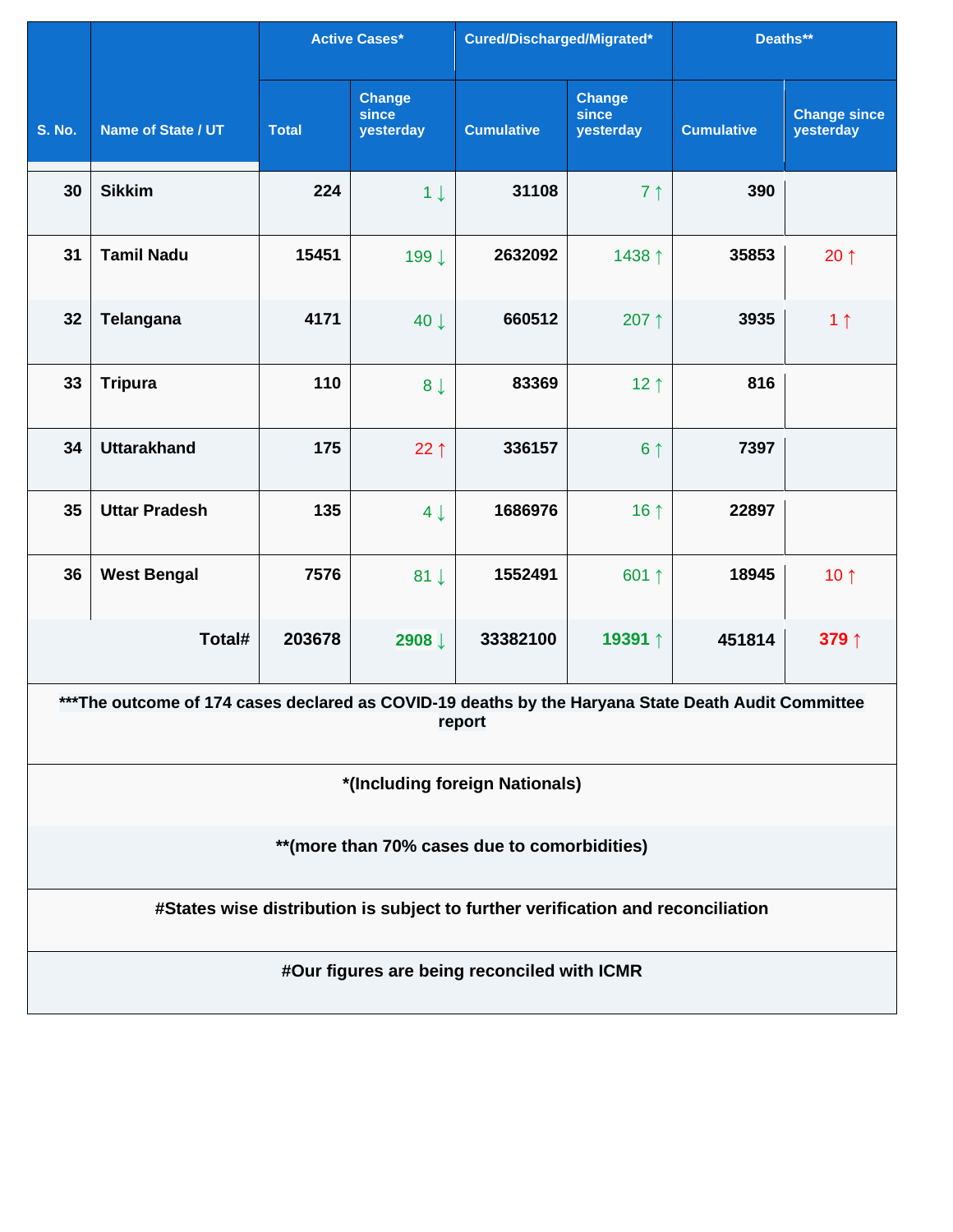| S. No. | Name of State / UT | Active Cases* | | Cured/Discharged/Migrated* | | Deaths** | |
|---|---|---|---|---|---|---|---|
| | | Total | Change since yesterday | Cumulative | Change since yesterday | Cumulative | Change since yesterday |
| 30 | Sikkim | 224 | 1 ↓ | 31108 | 7 ↑ | 390 | |
| 31 | Tamil Nadu | 15451 | 199 ↓ | 2632092 | 1438 ↑ | 35853 | 20 ↑ |
| 32 | Telangana | 4171 | 40 ↓ | 660512 | 207 ↑ | 3935 | 1 ↑ |
| 33 | Tripura | 110 | 8 ↓ | 83369 | 12 ↑ | 816 | |
| 34 | Uttarakhand | 175 | 22 ↑ | 336157 | 6 ↑ | 7397 | |
| 35 | Uttar Pradesh | 135 | 4 ↓ | 1686976 | 16 ↑ | 22897 | |
| 36 | West Bengal | 7576 | 81 ↓ | 1552491 | 601 ↑ | 18945 | 10 ↑ |
| | **Total#** | **203678** | **2908 ↓** | **33382100** | **19391 ↑** | **451814** | **379 ↑** |

**\*\*\*The outcome of 174 cases declared as COVID-19 deaths by the Haryana State Death Audit Committee report**

**\*(Including foreign Nationals)**

**\*\*(more than 70% cases due to comorbidities)**

**#States wise distribution is subject to further verification and reconciliation**

**#Our figures are being reconciled with ICMR**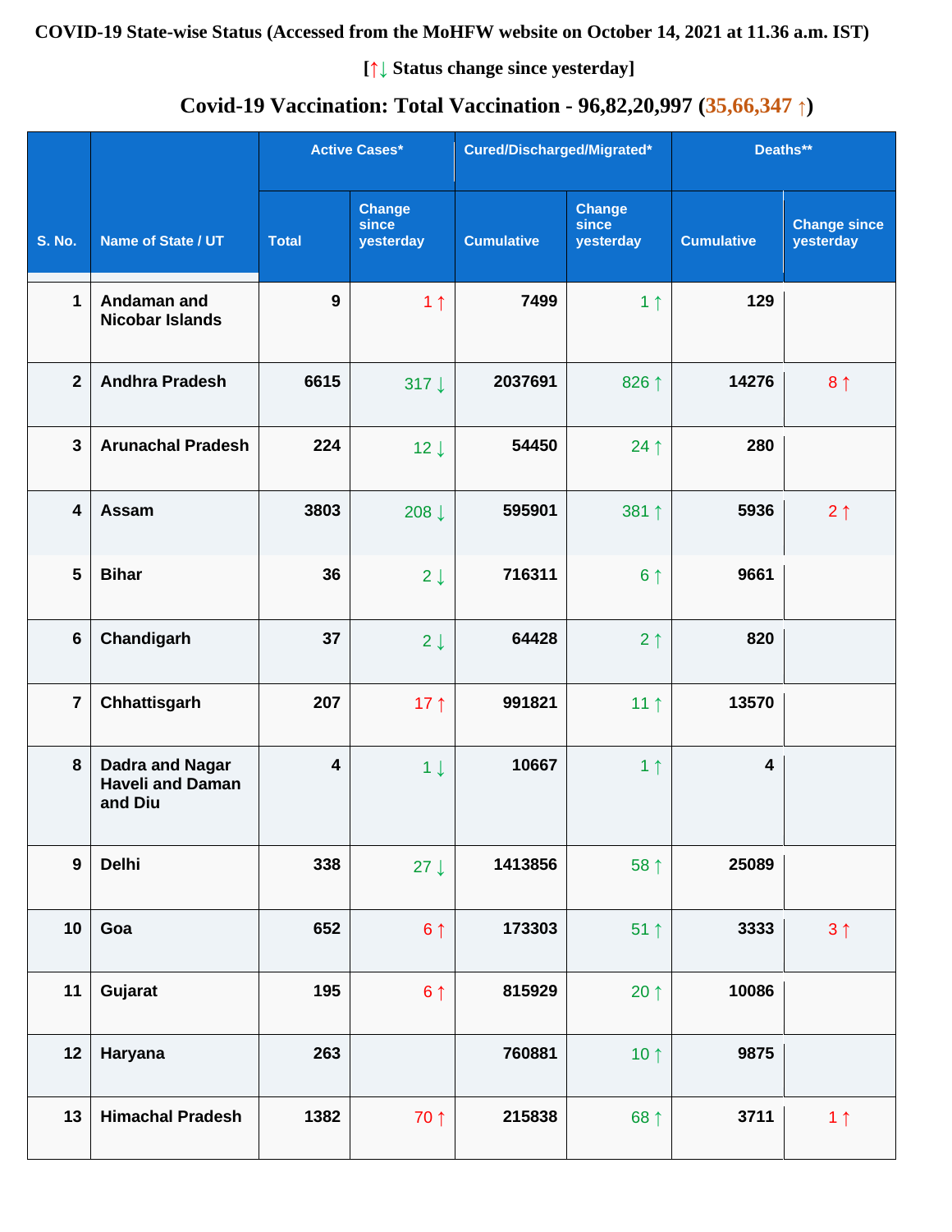**COVID-19 State-wise Status (Accessed from the MoHFW website on October 14, 2021 at 11.36 a.m. IST)**

**[↑↓ Status change since yesterday]**

**Covid-19 Vaccination: Total Vaccination - 96,82,20,997 (35,66,347 ↑)**

| S. No. | Name of State / UT | Active Cases* | | Cured/Discharged/Migrated* | | Deaths** | |
|---|---|---|---|---|---|---|---|
| | | Total | Change since yesterday | Cumulative | Change since yesterday | Cumulative | Change since yesterday |
| 1 | Andaman and Nicobar Islands | 9 | 1 ↑ | 7499 | 1 ↑ | 129 | |
| 2 | Andhra Pradesh | 6615 | 317 ↓ | 2037691 | 826 ↑ | 14276 | 8 ↑ |
| 3 | Arunachal Pradesh | 224 | 12 ↓ | 54450 | 24 ↑ | 280 | |
| 4 | Assam | 3803 | 208 ↓ | 595901 | 381 ↑ | 5936 | 2 ↑ |
| 5 | Bihar | 36 | 2 ↓ | 716311 | 6 ↑ | 9661 | |
| 6 | Chandigarh | 37 | 2 ↓ | 64428 | 2 ↑ | 820 | |
| 7 | Chhattisgarh | 207 | 17 ↑ | 991821 | 11 ↑ | 13570 | |
| 8 | Dadra and Nagar Haveli and Daman and Diu | 4 | 1 ↓ | 10667 | 1 ↑ | 4 | |
| 9 | Delhi | 338 | 27 ↓ | 1413856 | 58 ↑ | 25089 | |
| 10 | Goa | 652 | 6 ↑ | 173303 | 51 ↑ | 3333 | 3 ↑ |
| 11 | Gujarat | 195 | 6 ↑ | 815929 | 20 ↑ | 10086 | |
| 12 | Haryana | 263 | | 760881 | 10 ↑ | 9875 | |
| 13 | Himachal Pradesh | 1382 | 70 ↑ | 215838 | 68 ↑ | 3711 | 1 ↑ |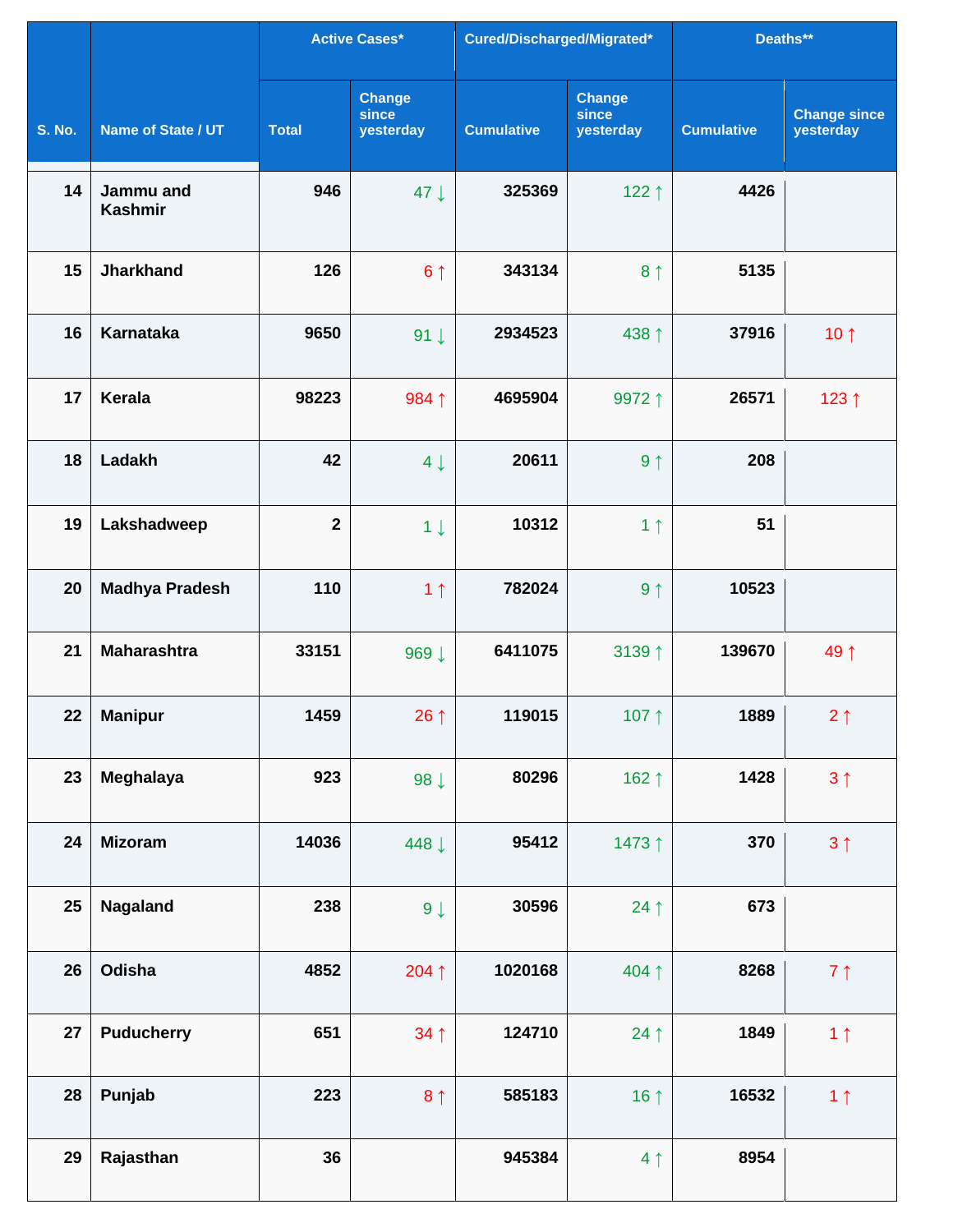| S. No. | Name of State / UT | Active Cases* | | Cured/Discharged/Migrated* | | Deaths** | |
|---|---|---|---|---|---|---|---|
| | | Total | Change since yesterday | Cumulative | Change since yesterday | Cumulative | Change since yesterday |
| 14 | Jammu and Kashmir | 946 | 47 ↓ | 325369 | 122 ↑ | 4426 | |
| 15 | Jharkhand | 126 | 6 ↑ | 343134 | 8 ↑ | 5135 | |
| 16 | Karnataka | 9650 | 91 ↓ | 2934523 | 438 ↑ | 37916 | 10 ↑ |
| 17 | Kerala | 98223 | 984 ↑ | 4695904 | 9972 ↑ | 26571 | 123 ↑ |
| 18 | Ladakh | 42 | 4 ↓ | 20611 | 9 ↑ | 208 | |
| 19 | Lakshadweep | 2 | 1 ↓ | 10312 | 1 ↑ | 51 | |
| 20 | Madhya Pradesh | 110 | 1 ↑ | 782024 | 9 ↑ | 10523 | |
| 21 | Maharashtra | 33151 | 969 ↓ | 6411075 | 3139 ↑ | 139670 | 49 ↑ |
| 22 | Manipur | 1459 | 26 ↑ | 119015 | 107 ↑ | 1889 | 2 ↑ |
| 23 | Meghalaya | 923 | 98 ↓ | 80296 | 162 ↑ | 1428 | 3 ↑ |
| 24 | Mizoram | 14036 | 448 ↓ | 95412 | 1473 ↑ | 370 | 3 ↑ |
| 25 | Nagaland | 238 | 9 ↓ | 30596 | 24 ↑ | 673 | |
| 26 | Odisha | 4852 | 204 ↑ | 1020168 | 404 ↑ | 8268 | 7 ↑ |
| 27 | Puducherry | 651 | 34 ↑ | 124710 | 24 ↑ | 1849 | 1 ↑ |
| 28 | Punjab | 223 | 8 ↑ | 585183 | 16 ↑ | 16532 | 1 ↑ |
| 29 | Rajasthan | 36 | | 945384 | 4 ↑ | 8954 | |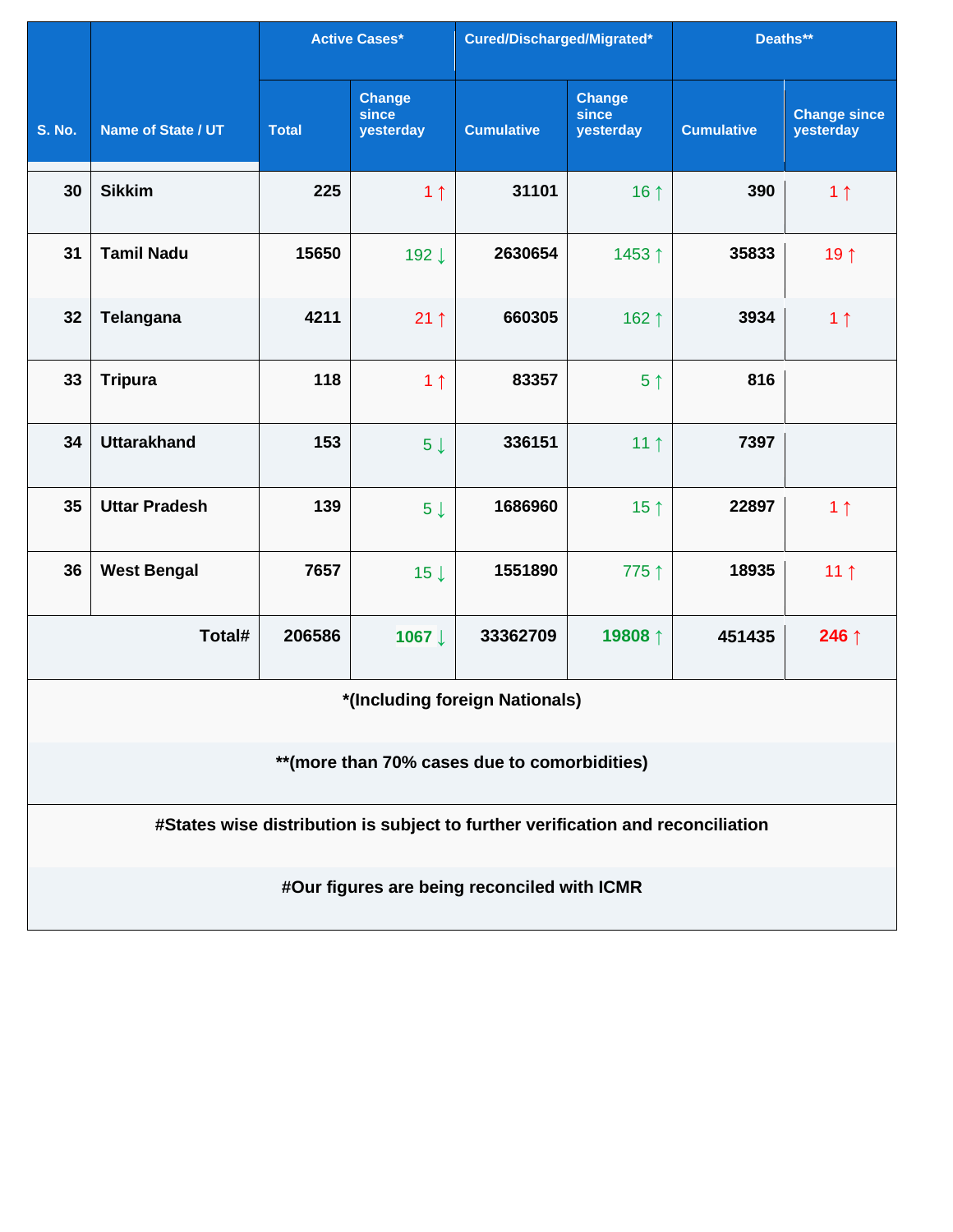| S. No. | Name of State / UT | Active Cases* | | Cured/Discharged/Migrated* | | Deaths** | |
|---|---|---|---|---|---|---|---|
| | | Total | Change since yesterday | Cumulative | Change since yesterday | Cumulative | Change since yesterday |
| 30 | Sikkim | 225 | 1 ↑ | 31101 | 16 ↑ | 390 | 1 ↑ |
| 31 | Tamil Nadu | 15650 | 192 ↓ | 2630654 | 1453 ↑ | 35833 | 19 ↑ |
| 32 | Telangana | 4211 | 21 ↑ | 660305 | 162 ↑ | 3934 | 1 ↑ |
| 33 | Tripura | 118 | 1 ↑ | 83357 | 5 ↑ | 816 | |
| 34 | Uttarakhand | 153 | 5 ↓ | 336151 | 11 ↑ | 7397 | |
| 35 | Uttar Pradesh | 139 | 5 ↓ | 1686960 | 15 ↑ | 22897 | 1 ↑ |
| 36 | West Bengal | 7657 | 15 ↓ | 1551890 | 775 ↑ | 18935 | 11 ↑ |
| | Total# | 206586 | 1067 ↓ | 33362709 | 19808 ↑ | 451435 | 246 ↑ |

**\*(Including foreign Nationals)**

**\*\*(more than 70% cases due to comorbidities)**

**#States wise distribution is subject to further verification and reconciliation**

**#Our figures are being reconciled with ICMR**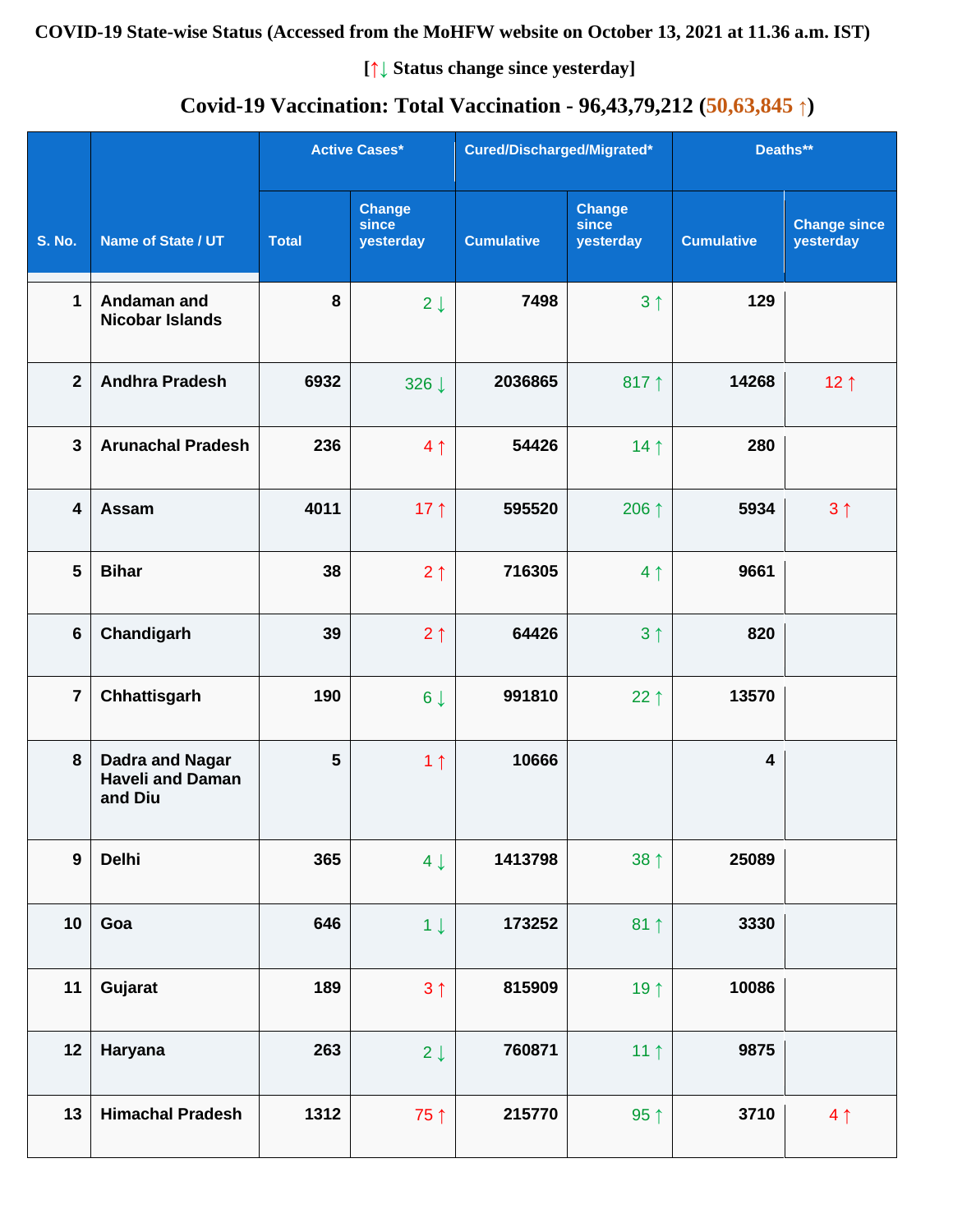**COVID-19 State-wise Status (Accessed from the MoHFW website on October 13, 2021 at 11.36 a.m. IST)**

**[↑↓ Status change since yesterday]**

**Covid-19 Vaccination: Total Vaccination - 96,43,79,212 (50,63,845 ↑)**

| S. No. | Name of State / UT | Active Cases* | | Cured/Discharged/Migrated* | | Deaths** | |
|---|---|---|---|---|---|---|---|
| | | Total | Change since yesterday | Cumulative | Change since yesterday | Cumulative | Change since yesterday |
| 1 | Andaman and Nicobar Islands | 8 | 2 ↓ | 7498 | 3 ↑ | 129 | |
| 2 | Andhra Pradesh | 6932 | 326 ↓ | 2036865 | 817 ↑ | 14268 | 12 ↑ |
| 3 | Arunachal Pradesh | 236 | 4 ↑ | 54426 | 14 ↑ | 280 | |
| 4 | Assam | 4011 | 17 ↑ | 595520 | 206 ↑ | 5934 | 3 ↑ |
| 5 | Bihar | 38 | 2 ↑ | 716305 | 4 ↑ | 9661 | |
| 6 | Chandigarh | 39 | 2 ↑ | 64426 | 3 ↑ | 820 | |
| 7 | Chhattisgarh | 190 | 6 ↓ | 991810 | 22 ↑ | 13570 | |
| 8 | Dadra and Nagar Haveli and Daman and Diu | 5 | 1 ↑ | 10666 | | 4 | |
| 9 | Delhi | 365 | 4 ↓ | 1413798 | 38 ↑ | 25089 | |
| 10 | Goa | 646 | 1 ↓ | 173252 | 81 ↑ | 3330 | |
| 11 | Gujarat | 189 | 3 ↑ | 815909 | 19 ↑ | 10086 | |
| 12 | Haryana | 263 | 2 ↓ | 760871 | 11 ↑ | 9875 | |
| 13 | Himachal Pradesh | 1312 | 75 ↑ | 215770 | 95 ↑ | 3710 | 4 ↑ |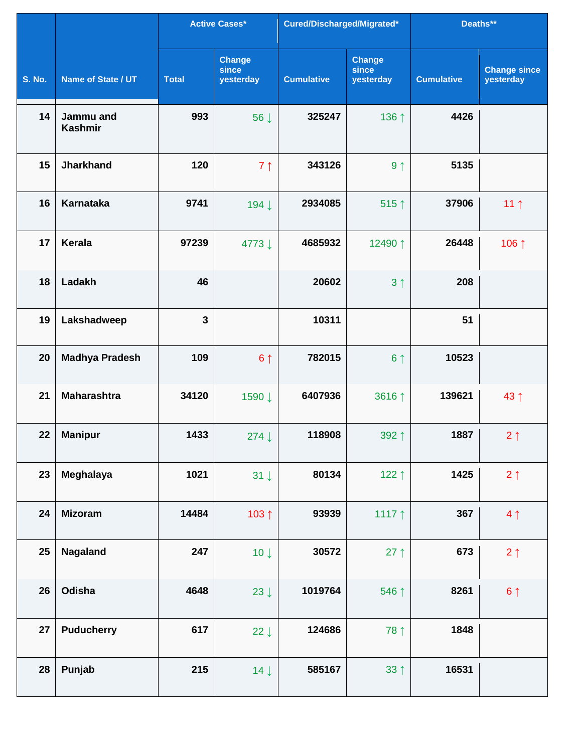| S. No. | Name of State / UT | Active Cases* | | Cured/Discharged/Migrated* | | Deaths** | |
|---|---|---|---|---|---|---|---|
| | | Total | Change since yesterday | Cumulative | Change since yesterday | Cumulative | Change since yesterday |
| 14 | Jammu and Kashmir | 993 | 56 ↓ | 325247 | 136 ↑ | 4426 | |
| 15 | Jharkhand | 120 | 7 ↑ | 343126 | 9 ↑ | 5135 | |
| 16 | Karnataka | 9741 | 194 ↓ | 2934085 | 515 ↑ | 37906 | 11 ↑ |
| 17 | Kerala | 97239 | 4773 ↓ | 4685932 | 12490 ↑ | 26448 | 106 ↑ |
| 18 | Ladakh | 46 | | 20602 | 3 ↑ | 208 | |
| 19 | Lakshadweep | 3 | | 10311 | | 51 | |
| 20 | Madhya Pradesh | 109 | 6 ↑ | 782015 | 6 ↑ | 10523 | |
| 21 | Maharashtra | 34120 | 1590 ↓ | 6407936 | 3616 ↑ | 139621 | 43 ↑ |
| 22 | Manipur | 1433 | 274 ↓ | 118908 | 392 ↑ | 1887 | 2 ↑ |
| 23 | Meghalaya | 1021 | 31 ↓ | 80134 | 122 ↑ | 1425 | 2 ↑ |
| 24 | Mizoram | 14484 | 103 ↑ | 93939 | 1117 ↑ | 367 | 4 ↑ |
| 25 | Nagaland | 247 | 10 ↓ | 30572 | 27 ↑ | 673 | 2 ↑ |
| 26 | Odisha | 4648 | 23 ↓ | 1019764 | 546 ↑ | 8261 | 6 ↑ |
| 27 | Puducherry | 617 | 22 ↓ | 124686 | 78 ↑ | 1848 | |
| 28 | Punjab | 215 | 14 ↓ | 585167 | 33 ↑ | 16531 | |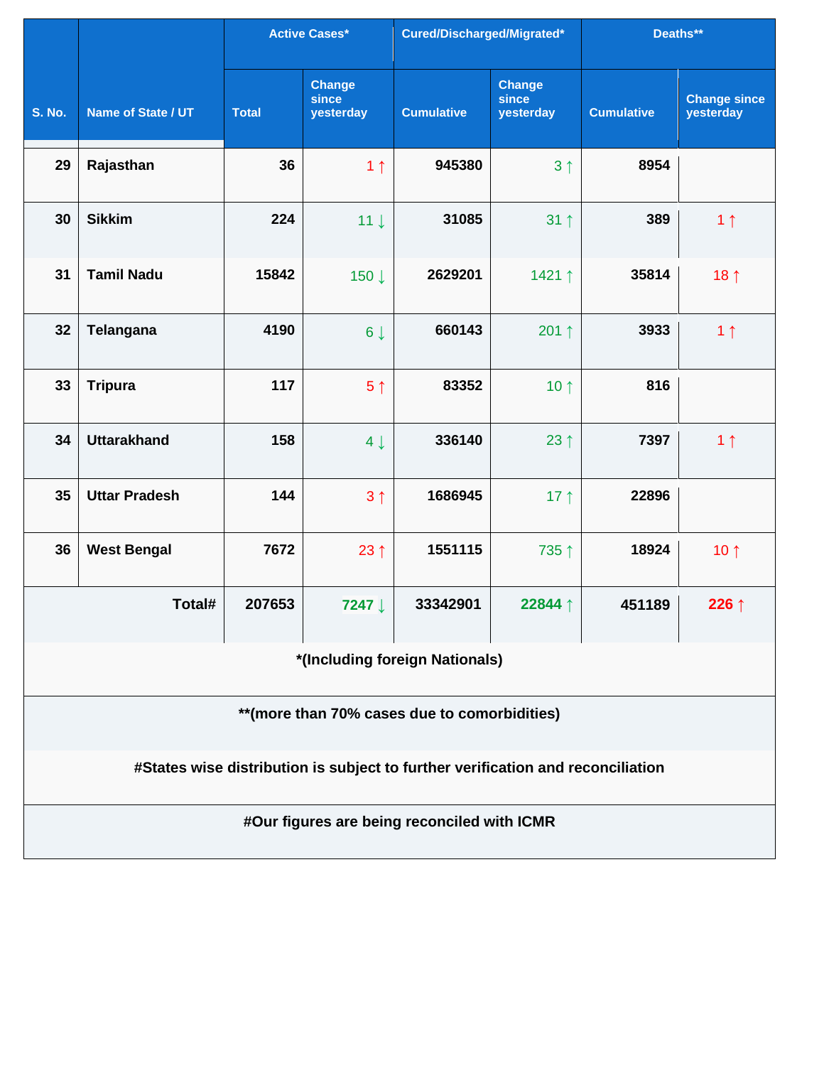| S. No. | Name of State / UT | Active Cases* | | Cured/Discharged/Migrated* | | Deaths** | |
|---|---|---|---|---|---|---|---|
| | | Total | Change since yesterday | Cumulative | Change since yesterday | Cumulative | Change since yesterday |
| 29 | Rajasthan | 36 | 1 ↑ | 945380 | 3 ↑ | 8954 | |
| 30 | Sikkim | 224 | 11 ↓ | 31085 | 31 ↑ | 389 | 1 ↑ |
| 31 | Tamil Nadu | 15842 | 150 ↓ | 2629201 | 1421 ↑ | 35814 | 18 ↑ |
| 32 | Telangana | 4190 | 6 ↓ | 660143 | 201 ↑ | 3933 | 1 ↑ |
| 33 | Tripura | 117 | 5 ↑ | 83352 | 10 ↑ | 816 | |
| 34 | Uttarakhand | 158 | 4 ↓ | 336140 | 23 ↑ | 7397 | 1 ↑ |
| 35 | Uttar Pradesh | 144 | 3 ↑ | 1686945 | 17 ↑ | 22896 | |
| 36 | West Bengal | 7672 | 23 ↑ | 1551115 | 735 ↑ | 18924 | 10 ↑ |
| | **Total#** | **207653** | **7247 ↓** | **33342901** | **22844 ↑** | **451189** | **226 ↑** |

**\*(Including foreign Nationals)**

**\*\*(more than 70% cases due to comorbidities)**

**#States wise distribution is subject to further verification and reconciliation**

**#Our figures are being reconciled with ICMR**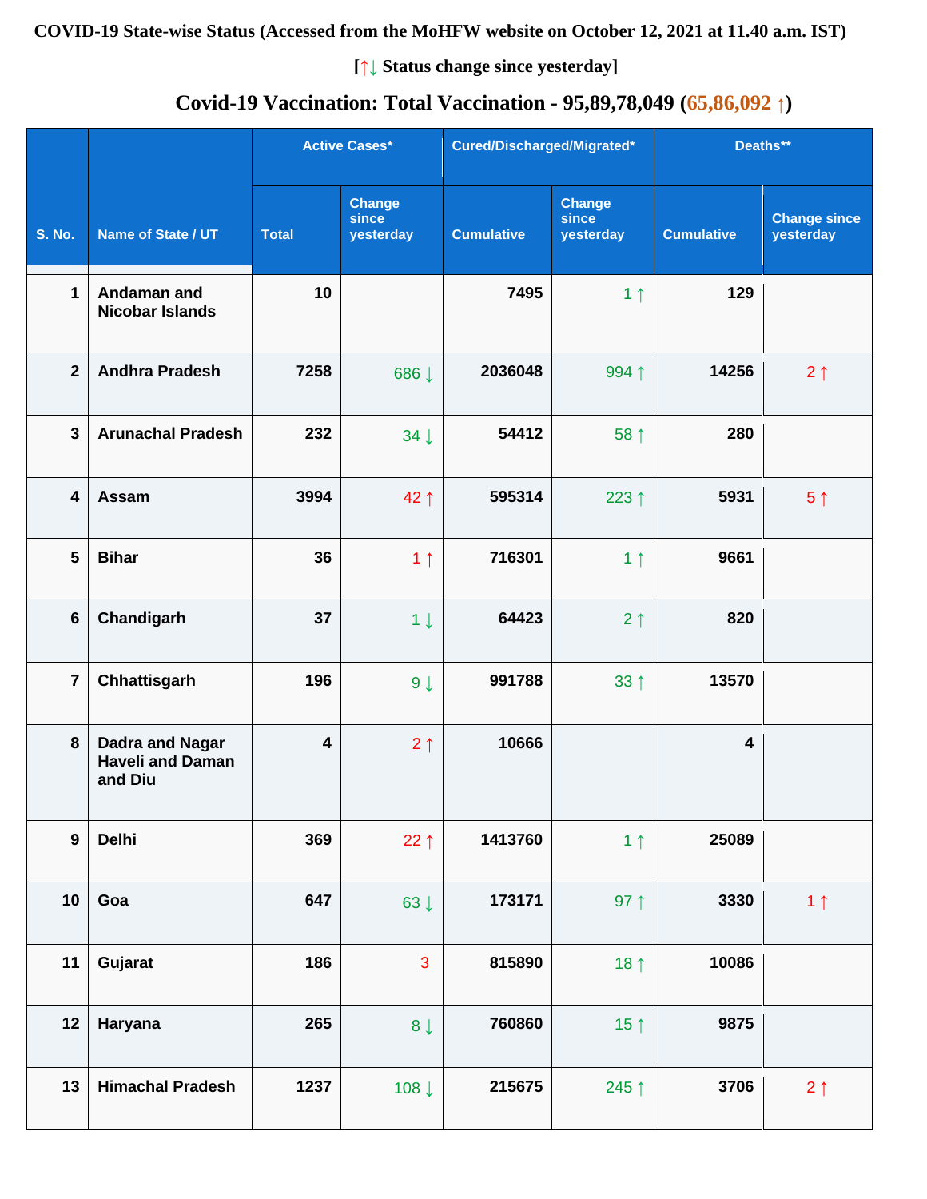**COVID-19 State-wise Status (Accessed from the MoHFW website on October 12, 2021 at 11.40 a.m. IST)**

**[↑↓ Status change since yesterday]**

**Covid-19 Vaccination: Total Vaccination - 95,89,78,049 (65,86,092 ↑)**

| S. No. | Name of State / UT | Active Cases* | | Cured/Discharged/Migrated* | | Deaths** | |
|---|---|---|---|---|---|---|---|
| | | Total | Change since yesterday | Cumulative | Change since yesterday | Cumulative | Change since yesterday |
| 1 | Andaman and Nicobar Islands | 10 | | 7495 | 1 ↑ | 129 | |
| 2 | Andhra Pradesh | 7258 | 686 ↓ | 2036048 | 994 ↑ | 14256 | 2 ↑ |
| 3 | Arunachal Pradesh | 232 | 34 ↓ | 54412 | 58 ↑ | 280 | |
| 4 | Assam | 3994 | 42 ↑ | 595314 | 223 ↑ | 5931 | 5 ↑ |
| 5 | Bihar | 36 | 1 ↑ | 716301 | 1 ↑ | 9661 | |
| 6 | Chandigarh | 37 | 1 ↓ | 64423 | 2 ↑ | 820 | |
| 7 | Chhattisgarh | 196 | 9 ↓ | 991788 | 33 ↑ | 13570 | |
| 8 | Dadra and Nagar Haveli and Daman and Diu | 4 | 2 ↑ | 10666 | | 4 | |
| 9 | Delhi | 369 | 22 ↑ | 1413760 | 1 ↑ | 25089 | |
| 10 | Goa | 647 | 63 ↓ | 173171 | 97 ↑ | 3330 | 1 ↑ |
| 11 | Gujarat | 186 | 3 | 815890 | 18 ↑ | 10086 | |
| 12 | Haryana | 265 | 8 ↓ | 760860 | 15 ↑ | 9875 | |
| 13 | Himachal Pradesh | 1237 | 108 ↓ | 215675 | 245 ↑ | 3706 | 2 ↑ |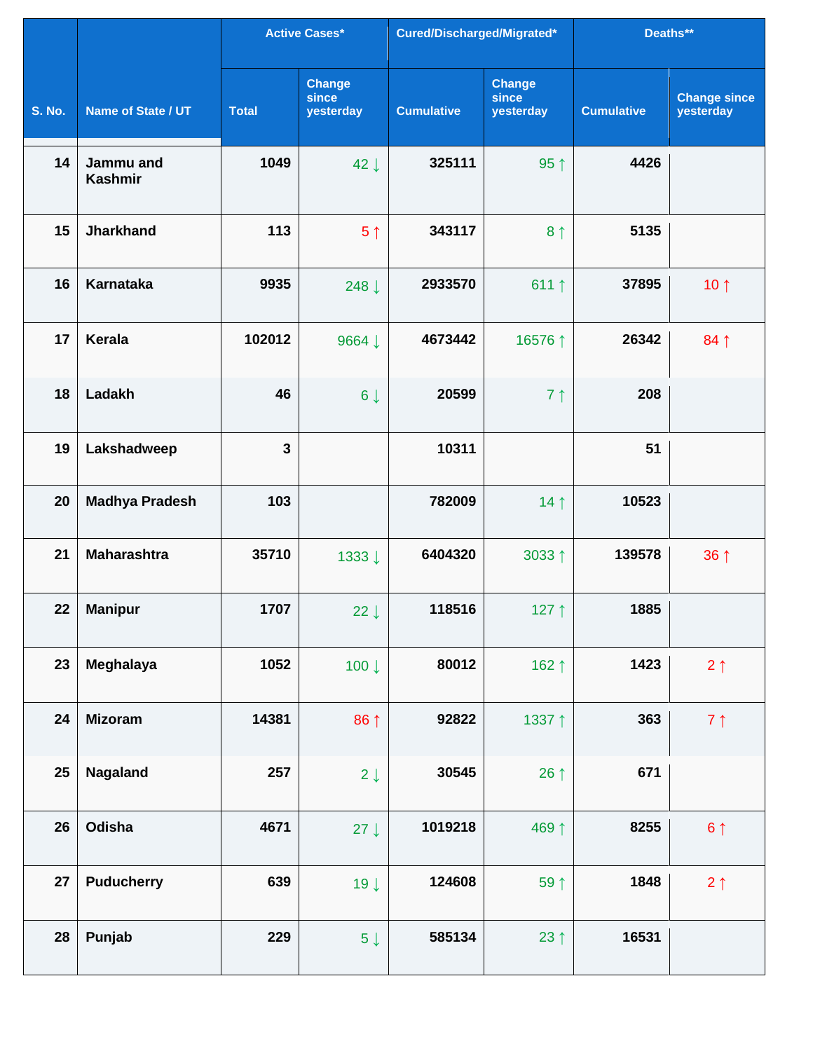| S. No. | Name of State / UT | Active Cases* | | Cured/Discharged/Migrated* | | Deaths** | |
|---|---|---|---|---|---|---|---|
| | | Total | Change since yesterday | Cumulative | Change since yesterday | Cumulative | Change since yesterday |
| 14 | Jammu and Kashmir | 1049 | 42 ↓ | 325111 | 95 ↑ | 4426 | |
| 15 | Jharkhand | 113 | 5 ↑ | 343117 | 8 ↑ | 5135 | |
| 16 | Karnataka | 9935 | 248 ↓ | 2933570 | 611 ↑ | 37895 | 10 ↑ |
| 17 | Kerala | 102012 | 9664 ↓ | 4673442 | 16576 ↑ | 26342 | 84 ↑ |
| 18 | Ladakh | 46 | 6 ↓ | 20599 | 7 ↑ | 208 | |
| 19 | Lakshadweep | 3 | | 10311 | | 51 | |
| 20 | Madhya Pradesh | 103 | | 782009 | 14 ↑ | 10523 | |
| 21 | Maharashtra | 35710 | 1333 ↓ | 6404320 | 3033 ↑ | 139578 | 36 ↑ |
| 22 | Manipur | 1707 | 22 ↓ | 118516 | 127 ↑ | 1885 | |
| 23 | Meghalaya | 1052 | 100 ↓ | 80012 | 162 ↑ | 1423 | 2 ↑ |
| 24 | Mizoram | 14381 | 86 ↑ | 92822 | 1337 ↑ | 363 | 7 ↑ |
| 25 | Nagaland | 257 | 2 ↓ | 30545 | 26 ↑ | 671 | |
| 26 | Odisha | 4671 | 27 ↓ | 1019218 | 469 ↑ | 8255 | 6 ↑ |
| 27 | Puducherry | 639 | 19 ↓ | 124608 | 59 ↑ | 1848 | 2 ↑ |
| 28 | Punjab | 229 | 5 ↓ | 585134 | 23 ↑ | 16531 | |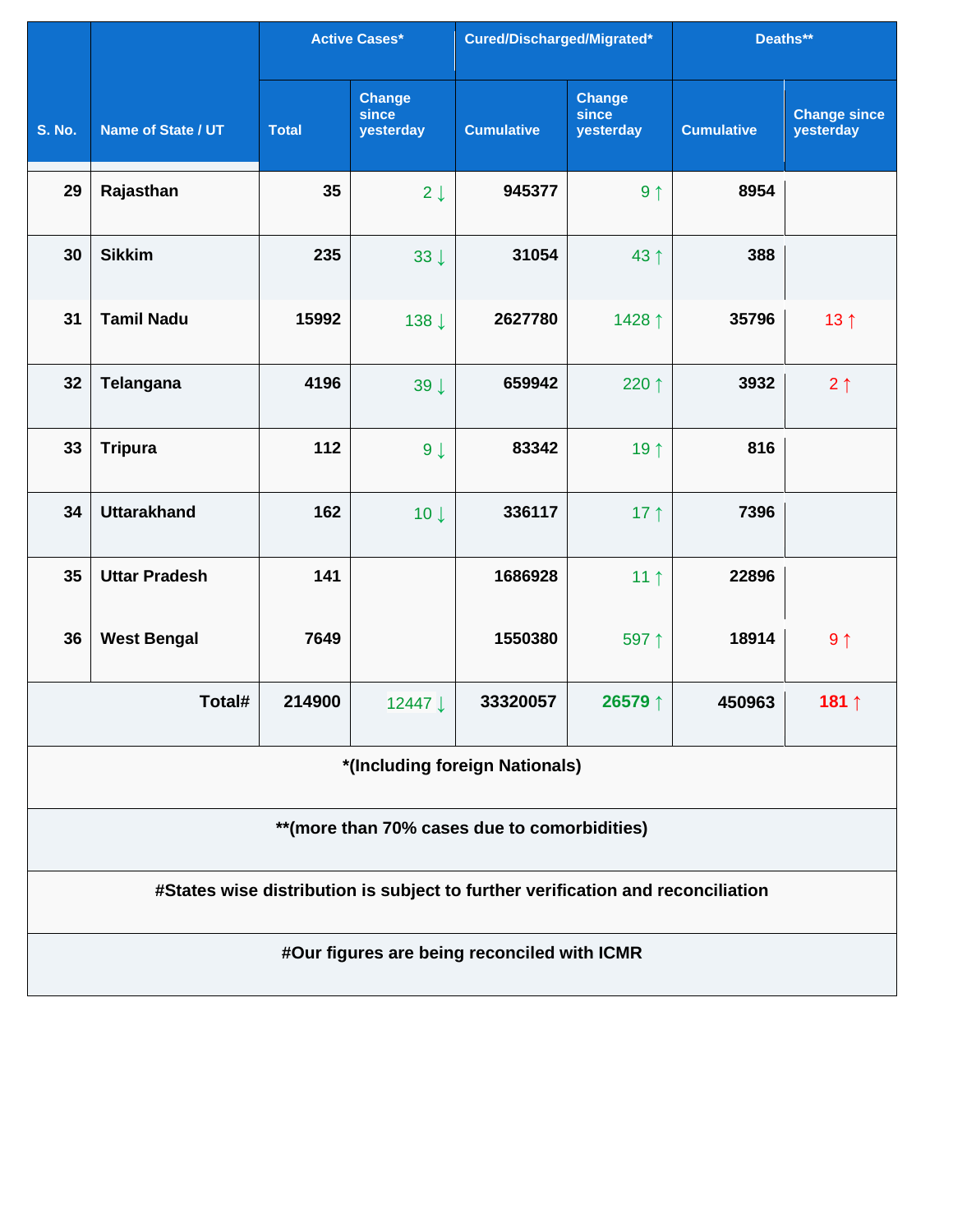| S. No. | Name of State / UT | Active Cases* | | Cured/Discharged/Migrated* | | Deaths** | |
|---|---|---|---|---|---|---|---|
| | | Total | Change since yesterday | Cumulative | Change since yesterday | Cumulative | Change since yesterday |
| 29 | Rajasthan | 35 | 2 ↓ | 945377 | 9 ↑ | 8954 | |
| 30 | Sikkim | 235 | 33 ↓ | 31054 | 43 ↑ | 388 | |
| 31 | Tamil Nadu | 15992 | 138 ↓ | 2627780 | 1428 ↑ | 35796 | 13 ↑ |
| 32 | Telangana | 4196 | 39 ↓ | 659942 | 220 ↑ | 3932 | 2 ↑ |
| 33 | Tripura | 112 | 9 ↓ | 83342 | 19 ↑ | 816 | |
| 34 | Uttarakhand | 162 | 10 ↓ | 336117 | 17 ↑ | 7396 | |
| 35 | Uttar Pradesh | 141 | | 1686928 | 11 ↑ | 22896 | |
| 36 | West Bengal | 7649 | | 1550380 | 597 ↑ | 18914 | 9 ↑ |
| | **Total#** | **214900** | 12447 ↓ | **33320057** | **26579 ↑** | **450963** | **181 ↑** |

**\*(Including foreign Nationals)**

**\*\*(more than 70% cases due to comorbidities)**

**#States wise distribution is subject to further verification and reconciliation**

**#Our figures are being reconciled with ICMR**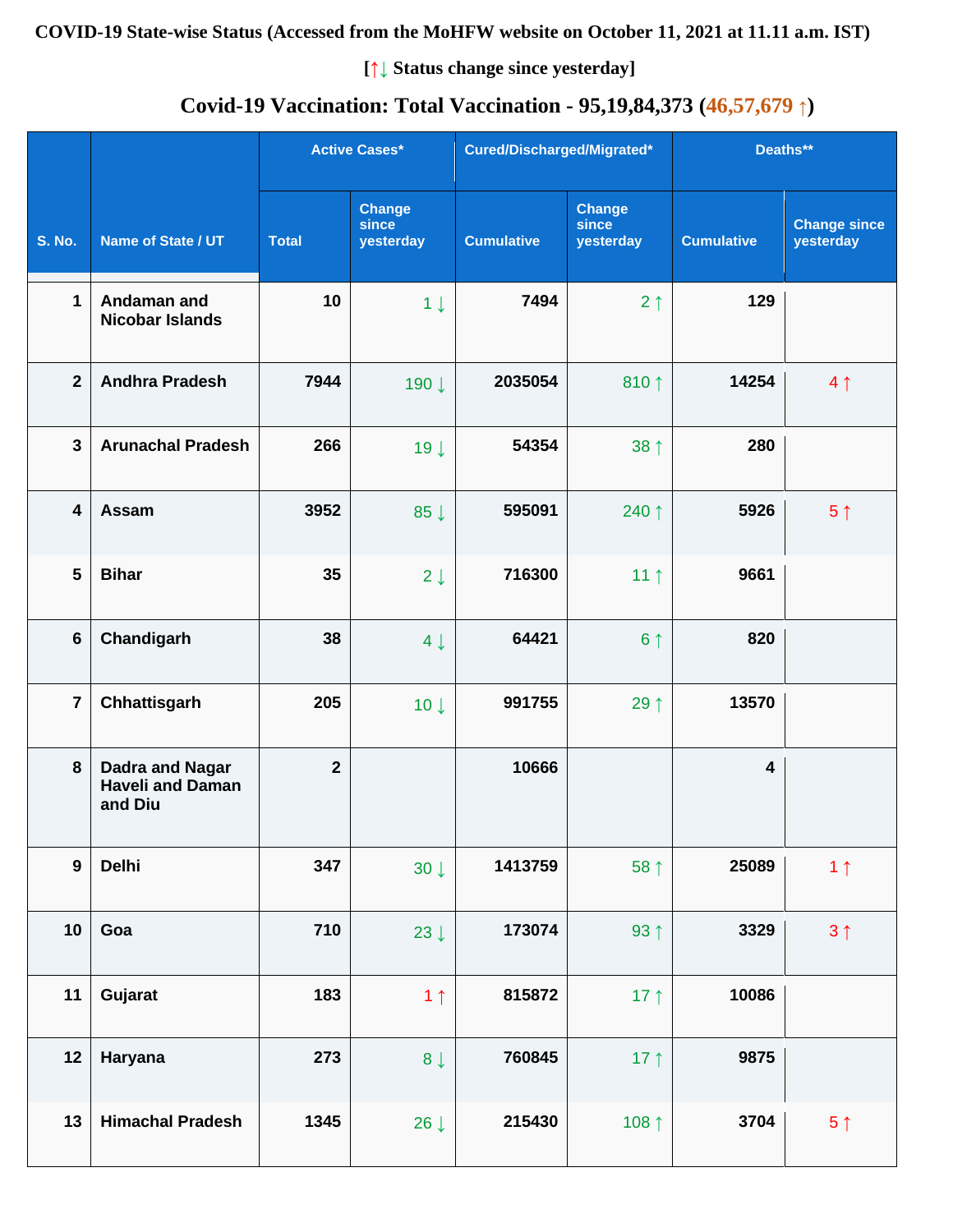**COVID-19 State-wise Status (Accessed from the MoHFW website on October 11, 2021 at 11.11 a.m. IST)**

**[↑↓ Status change since yesterday]**

## Covid-19 Vaccination: Total Vaccination - 95,19,84,373 (46,57,679 ↑)

| S. No. | Name of State / UT | Active Cases* | | Cured/Discharged/Migrated* | | Deaths** | |
|---|---|---|---|---|---|---|---|
| | | Total | Change since yesterday | Cumulative | Change since yesterday | Cumulative | Change since yesterday |
| 1 | Andaman and Nicobar Islands | 10 | 1 ↓ | 7494 | 2 ↑ | 129 | |
| 2 | Andhra Pradesh | 7944 | 190 ↓ | 2035054 | 810 ↑ | 14254 | 4 ↑ |
| 3 | Arunachal Pradesh | 266 | 19 ↓ | 54354 | 38 ↑ | 280 | |
| 4 | Assam | 3952 | 85 ↓ | 595091 | 240 ↑ | 5926 | 5 ↑ |
| 5 | Bihar | 35 | 2 ↓ | 716300 | 11 ↑ | 9661 | |
| 6 | Chandigarh | 38 | 4 ↓ | 64421 | 6 ↑ | 820 | |
| 7 | Chhattisgarh | 205 | 10 ↓ | 991755 | 29 ↑ | 13570 | |
| 8 | Dadra and Nagar Haveli and Daman and Diu | 2 | | 10666 | | 4 | |
| 9 | Delhi | 347 | 30 ↓ | 1413759 | 58 ↑ | 25089 | 1 ↑ |
| 10 | Goa | 710 | 23 ↓ | 173074 | 93 ↑ | 3329 | 3 ↑ |
| 11 | Gujarat | 183 | 1 ↑ | 815872 | 17 ↑ | 10086 | |
| 12 | Haryana | 273 | 8 ↓ | 760845 | 17 ↑ | 9875 | |
| 13 | Himachal Pradesh | 1345 | 26 ↓ | 215430 | 108 ↑ | 3704 | 5 ↑ |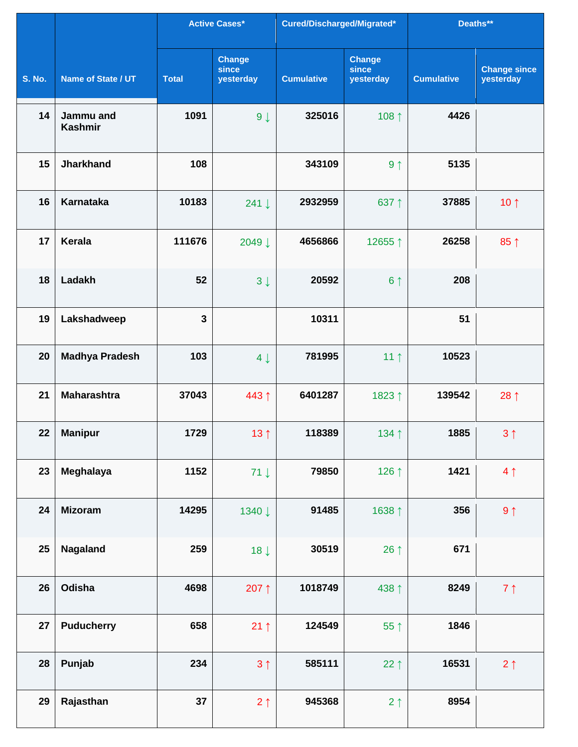| S. No. | Name of State / UT | Active Cases* | | Cured/Discharged/Migrated* | | Deaths** | |
|---|---|---|---|---|---|---|---|
| | | Total | Change since yesterday | Cumulative | Change since yesterday | Cumulative | Change since yesterday |
| 14 | Jammu and Kashmir | 1091 | 9 ↓ | 325016 | 108 ↑ | 4426 | |
| 15 | Jharkhand | 108 | | 343109 | 9 ↑ | 5135 | |
| 16 | Karnataka | 10183 | 241 ↓ | 2932959 | 637 ↑ | 37885 | 10 ↑ |
| 17 | Kerala | 111676 | 2049 ↓ | 4656866 | 12655 ↑ | 26258 | 85 ↑ |
| 18 | Ladakh | 52 | 3 ↓ | 20592 | 6 ↑ | 208 | |
| 19 | Lakshadweep | 3 | | 10311 | | 51 | |
| 20 | Madhya Pradesh | 103 | 4 ↓ | 781995 | 11 ↑ | 10523 | |
| 21 | Maharashtra | 37043 | 443 ↑ | 6401287 | 1823 ↑ | 139542 | 28 ↑ |
| 22 | Manipur | 1729 | 13 ↑ | 118389 | 134 ↑ | 1885 | 3 ↑ |
| 23 | Meghalaya | 1152 | 71 ↓ | 79850 | 126 ↑ | 1421 | 4 ↑ |
| 24 | Mizoram | 14295 | 1340 ↓ | 91485 | 1638 ↑ | 356 | 9 ↑ |
| 25 | Nagaland | 259 | 18 ↓ | 30519 | 26 ↑ | 671 | |
| 26 | Odisha | 4698 | 207 ↑ | 1018749 | 438 ↑ | 8249 | 7 ↑ |
| 27 | Puducherry | 658 | 21 ↑ | 124549 | 55 ↑ | 1846 | |
| 28 | Punjab | 234 | 3 ↑ | 585111 | 22 ↑ | 16531 | 2 ↑ |
| 29 | Rajasthan | 37 | 2 ↑ | 945368 | 2 ↑ | 8954 | |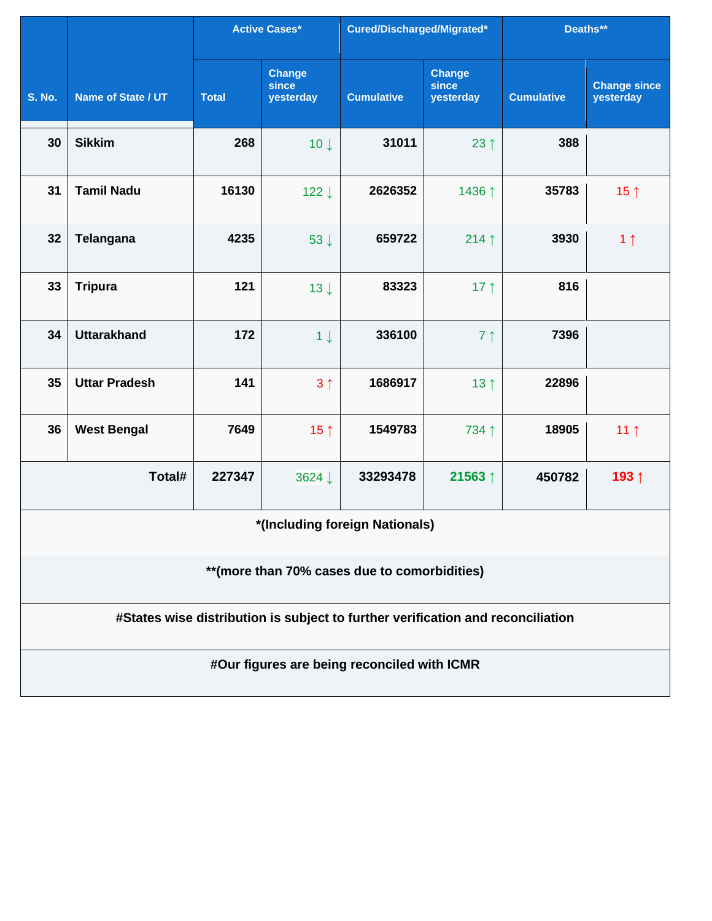| S. No. | Name of State / UT | Active Cases* | | Cured/Discharged/Migrated* | | Deaths** | |
|---|---|---|---|---|---|---|---|
| | | Total | Change since yesterday | Cumulative | Change since yesterday | Cumulative | Change since yesterday |
| 30 | Sikkim | 268 | 10 ↓ | 31011 | 23 ↑ | 388 | |
| 31 | Tamil Nadu | 16130 | 122 ↓ | 2626352 | 1436 ↑ | 35783 | 15 ↑ |
| 32 | Telangana | 4235 | 53 ↓ | 659722 | 214 ↑ | 3930 | 1 ↑ |
| 33 | Tripura | 121 | 13 ↓ | 83323 | 17 ↑ | 816 | |
| 34 | Uttarakhand | 172 | 1 ↓ | 336100 | 7 ↑ | 7396 | |
| 35 | Uttar Pradesh | 141 | 3 ↑ | 1686917 | 13 ↑ | 22896 | |
| 36 | West Bengal | 7649 | 15 ↑ | 1549783 | 734 ↑ | 18905 | 11 ↑ |
| | **Total#** | **227347** | 3624 ↓ | **33293478** | **21563 ↑** | **450782** | **193 ↑** |

**\*(Including foreign Nationals)**

**\*\*(more than 70% cases due to comorbidities)**

**#States wise distribution is subject to further verification and reconciliation**

**#Our figures are being reconciled with ICMR**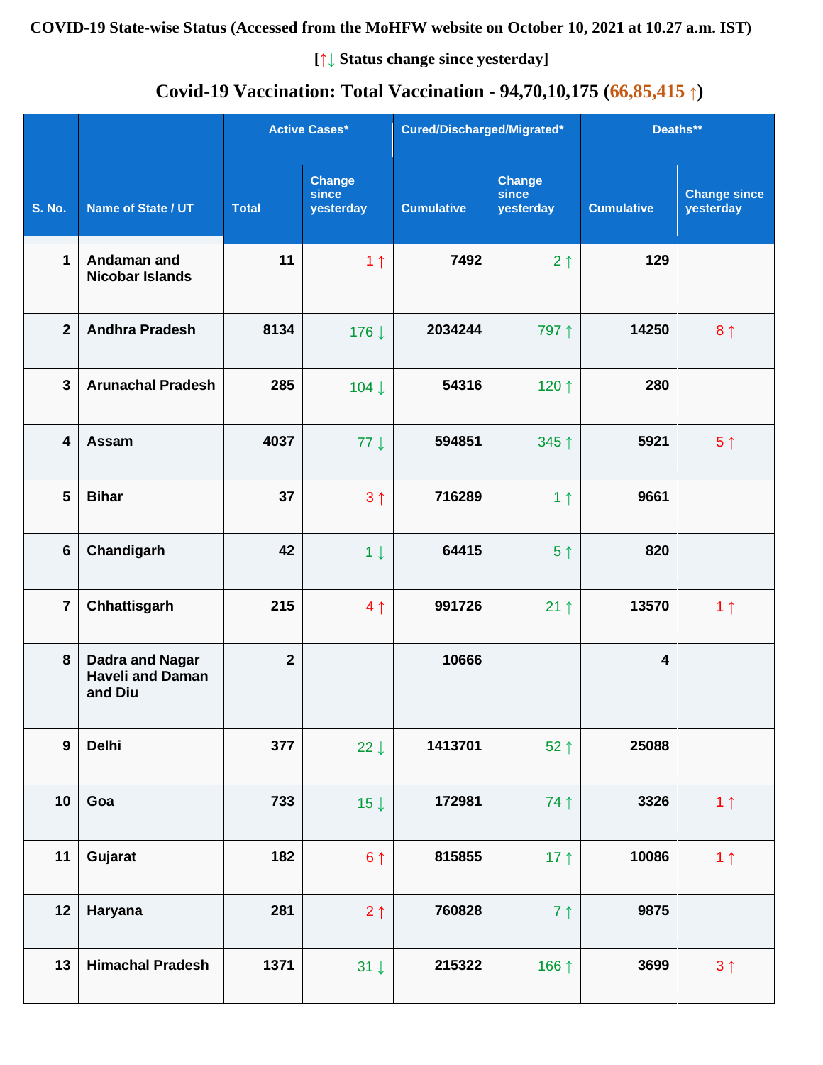**COVID-19 State-wise Status (Accessed from the MoHFW website on October 10, 2021 at 10.27 a.m. IST)**

**[↑↓ Status change since yesterday]**

## Covid-19 Vaccination: Total Vaccination - 94,70,10,175 (66,85,415 ↑)

| S. No. | Name of State / UT | Active Cases* | | Cured/Discharged/Migrated* | | Deaths** | |
|---|---|---|---|---|---|---|---|
| | | Total | Change since yesterday | Cumulative | Change since yesterday | Cumulative | Change since yesterday |
| 1 | Andaman and Nicobar Islands | 11 | 1 ↑ | 7492 | 2 ↑ | 129 | |
| 2 | Andhra Pradesh | 8134 | 176 ↓ | 2034244 | 797 ↑ | 14250 | 8 ↑ |
| 3 | Arunachal Pradesh | 285 | 104 ↓ | 54316 | 120 ↑ | 280 | |
| 4 | Assam | 4037 | 77 ↓ | 594851 | 345 ↑ | 5921 | 5 ↑ |
| 5 | Bihar | 37 | 3 ↑ | 716289 | 1 ↑ | 9661 | |
| 6 | Chandigarh | 42 | 1 ↓ | 64415 | 5 ↑ | 820 | |
| 7 | Chhattisgarh | 215 | 4 ↑ | 991726 | 21 ↑ | 13570 | 1 ↑ |
| 8 | Dadra and Nagar Haveli and Daman and Diu | 2 | | 10666 | | 4 | |
| 9 | Delhi | 377 | 22 ↓ | 1413701 | 52 ↑ | 25088 | |
| 10 | Goa | 733 | 15 ↓ | 172981 | 74 ↑ | 3326 | 1 ↑ |
| 11 | Gujarat | 182 | 6 ↑ | 815855 | 17 ↑ | 10086 | 1 ↑ |
| 12 | Haryana | 281 | 2 ↑ | 760828 | 7 ↑ | 9875 | |
| 13 | Himachal Pradesh | 1371 | 31 ↓ | 215322 | 166 ↑ | 3699 | 3 ↑ |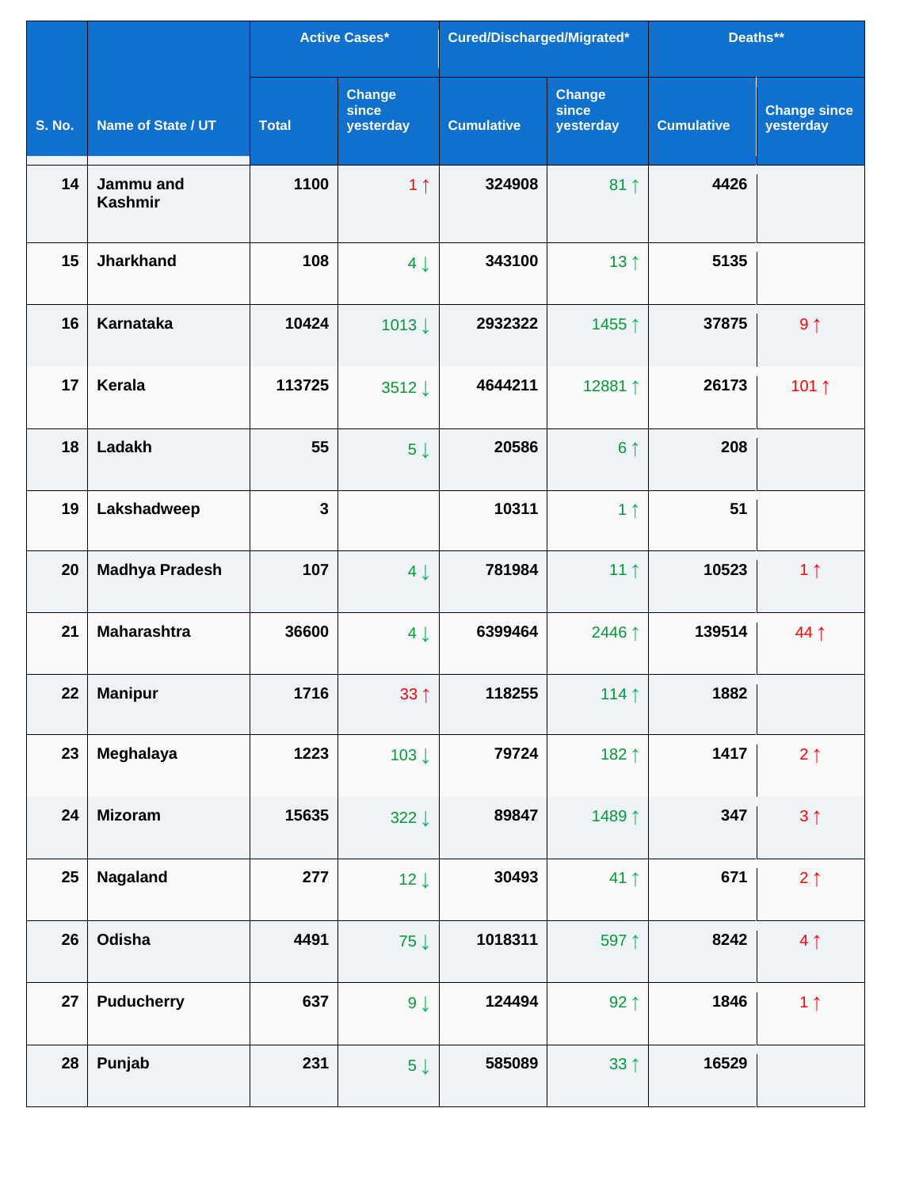| S. No. | Name of State / UT | Active Cases* | | Cured/Discharged/Migrated* | | Deaths** | |
|---|---|---|---|---|---|---|---|
| | | Total | Change since yesterday | Cumulative | Change since yesterday | Cumulative | Change since yesterday |
| 14 | Jammu and Kashmir | 1100 | 1 ↑ | 324908 | 81 ↑ | 4426 | |
| 15 | Jharkhand | 108 | 4 ↓ | 343100 | 13 ↑ | 5135 | |
| 16 | Karnataka | 10424 | 1013 ↓ | 2932322 | 1455 ↑ | 37875 | 9 ↑ |
| 17 | Kerala | 113725 | 3512 ↓ | 4644211 | 12881 ↑ | 26173 | 101 ↑ |
| 18 | Ladakh | 55 | 5 ↓ | 20586 | 6 ↑ | 208 | |
| 19 | Lakshadweep | 3 | | 10311 | 1 ↑ | 51 | |
| 20 | Madhya Pradesh | 107 | 4 ↓ | 781984 | 11 ↑ | 10523 | 1 ↑ |
| 21 | Maharashtra | 36600 | 4 ↓ | 6399464 | 2446 ↑ | 139514 | 44 ↑ |
| 22 | Manipur | 1716 | 33 ↑ | 118255 | 114 ↑ | 1882 | |
| 23 | Meghalaya | 1223 | 103 ↓ | 79724 | 182 ↑ | 1417 | 2 ↑ |
| 24 | Mizoram | 15635 | 322 ↓ | 89847 | 1489 ↑ | 347 | 3 ↑ |
| 25 | Nagaland | 277 | 12 ↓ | 30493 | 41 ↑ | 671 | 2 ↑ |
| 26 | Odisha | 4491 | 75 ↓ | 1018311 | 597 ↑ | 8242 | 4 ↑ |
| 27 | Puducherry | 637 | 9 ↓ | 124494 | 92 ↑ | 1846 | 1 ↑ |
| 28 | Punjab | 231 | 5 ↓ | 585089 | 33 ↑ | 16529 | |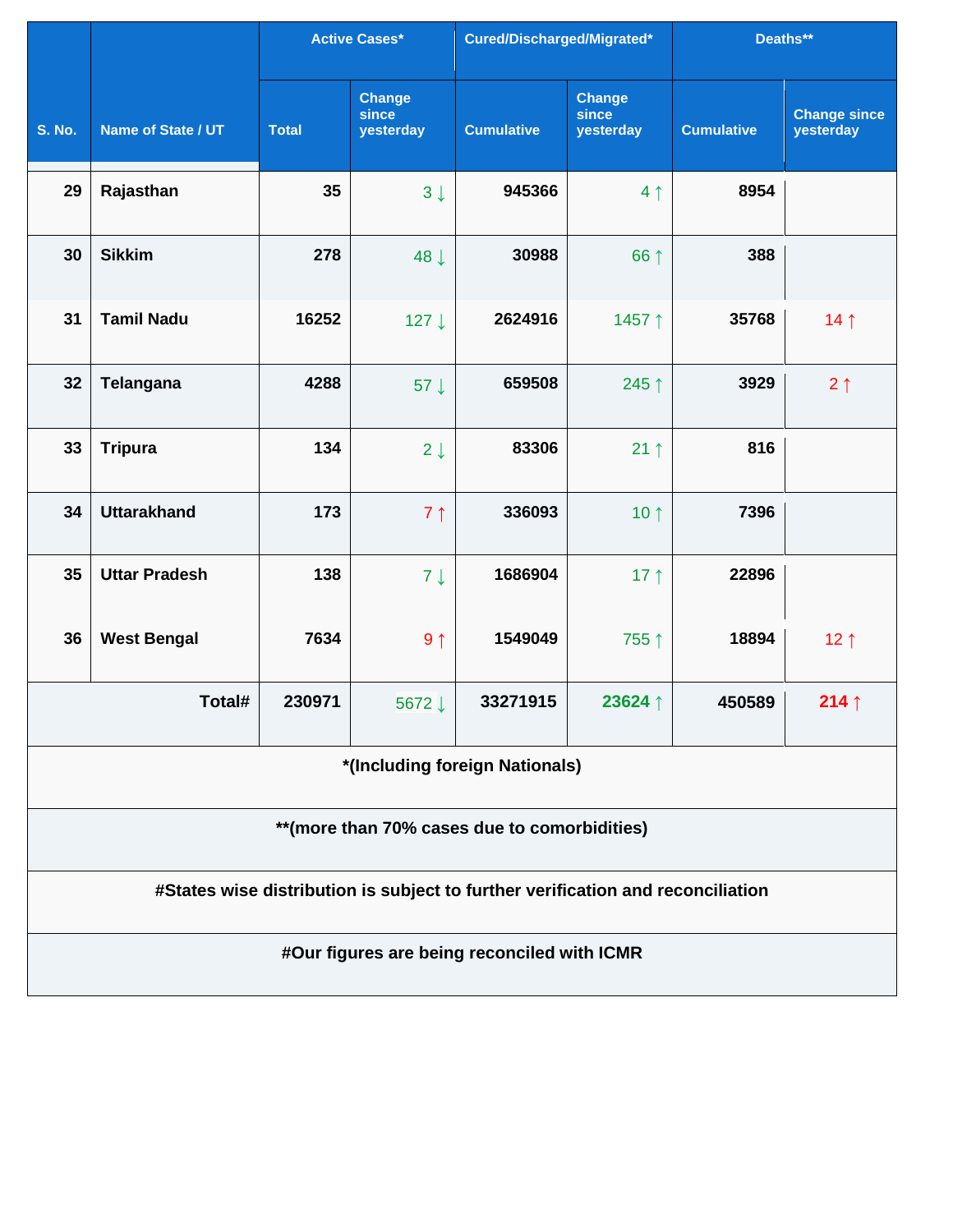| S. No. | Name of State / UT | Active Cases* | | Cured/Discharged/Migrated* | | Deaths** | |
|---|---|---|---|---|---|---|---|
| | | Total | Change since yesterday | Cumulative | Change since yesterday | Cumulative | Change since yesterday |
| 29 | Rajasthan | 35 | 3↓ | 945366 | 4↑ | 8954 | |
| 30 | Sikkim | 278 | 48↓ | 30988 | 66↑ | 388 | |
| 31 | Tamil Nadu | 16252 | 127↓ | 2624916 | 1457↑ | 35768 | 14↑ |
| 32 | Telangana | 4288 | 57↓ | 659508 | 245↑ | 3929 | 2↑ |
| 33 | Tripura | 134 | 2↓ | 83306 | 21↑ | 816 | |
| 34 | Uttarakhand | 173 | 7↑ | 336093 | 10↑ | 7396 | |
| 35 | Uttar Pradesh | 138 | 7↓ | 1686904 | 17↑ | 22896 | |
| 36 | West Bengal | 7634 | 9↑ | 1549049 | 755↑ | 18894 | 12↑ |
| | Total# | 230971 | 5672↓ | 33271915 | 23624↑ | 450589 | 214↑ |

**\*(Including foreign Nationals)**

**\*\*(more than 70% cases due to comorbidities)**

**#States wise distribution is subject to further verification and reconciliation**

**#Our figures are being reconciled with ICMR**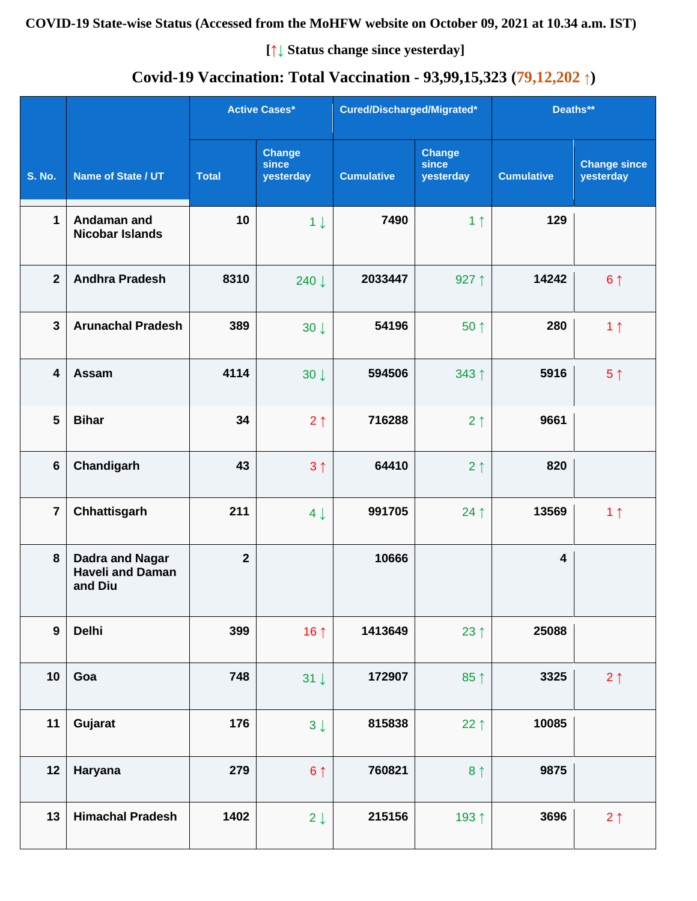**COVID-19 State-wise Status (Accessed from the MoHFW website on October 09, 2021 at 10.34 a.m. IST)**

**[↑↓ Status change since yesterday]**

## Covid-19 Vaccination: Total Vaccination - 93,99,15,323 (79,12,202 ↑)

| S. No. | Name of State / UT | Active Cases* | | Cured/Discharged/Migrated* | | Deaths** | |
|---|---|---|---|---|---|---|---|
| | | Total | Change since yesterday | Cumulative | Change since yesterday | Cumulative | Change since yesterday |
| 1 | Andaman and Nicobar Islands | 10 | 1 ↓ | 7490 | 1 ↑ | 129 | |
| 2 | Andhra Pradesh | 8310 | 240 ↓ | 2033447 | 927 ↑ | 14242 | 6 ↑ |
| 3 | Arunachal Pradesh | 389 | 30 ↓ | 54196 | 50 ↑ | 280 | 1 ↑ |
| 4 | Assam | 4114 | 30 ↓ | 594506 | 343 ↑ | 5916 | 5 ↑ |
| 5 | Bihar | 34 | 2 ↑ | 716288 | 2 ↑ | 9661 | |
| 6 | Chandigarh | 43 | 3 ↑ | 64410 | 2 ↑ | 820 | |
| 7 | Chhattisgarh | 211 | 4 ↓ | 991705 | 24 ↑ | 13569 | 1 ↑ |
| 8 | Dadra and Nagar Haveli and Daman and Diu | 2 | | 10666 | | 4 | |
| 9 | Delhi | 399 | 16 ↑ | 1413649 | 23 ↑ | 25088 | |
| 10 | Goa | 748 | 31 ↓ | 172907 | 85 ↑ | 3325 | 2 ↑ |
| 11 | Gujarat | 176 | 3 ↓ | 815838 | 22 ↑ | 10085 | |
| 12 | Haryana | 279 | 6 ↑ | 760821 | 8 ↑ | 9875 | |
| 13 | Himachal Pradesh | 1402 | 2 ↓ | 215156 | 193 ↑ | 3696 | 2 ↑ |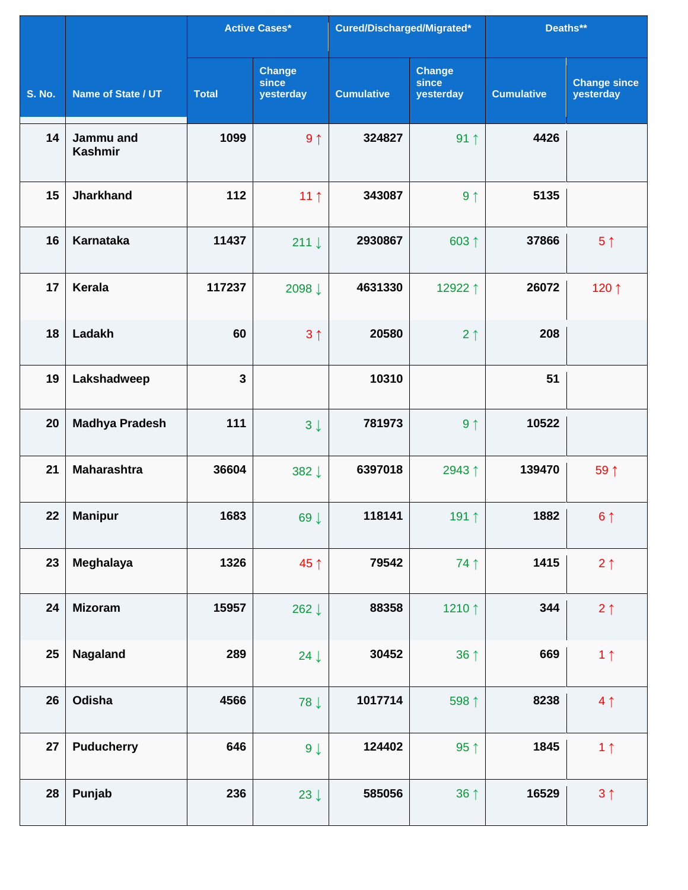| S. No. | Name of State / UT | Active Cases* | | Cured/Discharged/Migrated* | | Deaths** | |
|---|---|---|---|---|---|---|---|
| | | Total | Change since yesterday | Cumulative | Change since yesterday | Cumulative | Change since yesterday |
| 14 | Jammu and Kashmir | 1099 | 9 ↑ | 324827 | 91 ↑ | 4426 | |
| 15 | Jharkhand | 112 | 11 ↑ | 343087 | 9 ↑ | 5135 | |
| 16 | Karnataka | 11437 | 211 ↓ | 2930867 | 603 ↑ | 37866 | 5 ↑ |
| 17 | Kerala | 117237 | 2098 ↓ | 4631330 | 12922 ↑ | 26072 | 120 ↑ |
| 18 | Ladakh | 60 | 3 ↑ | 20580 | 2 ↑ | 208 | |
| 19 | Lakshadweep | 3 | | 10310 | | 51 | |
| 20 | Madhya Pradesh | 111 | 3 ↓ | 781973 | 9 ↑ | 10522 | |
| 21 | Maharashtra | 36604 | 382 ↓ | 6397018 | 2943 ↑ | 139470 | 59 ↑ |
| 22 | Manipur | 1683 | 69 ↓ | 118141 | 191 ↑ | 1882 | 6 ↑ |
| 23 | Meghalaya | 1326 | 45 ↑ | 79542 | 74 ↑ | 1415 | 2 ↑ |
| 24 | Mizoram | 15957 | 262 ↓ | 88358 | 1210 ↑ | 344 | 2 ↑ |
| 25 | Nagaland | 289 | 24 ↓ | 30452 | 36 ↑ | 669 | 1 ↑ |
| 26 | Odisha | 4566 | 78 ↓ | 1017714 | 598 ↑ | 8238 | 4 ↑ |
| 27 | Puducherry | 646 | 9 ↓ | 124402 | 95 ↑ | 1845 | 1 ↑ |
| 28 | Punjab | 236 | 23 ↓ | 585056 | 36 ↑ | 16529 | 3 ↑ |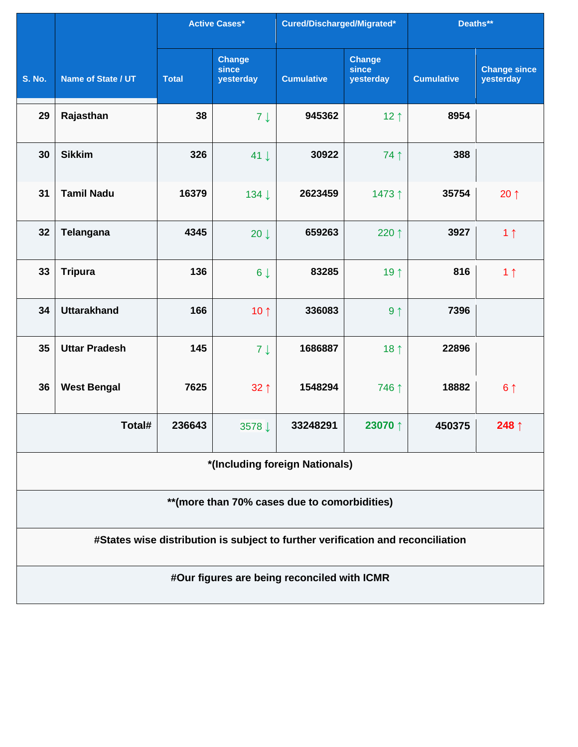| S. No. | Name of State / UT | Active Cases* | | Cured/Discharged/Migrated* | | Deaths** | |
|---|---|---|---|---|---|---|---|
| | | Total | Change since yesterday | Cumulative | Change since yesterday | Cumulative | Change since yesterday |
| 29 | Rajasthan | 38 | 7 ↓ | 945362 | 12 ↑ | 8954 | |
| 30 | Sikkim | 326 | 41 ↓ | 30922 | 74 ↑ | 388 | |
| 31 | Tamil Nadu | 16379 | 134 ↓ | 2623459 | 1473 ↑ | 35754 | 20 ↑ |
| 32 | Telangana | 4345 | 20 ↓ | 659263 | 220 ↑ | 3927 | 1 ↑ |
| 33 | Tripura | 136 | 6 ↓ | 83285 | 19 ↑ | 816 | 1 ↑ |
| 34 | Uttarakhand | 166 | 10 ↑ | 336083 | 9 ↑ | 7396 | |
| 35 | Uttar Pradesh | 145 | 7 ↓ | 1686887 | 18 ↑ | 22896 | |
| 36 | West Bengal | 7625 | 32 ↑ | 1548294 | 746 ↑ | 18882 | 6 ↑ |
| | **Total#** | 236643 | 3578 ↓ | 33248291 | 23070 ↑ | 450375 | 248 ↑ |

**\*(Including foreign Nationals)**

**\*\*(more than 70% cases due to comorbidities)**

**#States wise distribution is subject to further verification and reconciliation**

**#Our figures are being reconciled with ICMR**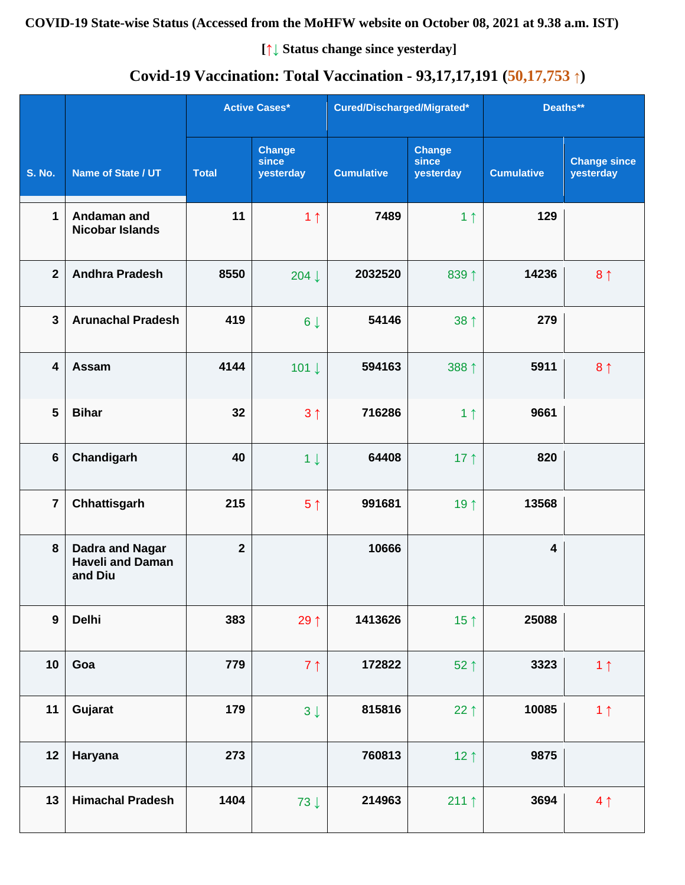**COVID-19 State-wise Status (Accessed from the MoHFW website on October 08, 2021 at 9.38 a.m. IST)**

**[↑↓ Status change since yesterday]**

**Covid-19 Vaccination: Total Vaccination - 93,17,17,191 (50,17,753 ↑)**

| S. No. | Name of State / UT | Active Cases* | | Cured/Discharged/Migrated* | | Deaths** | |
|---|---|---|---|---|---|---|---|
| | | Total | Change since yesterday | Cumulative | Change since yesterday | Cumulative | Change since yesterday |
| 1 | Andaman and Nicobar Islands | 11 | 1 ↑ | 7489 | 1 ↑ | 129 | |
| 2 | Andhra Pradesh | 8550 | 204 ↓ | 2032520 | 839 ↑ | 14236 | 8 ↑ |
| 3 | Arunachal Pradesh | 419 | 6 ↓ | 54146 | 38 ↑ | 279 | |
| 4 | Assam | 4144 | 101 ↓ | 594163 | 388 ↑ | 5911 | 8 ↑ |
| 5 | Bihar | 32 | 3 ↑ | 716286 | 1 ↑ | 9661 | |
| 6 | Chandigarh | 40 | 1 ↓ | 64408 | 17 ↑ | 820 | |
| 7 | Chhattisgarh | 215 | 5 ↑ | 991681 | 19 ↑ | 13568 | |
| 8 | Dadra and Nagar Haveli and Daman and Diu | 2 | | 10666 | | 4 | |
| 9 | Delhi | 383 | 29 ↑ | 1413626 | 15 ↑ | 25088 | |
| 10 | Goa | 779 | 7 ↑ | 172822 | 52 ↑ | 3323 | 1 ↑ |
| 11 | Gujarat | 179 | 3 ↓ | 815816 | 22 ↑ | 10085 | 1 ↑ |
| 12 | Haryana | 273 | | 760813 | 12 ↑ | 9875 | |
| 13 | Himachal Pradesh | 1404 | 73 ↓ | 214963 | 211 ↑ | 3694 | 4 ↑ |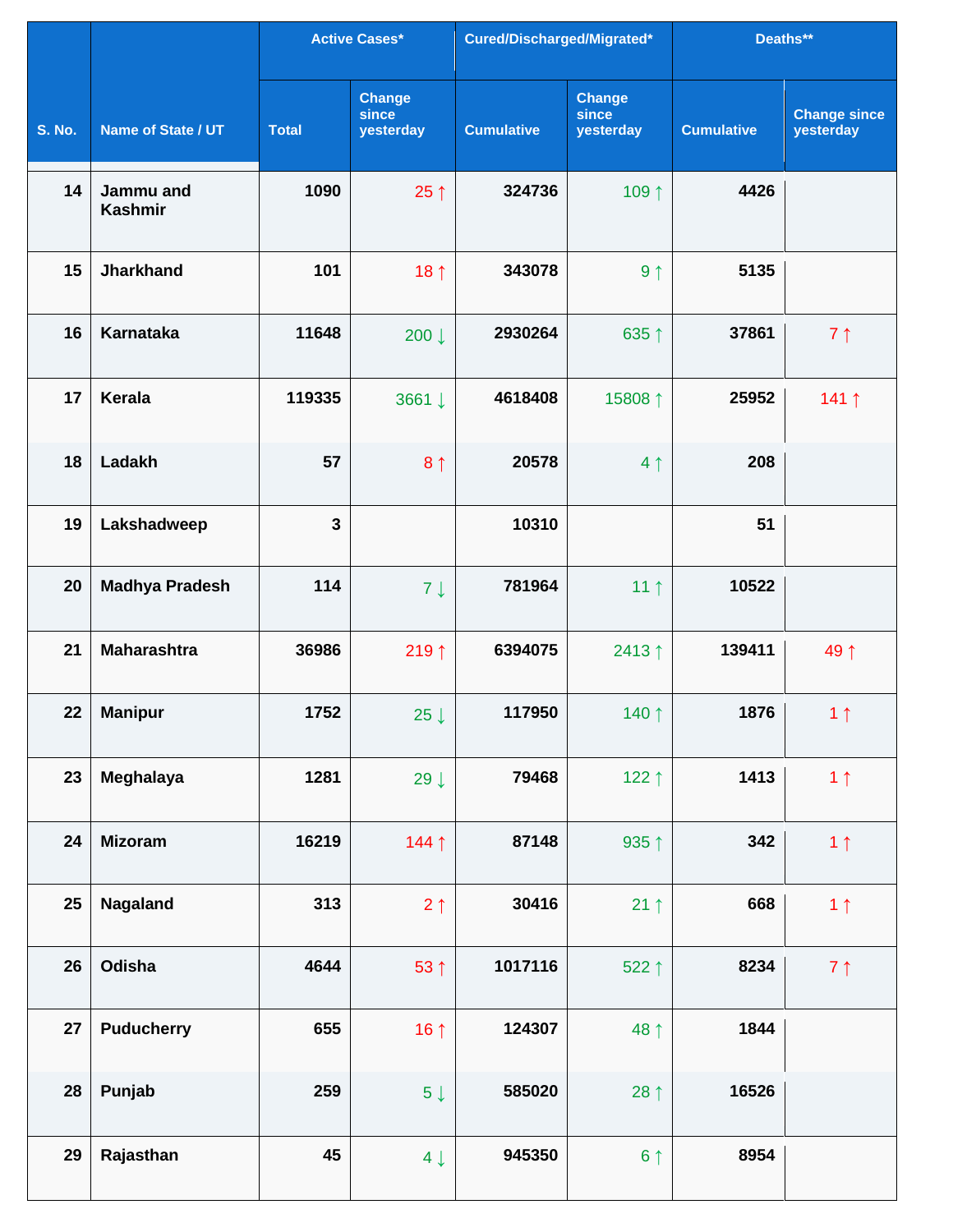| S. No. | Name of State / UT | Active Cases* | | Cured/Discharged/Migrated* | | Deaths** | |
|---|---|---|---|---|---|---|---|
| | | Total | Change since yesterday | Cumulative | Change since yesterday | Cumulative | Change since yesterday |
| 14 | Jammu and Kashmir | 1090 | 25 ↑ | 324736 | 109 ↑ | 4426 | |
| 15 | Jharkhand | 101 | 18 ↑ | 343078 | 9 ↑ | 5135 | |
| 16 | Karnataka | 11648 | 200 ↓ | 2930264 | 635 ↑ | 37861 | 7 ↑ |
| 17 | Kerala | 119335 | 3661 ↓ | 4618408 | 15808 ↑ | 25952 | 141 ↑ |
| 18 | Ladakh | 57 | 8 ↑ | 20578 | 4 ↑ | 208 | |
| 19 | Lakshadweep | 3 | | 10310 | | 51 | |
| 20 | Madhya Pradesh | 114 | 7 ↓ | 781964 | 11 ↑ | 10522 | |
| 21 | Maharashtra | 36986 | 219 ↑ | 6394075 | 2413 ↑ | 139411 | 49 ↑ |
| 22 | Manipur | 1752 | 25 ↓ | 117950 | 140 ↑ | 1876 | 1 ↑ |
| 23 | Meghalaya | 1281 | 29 ↓ | 79468 | 122 ↑ | 1413 | 1 ↑ |
| 24 | Mizoram | 16219 | 144 ↑ | 87148 | 935 ↑ | 342 | 1 ↑ |
| 25 | Nagaland | 313 | 2 ↑ | 30416 | 21 ↑ | 668 | 1 ↑ |
| 26 | Odisha | 4644 | 53 ↑ | 1017116 | 522 ↑ | 8234 | 7 ↑ |
| 27 | Puducherry | 655 | 16 ↑ | 124307 | 48 ↑ | 1844 | |
| 28 | Punjab | 259 | 5 ↓ | 585020 | 28 ↑ | 16526 | |
| 29 | Rajasthan | 45 | 4 ↓ | 945350 | 6 ↑ | 8954 | |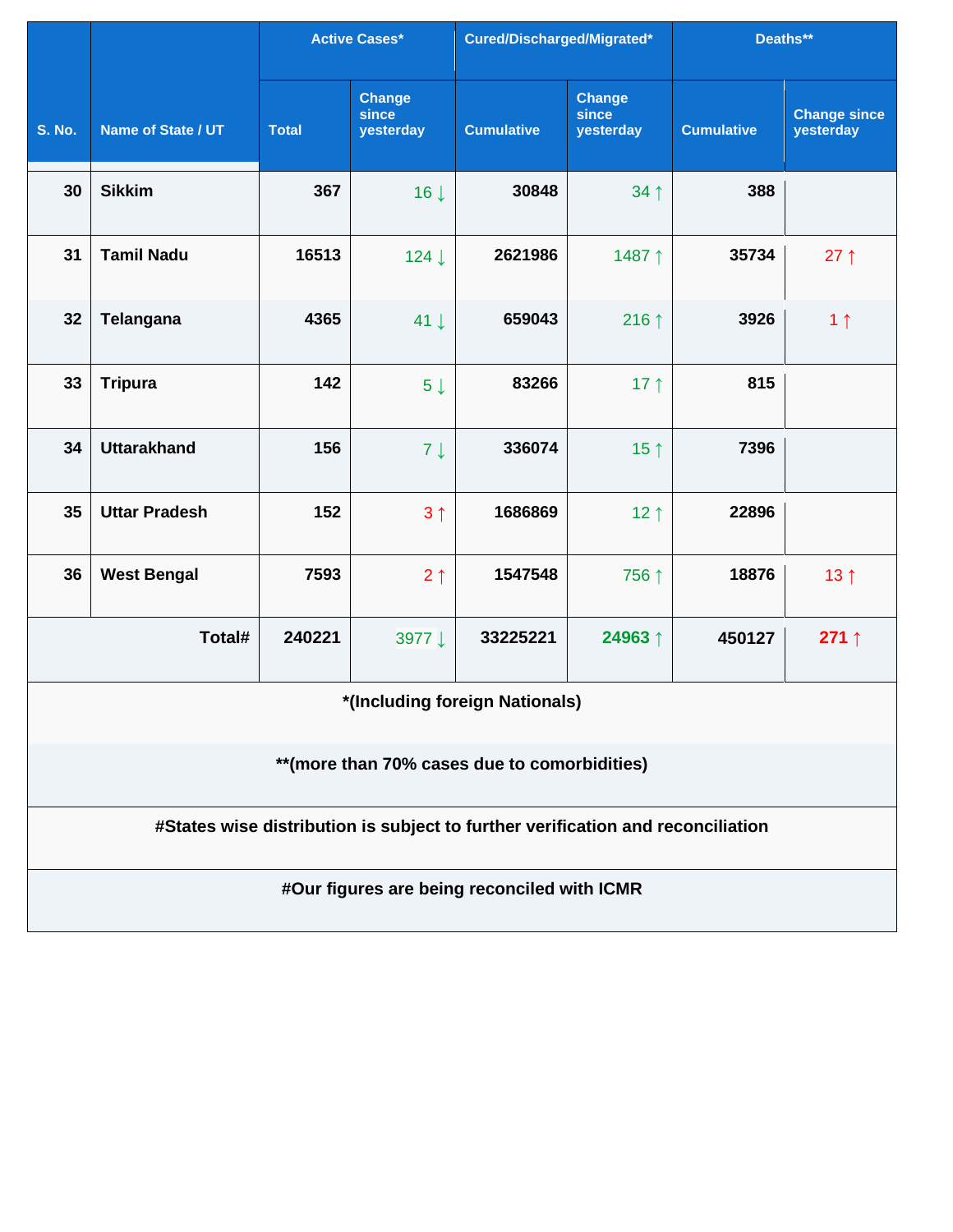| S. No. | Name of State / UT | Active Cases* | | Cured/Discharged/Migrated* | | Deaths** | |
|---|---|---|---|---|---|---|---|
| | | Total | Change since yesterday | Cumulative | Change since yesterday | Cumulative | Change since yesterday |
| 30 | Sikkim | 367 | 16 ↓ | 30848 | 34 ↑ | 388 | |
| 31 | Tamil Nadu | 16513 | 124 ↓ | 2621986 | 1487 ↑ | 35734 | 27 ↑ |
| 32 | Telangana | 4365 | 41 ↓ | 659043 | 216 ↑ | 3926 | 1 ↑ |
| 33 | Tripura | 142 | 5 ↓ | 83266 | 17 ↑ | 815 | |
| 34 | Uttarakhand | 156 | 7 ↓ | 336074 | 15 ↑ | 7396 | |
| 35 | Uttar Pradesh | 152 | 3 ↑ | 1686869 | 12 ↑ | 22896 | |
| 36 | West Bengal | 7593 | 2 ↑ | 1547548 | 756 ↑ | 18876 | 13 ↑ |
| | **Total#** | **240221** | 3977 ↓ | **33225221** | **24963 ↑** | **450127** | **271 ↑** |

**\*(Including foreign Nationals)**

**\*\*(more than 70% cases due to comorbidities)**

**#States wise distribution is subject to further verification and reconciliation**

**#Our figures are being reconciled with ICMR**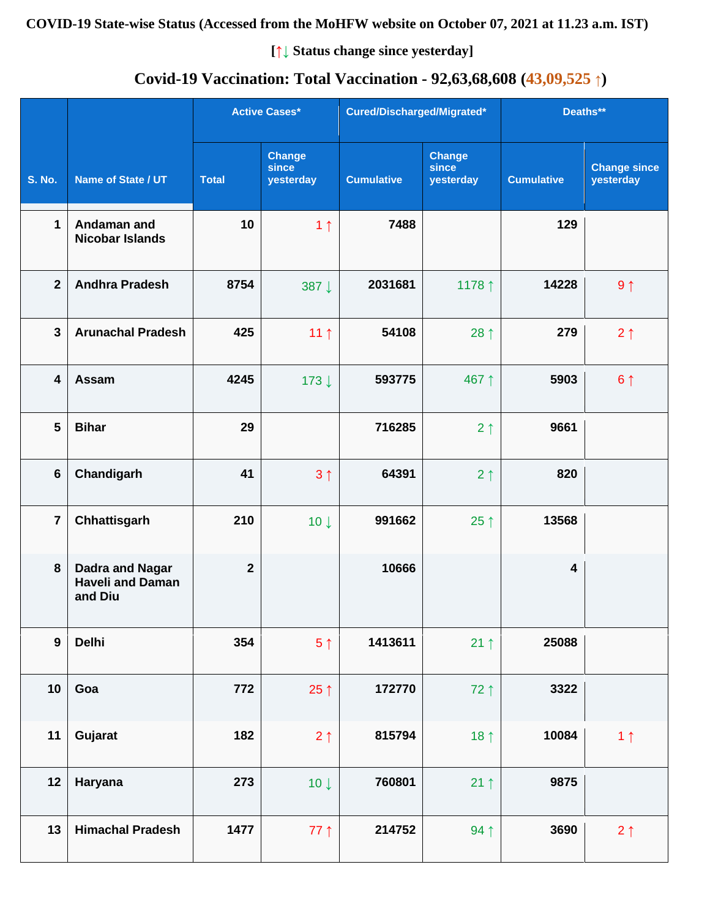**COVID-19 State-wise Status (Accessed from the MoHFW website on October 07, 2021 at 11.23 a.m. IST)**

**[↑↓ Status change since yesterday]**

## Covid-19 Vaccination: Total Vaccination - 92,63,68,608 (43,09,525 ↑)

| S. No. | Name of State / UT | Active Cases* | | Cured/Discharged/Migrated* | | Deaths** | |
|---|---|---|---|---|---|---|---|
| | | Total | Change since yesterday | Cumulative | Change since yesterday | Cumulative | Change since yesterday |
| 1 | Andaman and Nicobar Islands | 10 | 1 ↑ | 7488 | | 129 | |
| 2 | Andhra Pradesh | 8754 | 387 ↓ | 2031681 | 1178 ↑ | 14228 | 9 ↑ |
| 3 | Arunachal Pradesh | 425 | 11 ↑ | 54108 | 28 ↑ | 279 | 2 ↑ |
| 4 | Assam | 4245 | 173 ↓ | 593775 | 467 ↑ | 5903 | 6 ↑ |
| 5 | Bihar | 29 | | 716285 | 2 ↑ | 9661 | |
| 6 | Chandigarh | 41 | 3 ↑ | 64391 | 2 ↑ | 820 | |
| 7 | Chhattisgarh | 210 | 10 ↓ | 991662 | 25 ↑ | 13568 | |
| 8 | Dadra and Nagar Haveli and Daman and Diu | 2 | | 10666 | | 4 | |
| 9 | Delhi | 354 | 5 ↑ | 1413611 | 21 ↑ | 25088 | |
| 10 | Goa | 772 | 25 ↑ | 172770 | 72 ↑ | 3322 | |
| 11 | Gujarat | 182 | 2 ↑ | 815794 | 18 ↑ | 10084 | 1 ↑ |
| 12 | Haryana | 273 | 10 ↓ | 760801 | 21 ↑ | 9875 | |
| 13 | Himachal Pradesh | 1477 | 77 ↑ | 214752 | 94 ↑ | 3690 | 2 ↑ |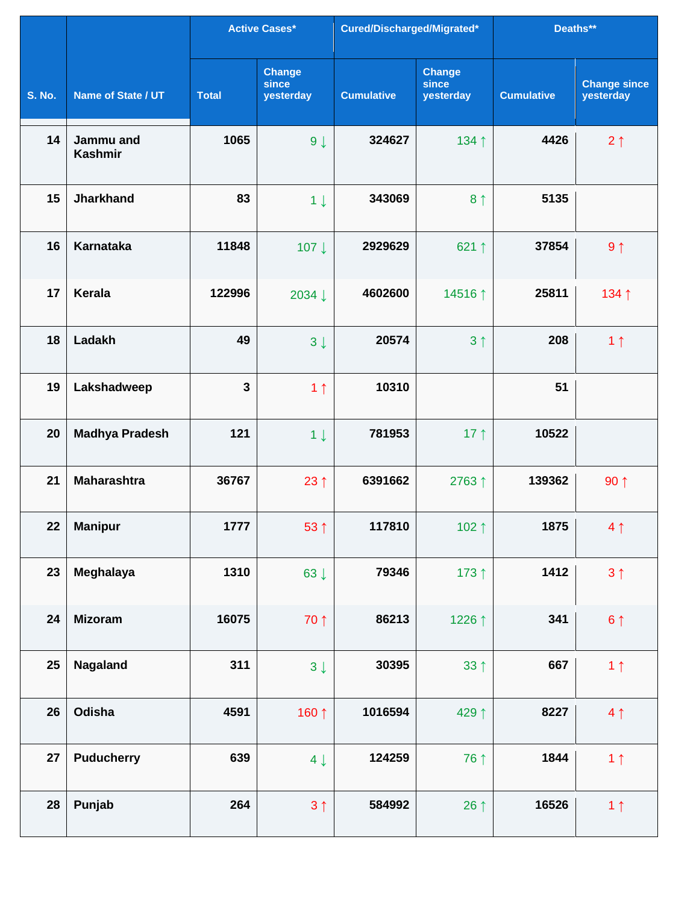| S. No. | Name of State / UT | Active Cases* | | Cured/Discharged/Migrated* | | Deaths** | |
|---|---|---|---|---|---|---|---|
| | | Total | Change since yesterday | Cumulative | Change since yesterday | Cumulative | Change since yesterday |
| 14 | Jammu and Kashmir | 1065 | 9 ↓ | 324627 | 134 ↑ | 4426 | 2 ↑ |
| 15 | Jharkhand | 83 | 1 ↓ | 343069 | 8 ↑ | 5135 | |
| 16 | Karnataka | 11848 | 107 ↓ | 2929629 | 621 ↑ | 37854 | 9 ↑ |
| 17 | Kerala | 122996 | 2034 ↓ | 4602600 | 14516 ↑ | 25811 | 134 ↑ |
| 18 | Ladakh | 49 | 3 ↓ | 20574 | 3 ↑ | 208 | 1 ↑ |
| 19 | Lakshadweep | 3 | 1 ↑ | 10310 | | 51 | |
| 20 | Madhya Pradesh | 121 | 1 ↓ | 781953 | 17 ↑ | 10522 | |
| 21 | Maharashtra | 36767 | 23 ↑ | 6391662 | 2763 ↑ | 139362 | 90 ↑ |
| 22 | Manipur | 1777 | 53 ↑ | 117810 | 102 ↑ | 1875 | 4 ↑ |
| 23 | Meghalaya | 1310 | 63 ↓ | 79346 | 173 ↑ | 1412 | 3 ↑ |
| 24 | Mizoram | 16075 | 70 ↑ | 86213 | 1226 ↑ | 341 | 6 ↑ |
| 25 | Nagaland | 311 | 3 ↓ | 30395 | 33 ↑ | 667 | 1 ↑ |
| 26 | Odisha | 4591 | 160 ↑ | 1016594 | 429 ↑ | 8227 | 4 ↑ |
| 27 | Puducherry | 639 | 4 ↓ | 124259 | 76 ↑ | 1844 | 1 ↑ |
| 28 | Punjab | 264 | 3 ↑ | 584992 | 26 ↑ | 16526 | 1 ↑ |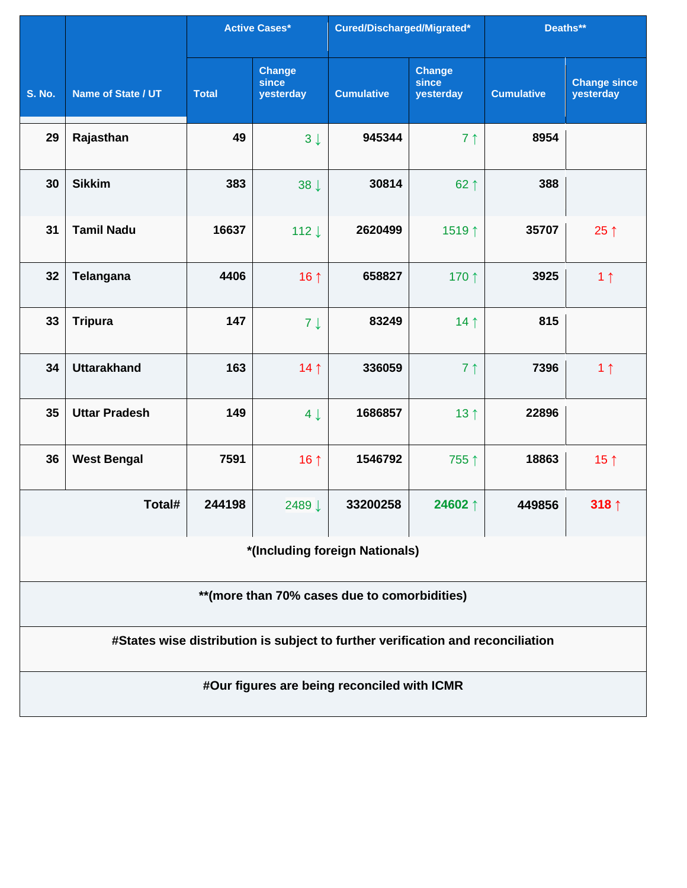| S. No. | Name of State / UT | Active Cases* | | Cured/Discharged/Migrated* | | Deaths** | |
|---|---|---|---|---|---|---|---|
| | | Total | Change since yesterday | Cumulative | Change since yesterday | Cumulative | Change since yesterday |
| 29 | Rajasthan | 49 | 3 ↓ | 945344 | 7 ↑ | 8954 | |
| 30 | Sikkim | 383 | 38 ↓ | 30814 | 62 ↑ | 388 | |
| 31 | Tamil Nadu | 16637 | 112 ↓ | 2620499 | 1519 ↑ | 35707 | 25 ↑ |
| 32 | Telangana | 4406 | 16 ↑ | 658827 | 170 ↑ | 3925 | 1 ↑ |
| 33 | Tripura | 147 | 7 ↓ | 83249 | 14 ↑ | 815 | |
| 34 | Uttarakhand | 163 | 14 ↑ | 336059 | 7 ↑ | 7396 | 1 ↑ |
| 35 | Uttar Pradesh | 149 | 4 ↓ | 1686857 | 13 ↑ | 22896 | |
| 36 | West Bengal | 7591 | 16 ↑ | 1546792 | 755 ↑ | 18863 | 15 ↑ |
| | Total# | 244198 | 2489 ↓ | 33200258 | 24602 ↑ | 449856 | 318 ↑ |

**\*(Including foreign Nationals)**

**\*\*(more than 70% cases due to comorbidities)**

**#States wise distribution is subject to further verification and reconciliation**

**#Our figures are being reconciled with ICMR**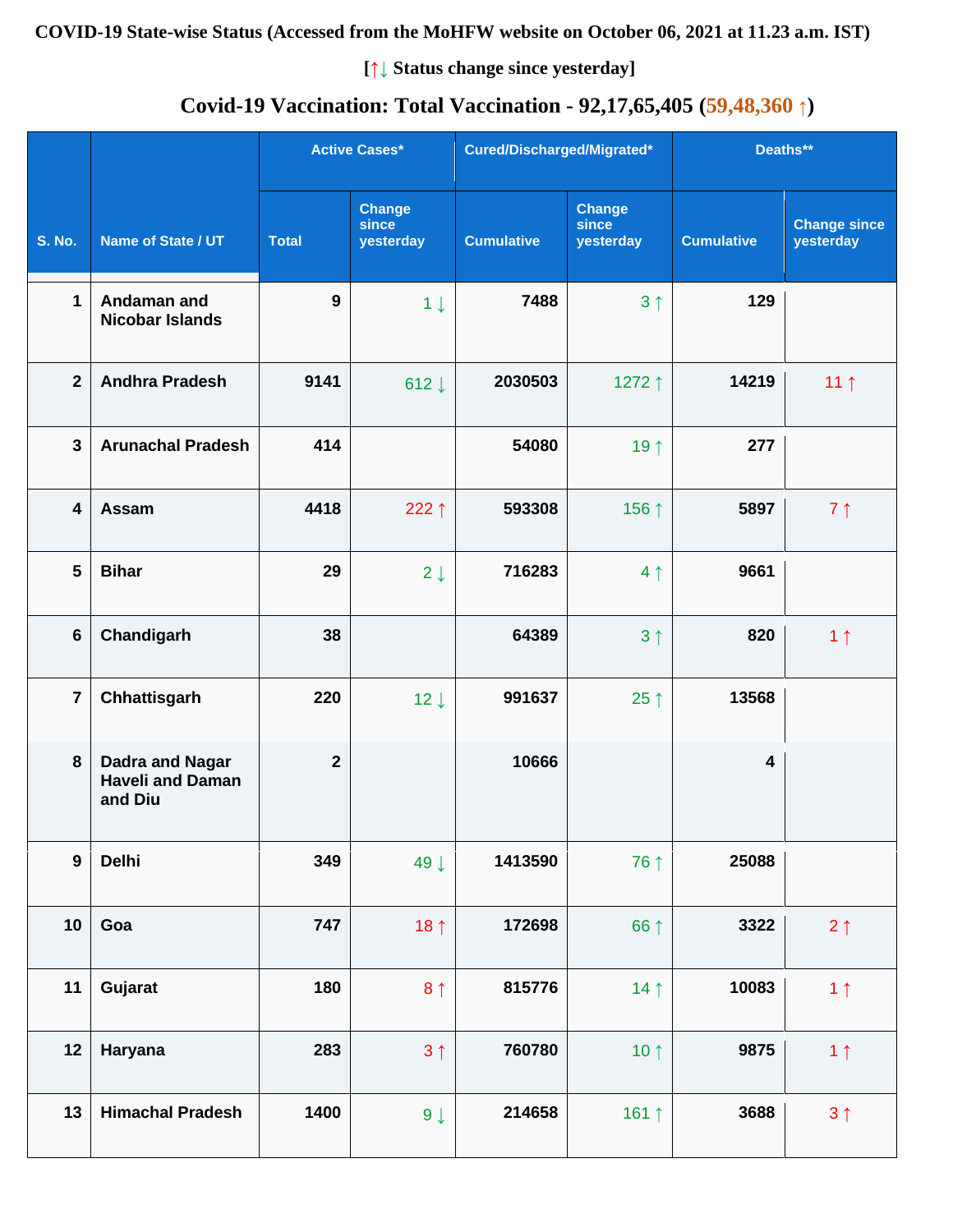**COVID-19 State-wise Status (Accessed from the MoHFW website on October 06, 2021 at 11.23 a.m. IST)**

**[↑↓ Status change since yesterday]**

## Covid-19 Vaccination: Total Vaccination - 92,17,65,405 (59,48,360 ↑)

| S. No. | Name of State / UT | Active Cases* | | Cured/Discharged/Migrated* | | Deaths** | |
|---|---|---|---|---|---|---|---|
| | | Total | Change since yesterday | Cumulative | Change since yesterday | Cumulative | Change since yesterday |
| 1 | Andaman and Nicobar Islands | 9 | 1 ↓ | 7488 | 3 ↑ | 129 | |
| 2 | Andhra Pradesh | 9141 | 612 ↓ | 2030503 | 1272 ↑ | 14219 | 11 ↑ |
| 3 | Arunachal Pradesh | 414 | | 54080 | 19 ↑ | 277 | |
| 4 | Assam | 4418 | 222 ↑ | 593308 | 156 ↑ | 5897 | 7 ↑ |
| 5 | Bihar | 29 | 2 ↓ | 716283 | 4 ↑ | 9661 | |
| 6 | Chandigarh | 38 | | 64389 | 3 ↑ | 820 | 1 ↑ |
| 7 | Chhattisgarh | 220 | 12 ↓ | 991637 | 25 ↑ | 13568 | |
| 8 | Dadra and Nagar Haveli and Daman and Diu | 2 | | 10666 | | 4 | |
| 9 | Delhi | 349 | 49 ↓ | 1413590 | 76 ↑ | 25088 | |
| 10 | Goa | 747 | 18 ↑ | 172698 | 66 ↑ | 3322 | 2 ↑ |
| 11 | Gujarat | 180 | 8 ↑ | 815776 | 14 ↑ | 10083 | 1 ↑ |
| 12 | Haryana | 283 | 3 ↑ | 760780 | 10 ↑ | 9875 | 1 ↑ |
| 13 | Himachal Pradesh | 1400 | 9 ↓ | 214658 | 161 ↑ | 3688 | 3 ↑ |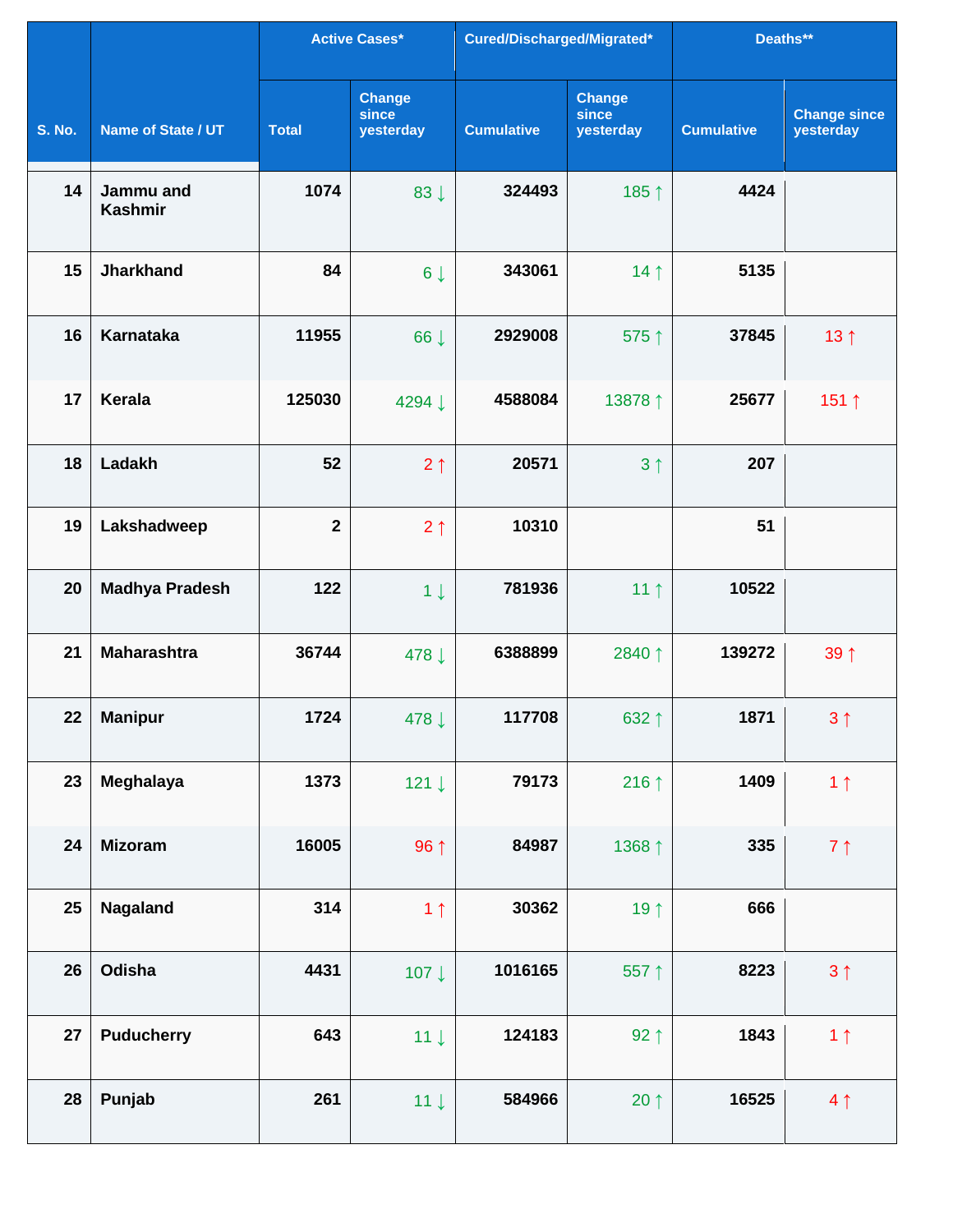| S. No. | Name of State / UT | Active Cases* | | Cured/Discharged/Migrated* | | Deaths** | |
|---|---|---|---|---|---|---|---|
| | | Total | Change since yesterday | Cumulative | Change since yesterday | Cumulative | Change since yesterday |
| 14 | Jammu and Kashmir | 1074 | 83 ↓ | 324493 | 185 ↑ | 4424 | |
| 15 | Jharkhand | 84 | 6 ↓ | 343061 | 14 ↑ | 5135 | |
| 16 | Karnataka | 11955 | 66 ↓ | 2929008 | 575 ↑ | 37845 | 13 ↑ |
| 17 | Kerala | 125030 | 4294 ↓ | 4588084 | 13878 ↑ | 25677 | 151 ↑ |
| 18 | Ladakh | 52 | 2 ↑ | 20571 | 3 ↑ | 207 | |
| 19 | Lakshadweep | 2 | 2 ↑ | 10310 | | 51 | |
| 20 | Madhya Pradesh | 122 | 1 ↓ | 781936 | 11 ↑ | 10522 | |
| 21 | Maharashtra | 36744 | 478 ↓ | 6388899 | 2840 ↑ | 139272 | 39 ↑ |
| 22 | Manipur | 1724 | 478 ↓ | 117708 | 632 ↑ | 1871 | 3 ↑ |
| 23 | Meghalaya | 1373 | 121 ↓ | 79173 | 216 ↑ | 1409 | 1 ↑ |
| 24 | Mizoram | 16005 | 96 ↑ | 84987 | 1368 ↑ | 335 | 7 ↑ |
| 25 | Nagaland | 314 | 1 ↑ | 30362 | 19 ↑ | 666 | |
| 26 | Odisha | 4431 | 107 ↓ | 1016165 | 557 ↑ | 8223 | 3 ↑ |
| 27 | Puducherry | 643 | 11 ↓ | 124183 | 92 ↑ | 1843 | 1 ↑ |
| 28 | Punjab | 261 | 11 ↓ | 584966 | 20 ↑ | 16525 | 4 ↑ |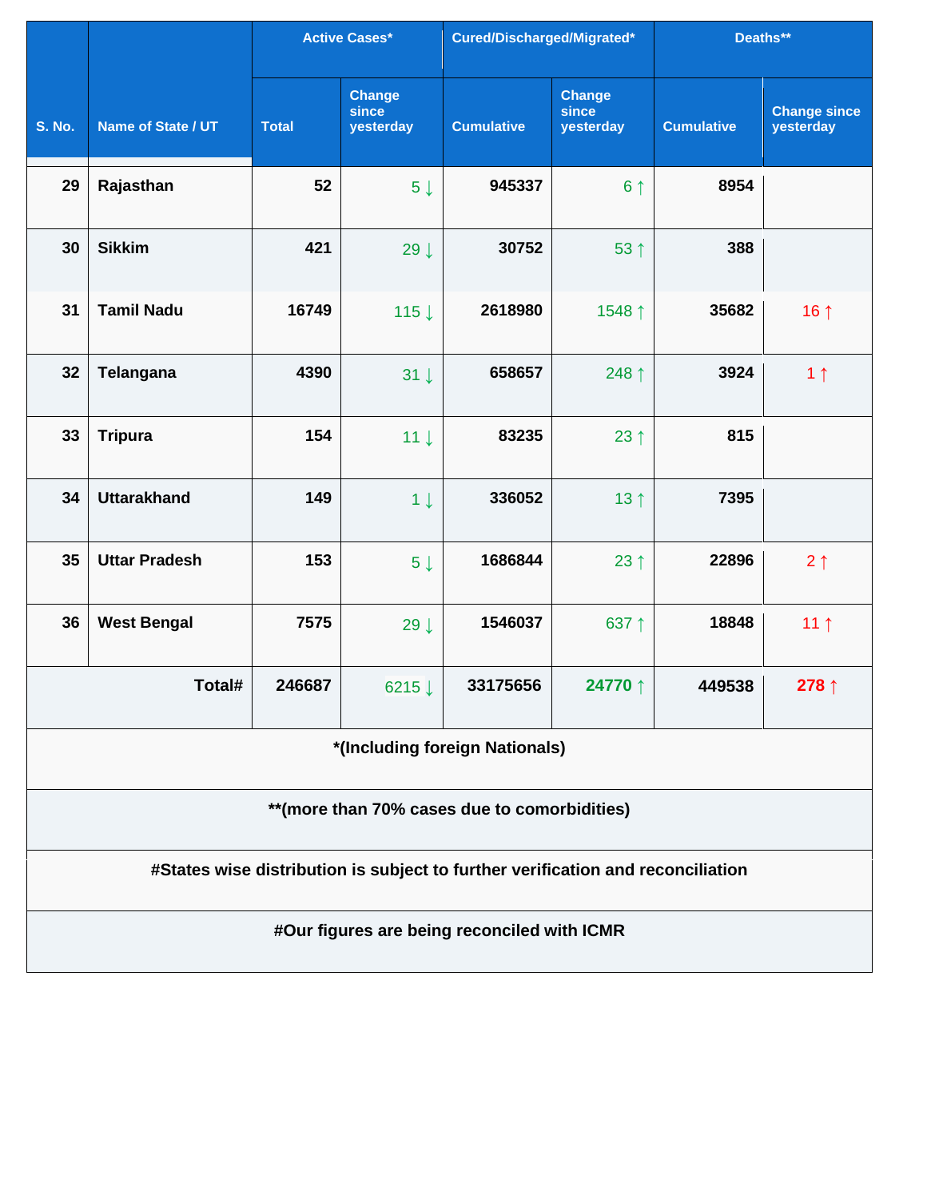| S. No. | Name of State / UT | Active Cases* | | Cured/Discharged/Migrated* | | Deaths** | |
|---|---|---|---|---|---|---|---|
| | | Total | Change since yesterday | Cumulative | Change since yesterday | Cumulative | Change since yesterday |
| 29 | Rajasthan | 52 | 5 ↓ | 945337 | 6 ↑ | 8954 | |
| 30 | Sikkim | 421 | 29 ↓ | 30752 | 53 ↑ | 388 | |
| 31 | Tamil Nadu | 16749 | 115 ↓ | 2618980 | 1548 ↑ | 35682 | 16 ↑ |
| 32 | Telangana | 4390 | 31 ↓ | 658657 | 248 ↑ | 3924 | 1 ↑ |
| 33 | Tripura | 154 | 11 ↓ | 83235 | 23 ↑ | 815 | |
| 34 | Uttarakhand | 149 | 1 ↓ | 336052 | 13 ↑ | 7395 | |
| 35 | Uttar Pradesh | 153 | 5 ↓ | 1686844 | 23 ↑ | 22896 | 2 ↑ |
| 36 | West Bengal | 7575 | 29 ↓ | 1546037 | 637 ↑ | 18848 | 11 ↑ |
| | **Total#** | **246687** | 6215 ↓ | **33175656** | **24770 ↑** | **449538** | **278 ↑** |

**\*(Including foreign Nationals)**

**\*\*(more than 70% cases due to comorbidities)**

**#States wise distribution is subject to further verification and reconciliation**

**#Our figures are being reconciled with ICMR**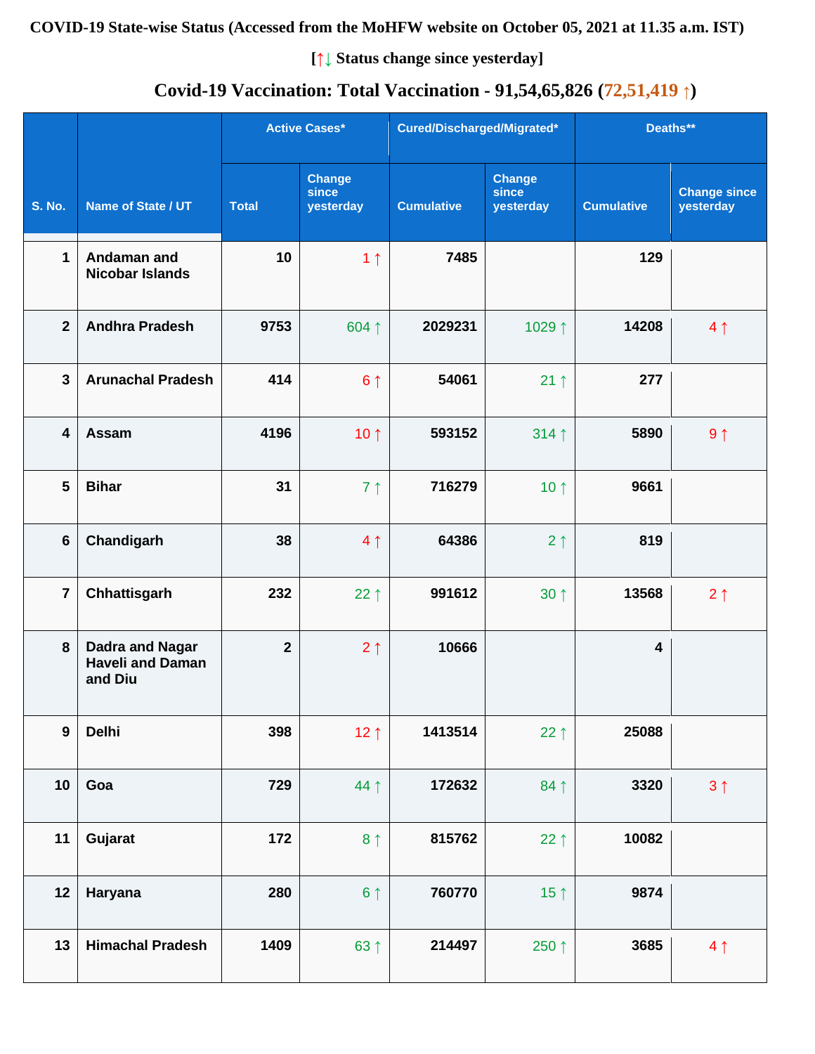**COVID-19 State-wise Status (Accessed from the MoHFW website on October 05, 2021 at 11.35 a.m. IST)**

**[↑↓ Status change since yesterday]**

## Covid-19 Vaccination: Total Vaccination - 91,54,65,826 (72,51,419 ↑)

| S. No. | Name of State / UT | Active Cases* | | Cured/Discharged/Migrated* | | Deaths** | |
|---|---|---|---|---|---|---|---|
| | | Total | Change since yesterday | Cumulative | Change since yesterday | Cumulative | Change since yesterday |
| 1 | Andaman and Nicobar Islands | 10 | 1 ↑ | 7485 | | 129 | |
| 2 | Andhra Pradesh | 9753 | 604 ↑ | 2029231 | 1029 ↑ | 14208 | 4 ↑ |
| 3 | Arunachal Pradesh | 414 | 6 ↑ | 54061 | 21 ↑ | 277 | |
| 4 | Assam | 4196 | 10 ↑ | 593152 | 314 ↑ | 5890 | 9 ↑ |
| 5 | Bihar | 31 | 7 ↑ | 716279 | 10 ↑ | 9661 | |
| 6 | Chandigarh | 38 | 4 ↑ | 64386 | 2 ↑ | 819 | |
| 7 | Chhattisgarh | 232 | 22 ↑ | 991612 | 30 ↑ | 13568 | 2 ↑ |
| 8 | Dadra and Nagar Haveli and Daman and Diu | 2 | 2 ↑ | 10666 | | 4 | |
| 9 | Delhi | 398 | 12 ↑ | 1413514 | 22 ↑ | 25088 | |
| 10 | Goa | 729 | 44 ↑ | 172632 | 84 ↑ | 3320 | 3 ↑ |
| 11 | Gujarat | 172 | 8 ↑ | 815762 | 22 ↑ | 10082 | |
| 12 | Haryana | 280 | 6 ↑ | 760770 | 15 ↑ | 9874 | |
| 13 | Himachal Pradesh | 1409 | 63 ↑ | 214497 | 250 ↑ | 3685 | 4 ↑ |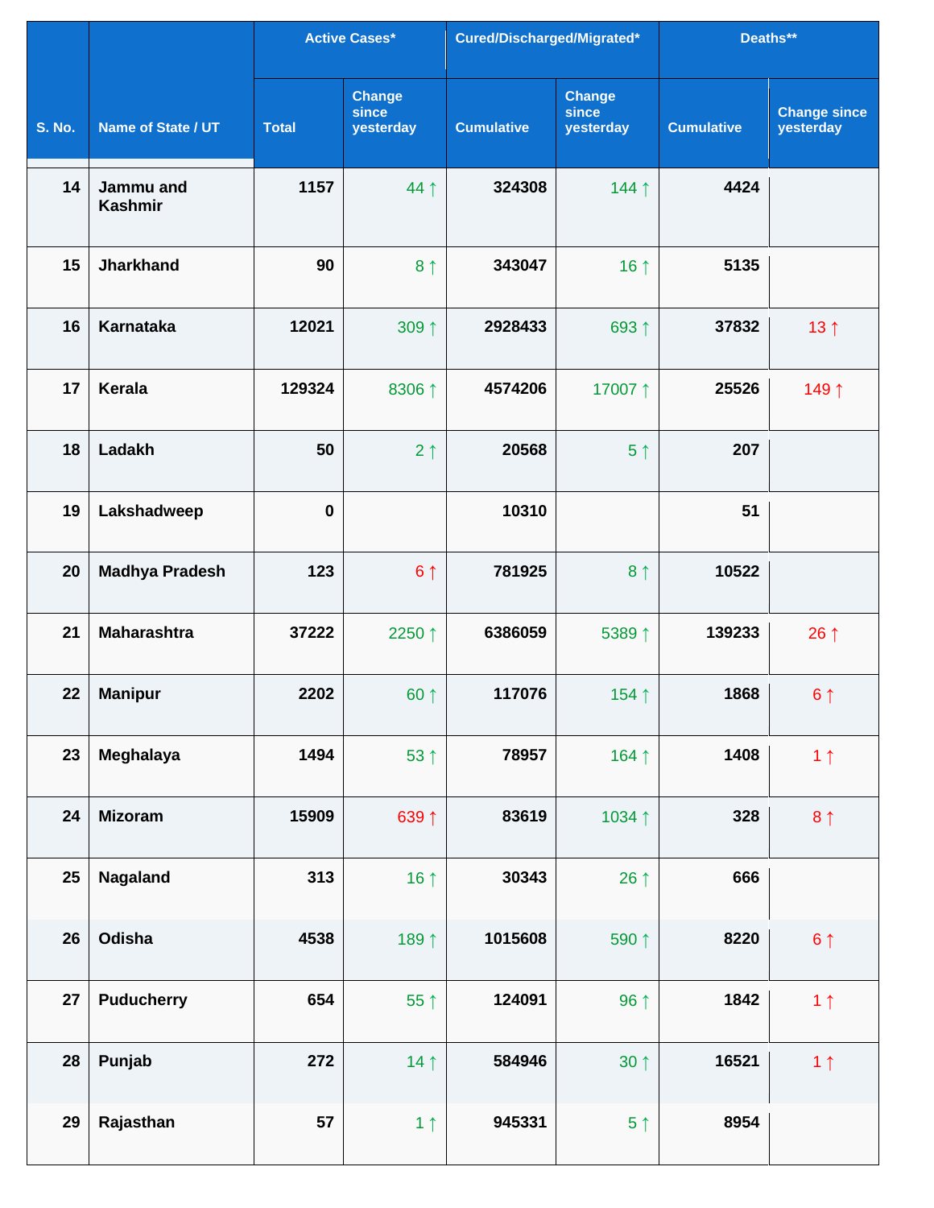| S. No. | Name of State / UT | Active Cases* | | Cured/Discharged/Migrated* | | Deaths** | |
|---|---|---|---|---|---|---|---|
| | | Total | Change since yesterday | Cumulative | Change since yesterday | Cumulative | Change since yesterday |
| 14 | Jammu and Kashmir | 1157 | 44 ↑ | 324308 | 144 ↑ | 4424 | |
| 15 | Jharkhand | 90 | 8 ↑ | 343047 | 16 ↑ | 5135 | |
| 16 | Karnataka | 12021 | 309 ↑ | 2928433 | 693 ↑ | 37832 | 13 ↑ |
| 17 | Kerala | 129324 | 8306 ↑ | 4574206 | 17007 ↑ | 25526 | 149 ↑ |
| 18 | Ladakh | 50 | 2 ↑ | 20568 | 5 ↑ | 207 | |
| 19 | Lakshadweep | 0 | | 10310 | | 51 | |
| 20 | Madhya Pradesh | 123 | 6 ↑ | 781925 | 8 ↑ | 10522 | |
| 21 | Maharashtra | 37222 | 2250 ↑ | 6386059 | 5389 ↑ | 139233 | 26 ↑ |
| 22 | Manipur | 2202 | 60 ↑ | 117076 | 154 ↑ | 1868 | 6 ↑ |
| 23 | Meghalaya | 1494 | 53 ↑ | 78957 | 164 ↑ | 1408 | 1 ↑ |
| 24 | Mizoram | 15909 | 639 ↑ | 83619 | 1034 ↑ | 328 | 8 ↑ |
| 25 | Nagaland | 313 | 16 ↑ | 30343 | 26 ↑ | 666 | |
| 26 | Odisha | 4538 | 189 ↑ | 1015608 | 590 ↑ | 8220 | 6 ↑ |
| 27 | Puducherry | 654 | 55 ↑ | 124091 | 96 ↑ | 1842 | 1 ↑ |
| 28 | Punjab | 272 | 14 ↑ | 584946 | 30 ↑ | 16521 | 1 ↑ |
| 29 | Rajasthan | 57 | 1 ↑ | 945331 | 5 ↑ | 8954 | |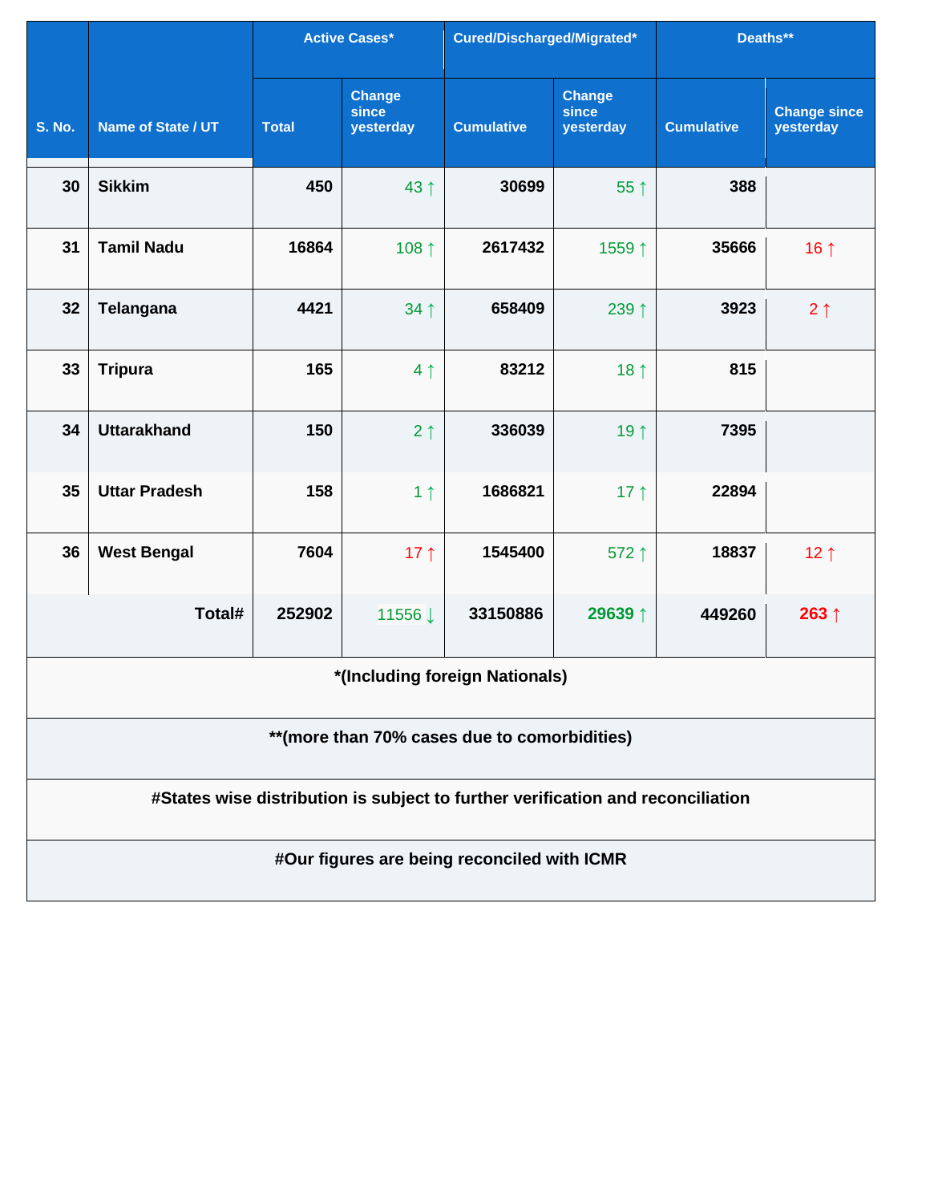| S. No. | Name of State / UT | Active Cases* | | Cured/Discharged/Migrated* | | Deaths** | |
|---|---|---|---|---|---|---|---|
| | | Total | Change since yesterday | Cumulative | Change since yesterday | Cumulative | Change since yesterday |
| 30 | Sikkim | 450 | 43 ↑ | 30699 | 55 ↑ | 388 | |
| 31 | Tamil Nadu | 16864 | 108 ↑ | 2617432 | 1559 ↑ | 35666 | 16 ↑ |
| 32 | Telangana | 4421 | 34 ↑ | 658409 | 239 ↑ | 3923 | 2 ↑ |
| 33 | Tripura | 165 | 4 ↑ | 83212 | 18 ↑ | 815 | |
| 34 | Uttarakhand | 150 | 2 ↑ | 336039 | 19 ↑ | 7395 | |
| 35 | Uttar Pradesh | 158 | 1 ↑ | 1686821 | 17 ↑ | 22894 | |
| 36 | West Bengal | 7604 | 17 ↑ | 1545400 | 572 ↑ | 18837 | 12 ↑ |
| | Total# | 252902 | 11556 ↓ | 33150886 | 29639 ↑ | 449260 | 263 ↑ |

*(Including foreign Nationals)

**(more than 70% cases due to comorbidities)

#States wise distribution is subject to further verification and reconciliation

#Our figures are being reconciled with ICMR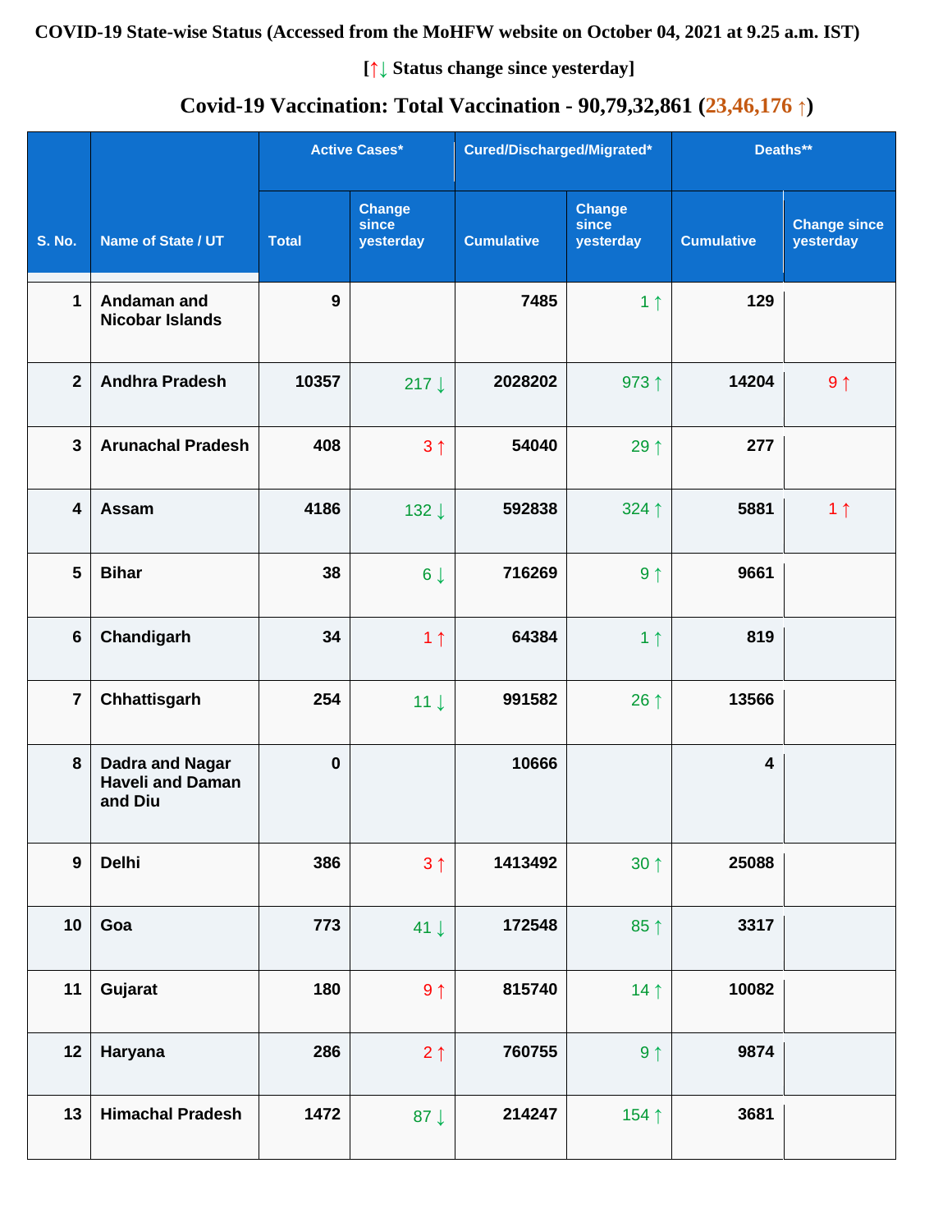**COVID-19 State-wise Status (Accessed from the MoHFW website on October 04, 2021 at 9.25 a.m. IST)**

**[↑↓ Status change since yesterday]**

## Covid-19 Vaccination: Total Vaccination - 90,79,32,861 (23,46,176 ↑)

| S. No. | Name of State / UT | Active Cases* | | Cured/Discharged/Migrated* | | Deaths** | |
|---|---|---|---|---|---|---|---|
| | | Total | Change since yesterday | Cumulative | Change since yesterday | Cumulative | Change since yesterday |
| 1 | Andaman and Nicobar Islands | 9 | | 7485 | 1 ↑ | 129 | |
| 2 | Andhra Pradesh | 10357 | 217 ↓ | 2028202 | 973 ↑ | 14204 | 9 ↑ |
| 3 | Arunachal Pradesh | 408 | 3 ↑ | 54040 | 29 ↑ | 277 | |
| 4 | Assam | 4186 | 132 ↓ | 592838 | 324 ↑ | 5881 | 1 ↑ |
| 5 | Bihar | 38 | 6 ↓ | 716269 | 9 ↑ | 9661 | |
| 6 | Chandigarh | 34 | 1 ↑ | 64384 | 1 ↑ | 819 | |
| 7 | Chhattisgarh | 254 | 11 ↓ | 991582 | 26 ↑ | 13566 | |
| 8 | Dadra and Nagar Haveli and Daman and Diu | 0 | | 10666 | | 4 | |
| 9 | Delhi | 386 | 3 ↑ | 1413492 | 30 ↑ | 25088 | |
| 10 | Goa | 773 | 41 ↓ | 172548 | 85 ↑ | 3317 | |
| 11 | Gujarat | 180 | 9 ↑ | 815740 | 14 ↑ | 10082 | |
| 12 | Haryana | 286 | 2 ↑ | 760755 | 9 ↑ | 9874 | |
| 13 | Himachal Pradesh | 1472 | 87 ↓ | 214247 | 154 ↑ | 3681 | |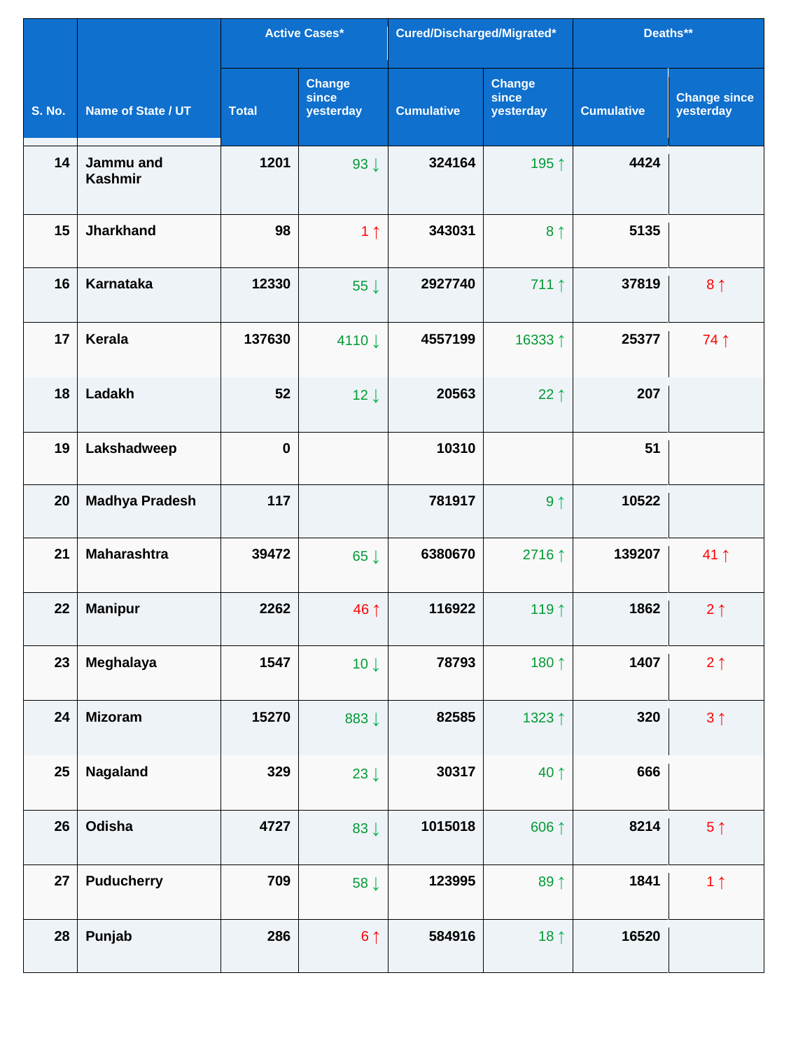| S. No. | Name of State / UT | Active Cases* | | Cured/Discharged/Migrated* | | Deaths** | |
|---|---|---|---|---|---|---|---|
| | | Total | Change since yesterday | Cumulative | Change since yesterday | Cumulative | Change since yesterday |
| 14 | Jammu and Kashmir | 1201 | 93 ↓ | 324164 | 195 ↑ | 4424 | |
| 15 | Jharkhand | 98 | 1 ↑ | 343031 | 8 ↑ | 5135 | |
| 16 | Karnataka | 12330 | 55 ↓ | 2927740 | 711 ↑ | 37819 | 8 ↑ |
| 17 | Kerala | 137630 | 4110 ↓ | 4557199 | 16333 ↑ | 25377 | 74 ↑ |
| 18 | Ladakh | 52 | 12 ↓ | 20563 | 22 ↑ | 207 | |
| 19 | Lakshadweep | 0 | | 10310 | | 51 | |
| 20 | Madhya Pradesh | 117 | | 781917 | 9 ↑ | 10522 | |
| 21 | Maharashtra | 39472 | 65 ↓ | 6380670 | 2716 ↑ | 139207 | 41 ↑ |
| 22 | Manipur | 2262 | 46 ↑ | 116922 | 119 ↑ | 1862 | 2 ↑ |
| 23 | Meghalaya | 1547 | 10 ↓ | 78793 | 180 ↑ | 1407 | 2 ↑ |
| 24 | Mizoram | 15270 | 883 ↓ | 82585 | 1323 ↑ | 320 | 3 ↑ |
| 25 | Nagaland | 329 | 23 ↓ | 30317 | 40 ↑ | 666 | |
| 26 | Odisha | 4727 | 83 ↓ | 1015018 | 606 ↑ | 8214 | 5 ↑ |
| 27 | Puducherry | 709 | 58 ↓ | 123995 | 89 ↑ | 1841 | 1 ↑ |
| 28 | Punjab | 286 | 6 ↑ | 584916 | 18 ↑ | 16520 | |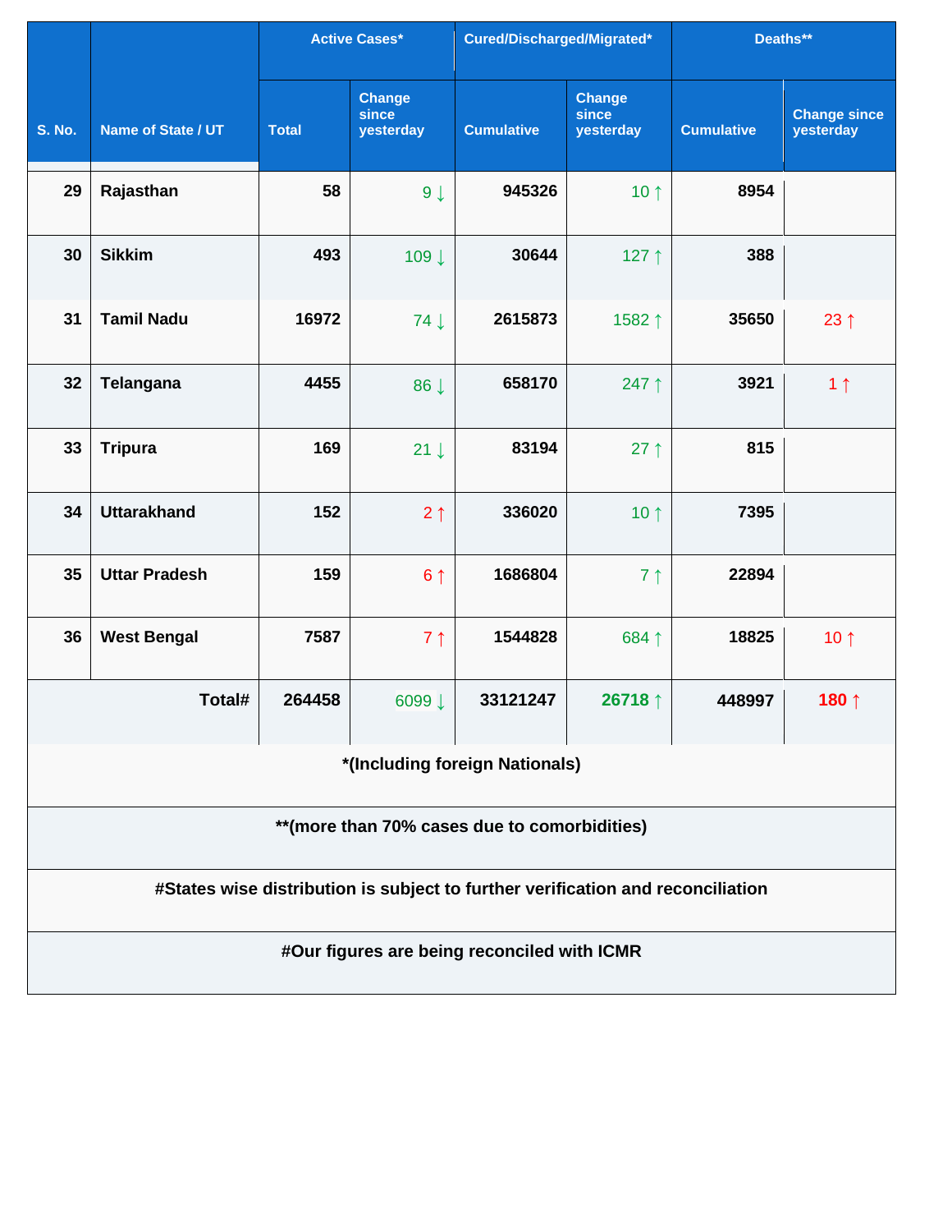| S. No. | Name of State / UT | Active Cases* | | Cured/Discharged/Migrated* | | Deaths** | |
|---|---|---|---|---|---|---|---|
| | | Total | Change since yesterday | Cumulative | Change since yesterday | Cumulative | Change since yesterday |
| 29 | Rajasthan | 58 | 9 ↓ | 945326 | 10 ↑ | 8954 | |
| 30 | Sikkim | 493 | 109 ↓ | 30644 | 127 ↑ | 388 | |
| 31 | Tamil Nadu | 16972 | 74 ↓ | 2615873 | 1582 ↑ | 35650 | 23 ↑ |
| 32 | Telangana | 4455 | 86 ↓ | 658170 | 247 ↑ | 3921 | 1 ↑ |
| 33 | Tripura | 169 | 21 ↓ | 83194 | 27 ↑ | 815 | |
| 34 | Uttarakhand | 152 | 2 ↑ | 336020 | 10 ↑ | 7395 | |
| 35 | Uttar Pradesh | 159 | 6 ↑ | 1686804 | 7 ↑ | 22894 | |
| 36 | West Bengal | 7587 | 7 ↑ | 1544828 | 684 ↑ | 18825 | 10 ↑ |
| | Total# | 264458 | 6099 ↓ | 33121247 | 26718 ↑ | 448997 | 180 ↑ |

*(Including foreign Nationals)

**(more than 70% cases due to comorbidities)

#States wise distribution is subject to further verification and reconciliation

#Our figures are being reconciled with ICMR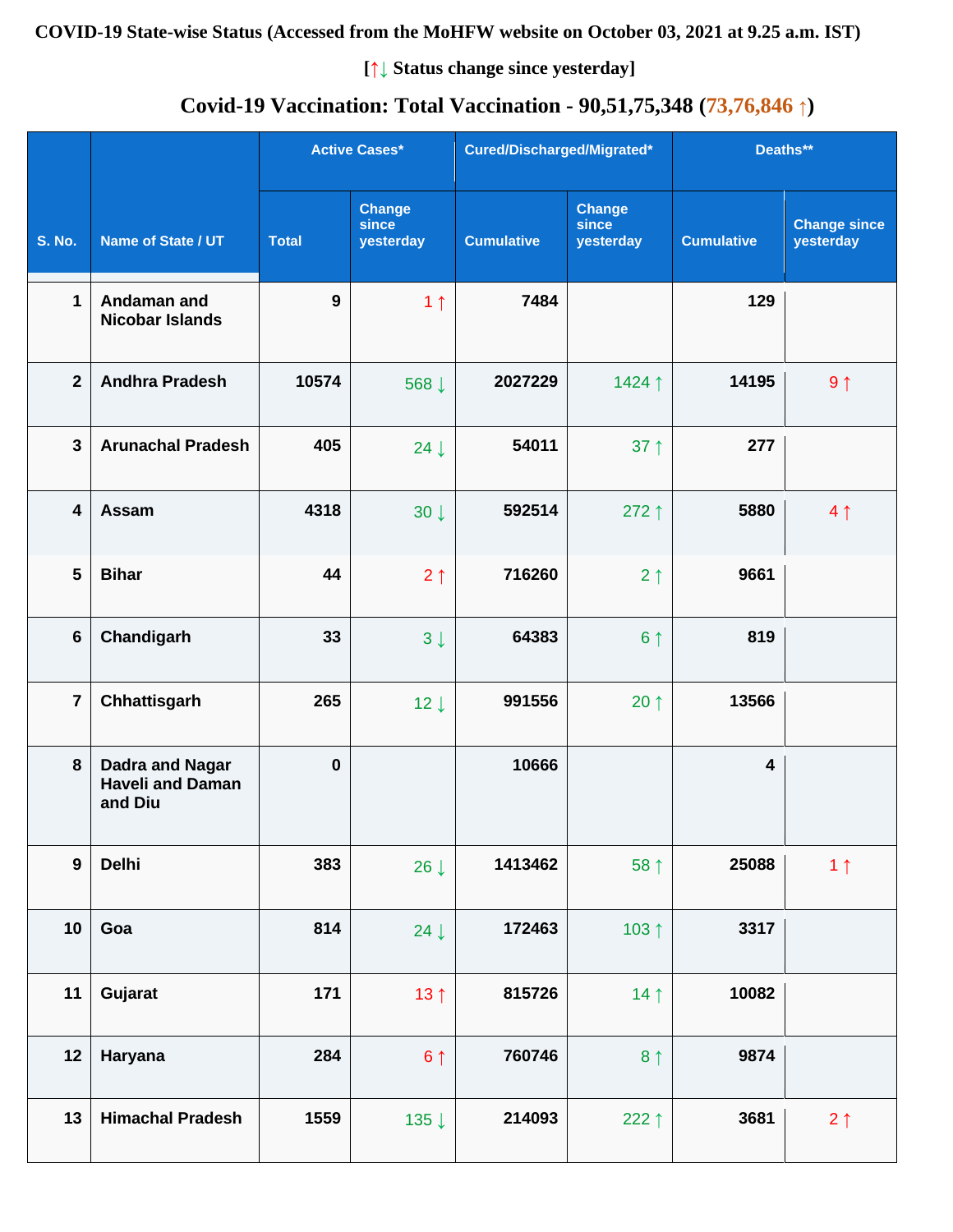**COVID-19 State-wise Status (Accessed from the MoHFW website on October 03, 2021 at 9.25 a.m. IST)**

**[↑↓ Status change since yesterday]**

## Covid-19 Vaccination: Total Vaccination - 90,51,75,348 (73,76,846 ↑)

| S. No. | Name of State / UT | Active Cases* | | Cured/Discharged/Migrated* | | Deaths** | |
|---|---|---|---|---|---|---|---|
| | | Total | Change since yesterday | Cumulative | Change since yesterday | Cumulative | Change since yesterday |
| 1 | Andaman and Nicobar Islands | 9 | 1 ↑ | 7484 | | 129 | |
| 2 | Andhra Pradesh | 10574 | 568 ↓ | 2027229 | 1424 ↑ | 14195 | 9 ↑ |
| 3 | Arunachal Pradesh | 405 | 24 ↓ | 54011 | 37 ↑ | 277 | |
| 4 | Assam | 4318 | 30 ↓ | 592514 | 272 ↑ | 5880 | 4 ↑ |
| 5 | Bihar | 44 | 2 ↑ | 716260 | 2 ↑ | 9661 | |
| 6 | Chandigarh | 33 | 3 ↓ | 64383 | 6 ↑ | 819 | |
| 7 | Chhattisgarh | 265 | 12 ↓ | 991556 | 20 ↑ | 13566 | |
| 8 | Dadra and Nagar Haveli and Daman and Diu | 0 | | 10666 | | 4 | |
| 9 | Delhi | 383 | 26 ↓ | 1413462 | 58 ↑ | 25088 | 1 ↑ |
| 10 | Goa | 814 | 24 ↓ | 172463 | 103 ↑ | 3317 | |
| 11 | Gujarat | 171 | 13 ↑ | 815726 | 14 ↑ | 10082 | |
| 12 | Haryana | 284 | 6 ↑ | 760746 | 8 ↑ | 9874 | |
| 13 | Himachal Pradesh | 1559 | 135 ↓ | 214093 | 222 ↑ | 3681 | 2 ↑ |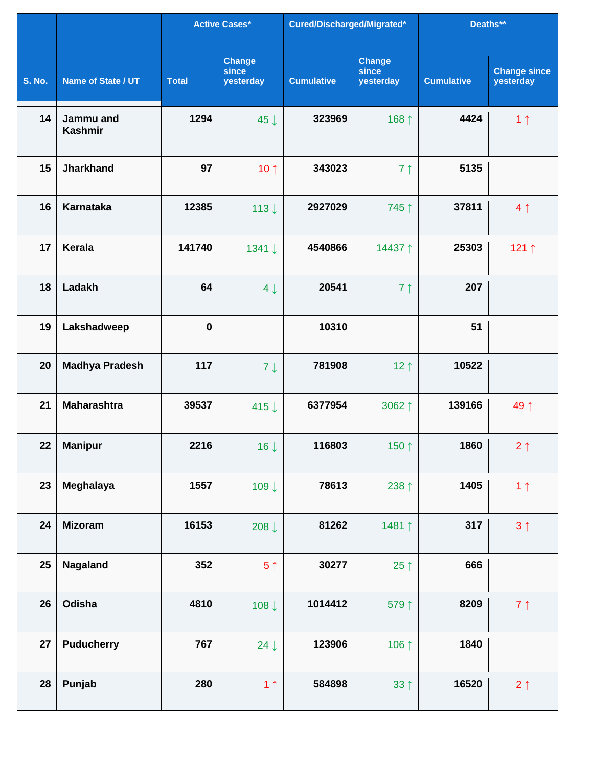| S. No. | Name of State / UT | Active Cases* | | Cured/Discharged/Migrated* | | Deaths** | |
|---|---|---|---|---|---|---|---|
| | | Total | Change since yesterday | Cumulative | Change since yesterday | Cumulative | Change since yesterday |
| 14 | Jammu and Kashmir | 1294 | 45 ↓ | 323969 | 168 ↑ | 4424 | 1 ↑ |
| 15 | Jharkhand | 97 | 10 ↑ | 343023 | 7 ↑ | 5135 | |
| 16 | Karnataka | 12385 | 113 ↓ | 2927029 | 745 ↑ | 37811 | 4 ↑ |
| 17 | Kerala | 141740 | 1341 ↓ | 4540866 | 14437 ↑ | 25303 | 121 ↑ |
| 18 | Ladakh | 64 | 4 ↓ | 20541 | 7 ↑ | 207 | |
| 19 | Lakshadweep | 0 | | 10310 | | 51 | |
| 20 | Madhya Pradesh | 117 | 7 ↓ | 781908 | 12 ↑ | 10522 | |
| 21 | Maharashtra | 39537 | 415 ↓ | 6377954 | 3062 ↑ | 139166 | 49 ↑ |
| 22 | Manipur | 2216 | 16 ↓ | 116803 | 150 ↑ | 1860 | 2 ↑ |
| 23 | Meghalaya | 1557 | 109 ↓ | 78613 | 238 ↑ | 1405 | 1 ↑ |
| 24 | Mizoram | 16153 | 208 ↓ | 81262 | 1481 ↑ | 317 | 3 ↑ |
| 25 | Nagaland | 352 | 5 ↑ | 30277 | 25 ↑ | 666 | |
| 26 | Odisha | 4810 | 108 ↓ | 1014412 | 579 ↑ | 8209 | 7 ↑ |
| 27 | Puducherry | 767 | 24 ↓ | 123906 | 106 ↑ | 1840 | |
| 28 | Punjab | 280 | 1 ↑ | 584898 | 33 ↑ | 16520 | 2 ↑ |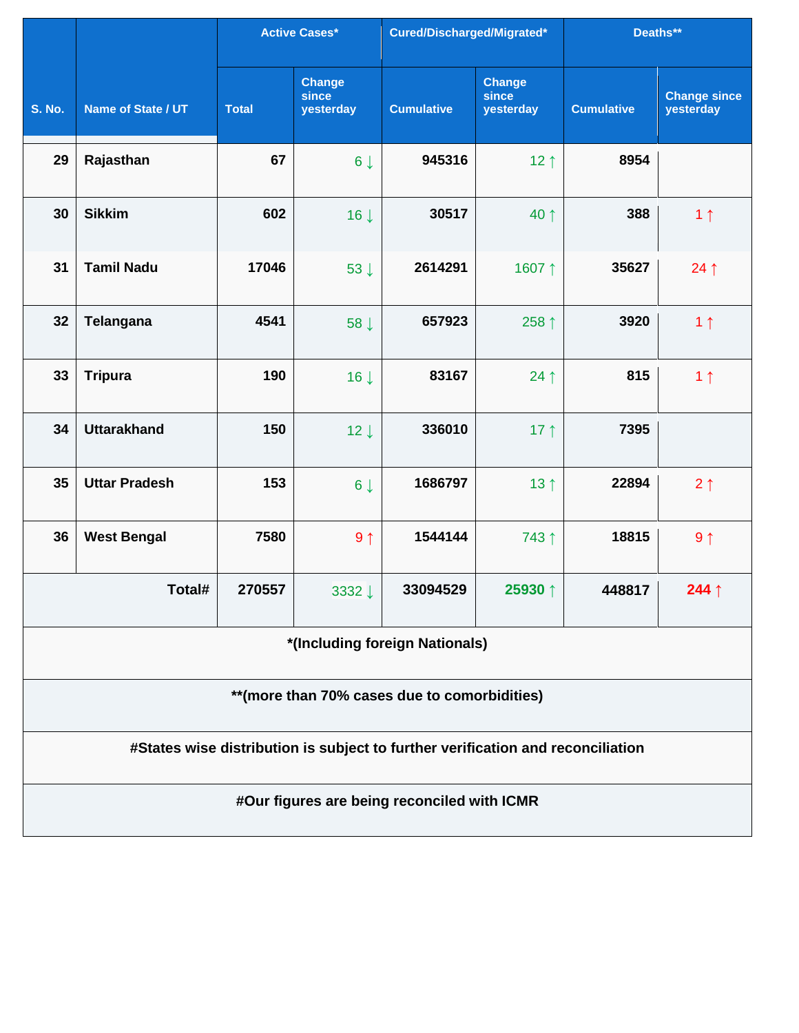| S. No. | Name of State / UT | Active Cases* | | Cured/Discharged/Migrated* | | Deaths** | |
|---|---|---|---|---|---|---|---|
| | | Total | Change since yesterday | Cumulative | Change since yesterday | Cumulative | Change since yesterday |
| 29 | Rajasthan | 67 | 6 ↓ | 945316 | 12 ↑ | 8954 | |
| 30 | Sikkim | 602 | 16 ↓ | 30517 | 40 ↑ | 388 | 1 ↑ |
| 31 | Tamil Nadu | 17046 | 53 ↓ | 2614291 | 1607 ↑ | 35627 | 24 ↑ |
| 32 | Telangana | 4541 | 58 ↓ | 657923 | 258 ↑ | 3920 | 1 ↑ |
| 33 | Tripura | 190 | 16 ↓ | 83167 | 24 ↑ | 815 | 1 ↑ |
| 34 | Uttarakhand | 150 | 12 ↓ | 336010 | 17 ↑ | 7395 | |
| 35 | Uttar Pradesh | 153 | 6 ↓ | 1686797 | 13 ↑ | 22894 | 2 ↑ |
| 36 | West Bengal | 7580 | 9 ↑ | 1544144 | 743 ↑ | 18815 | 9 ↑ |
| | **Total#** | **270557** | 3332 ↓ | **33094529** | **25930 ↑** | **448817** | **244 ↑** |

**\*(Including foreign Nationals)**

**\*\*(more than 70% cases due to comorbidities)**

**#States wise distribution is subject to further verification and reconciliation**

**#Our figures are being reconciled with ICMR**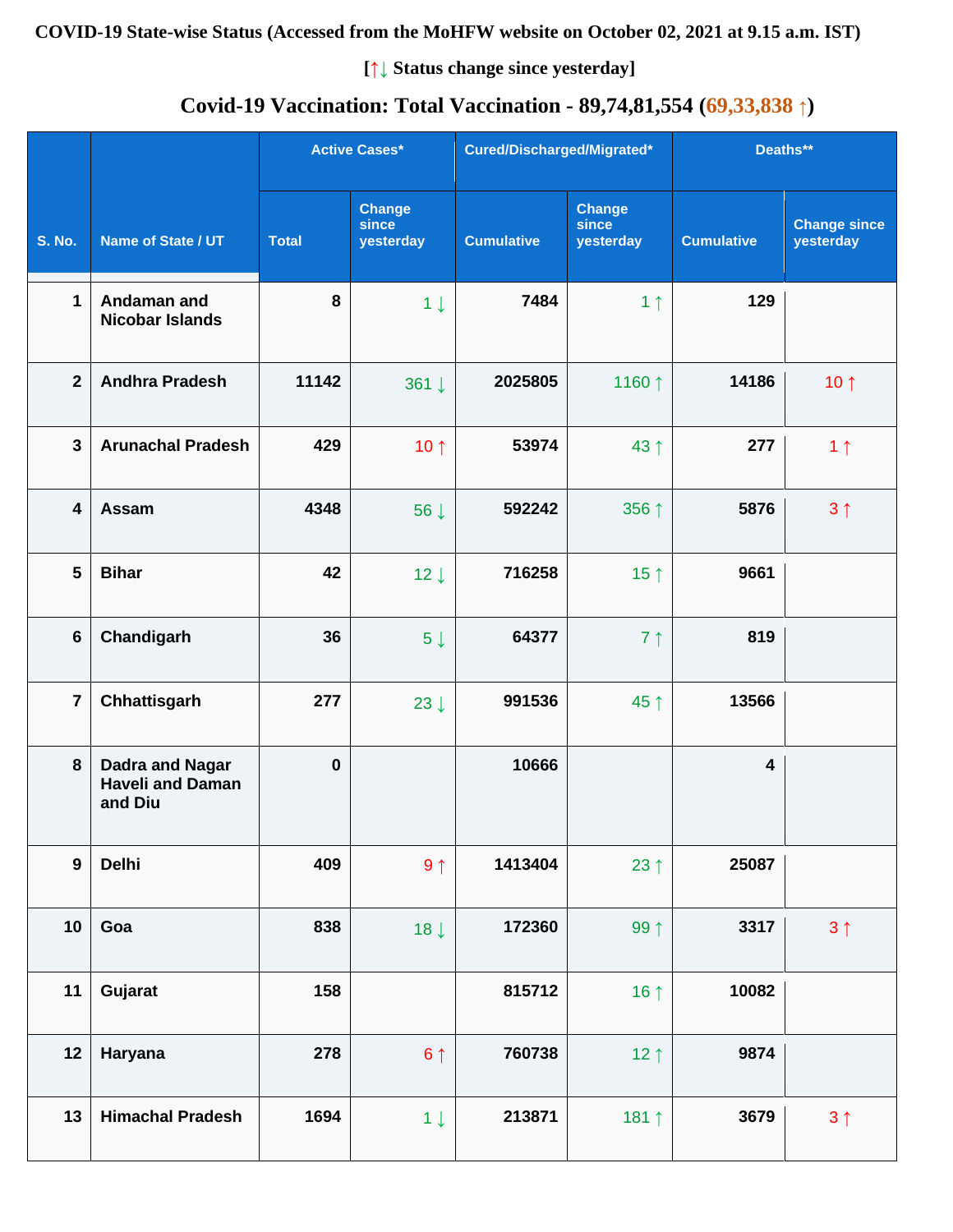**COVID-19 State-wise Status (Accessed from the MoHFW website on October 02, 2021 at 9.15 a.m. IST)**

**[↑↓ Status change since yesterday]**

**Covid-19 Vaccination: Total Vaccination - 89,74,81,554 (69,33,838 ↑)**

| S. No. | Name of State / UT | Active Cases* | | Cured/Discharged/Migrated* | | Deaths** | |
|---|---|---|---|---|---|---|---|
| | | Total | Change since yesterday | Cumulative | Change since yesterday | Cumulative | Change since yesterday |
| 1 | Andaman and Nicobar Islands | 8 | 1 ↓ | 7484 | 1 ↑ | 129 | |
| 2 | Andhra Pradesh | 11142 | 361 ↓ | 2025805 | 1160 ↑ | 14186 | 10 ↑ |
| 3 | Arunachal Pradesh | 429 | 10 ↑ | 53974 | 43 ↑ | 277 | 1 ↑ |
| 4 | Assam | 4348 | 56 ↓ | 592242 | 356 ↑ | 5876 | 3 ↑ |
| 5 | Bihar | 42 | 12 ↓ | 716258 | 15 ↑ | 9661 | |
| 6 | Chandigarh | 36 | 5 ↓ | 64377 | 7 ↑ | 819 | |
| 7 | Chhattisgarh | 277 | 23 ↓ | 991536 | 45 ↑ | 13566 | |
| 8 | Dadra and Nagar Haveli and Daman and Diu | 0 | | 10666 | | 4 | |
| 9 | Delhi | 409 | 9 ↑ | 1413404 | 23 ↑ | 25087 | |
| 10 | Goa | 838 | 18 ↓ | 172360 | 99 ↑ | 3317 | 3 ↑ |
| 11 | Gujarat | 158 | | 815712 | 16 ↑ | 10082 | |
| 12 | Haryana | 278 | 6 ↑ | 760738 | 12 ↑ | 9874 | |
| 13 | Himachal Pradesh | 1694 | 1 ↓ | 213871 | 181 ↑ | 3679 | 3 ↑ |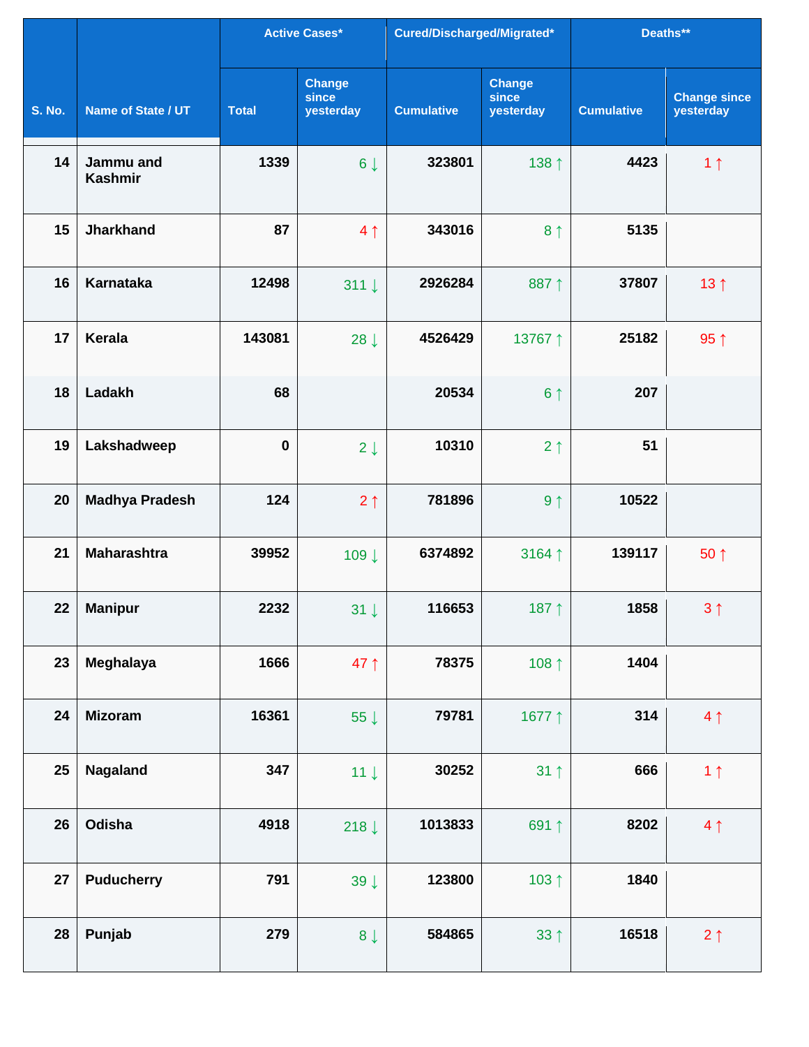| S. No. | Name of State / UT | Active Cases* | | Cured/Discharged/Migrated* | | Deaths** | |
|---|---|---|---|---|---|---|---|
| | | Total | Change since yesterday | Cumulative | Change since yesterday | Cumulative | Change since yesterday |
| 14 | Jammu and Kashmir | 1339 | 6 ↓ | 323801 | 138 ↑ | 4423 | 1 ↑ |
| 15 | Jharkhand | 87 | 4 ↑ | 343016 | 8 ↑ | 5135 | |
| 16 | Karnataka | 12498 | 311 ↓ | 2926284 | 887 ↑ | 37807 | 13 ↑ |
| 17 | Kerala | 143081 | 28 ↓ | 4526429 | 13767 ↑ | 25182 | 95 ↑ |
| 18 | Ladakh | 68 | | 20534 | 6 ↑ | 207 | |
| 19 | Lakshadweep | 0 | 2 ↓ | 10310 | 2 ↑ | 51 | |
| 20 | Madhya Pradesh | 124 | 2 ↑ | 781896 | 9 ↑ | 10522 | |
| 21 | Maharashtra | 39952 | 109 ↓ | 6374892 | 3164 ↑ | 139117 | 50 ↑ |
| 22 | Manipur | 2232 | 31 ↓ | 116653 | 187 ↑ | 1858 | 3 ↑ |
| 23 | Meghalaya | 1666 | 47 ↑ | 78375 | 108 ↑ | 1404 | |
| 24 | Mizoram | 16361 | 55 ↓ | 79781 | 1677 ↑ | 314 | 4 ↑ |
| 25 | Nagaland | 347 | 11 ↓ | 30252 | 31 ↑ | 666 | 1 ↑ |
| 26 | Odisha | 4918 | 218 ↓ | 1013833 | 691 ↑ | 8202 | 4 ↑ |
| 27 | Puducherry | 791 | 39 ↓ | 123800 | 103 ↑ | 1840 | |
| 28 | Punjab | 279 | 8 ↓ | 584865 | 33 ↑ | 16518 | 2 ↑ |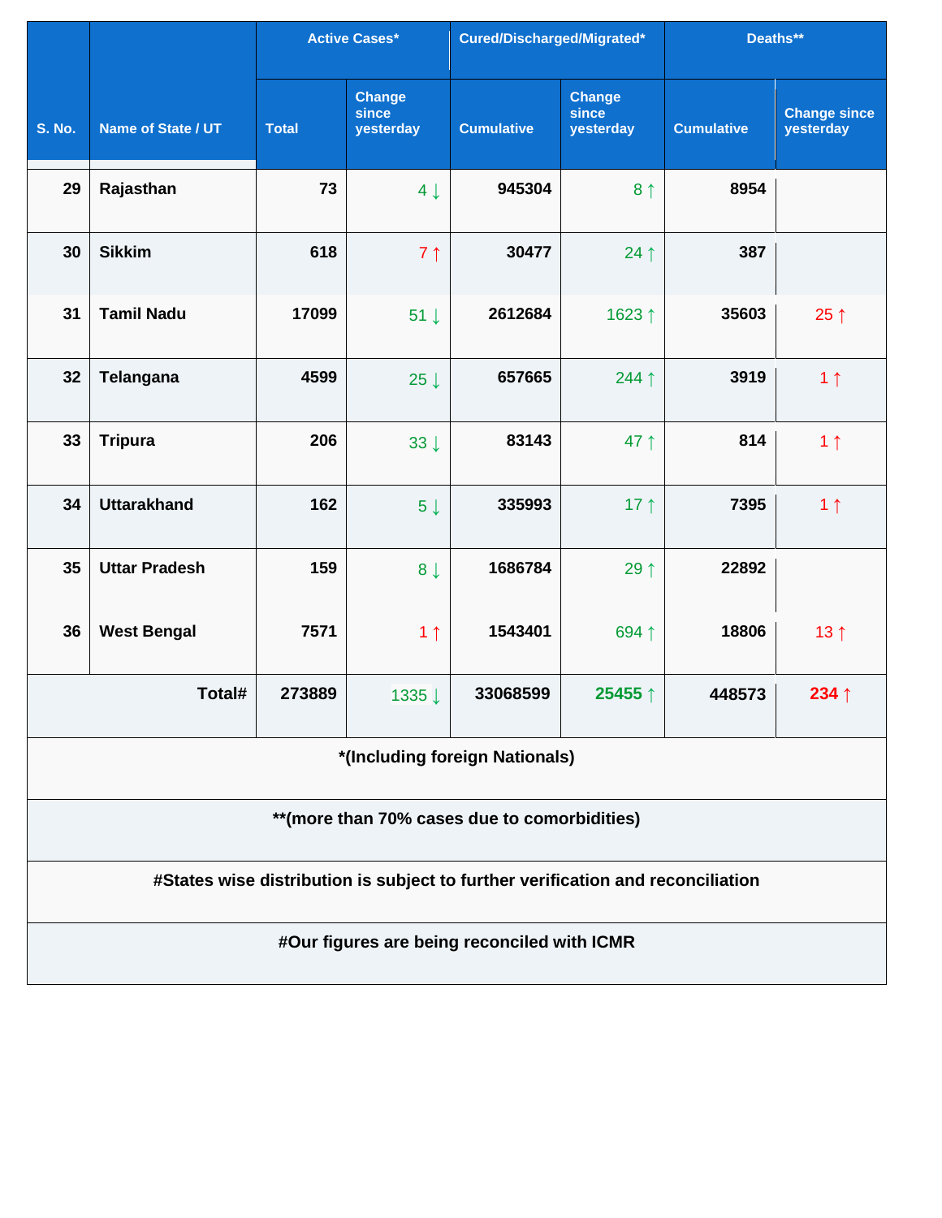| S. No. | Name of State / UT | Active Cases* | | Cured/Discharged/Migrated* | | Deaths** | |
|---|---|---|---|---|---|---|---|
| | | Total | Change since yesterday | Cumulative | Change since yesterday | Cumulative | Change since yesterday |
| 29 | Rajasthan | 73 | 4 ↓ | 945304 | 8 ↑ | 8954 | |
| 30 | Sikkim | 618 | 7 ↑ | 30477 | 24 ↑ | 387 | |
| 31 | Tamil Nadu | 17099 | 51 ↓ | 2612684 | 1623 ↑ | 35603 | 25 ↑ |
| 32 | Telangana | 4599 | 25 ↓ | 657665 | 244 ↑ | 3919 | 1 ↑ |
| 33 | Tripura | 206 | 33 ↓ | 83143 | 47 ↑ | 814 | 1 ↑ |
| 34 | Uttarakhand | 162 | 5 ↓ | 335993 | 17 ↑ | 7395 | 1 ↑ |
| 35 | Uttar Pradesh | 159 | 8 ↓ | 1686784 | 29 ↑ | 22892 | |
| 36 | West Bengal | 7571 | 1 ↑ | 1543401 | 694 ↑ | 18806 | 13 ↑ |
| | **Total#** | 273889 | 1335 ↓ | 33068599 | **25455 ↑** | 448573 | **234 ↑** |

***(Including foreign Nationals)**

****(more than 70% cases due to comorbidities)**

**#States wise distribution is subject to further verification and reconciliation**

**#Our figures are being reconciled with ICMR**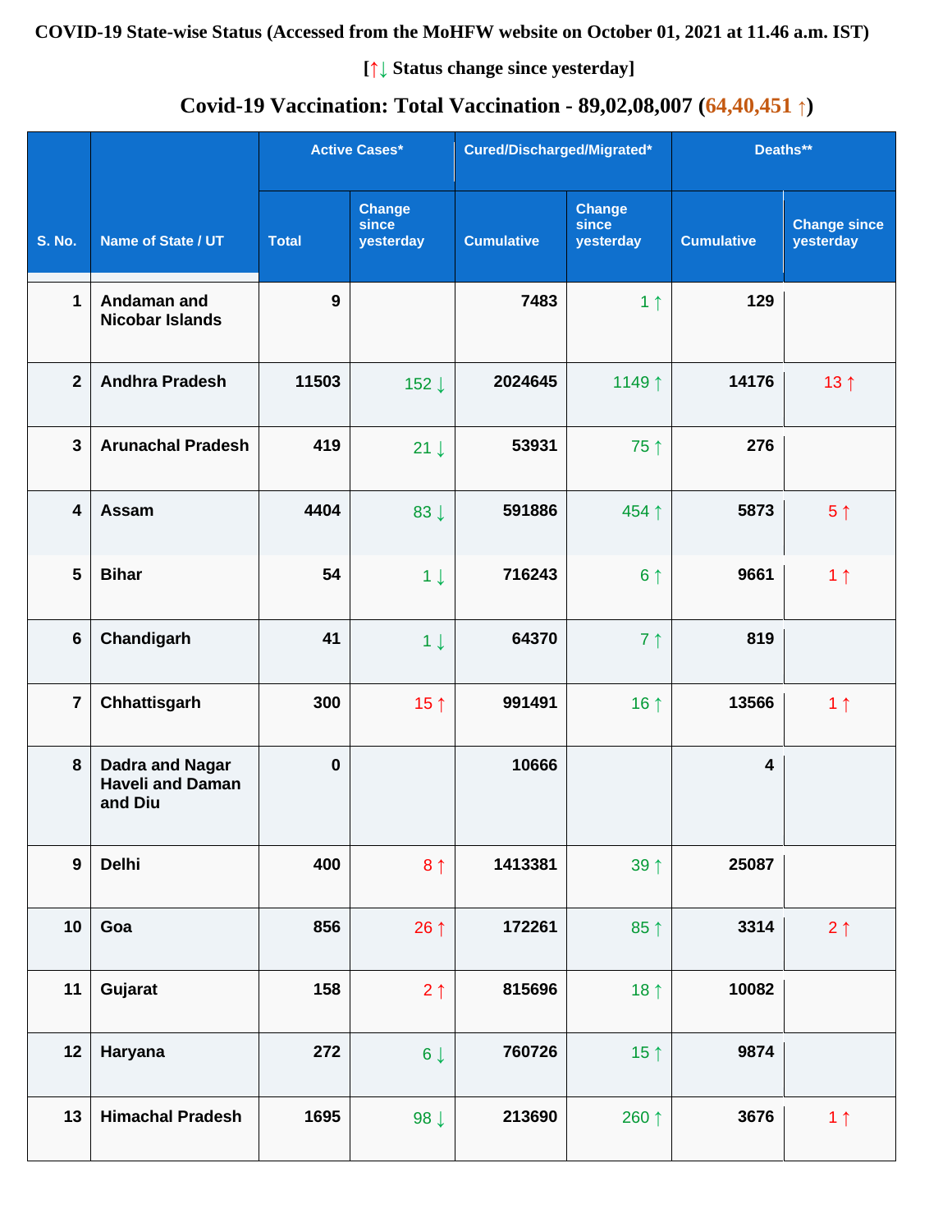**COVID-19 State-wise Status (Accessed from the MoHFW website on October 01, 2021 at 11.46 a.m. IST)**

**[↑↓ Status change since yesterday]**

## Covid-19 Vaccination: Total Vaccination - 89,02,08,007 (64,40,451 ↑)

| S. No. | Name of State / UT | Active Cases* | | Cured/Discharged/Migrated* | | Deaths** | |
|---|---|---|---|---|---|---|---|
| | | Total | Change since yesterday | Cumulative | Change since yesterday | Cumulative | Change since yesterday |
| 1 | Andaman and Nicobar Islands | 9 | | 7483 | 1 ↑ | 129 | |
| 2 | Andhra Pradesh | 11503 | 152 ↓ | 2024645 | 1149 ↑ | 14176 | 13 ↑ |
| 3 | Arunachal Pradesh | 419 | 21 ↓ | 53931 | 75 ↑ | 276 | |
| 4 | Assam | 4404 | 83 ↓ | 591886 | 454 ↑ | 5873 | 5 ↑ |
| 5 | Bihar | 54 | 1 ↓ | 716243 | 6 ↑ | 9661 | 1 ↑ |
| 6 | Chandigarh | 41 | 1 ↓ | 64370 | 7 ↑ | 819 | |
| 7 | Chhattisgarh | 300 | 15 ↑ | 991491 | 16 ↑ | 13566 | 1 ↑ |
| 8 | Dadra and Nagar Haveli and Daman and Diu | 0 | | 10666 | | 4 | |
| 9 | Delhi | 400 | 8 ↑ | 1413381 | 39 ↑ | 25087 | |
| 10 | Goa | 856 | 26 ↑ | 172261 | 85 ↑ | 3314 | 2 ↑ |
| 11 | Gujarat | 158 | 2 ↑ | 815696 | 18 ↑ | 10082 | |
| 12 | Haryana | 272 | 6 ↓ | 760726 | 15 ↑ | 9874 | |
| 13 | Himachal Pradesh | 1695 | 98 ↓ | 213690 | 260 ↑ | 3676 | 1 ↑ |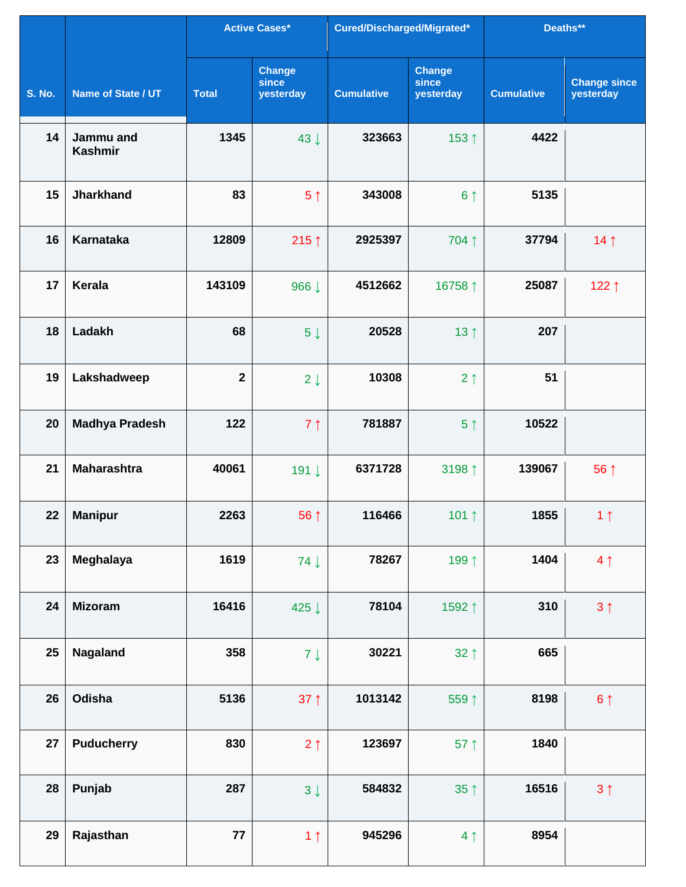| S. No. | Name of State / UT | Active Cases* | | Cured/Discharged/Migrated* | | Deaths** | |
|---|---|---|---|---|---|---|---|
| | | Total | Change since yesterday | Cumulative | Change since yesterday | Cumulative | Change since yesterday |
| 14 | Jammu and Kashmir | 1345 | 43 ↓ | 323663 | 153 ↑ | 4422 | |
| 15 | Jharkhand | 83 | 5 ↑ | 343008 | 6 ↑ | 5135 | |
| 16 | Karnataka | 12809 | 215 ↑ | 2925397 | 704 ↑ | 37794 | 14 ↑ |
| 17 | Kerala | 143109 | 966 ↓ | 4512662 | 16758 ↑ | 25087 | 122 ↑ |
| 18 | Ladakh | 68 | 5 ↓ | 20528 | 13 ↑ | 207 | |
| 19 | Lakshadweep | 2 | 2 ↓ | 10308 | 2 ↑ | 51 | |
| 20 | Madhya Pradesh | 122 | 7 ↑ | 781887 | 5 ↑ | 10522 | |
| 21 | Maharashtra | 40061 | 191 ↓ | 6371728 | 3198 ↑ | 139067 | 56 ↑ |
| 22 | Manipur | 2263 | 56 ↑ | 116466 | 101 ↑ | 1855 | 1 ↑ |
| 23 | Meghalaya | 1619 | 74 ↓ | 78267 | 199 ↑ | 1404 | 4 ↑ |
| 24 | Mizoram | 16416 | 425 ↓ | 78104 | 1592 ↑ | 310 | 3 ↑ |
| 25 | Nagaland | 358 | 7 ↓ | 30221 | 32 ↑ | 665 | |
| 26 | Odisha | 5136 | 37 ↑ | 1013142 | 559 ↑ | 8198 | 6 ↑ |
| 27 | Puducherry | 830 | 2 ↑ | 123697 | 57 ↑ | 1840 | |
| 28 | Punjab | 287 | 3 ↓ | 584832 | 35 ↑ | 16516 | 3 ↑ |
| 29 | Rajasthan | 77 | 1 ↑ | 945296 | 4 ↑ | 8954 | |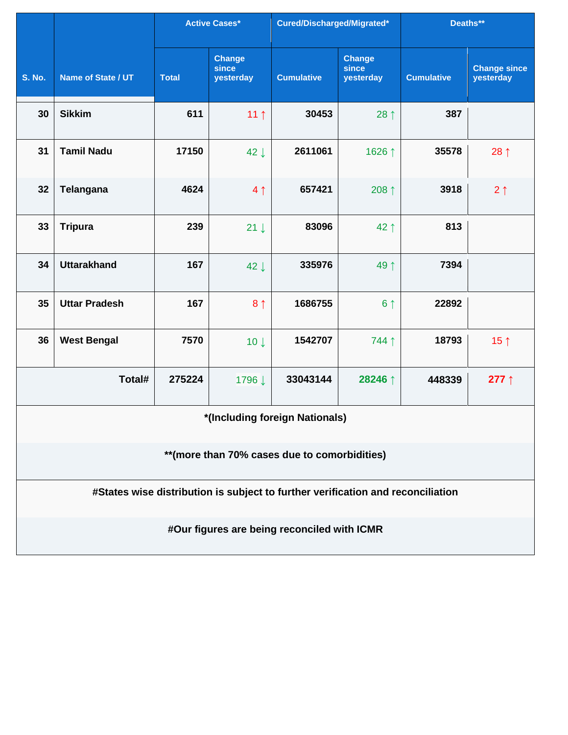| S. No. | Name of State / UT | Active Cases* | | Cured/Discharged/Migrated* | | Deaths** | |
|---|---|---|---|---|---|---|---|
| | | Total | Change since yesterday | Cumulative | Change since yesterday | Cumulative | Change since yesterday |
| 30 | Sikkim | 611 | 11 ↑ | 30453 | 28 ↑ | 387 | |
| 31 | Tamil Nadu | 17150 | 42 ↓ | 2611061 | 1626 ↑ | 35578 | 28 ↑ |
| 32 | Telangana | 4624 | 4 ↑ | 657421 | 208 ↑ | 3918 | 2 ↑ |
| 33 | Tripura | 239 | 21 ↓ | 83096 | 42 ↑ | 813 | |
| 34 | Uttarakhand | 167 | 42 ↓ | 335976 | 49 ↑ | 7394 | |
| 35 | Uttar Pradesh | 167 | 8 ↑ | 1686755 | 6 ↑ | 22892 | |
| 36 | West Bengal | 7570 | 10 ↓ | 1542707 | 744 ↑ | 18793 | 15 ↑ |
| | **Total#** | **275224** | 1796 ↓ | **33043144** | **28246 ↑** | **448339** | **277 ↑** |

**\*(Including foreign Nationals)**

**\*\*(more than 70% cases due to comorbidities)**

**#States wise distribution is subject to further verification and reconciliation**

**#Our figures are being reconciled with ICMR**